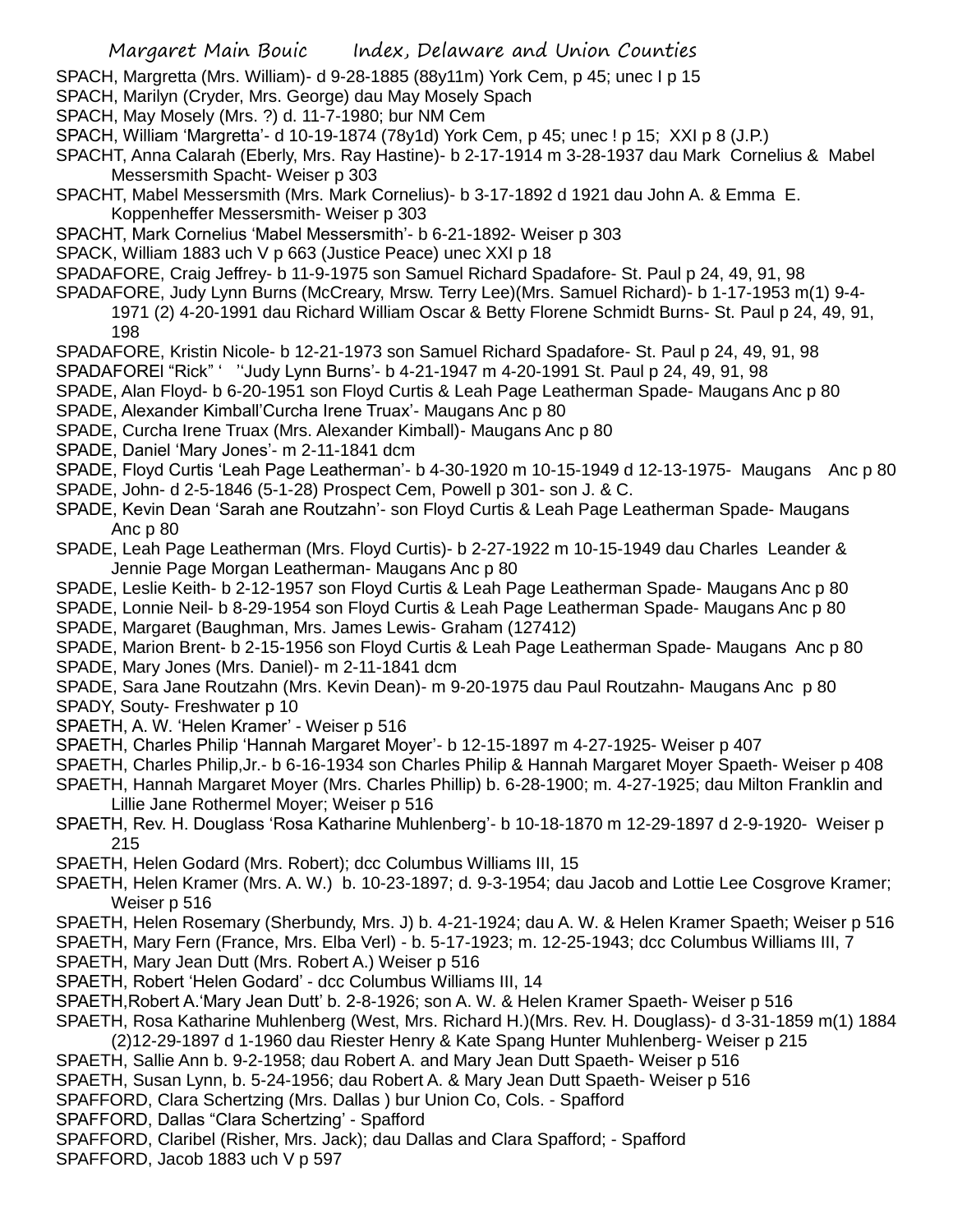SPACH, Margretta (Mrs. William)- d 9-28-1885 (88y11m) York Cem, p 45; unec I p 15

SPACH, Marilyn (Cryder, Mrs. George) dau May Mosely Spach

SPACH, May Mosely (Mrs. ?) d. 11-7-1980; bur NM Cem

SPACH, William 'Margretta'- d 10-19-1874 (78y1d) York Cem, p 45; unec ! p 15; XXI p 8 (J.P.)

SPACHT, Anna Calarah (Eberly, Mrs. Ray Hastine)- b 2-17-1914 m 3-28-1937 dau Mark Cornelius & Mabel Messersmith Spacht- Weiser p 303

SPACHT, Mabel Messersmith (Mrs. Mark Cornelius)- b 3-17-1892 d 1921 dau John A. & Emma E. Koppenheffer Messersmith- Weiser p 303

SPACHT, Mark Cornelius 'Mabel Messersmith'- b 6-21-1892- Weiser p 303

SPACK, William 1883 uch V p 663 (Justice Peace) unec XXI p 18

SPADAFORE, Craig Jeffrey- b 11-9-1975 son Samuel Richard Spadafore- St. Paul p 24, 49, 91, 98

SPADAFORE, Judy Lynn Burns (McCreary, Mrsw. Terry Lee)(Mrs. Samuel Richard)- b 1-17-1953 m(1) 9-4-1971 (2) 4-20-1991 dau Richard William Oscar & Betty Florene Schmidt Burns- St. Paul p 24, 49, 91, 198

SPADAFORE, Kristin Nicole- b 12-21-1973 son Samuel Richard Spadafore- St. Paul p 24, 49, 91, 98

SPADAFOREl "Rick" ' ''Judy Lynn Burns'- b 4-21-1947 m 4-20-1991 St. Paul p 24, 49, 91, 98

SPADE, Alan Floyd- b 6-20-1951 son Floyd Curtis & Leah Page Leatherman Spade- Maugans Anc p 80

SPADE, Alexander Kimball'Curcha Irene Truax'- Maugans Anc p 80

SPADE, Curcha Irene Truax (Mrs. Alexander Kimball)- Maugans Anc p 80

SPADE, Daniel 'Mary Jones'- m 2-11-1841 dcm

SPADE, Floyd Curtis 'Leah Page Leatherman'- b 4-30-1920 m 10-15-1949 d 12-13-1975- Maugans Anc p 80

SPADE, John- d 2-5-1846 (5-1-28) Prospect Cem, Powell p 301- son J. & C.

SPADE, Kevin Dean 'Sarah ane Routzahn'- son Floyd Curtis & Leah Page Leatherman Spade- Maugans Anc p 80

SPADE, Leah Page Leatherman (Mrs. Floyd Curtis)- b 2-27-1922 m 10-15-1949 dau Charles Leander & Jennie Page Morgan Leatherman- Maugans Anc p 80

SPADE, Leslie Keith- b 2-12-1957 son Floyd Curtis & Leah Page Leatherman Spade- Maugans Anc p 80

SPADE, Lonnie Neil- b 8-29-1954 son Floyd Curtis & Leah Page Leatherman Spade- Maugans Anc p 80

SPADE, Margaret (Baughman, Mrs. James Lewis- Graham (127412)

SPADE, Marion Brent- b 2-15-1956 son Floyd Curtis & Leah Page Leatherman Spade- Maugans Anc p 80

SPADE, Mary Jones (Mrs. Daniel)- m 2-11-1841 dcm

SPADE, Sara Jane Routzahn (Mrs. Kevin Dean)- m 9-20-1975 dau Paul Routzahn- Maugans Anc p 80

SPADY, Souty- Freshwater p 10

SPAETH, A. W. 'Helen Kramer' - Weiser p 516

SPAETH, Charles Philip 'Hannah Margaret Moyer'- b 12-15-1897 m 4-27-1925- Weiser p 407

SPAETH, Charles Philip,Jr.- b 6-16-1934 son Charles Philip & Hannah Margaret Moyer Spaeth- Weiser p 408

SPAETH, Hannah Margaret Moyer (Mrs. Charles Phillip) b. 6-28-1900; m. 4-27-1925; dau Milton Franklin and Lillie Jane Rothermel Moyer; Weiser p 516

SPAETH, Rev. H. Douglass 'Rosa Katharine Muhlenberg'- b 10-18-1870 m 12-29-1897 d 2-9-1920- Weiser p 215

SPAETH, Helen Godard (Mrs. Robert); dcc Columbus Williams III, 15

SPAETH, Helen Kramer (Mrs. A. W.) b. 10-23-1897; d. 9-3-1954; dau Jacob and Lottie Lee Cosgrove Kramer; Weiser p 516

SPAETH, Helen Rosemary (Sherbundy, Mrs. J) b. 4-21-1924; dau A. W. & Helen Kramer Spaeth; Weiser p 516

SPAETH, Mary Fern (France, Mrs. Elba Verl) - b. 5-17-1923; m. 12-25-1943; dcc Columbus Williams III, 7

SPAETH, Mary Jean Dutt (Mrs. Robert A.) Weiser p 516

SPAETH, Robert 'Helen Godard' - dcc Columbus Williams III, 14

SPAETH,Robert A.'Mary Jean Dutt' b. 2-8-1926; son A. W. & Helen Kramer Spaeth- Weiser p 516

SPAETH, Rosa Katharine Muhlenberg (West, Mrs. Richard H.)(Mrs. Rev. H. Douglass)- d 3-31-1859 m(1) 1884 (2)12-29-1897 d 1-1960 dau Riester Henry & Kate Spang Hunter Muhlenberg- Weiser p 215

SPAETH, Sallie Ann b. 9-2-1958; dau Robert A. and Mary Jean Dutt Spaeth- Weiser p 516

SPAETH, Susan Lynn, b. 5-24-1956; dau Robert A. & Mary Jean Dutt Spaeth- Weiser p 516

SPAFFORD, Clara Schertzing (Mrs. Dallas ) bur Union Co, Cols. - Spafford

SPAFFORD, Dallas "Clara Schertzing' - Spafford

SPAFFORD, Claribel (Risher, Mrs. Jack); dau Dallas and Clara Spafford; - Spafford

SPAFFORD, Jacob 1883 uch V p 597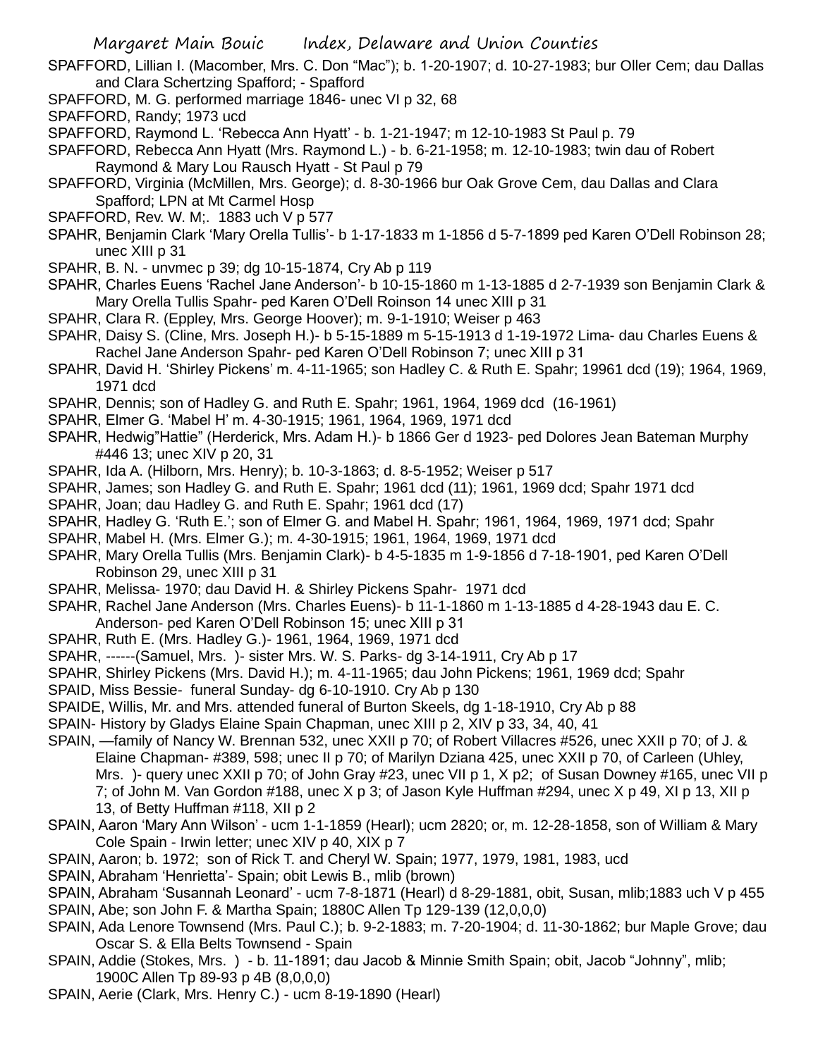SPAFFORD, Lillian I. (Macomber, Mrs. C. Don "Mac"); b. 1-20-1907; d. 10-27-1983; bur Oller Cem; dau Dallas and Clara Schertzing Spafford; - Spafford

SPAFFORD, M. G. performed marriage 1846- unec VI p 32, 68

SPAFFORD, Randy; 1973 ucd

SPAFFORD, Raymond L. 'Rebecca Ann Hyatt' - b. 1-21-1947; m 12-10-1983 St Paul p. 79

SPAFFORD, Rebecca Ann Hyatt (Mrs. Raymond L.) - b. 6-21-1958; m. 12-10-1983; twin dau of Robert Raymond & Mary Lou Rausch Hyatt - St Paul p 79

SPAFFORD, Virginia (McMillen, Mrs. George); d. 8-30-1966 bur Oak Grove Cem, dau Dallas and Clara Spafford; LPN at Mt Carmel Hosp

SPAFFORD, Rev. W. M;. 1883 uch V p 577

SPAHR, Benjamin Clark 'Mary Orella Tullis'- b 1-17-1833 m 1-1856 d 5-7-1899 ped Karen O'Dell Robinson 28; unec XIII p 31

SPAHR, B. N. - unvmec p 39; dg 10-15-1874, Cry Ab p 119

SPAHR, Charles Euens 'Rachel Jane Anderson'- b 10-15-1860 m 1-13-1885 d 2-7-1939 son Benjamin Clark & Mary Orella Tullis Spahr- ped Karen O'Dell Roinson 14 unec XIII p 31

SPAHR, Clara R. (Eppley, Mrs. George Hoover); m. 9-1-1910; Weiser p 463

SPAHR, Daisy S. (Cline, Mrs. Joseph H.)- b 5-15-1889 m 5-15-1913 d 1-19-1972 Lima- dau Charles Euens & Rachel Jane Anderson Spahr- ped Karen O'Dell Robinson 7; unec XIII p 31

SPAHR, David H. 'Shirley Pickens' m. 4-11-1965; son Hadley C. & Ruth E. Spahr; 19961 dcd (19); 1964, 1969, 1971 dcd

SPAHR, Dennis; son of Hadley G. and Ruth E. Spahr; 1961, 1964, 1969 dcd (16-1961)

SPAHR, Elmer G. 'Mabel H' m. 4-30-1915; 1961, 1964, 1969, 1971 dcd

SPAHR, Hedwig"Hattie" (Herderick, Mrs. Adam H.)- b 1866 Ger d 1923- ped Dolores Jean Bateman Murphy #446 13; unec XIV p 20, 31

SPAHR, Ida A. (Hilborn, Mrs. Henry); b. 10-3-1863; d. 8-5-1952; Weiser p 517

SPAHR, James; son Hadley G. and Ruth E. Spahr; 1961 dcd (11); 1961, 1969 dcd; Spahr 1971 dcd

SPAHR, Joan; dau Hadley G. and Ruth E. Spahr; 1961 dcd (17)

SPAHR, Hadley G. 'Ruth E.'; son of Elmer G. and Mabel H. Spahr; 1961, 1964, 1969, 1971 dcd; Spahr

SPAHR, Mabel H. (Mrs. Elmer G.); m. 4-30-1915; 1961, 1964, 1969, 1971 dcd

SPAHR, Mary Orella Tullis (Mrs. Benjamin Clark)- b 4-5-1835 m 1-9-1856 d 7-18-1901, ped Karen O'Dell Robinson 29, unec XIII p 31

SPAHR, Melissa- 1970; dau David H. & Shirley Pickens Spahr- 1971 dcd

SPAHR, Rachel Jane Anderson (Mrs. Charles Euens)- b 11-1-1860 m 1-13-1885 d 4-28-1943 dau E. C. Anderson- ped Karen O'Dell Robinson 15; unec XIII p 31

SPAHR, Ruth E. (Mrs. Hadley G.)- 1961, 1964, 1969, 1971 dcd

SPAHR, ------(Samuel, Mrs. )- sister Mrs. W. S. Parks- dg 3-14-1911, Cry Ab p 17

SPAHR, Shirley Pickens (Mrs. David H.); m. 4-11-1965; dau John Pickens; 1961, 1969 dcd; Spahr

SPAID, Miss Bessie- funeral Sunday- dg 6-10-1910. Cry Ab p 130

SPAIDE, Willis, Mr. and Mrs. attended funeral of Burton Skeels, dg 1-18-1910, Cry Ab p 88

SPAIN- History by Gladys Elaine Spain Chapman, unec XIII p 2, XIV p 33, 34, 40, 41

SPAIN, —family of Nancy W. Brennan 532, unec XXII p 70; of Robert Villacres #526, unec XXII p 70; of J. & Elaine Chapman- #389, 598; unec II p 70; of Marilyn Dziana 425, unec XXII p 70, of Carleen (Uhley, Mrs. )- query unec XXII p 70; of John Gray #23, unec VII p 1, X p2; of Susan Downey #165, unec VII p 7; of John M. Van Gordon #188, unec X p 3; of Jason Kyle Huffman #294, unec X p 49, XI p 13, XII p 13, of Betty Huffman #118, XII p 2

SPAIN, Aaron 'Mary Ann Wilson' - ucm 1-1-1859 (Hearl); ucm 2820; or, m. 12-28-1858, son of William & Mary Cole Spain - Irwin letter; unec XIV p 40, XIX p 7

SPAIN, Aaron; b. 1972; son of Rick T. and Cheryl W. Spain; 1977, 1979, 1981, 1983, ucd

SPAIN, Abraham 'Henrietta'- Spain; obit Lewis B., mlib (brown)

SPAIN, Abraham 'Susannah Leonard' - ucm 7-8-1871 (Hearl) d 8-29-1881, obit, Susan, mlib;1883 uch V p 455

SPAIN, Abe; son John F. & Martha Spain; 1880C Allen Tp 129-139 (12,0,0,0)

SPAIN, Ada Lenore Townsend (Mrs. Paul C.); b. 9-2-1883; m. 7-20-1904; d. 11-30-1862; bur Maple Grove; dau Oscar S. & Ella Belts Townsend - Spain

SPAIN, Addie (Stokes, Mrs. ) - b. 11-1891; dau Jacob & Minnie Smith Spain; obit, Jacob "Johnny", mlib; 1900C Allen Tp 89-93 p 4B (8,0,0,0)

SPAIN, Aerie (Clark, Mrs. Henry C.) - ucm 8-19-1890 (Hearl)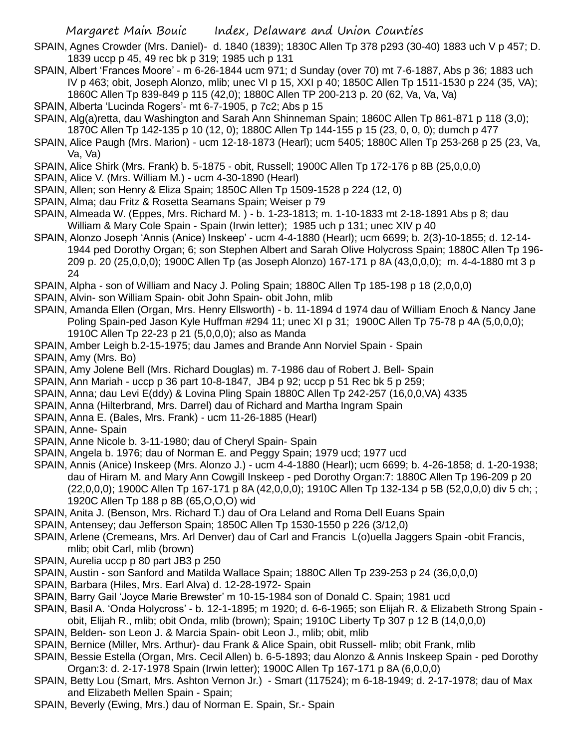SPAIN, Agnes Crowder (Mrs. Daniel)- d. 1840 (1839); 1830C Allen Tp 378 p293 (30-40) 1883 uch V p 457; D. 1839 uccp p 45, 49 rec bk p 319; 1985 uch p 131

SPAIN, Albert 'Frances Moore' - m 6-26-1844 ucm 971; d Sunday (over 70) mt 7-6-1887, Abs p 36; 1883 uch IV p 463; obit, Joseph Alonzo, mlib; unec VI p 15, XXI p 40; 1850C Allen Tp 1511-1530 p 224 (35, VA); 1860C Allen Tp 839-849 p 115 (42,0); 1880C Allen TP 200-213 p. 20 (62, Va, Va, Va)

SPAIN, Alberta 'Lucinda Rogers'- mt 6-7-1905, p 7c2; Abs p 15

SPAIN, Alg(a)retta, dau Washington and Sarah Ann Shinneman Spain; 1860C Allen Tp 861-871 p 118 (3,0); 1870C Allen Tp 142-135 p 10 (12, 0); 1880C Allen Tp 144-155 p 15 (23, 0, 0, 0); dumch p 477

SPAIN, Alice Paugh (Mrs. Marion) - ucm 12-18-1873 (Hearl); ucm 5405; 1880C Allen Tp 253-268 p 25 (23, Va, Va, Va)

SPAIN, Alice Shirk (Mrs. Frank) b. 5-1875 - obit, Russell; 1900C Allen Tp 172-176 p 8B (25,0,0,0)

SPAIN, Alice V. (Mrs. William M.) - ucm 4-30-1890 (Hearl)

SPAIN, Allen; son Henry & Eliza Spain; 1850C Allen Tp 1509-1528 p 224 (12, 0)

SPAIN, Alma; dau Fritz & Rosetta Seamans Spain; Weiser p 79

SPAIN, Almeada W. (Eppes, Mrs. Richard M. ) - b. 1-23-1813; m. 1-10-1833 mt 2-18-1891 Abs p 8; dau William & Mary Cole Spain - Spain (Irwin letter); 1985 uch p 131; unec XIV p 40

SPAIN, Alonzo Joseph 'Annis (Anice) Inskeep' - ucm 4-4-1880 (Hearl); ucm 6699; b. 2(3)-10-1855; d. 12-14-1944 ped Dorothy Organ; 6; son Stephen Albert and Sarah Olive Holycross Spain; 1880C Allen Tp 196-209 p. 20 (25,0,0,0); 1900C Allen Tp (as Joseph Alonzo) 167-171 p 8A (43,0,0,0); m. 4-4-1880 mt 3 p 24

SPAIN, Alpha - son of William and Nacy J. Poling Spain; 1880C Allen Tp 185-198 p 18 (2,0,0,0)

SPAIN, Alvin- son William Spain- obit John Spain- obit John, mlib

SPAIN, Amanda Ellen (Organ, Mrs. Henry Ellsworth) - b. 11-1894 d 1974 dau of William Enoch & Nancy Jane Poling Spain-ped Jason Kyle Huffman #294 11; unec XI p 31; 1900C Allen Tp 75-78 p 4A (5,0,0,0); 1910C Allen Tp 22-23 p 21 (5,0,0,0); also as Manda

SPAIN, Amber Leigh b.2-15-1975; dau James and Brande Ann Norviel Spain - Spain

SPAIN, Amy (Mrs. Bo)

SPAIN, Amy Jolene Bell (Mrs. Richard Douglas) m. 7-1986 dau of Robert J. Bell- Spain

SPAIN, Ann Mariah - uccp p 36 part 10-8-1847, JB4 p 92; uccp p 51 Rec bk 5 p 259;

SPAIN, Anna; dau Levi E(ddy) & Lovina Pling Spain 1880C Allen Tp 242-257 (16,0,0,VA) 4335

SPAIN, Anna (Hilterbrand, Mrs. Darrel) dau of Richard and Martha Ingram Spain

SPAIN, Anna E. (Bales, Mrs. Frank) - ucm 11-26-1885 (Hearl)

SPAIN, Anne- Spain

SPAIN, Anne Nicole b. 3-11-1980; dau of Cheryl Spain- Spain

SPAIN, Angela b. 1976; dau of Norman E. and Peggy Spain; 1979 ucd; 1977 ucd

SPAIN, Annis (Anice) Inskeep (Mrs. Alonzo J.) - ucm 4-4-1880 (Hearl); ucm 6699; b. 4-26-1858; d. 1-20-1938; dau of Hiram M. and Mary Ann Cowgill Inskeep - ped Dorothy Organ:7: 1880C Allen Tp 196-209 p 20 (22,0,0,0); 1900C Allen Tp 167-171 p 8A (42,0,0,0); 1910C Allen Tp 132-134 p 5B (52,0,0,0) div 5 ch; ; 1920C Allen Tp 188 p 8B (65,O,O,O) wid

SPAIN, Anita J. (Benson, Mrs. Richard T.) dau of Ora Leland and Roma Dell Euans Spain

SPAIN, Antensey; dau Jefferson Spain; 1850C Allen Tp 1530-1550 p 226 (3/12,0)

SPAIN, Arlene (Cremeans, Mrs. Arl Denver) dau of Carl and Francis L(o)uella Jaggers Spain -obit Francis, mlib; obit Carl, mlib (brown)

SPAIN, Aurelia uccp p 80 part JB3 p 250

SPAIN, Austin - son Sanford and Matilda Wallace Spain; 1880C Allen Tp 239-253 p 24 (36,0,0,0)

SPAIN, Barbara (Hiles, Mrs. Earl Alva) d. 12-28-1972- Spain

SPAIN, Barry Gail 'Joyce Marie Brewster' m 10-15-1984 son of Donald C. Spain; 1981 ucd

SPAIN, Basil A. 'Onda Holycross' - b. 12-1-1895; m 1920; d. 6-6-1965; son Elijah R. & Elizabeth Strong Spain - obit, Elijah R., mlib; obit Onda, mlib (brown); Spain; 1910C Liberty Tp 307 p 12 B (14,0,0,0)

SPAIN, Belden- son Leon J. & Marcia Spain- obit Leon J., mlib; obit, mlib

SPAIN, Bernice (Miller, Mrs. Arthur)- dau Frank & Alice Spain, obit Russell- mlib; obit Frank, mlib

SPAIN, Bessie Estella (Organ, Mrs. Cecil Allen) b. 6-5-1893; dau Alonzo & Annis Inskeep Spain - ped Dorothy Organ:3: d. 2-17-1978 Spain (Irwin letter); 1900C Allen Tp 167-171 p 8A (6,0,0,0)

SPAIN, Betty Lou (Smart, Mrs. Ashton Vernon Jr.) - Smart (117524); m 6-18-1949; d. 2-17-1978; dau of Max and Elizabeth Mellen Spain - Spain;

SPAIN, Beverly (Ewing, Mrs.) dau of Norman E. Spain, Sr.- Spain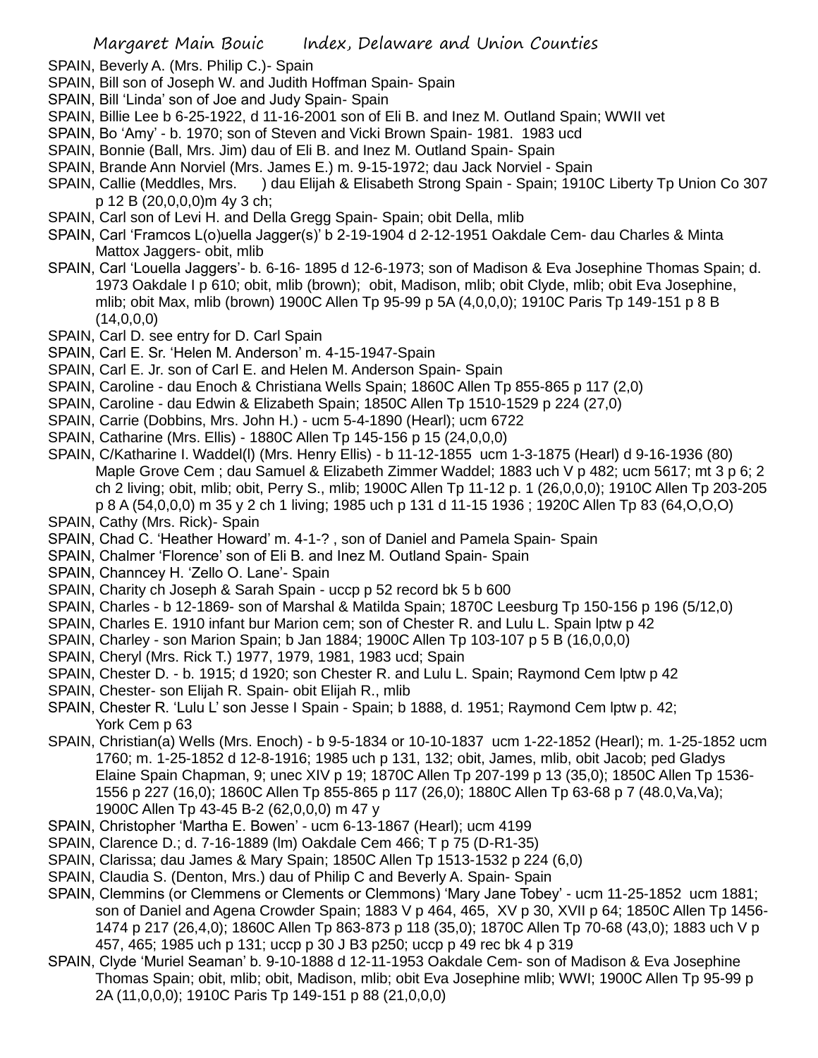SPAIN, Beverly A. (Mrs. Philip C.)- Spain

SPAIN, Bill son of Joseph W. and Judith Hoffman Spain- Spain

SPAIN, Bill 'Linda' son of Joe and Judy Spain- Spain

SPAIN, Billie Lee b 6-25-1922, d 11-16-2001 son of Eli B. and Inez M. Outland Spain; WWII vet

SPAIN, Bo 'Amy' - b. 1970; son of Steven and Vicki Brown Spain- 1981. 1983 ucd

SPAIN, Bonnie (Ball, Mrs. Jim) dau of Eli B. and Inez M. Outland Spain- Spain

SPAIN, Brande Ann Norviel (Mrs. James E.) m. 9-15-1972; dau Jack Norviel - Spain

SPAIN, Callie (Meddles, Mrs. ) dau Elijah & Elisabeth Strong Spain - Spain; 1910C Liberty Tp Union Co 307 p 12 B (20,0,0,0)m 4y 3 ch;

SPAIN, Carl son of Levi H. and Della Gregg Spain- Spain; obit Della, mlib

SPAIN, Carl 'Framcos L(o)uella Jagger(s)' b 2-19-1904 d 2-12-1951 Oakdale Cem- dau Charles & Minta Mattox Jaggers- obit, mlib

SPAIN, Carl 'Louella Jaggers'- b. 6-16- 1895 d 12-6-1973; son of Madison & Eva Josephine Thomas Spain; d. 1973 Oakdale I p 610; obit, mlib (brown); obit, Madison, mlib; obit Clyde, mlib; obit Eva Josephine, mlib; obit Max, mlib (brown) 1900C Allen Tp 95-99 p 5A (4,0,0,0); 1910C Paris Tp 149-151 p 8 B (14,0,0,0)

SPAIN, Carl D. see entry for D. Carl Spain

SPAIN, Carl E. Sr. 'Helen M. Anderson' m. 4-15-1947-Spain

SPAIN, Carl E. Jr. son of Carl E. and Helen M. Anderson Spain- Spain

SPAIN, Caroline - dau Enoch & Christiana Wells Spain; 1860C Allen Tp 855-865 p 117 (2,0)

SPAIN, Caroline - dau Edwin & Elizabeth Spain; 1850C Allen Tp 1510-1529 p 224 (27,0)

SPAIN, Carrie (Dobbins, Mrs. John H.) - ucm 5-4-1890 (Hearl); ucm 6722

SPAIN, Catharine (Mrs. Ellis) - 1880C Allen Tp 145-156 p 15 (24,0,0,0)

SPAIN, C/Katharine I. Waddel(l) (Mrs. Henry Ellis) - b 11-12-1855 ucm 1-3-1875 (Hearl) d 9-16-1936 (80) Maple Grove Cem ; dau Samuel & Elizabeth Zimmer Waddel; 1883 uch V p 482; ucm 5617; mt 3 p 6; 2 ch 2 living; obit, mlib; obit, Perry S., mlib; 1900C Allen Tp 11-12 p. 1 (26,0,0,0); 1910C Allen Tp 203-205 p 8 A (54,0,0,0) m 35 y 2 ch 1 living; 1985 uch p 131 d 11-15 1936 ; 1920C Allen Tp 83 (64,O,O,O)

SPAIN, Cathy (Mrs. Rick)- Spain

SPAIN, Chad C. 'Heather Howard' m. 4-1-? , son of Daniel and Pamela Spain- Spain

SPAIN, Chalmer 'Florence' son of Eli B. and Inez M. Outland Spain- Spain

SPAIN, Channcey H. 'Zello O. Lane'- Spain

SPAIN, Charity ch Joseph & Sarah Spain - uccp p 52 record bk 5 b 600

SPAIN, Charles - b 12-1869- son of Marshal & Matilda Spain; 1870C Leesburg Tp 150-156 p 196 (5/12,0)

SPAIN, Charles E. 1910 infant bur Marion cem; son of Chester R. and Lulu L. Spain lptw p 42

SPAIN, Charley - son Marion Spain; b Jan 1884; 1900C Allen Tp 103-107 p 5 B (16,0,0,0)

SPAIN, Cheryl (Mrs. Rick T.) 1977, 1979, 1981, 1983 ucd; Spain

SPAIN, Chester D. - b. 1915; d 1920; son Chester R. and Lulu L. Spain; Raymond Cem lptw p 42

SPAIN, Chester- son Elijah R. Spain- obit Elijah R., mlib

SPAIN, Chester R. 'Lulu L' son Jesse I Spain - Spain; b 1888, d. 1951; Raymond Cem lptw p. 42; York Cem p 63

SPAIN, Christian(a) Wells (Mrs. Enoch) - b 9-5-1834 or 10-10-1837 ucm 1-22-1852 (Hearl); m. 1-25-1852 ucm 1760; m. 1-25-1852 d 12-8-1916; 1985 uch p 131, 132; obit, James, mlib, obit Jacob; ped Gladys Elaine Spain Chapman, 9; unec XIV p 19; 1870C Allen Tp 207-199 p 13 (35,0); 1850C Allen Tp 1536-1556 p 227 (16,0); 1860C Allen Tp 855-865 p 117 (26,0); 1880C Allen Tp 63-68 p 7 (48.0,Va,Va); 1900C Allen Tp 43-45 B-2 (62,0,0,0) m 47 y

SPAIN, Christopher 'Martha E. Bowen' - ucm 6-13-1867 (Hearl); ucm 4199

SPAIN, Clarence D.; d. 7-16-1889 (lm) Oakdale Cem 466; T p 75 (D-R1-35)

SPAIN, Clarissa; dau James & Mary Spain; 1850C Allen Tp 1513-1532 p 224 (6,0)

SPAIN, Claudia S. (Denton, Mrs.) dau of Philip C and Beverly A. Spain- Spain

SPAIN, Clemmins (or Clemmens or Clements or Clemmons) 'Mary Jane Tobey' - ucm 11-25-1852 ucm 1881; son of Daniel and Agena Crowder Spain; 1883 V p 464, 465, XV p 30, XVII p 64; 1850C Allen Tp 1456-1474 p 217 (26,4,0); 1860C Allen Tp 863-873 p 118 (35,0); 1870C Allen Tp 70-68 (43,0); 1883 uch V p 457, 465; 1985 uch p 131; uccp p 30 J B3 p250; uccp p 49 rec bk 4 p 319

SPAIN, Clyde 'Muriel Seaman' b. 9-10-1888 d 12-11-1953 Oakdale Cem- son of Madison & Eva Josephine Thomas Spain; obit, mlib; obit, Madison, mlib; obit Eva Josephine mlib; WWI; 1900C Allen Tp 95-99 p 2A (11,0,0,0); 1910C Paris Tp 149-151 p 88 (21,0,0,0)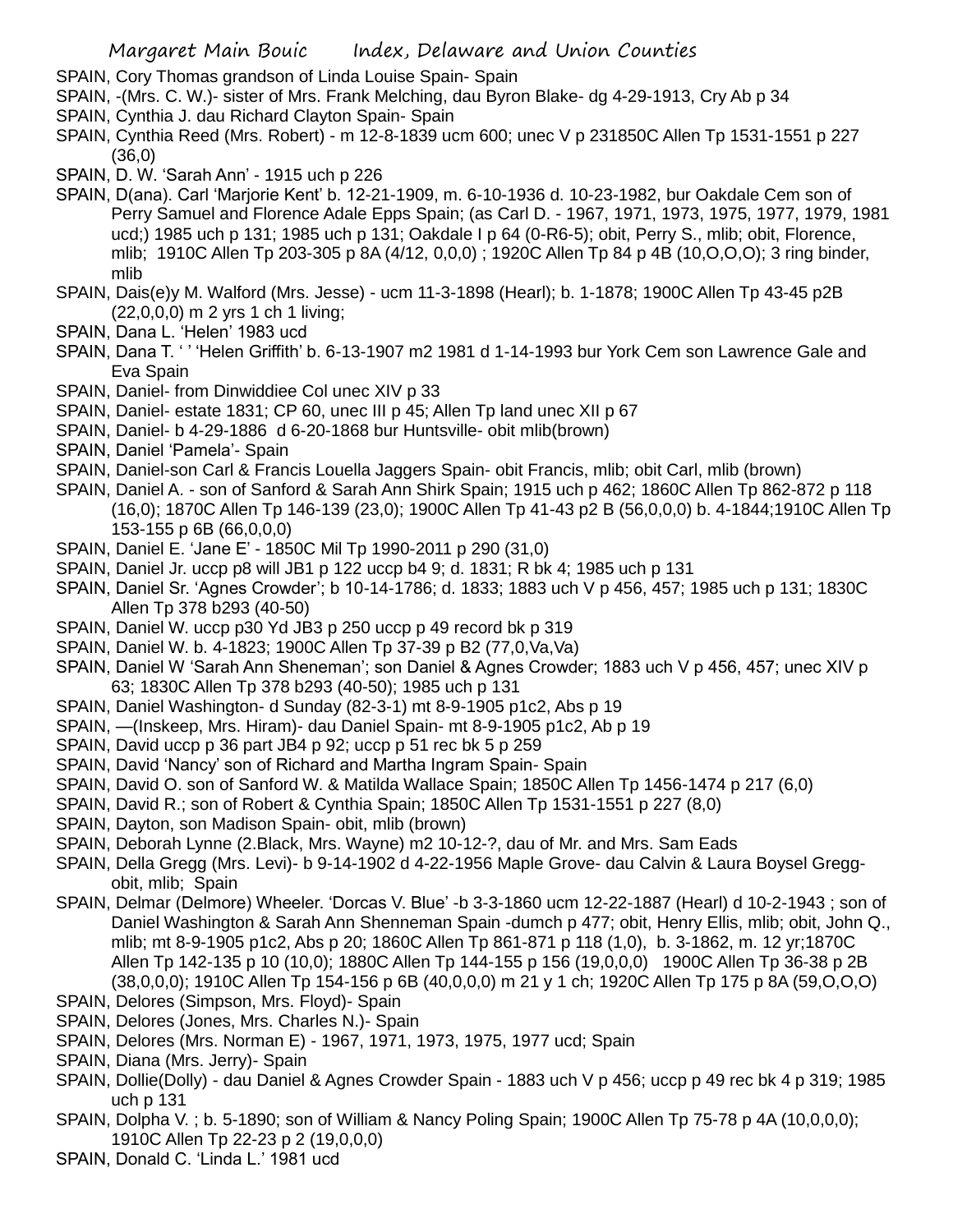SPAIN, Cory Thomas grandson of Linda Louise Spain- Spain

SPAIN, -(Mrs. C. W.)- sister of Mrs. Frank Melching, dau Byron Blake- dg 4-29-1913, Cry Ab p 34

SPAIN, Cynthia J. dau Richard Clayton Spain- Spain

SPAIN, Cynthia Reed (Mrs. Robert) - m 12-8-1839 ucm 600; unec V p 231850C Allen Tp 1531-1551 p 227 (36,0)

SPAIN, D. W. 'Sarah Ann' - 1915 uch p 226

SPAIN, D(ana). Carl 'Marjorie Kent' b. 12-21-1909, m. 6-10-1936 d. 10-23-1982, bur Oakdale Cem son of Perry Samuel and Florence Adale Epps Spain; (as Carl D. - 1967, 1971, 1973, 1975, 1977, 1979, 1981 ucd;) 1985 uch p 131; 1985 uch p 131; Oakdale I p 64 (0-R6-5); obit, Perry S., mlib; obit, Florence, mlib; 1910C Allen Tp 203-305 p 8A (4/12, 0,0,0) ; 1920C Allen Tp 84 p 4B (10,O,O,O); 3 ring binder, mlib

SPAIN, Dais(e)y M. Walford (Mrs. Jesse) - ucm 11-3-1898 (Hearl); b. 1-1878; 1900C Allen Tp 43-45 p2B (22,0,0,0) m 2 yrs 1 ch 1 living;

SPAIN, Dana L. 'Helen' 1983 ucd

SPAIN, Dana T. ' ' 'Helen Griffith' b. 6-13-1907 m2 1981 d 1-14-1993 bur York Cem son Lawrence Gale and Eva Spain

SPAIN, Daniel- from Dinwiddiee Col unec XIV p 33

SPAIN, Daniel- estate 1831; CP 60, unec III p 45; Allen Tp land unec XII p 67

SPAIN, Daniel- b 4-29-1886 d 6-20-1868 bur Huntsville- obit mlib(brown)

SPAIN, Daniel 'Pamela'- Spain

SPAIN, Daniel-son Carl & Francis Louella Jaggers Spain- obit Francis, mlib; obit Carl, mlib (brown)

SPAIN, Daniel A. - son of Sanford & Sarah Ann Shirk Spain; 1915 uch p 462; 1860C Allen Tp 862-872 p 118 (16,0); 1870C Allen Tp 146-139 (23,0); 1900C Allen Tp 41-43 p2 B (56,0,0,0) b. 4-1844;1910C Allen Tp 153-155 p 6B (66,0,0,0)

SPAIN, Daniel E. 'Jane E' - 1850C Mil Tp 1990-2011 p 290 (31,0)

SPAIN, Daniel Jr. uccp p8 will JB1 p 122 uccp b4 9; d. 1831; R bk 4; 1985 uch p 131

SPAIN, Daniel Sr. 'Agnes Crowder'; b 10-14-1786; d. 1833; 1883 uch V p 456, 457; 1985 uch p 131; 1830C Allen Tp 378 b293 (40-50)

SPAIN, Daniel W. uccp p30 Yd JB3 p 250 uccp p 49 record bk p 319

SPAIN, Daniel W. b. 4-1823; 1900C Allen Tp 37-39 p B2 (77,0,Va,Va)

SPAIN, Daniel W 'Sarah Ann Sheneman'; son Daniel & Agnes Crowder; 1883 uch V p 456, 457; unec XIV p 63; 1830C Allen Tp 378 b293 (40-50); 1985 uch p 131

SPAIN, Daniel Washington- d Sunday (82-3-1) mt 8-9-1905 p1c2, Abs p 19

SPAIN, —(Inskeep, Mrs. Hiram)- dau Daniel Spain- mt 8-9-1905 p1c2, Ab p 19

SPAIN, David uccp p 36 part JB4 p 92; uccp p 51 rec bk 5 p 259

SPAIN, David 'Nancy' son of Richard and Martha Ingram Spain- Spain

SPAIN, David O. son of Sanford W. & Matilda Wallace Spain; 1850C Allen Tp 1456-1474 p 217 (6,0)

SPAIN, David R.; son of Robert & Cynthia Spain; 1850C Allen Tp 1531-1551 p 227 (8,0)

SPAIN, Dayton, son Madison Spain- obit, mlib (brown)

SPAIN, Deborah Lynne (2.Black, Mrs. Wayne) m2 10-12-?, dau of Mr. and Mrs. Sam Eads

SPAIN, Della Gregg (Mrs. Levi)- b 9-14-1902 d 4-22-1956 Maple Grove- dau Calvin & Laura Boysel Gregg- obit, mlib; Spain

SPAIN, Delmar (Delmore) Wheeler. 'Dorcas V. Blue' -b 3-3-1860 ucm 12-22-1887 (Hearl) d 10-2-1943 ; son of Daniel Washington & Sarah Ann Shenneman Spain -dumch p 477; obit, Henry Ellis, mlib; obit, John Q., mlib; mt 8-9-1905 p1c2, Abs p 20; 1860C Allen Tp 861-871 p 118 (1,0), b. 3-1862, m. 12 yr;1870C Allen Tp 142-135 p 10 (10,0); 1880C Allen Tp 144-155 p 156 (19,0,0,0) 1900C Allen Tp 36-38 p 2B (38,0,0,0); 1910C Allen Tp 154-156 p 6B (40,0,0,0) m 21 y 1 ch; 1920C Allen Tp 175 p 8A (59,O,O,O)

SPAIN, Delores (Simpson, Mrs. Floyd)- Spain

SPAIN, Delores (Jones, Mrs. Charles N.)- Spain

SPAIN, Delores (Mrs. Norman E) - 1967, 1971, 1973, 1975, 1977 ucd; Spain

SPAIN, Diana (Mrs. Jerry)- Spain

SPAIN, Dollie(Dolly) - dau Daniel & Agnes Crowder Spain - 1883 uch V p 456; uccp p 49 rec bk 4 p 319; 1985 uch p 131

SPAIN, Dolpha V. ; b. 5-1890; son of William & Nancy Poling Spain; 1900C Allen Tp 75-78 p 4A (10,0,0,0); 1910C Allen Tp 22-23 p 2 (19,0,0,0)

SPAIN, Donald C. 'Linda L.' 1981 ucd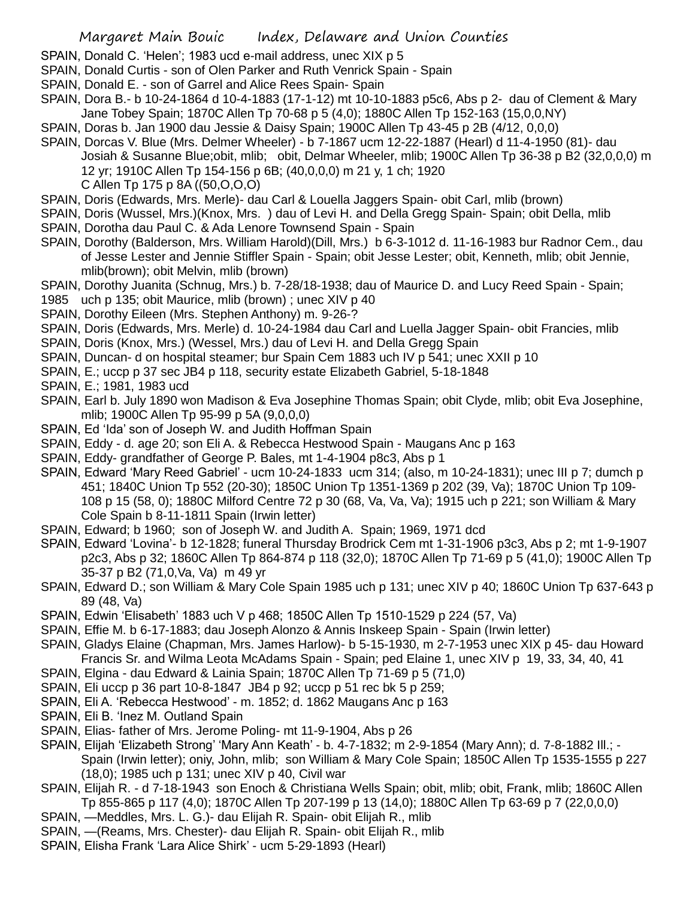SPAIN, Donald C. 'Helen'; 1983 ucd e-mail address, unec XIX p 5

SPAIN, Donald Curtis - son of Olen Parker and Ruth Venrick Spain - Spain

SPAIN, Donald E. - son of Garrel and Alice Rees Spain- Spain

SPAIN, Dora B.- b 10-24-1864 d 10-4-1883 (17-1-12) mt 10-10-1883 p5c6, Abs p 2- dau of Clement & Mary Jane Tobey Spain; 1870C Allen Tp 70-68 p 5 (4,0); 1880C Allen Tp 152-163 (15,0,0,NY)

SPAIN, Doras b. Jan 1900 dau Jessie & Daisy Spain; 1900C Allen Tp 43-45 p 2B (4/12, 0,0,0)

SPAIN, Dorcas V. Blue (Mrs. Delmer Wheeler) - b 7-1867 ucm 12-22-1887 (Hearl) d 11-4-1950 (81)- dau Josiah & Susanne Blue;obit, mlib; obit, Delmar Wheeler, mlib; 1900C Allen Tp 36-38 p B2 (32,0,0,0) m 12 yr; 1910C Allen Tp 154-156 p 6B; (40,0,0,0) m 21 y, 1 ch; 1920 C Allen Tp 175 p 8A ((50,O,O,O)

SPAIN, Doris (Edwards, Mrs. Merle)- dau Carl & Louella Jaggers Spain- obit Carl, mlib (brown)

SPAIN, Doris (Wussel, Mrs.)(Knox, Mrs. ) dau of Levi H. and Della Gregg Spain- Spain; obit Della, mlib

SPAIN, Dorotha dau Paul C. & Ada Lenore Townsend Spain - Spain

SPAIN, Dorothy (Balderson, Mrs. William Harold)(Dill, Mrs.) b 6-3-1012 d. 11-16-1983 bur Radnor Cem., dau of Jesse Lester and Jennie Stiffler Spain - Spain; obit Jesse Lester; obit, Kenneth, mlib; obit Jennie, mlib(brown); obit Melvin, mlib (brown)

SPAIN, Dorothy Juanita (Schnug, Mrs.) b. 7-28/18-1938; dau of Maurice D. and Lucy Reed Spain - Spain; 1985 uch p 135; obit Maurice, mlib (brown) ; unec XIV p 40

SPAIN, Dorothy Eileen (Mrs. Stephen Anthony) m. 9-26-?

SPAIN, Doris (Edwards, Mrs. Merle) d. 10-24-1984 dau Carl and Luella Jagger Spain- obit Francies, mlib

SPAIN, Doris (Knox, Mrs.) (Wessel, Mrs.) dau of Levi H. and Della Gregg Spain

SPAIN, Duncan- d on hospital steamer; bur Spain Cem 1883 uch IV p 541; unec XXII p 10

SPAIN, E.; uccp p 37 sec JB4 p 118, security estate Elizabeth Gabriel, 5-18-1848

SPAIN, E.; 1981, 1983 ucd

SPAIN, Earl b. July 1890 won Madison & Eva Josephine Thomas Spain; obit Clyde, mlib; obit Eva Josephine, mlib; 1900C Allen Tp 95-99 p 5A (9,0,0,0)

SPAIN, Ed 'Ida' son of Joseph W. and Judith Hoffman Spain

SPAIN, Eddy - d. age 20; son Eli A. & Rebecca Hestwood Spain - Maugans Anc p 163

SPAIN, Eddy- grandfather of George P. Bales, mt 1-4-1904 p8c3, Abs p 1

SPAIN, Edward 'Mary Reed Gabriel' - ucm 10-24-1833 ucm 314; (also, m 10-24-1831); unec III p 7; dumch p 451; 1840C Union Tp 552 (20-30); 1850C Union Tp 1351-1369 p 202 (39, Va); 1870C Union Tp 109-108 p 15 (58, 0); 1880C Milford Centre 72 p 30 (68, Va, Va, Va); 1915 uch p 221; son William & Mary Cole Spain b 8-11-1811 Spain (Irwin letter)

SPAIN, Edward; b 1960; son of Joseph W. and Judith A. Spain; 1969, 1971 dcd

SPAIN, Edward 'Lovina'- b 12-1828; funeral Thursday Brodrick Cem mt 1-31-1906 p3c3, Abs p 2; mt 1-9-1907 p2c3, Abs p 32; 1860C Allen Tp 864-874 p 118 (32,0); 1870C Allen Tp 71-69 p 5 (41,0); 1900C Allen Tp 35-37 p B2 (71,0,Va, Va) m 49 yr

SPAIN, Edward D.; son William & Mary Cole Spain 1985 uch p 131; unec XIV p 40; 1860C Union Tp 637-643 p 89 (48, Va)

SPAIN, Edwin 'Elisabeth' 1883 uch V p 468; 1850C Allen Tp 1510-1529 p 224 (57, Va)

SPAIN, Effie M. b 6-17-1883; dau Joseph Alonzo & Annis Inskeep Spain - Spain (Irwin letter)

SPAIN, Gladys Elaine (Chapman, Mrs. James Harlow)- b 5-15-1930, m 2-7-1953 unec XIX p 45- dau Howard Francis Sr. and Wilma Leota McAdams Spain - Spain; ped Elaine 1, unec XIV p 19, 33, 34, 40, 41

SPAIN, Elgina - dau Edward & Lainia Spain; 1870C Allen Tp 71-69 p 5 (71,0)

SPAIN, Eli uccp p 36 part 10-8-1847 JB4 p 92; uccp p 51 rec bk 5 p 259;

SPAIN, Eli A. 'Rebecca Hestwood' - m. 1852; d. 1862 Maugans Anc p 163

SPAIN, Eli B. 'Inez M. Outland Spain

SPAIN, Elias- father of Mrs. Jerome Poling- mt 11-9-1904, Abs p 26

SPAIN, Elijah 'Elizabeth Strong' 'Mary Ann Keath' - b. 4-7-1832; m 2-9-1854 (Mary Ann); d. 7-8-1882 Ill.; - Spain (Irwin letter); oniy, John, mlib; son William & Mary Cole Spain; 1850C Allen Tp 1535-1555 p 227 (18,0); 1985 uch p 131; unec XIV p 40, Civil war

SPAIN, Elijah R. - d 7-18-1943 son Enoch & Christiana Wells Spain; obit, mlib; obit, Frank, mlib; 1860C Allen Tp 855-865 p 117 (4,0); 1870C Allen Tp 207-199 p 13 (14,0); 1880C Allen Tp 63-69 p 7 (22,0,0,0)

SPAIN, —Meddles, Mrs. L. G.)- dau Elijah R. Spain- obit Elijah R., mlib

SPAIN, —(Reams, Mrs. Chester)- dau Elijah R. Spain- obit Elijah R., mlib

SPAIN, Elisha Frank 'Lara Alice Shirk' - ucm 5-29-1893 (Hearl)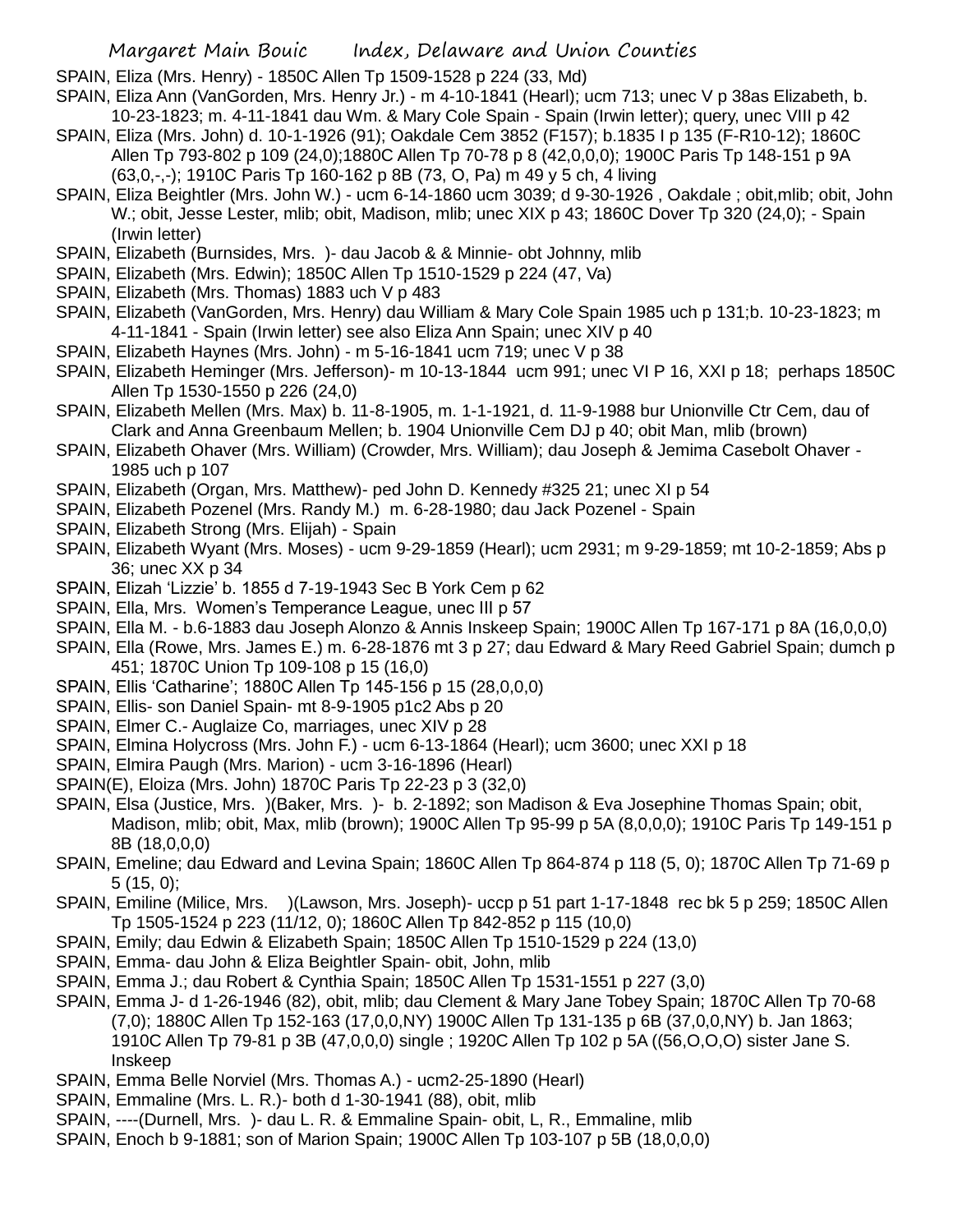SPAIN, Eliza (Mrs. Henry) - 1850C Allen Tp 1509-1528 p 224 (33, Md)

SPAIN, Eliza Ann (VanGorden, Mrs. Henry Jr.) - m 4-10-1841 (Hearl); ucm 713; unec V p 38as Elizabeth, b. 10-23-1823; m. 4-11-1841 dau Wm. & Mary Cole Spain - Spain (Irwin letter); query, unec VIII p 42

SPAIN, Eliza (Mrs. John) d. 10-1-1926 (91); Oakdale Cem 3852 (F157); b.1835 I p 135 (F-R10-12); 1860C Allen Tp 793-802 p 109 (24,0);1880C Allen Tp 70-78 p 8 (42,0,0,0); 1900C Paris Tp 148-151 p 9A (63,0,-,-); 1910C Paris Tp 160-162 p 8B (73, O, Pa) m 49 y 5 ch, 4 living

SPAIN, Eliza Beightler (Mrs. John W.) - ucm 6-14-1860 ucm 3039; d 9-30-1926 , Oakdale ; obit,mlib; obit, John W.; obit, Jesse Lester, mlib; obit, Madison, mlib; unec XIX p 43; 1860C Dover Tp 320 (24,0); - Spain (Irwin letter)

SPAIN, Elizabeth (Burnsides, Mrs. )- dau Jacob & & Minnie- obt Johnny, mlib

SPAIN, Elizabeth (Mrs. Edwin); 1850C Allen Tp 1510-1529 p 224 (47, Va)

SPAIN, Elizabeth (Mrs. Thomas) 1883 uch V p 483

SPAIN, Elizabeth (VanGorden, Mrs. Henry) dau William & Mary Cole Spain 1985 uch p 131;b. 10-23-1823; m 4-11-1841 - Spain (Irwin letter) see also Eliza Ann Spain; unec XIV p 40

SPAIN, Elizabeth Haynes (Mrs. John) - m 5-16-1841 ucm 719; unec V p 38

SPAIN, Elizabeth Heminger (Mrs. Jefferson)- m 10-13-1844 ucm 991; unec VI P 16, XXI p 18; perhaps 1850C Allen Tp 1530-1550 p 226 (24,0)

SPAIN, Elizabeth Mellen (Mrs. Max) b. 11-8-1905, m. 1-1-1921, d. 11-9-1988 bur Unionville Ctr Cem, dau of Clark and Anna Greenbaum Mellen; b. 1904 Unionville Cem DJ p 40; obit Man, mlib (brown)

SPAIN, Elizabeth Ohaver (Mrs. William) (Crowder, Mrs. William); dau Joseph & Jemima Casebolt Ohaver - 1985 uch p 107

SPAIN, Elizabeth (Organ, Mrs. Matthew)- ped John D. Kennedy #325 21; unec XI p 54

SPAIN, Elizabeth Pozenel (Mrs. Randy M.) m. 6-28-1980; dau Jack Pozenel - Spain

SPAIN, Elizabeth Strong (Mrs. Elijah) - Spain

SPAIN, Elizabeth Wyant (Mrs. Moses) - ucm 9-29-1859 (Hearl); ucm 2931; m 9-29-1859; mt 10-2-1859; Abs p 36; unec XX p 34

SPAIN, Elizah 'Lizzie' b. 1855 d 7-19-1943 Sec B York Cem p 62

SPAIN, Ella, Mrs. Women's Temperance League, unec III p 57

SPAIN, Ella M. - b.6-1883 dau Joseph Alonzo & Annis Inskeep Spain; 1900C Allen Tp 167-171 p 8A (16,0,0,0)

SPAIN, Ella (Rowe, Mrs. James E.) m. 6-28-1876 mt 3 p 27; dau Edward & Mary Reed Gabriel Spain; dumch p 451; 1870C Union Tp 109-108 p 15 (16,0)

SPAIN, Ellis 'Catharine'; 1880C Allen Tp 145-156 p 15 (28,0,0,0)

SPAIN, Ellis- son Daniel Spain- mt 8-9-1905 p1c2 Abs p 20

SPAIN, Elmer C.- Auglaize Co, marriages, unec XIV p 28

SPAIN, Elmina Holycross (Mrs. John F.) - ucm 6-13-1864 (Hearl); ucm 3600; unec XXI p 18

SPAIN, Elmira Paugh (Mrs. Marion) - ucm 3-16-1896 (Hearl)

SPAIN(E), Eloiza (Mrs. John) 1870C Paris Tp 22-23 p 3 (32,0)

SPAIN, Elsa (Justice, Mrs. )(Baker, Mrs. )- b. 2-1892; son Madison & Eva Josephine Thomas Spain; obit, Madison, mlib; obit, Max, mlib (brown); 1900C Allen Tp 95-99 p 5A (8,0,0,0); 1910C Paris Tp 149-151 p 8B (18,0,0,0)

SPAIN, Emeline; dau Edward and Levina Spain; 1860C Allen Tp 864-874 p 118 (5, 0); 1870C Allen Tp 71-69 p 5 (15, 0);

SPAIN, Emiline (Milice, Mrs. )(Lawson, Mrs. Joseph)- uccp p 51 part 1-17-1848 rec bk 5 p 259; 1850C Allen Tp 1505-1524 p 223 (11/12, 0); 1860C Allen Tp 842-852 p 115 (10,0)

SPAIN, Emily; dau Edwin & Elizabeth Spain; 1850C Allen Tp 1510-1529 p 224 (13,0)

SPAIN, Emma- dau John & Eliza Beightler Spain- obit, John, mlib

SPAIN, Emma J.; dau Robert & Cynthia Spain; 1850C Allen Tp 1531-1551 p 227 (3,0)

SPAIN, Emma J- d 1-26-1946 (82), obit, mlib; dau Clement & Mary Jane Tobey Spain; 1870C Allen Tp 70-68 (7,0); 1880C Allen Tp 152-163 (17,0,0,NY) 1900C Allen Tp 131-135 p 6B (37,0,0,NY) b. Jan 1863; 1910C Allen Tp 79-81 p 3B (47,0,0,0) single ; 1920C Allen Tp 102 p 5A ((56,O,O,O) sister Jane S. Inskeep

SPAIN, Emma Belle Norviel (Mrs. Thomas A.) - ucm2-25-1890 (Hearl)

SPAIN, Emmaline (Mrs. L. R.)- both d 1-30-1941 (88), obit, mlib

SPAIN, ----(Durnell, Mrs. )- dau L. R. & Emmaline Spain- obit, L, R., Emmaline, mlib

SPAIN, Enoch b 9-1881; son of Marion Spain; 1900C Allen Tp 103-107 p 5B (18,0,0,0)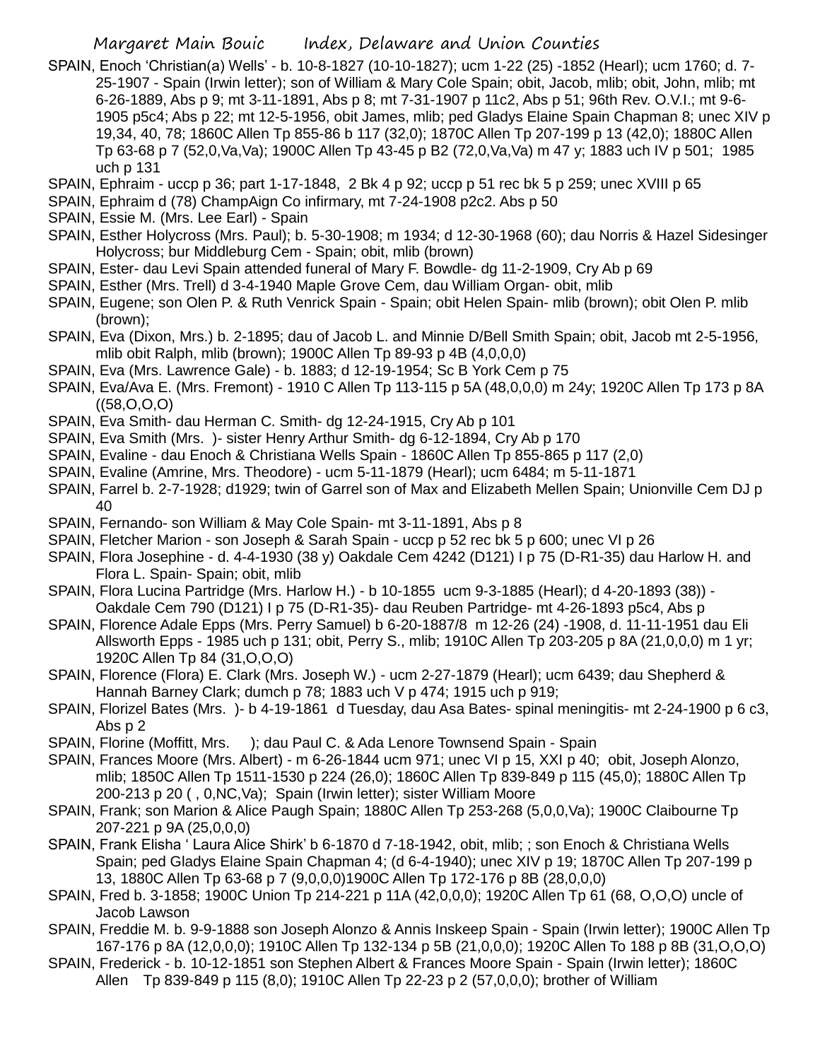SPAIN, Enoch 'Christian(a) Wells' - b. 10-8-1827 (10-10-1827); ucm 1-22 (25) -1852 (Hearl); ucm 1760; d. 7-25-1907 - Spain (Irwin letter); son of William & Mary Cole Spain; obit, Jacob, mlib; obit, John, mlib; mt 6-26-1889, Abs p 9; mt 3-11-1891, Abs p 8; & mt 7-31-1907 p 11c2, Abs p 51; 96th Rev. O.V.I.; mt 9-6-1905 p5c4; Abs p 22; mt 12-5-1956, obit James, mlib; ped Gladys Elaine Spain Chapman 8; unec XIV p 19,34, 40, 78; 1860C Allen Tp 855-86 b 117 (32,0); 1870C Allen Tp 207-199 p 13 (42,0); 1880C Allen Tp 63-68 p 7 (52,0,Va,Va); 1900C Allen Tp 43-45 p B2 (72,0,Va,Va) m 47 y; 1883 uch IV p 501; 1985 uch p 131

SPAIN, Ephraim - uccp p 36; part 1-17-1848, 2 Bk 4 p 92; uccp p 51 rec bk 5 p 259; unec XVIII p 65

SPAIN, Ephraim d (78) ChampAign Co infirmary, mt 7-24-1908 p2c2. Abs p 50

SPAIN, Essie M. (Mrs. Lee Earl) - Spain

SPAIN, Esther Holycross (Mrs. Paul); b. 5-30-1908; m 1934; d 12-30-1968 (60); dau Norris & Hazel Sidesinger Holycross; bur Middleburg Cem - Spain; obit, mlib (brown)

SPAIN, Ester- dau Levi Spain attended funeral of Mary F. Bowdle- dg 11-2-1909, Cry Ab p 69

SPAIN, Esther (Mrs. Trell) d 3-4-1940 Maple Grove Cem, dau William Organ- obit, mlib

SPAIN, Eugene; son Olen P. & Ruth Venrick Spain - Spain; obit Helen Spain- mlib (brown); obit Olen P. mlib (brown);

SPAIN, Eva (Dixon, Mrs.) b. 2-1895; dau of Jacob L. and Minnie D/Bell Smith Spain; obit, Jacob mt 2-5-1956, mlib obit Ralph, mlib (brown); 1900C Allen Tp 89-93 p 4B (4,0,0,0)

SPAIN, Eva (Mrs. Lawrence Gale) - b. 1883; d 12-19-1954; Sc B York Cem p 75

SPAIN, Eva/Ava E. (Mrs. Fremont) - 1910 C Allen Tp 113-115 p 5A (48,0,0,0) m 24y; 1920C Allen Tp 173 p 8A ((58,O,O,O)

SPAIN, Eva Smith- dau Herman C. Smith- dg 12-24-1915, Cry Ab p 101

SPAIN, Eva Smith (Mrs. )- sister Henry Arthur Smith- dg 6-12-1894, Cry Ab p 170

SPAIN, Evaline - dau Enoch & Christiana Wells Spain - 1860C Allen Tp 855-865 p 117 (2,0)

SPAIN, Evaline (Amrine, Mrs. Theodore) - ucm 5-11-1879 (Hearl); ucm 6484; m 5-11-1871

SPAIN, Farrel b. 2-7-1928; d1929; twin of Garrel son of Max and Elizabeth Mellen Spain; Unionville Cem DJ p 40

SPAIN, Fernando- son William & May Cole Spain- mt 3-11-1891, Abs p 8

SPAIN, Fletcher Marion - son Joseph & Sarah Spain - uccp p 52 rec bk 5 p 600; unec VI p 26

SPAIN, Flora Josephine - d. 4-4-1930 (38 y) Oakdale Cem 4242 (D121) I p 75 (D-R1-35) dau Harlow H. and Flora L. Spain- Spain; obit, mlib

SPAIN, Flora Lucina Partridge (Mrs. Harlow H.) - b 10-1855 ucm 9-3-1885 (Hearl); d 4-20-1893 (38)) - Oakdale Cem 790 (D121) I p 75 (D-R1-35)- dau Reuben Partridge- mt 4-26-1893 p5c4, Abs p

SPAIN, Florence Adale Epps (Mrs. Perry Samuel) b 6-20-1887/8 m 12-26 (24) -1908, d. 11-11-1951 dau Eli Allsworth Epps - 1985 uch p 131; obit, Perry S., mlib; 1910C Allen Tp 203-205 p 8A (21,0,0,0) m 1 yr; 1920C Allen Tp 84 (31,O,O,O)

SPAIN, Florence (Flora) E. Clark (Mrs. Joseph W.) - ucm 2-27-1879 (Hearl); ucm 6439; dau Shepherd & Hannah Barney Clark; dumch p 78; 1883 uch V p 474; 1915 uch p 919;

SPAIN, Florizel Bates (Mrs. )- b 4-19-1861 d Tuesday, dau Asa Bates- spinal meningitis- mt 2-24-1900 p 6 c3, Abs p 2

SPAIN, Florine (Moffitt, Mrs. ); dau Paul C. & Ada Lenore Townsend Spain - Spain

SPAIN, Frances Moore (Mrs. Albert) - m 6-26-1844 ucm 971; unec VI p 15, XXI p 40; obit, Joseph Alonzo, mlib; 1850C Allen Tp 1511-1530 p 224 (26,0); 1860C Allen Tp 839-849 p 115 (45,0); 1880C Allen Tp 200-213 p 20 ( , 0,NC,Va); Spain (Irwin letter); sister William Moore

SPAIN, Frank; son Marion & Alice Paugh Spain; 1880C Allen Tp 253-268 (5,0,0,Va); 1900C Claibourne Tp 207-221 p 9A (25,0,0,0)

SPAIN, Frank Elisha ' Laura Alice Shirk' b 6-1870 d 7-18-1942, obit, mlib; ; son Enoch & Christiana Wells Spain; ped Gladys Elaine Spain Chapman 4; (d 6-4-1940); unec XIV p 19; 1870C Allen Tp 207-199 p 13, 1880C Allen Tp 63-68 p 7 (9,0,0,0)1900C Allen Tp 172-176 p 8B (28,0,0,0)

SPAIN, Fred b. 3-1858; 1900C Union Tp 214-221 p 11A (42,0,0,0); 1920C Allen Tp 61 (68, O,O,O) uncle of Jacob Lawson

SPAIN, Freddie M. b. 9-9-1888 son Joseph Alonzo & Annis Inskeep Spain - Spain (Irwin letter); 1900C Allen Tp 167-176 p 8A (12,0,0,0); 1910C Allen Tp 132-134 p 5B (21,0,0,0); 1920C Allen To 188 p 8B (31,O,O,O)

SPAIN, Frederick - b. 10-12-1851 son Stephen Albert & Frances Moore Spain - Spain (Irwin letter); 1860C Allen Tp 839-849 p 115 (8,0); 1910C Allen Tp 22-23 p 2 (57,0,0,0); brother of William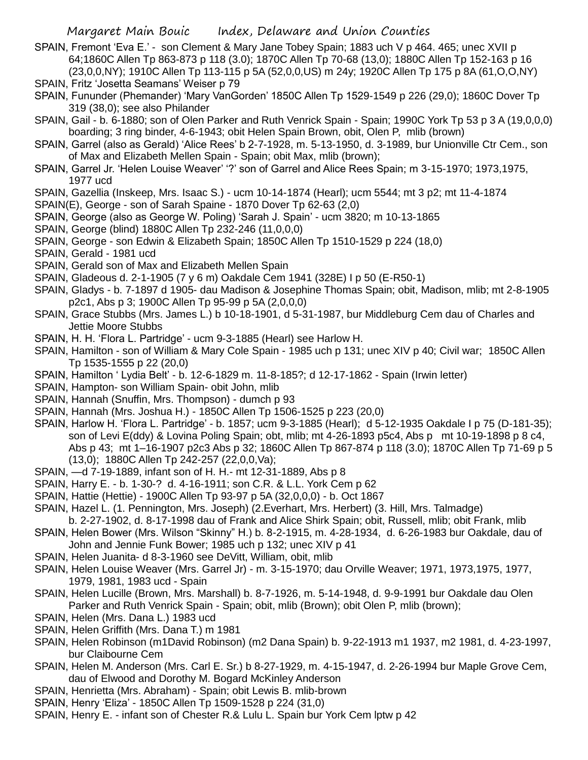SPAIN, Fremont 'Eva E.' - son Clement & Mary Jane Tobey Spain; 1883 uch V p 464. 465; unec XVII p 64;1860C Allen Tp 863-873 p 118 (3.0); 1870C Allen Tp 70-68 (13,0); 1880C Allen Tp 152-163 p 16 (23,0,0,NY); 1910C Allen Tp 113-115 p 5A (52,0,0,US) m 24y; 1920C Allen Tp 175 p 8A (61,O,O,NY)

SPAIN, Fritz 'Josetta Seamans' Weiser p 79

SPAIN, Fununder (Phemander) 'Mary VanGorden' 1850C Allen Tp 1529-1549 p 226 (29,0); 1860C Dover Tp 319 (38,0); see also Philander

SPAIN, Gail - b. 6-1880; son of Olen Parker and Ruth Venrick Spain - Spain; 1990C York Tp 53 p 3 A (19,0,0,0) boarding; 3 ring binder, 4-6-1943; obit Helen Spain Brown, obit, Olen P, mlib (brown)

SPAIN, Garrel (also as Gerald) 'Alice Rees' b 2-7-1928, m. 5-13-1950, d. 3-1989, bur Unionville Ctr Cem., son of Max and Elizabeth Mellen Spain - Spain; obit Max, mlib (brown);

SPAIN, Garrel Jr. 'Helen Louise Weaver' '?' son of Garrel and Alice Rees Spain; m 3-15-1970; 1973,1975, 1977 ucd

SPAIN, Gazellia (Inskeep, Mrs. Isaac S.) - ucm 10-14-1874 (Hearl); ucm 5544; mt 3 p2; mt 11-4-1874

SPAIN(E), George - son of Sarah Spaine - 1870 Dover Tp 62-63 (2,0)

SPAIN, George (also as George W. Poling) 'Sarah J. Spain' - ucm 3820; m 10-13-1865

SPAIN, George (blind) 1880C Allen Tp 232-246 (11,0,0,0)

SPAIN, George - son Edwin & Elizabeth Spain; 1850C Allen Tp 1510-1529 p 224 (18,0)

SPAIN, Gerald - 1981 ucd

SPAIN, Gerald son of Max and Elizabeth Mellen Spain

SPAIN, Gladeous d. 2-1-1905 (7 y 6 m) Oakdale Cem 1941 (328E) I p 50 (E-R50-1)

SPAIN, Gladys - b. 7-1897 d 1905- dau Madison & Josephine Thomas Spain; obit, Madison, mlib; mt 2-8-1905 p2c1, Abs p 3; 1900C Allen Tp 95-99 p 5A (2,0,0,0)

SPAIN, Grace Stubbs (Mrs. James L.) b 10-18-1901, d 5-31-1987, bur Middleburg Cem dau of Charles and Jettie Moore Stubbs

SPAIN, H. H. 'Flora L. Partridge' - ucm 9-3-1885 (Hearl) see Harlow H.

SPAIN, Hamilton - son of William & Mary Cole Spain - 1985 uch p 131; unec XIV p 40; Civil war; 1850C Allen Tp 1535-1555 p 22 (20,0)

SPAIN, Hamilton ' Lydia Belt' - b. 12-6-1829 m. 11-8-185?; d 12-17-1862 - Spain (Irwin letter)

SPAIN, Hampton- son William Spain- obit John, mlib

SPAIN, Hannah (Snuffin, Mrs. Thompson) - dumch p 93

SPAIN, Hannah (Mrs. Joshua H.) - 1850C Allen Tp 1506-1525 p 223 (20,0)

SPAIN, Harlow H. 'Flora L. Partridge' - b. 1857; ucm 9-3-1885 (Hearl); d 5-12-1935 Oakdale I p 75 (D-181-35); son of Levi E(ddy) & Lovina Poling Spain; obt, mlib; mt 4-26-1893 p5c4, Abs p mt 10-19-1898 p 8 c4, Abs p 43; mt 1–16-1907 p2c3 Abs p 32; 1860C Allen Tp 867-874 p 118 (3.0); 1870C Allen Tp 71-69 p 5 (13,0); 1880C Allen Tp 242-257 (22,0,0,Va);

SPAIN, —d 7-19-1889, infant son of H. H.- mt 12-31-1889, Abs p 8

SPAIN, Harry E. - b. 1-30-? d. 4-16-1911; son C.R. & L.L. York Cem p 62

SPAIN, Hattie (Hettie) - 1900C Allen Tp 93-97 p 5A (32,0,0,0) - b. Oct 1867

SPAIN, Hazel L. (1. Pennington, Mrs. Joseph) (2.Everhart, Mrs. Herbert) (3. Hill, Mrs. Talmadge) b. 2-27-1902, d. 8-17-1998 dau of Frank and Alice Shirk Spain; obit, Russell, mlib; obit Frank, mlib

SPAIN, Helen Bower (Mrs. Wilson "Skinny" H.) b. 8-2-1915, m. 4-28-1934, d. 6-26-1983 bur Oakdale, dau of John and Jennie Funk Bower; 1985 uch p 132; unec XIV p 41

SPAIN, Helen Juanita- d 8-3-1960 see DeVitt, William, obit, mlib

SPAIN, Helen Louise Weaver (Mrs. Garrel Jr) - m. 3-15-1970; dau Orville Weaver; 1971, 1973,1975, 1977, 1979, 1981, 1983 ucd - Spain

SPAIN, Helen Lucille (Brown, Mrs. Marshall) b. 8-7-1926, m. 5-14-1948, d. 9-9-1991 bur Oakdale dau Olen Parker and Ruth Venrick Spain - Spain; obit, mlib (Brown); obit Olen P, mlib (brown);

SPAIN, Helen (Mrs. Dana L.) 1983 ucd

SPAIN, Helen Griffith (Mrs. Dana T.) m 1981

SPAIN, Helen Robinson (m1David Robinson) (m2 Dana Spain) b. 9-22-1913 m1 1937, m2 1981, d. 4-23-1997, bur Claibourne Cem

SPAIN, Helen M. Anderson (Mrs. Carl E. Sr.) b 8-27-1929, m. 4-15-1947, d. 2-26-1994 bur Maple Grove Cem, dau of Elwood and Dorothy M. Bogard McKinley Anderson

SPAIN, Henrietta (Mrs. Abraham) - Spain; obit Lewis B. mlib-brown

SPAIN, Henry 'Eliza' - 1850C Allen Tp 1509-1528 p 224 (31,0)

SPAIN, Henry E. - infant son of Chester R.& Lulu L. Spain bur York Cem lptw p 42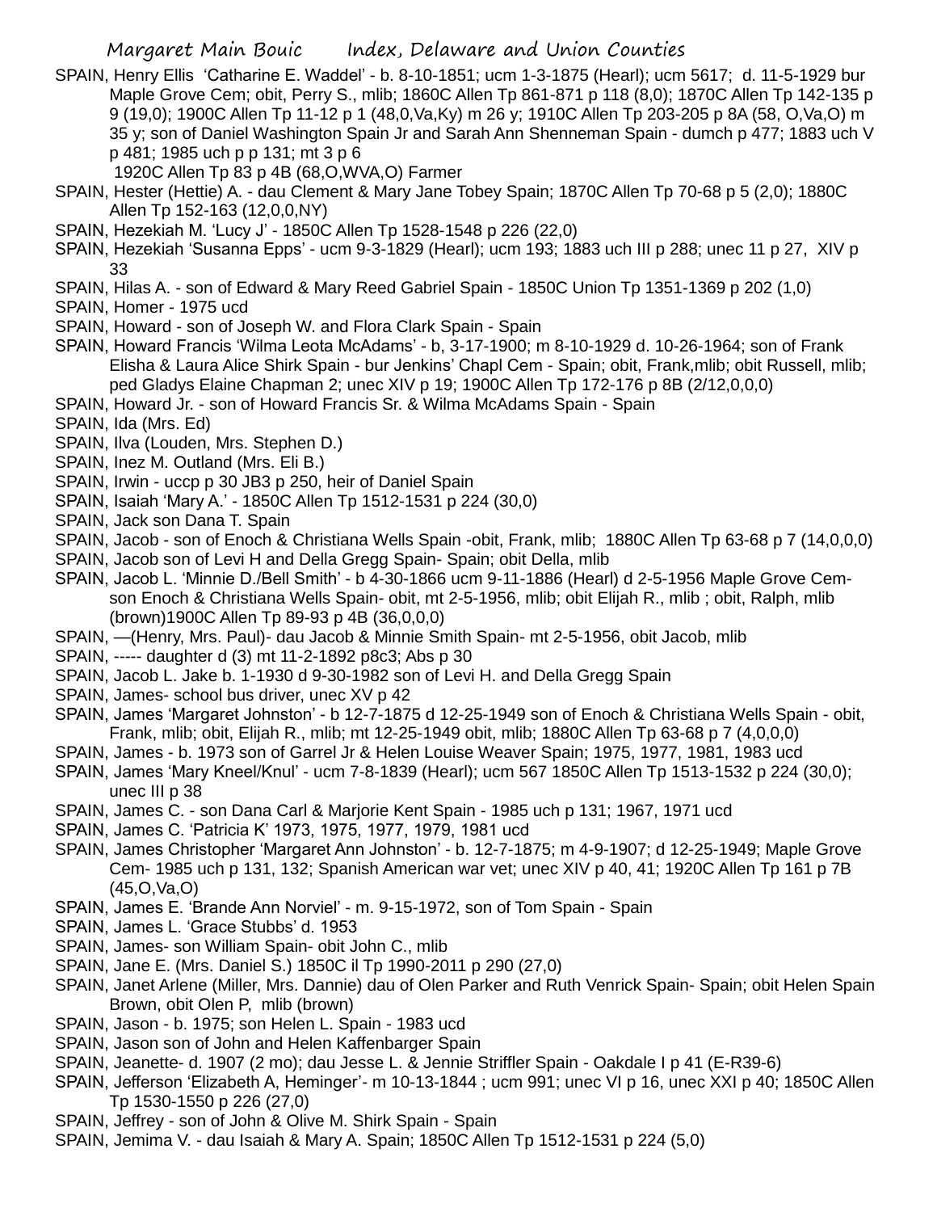SPAIN, Henry Ellis 'Catharine E. Waddel' - b. 8-10-1851; ucm 1-3-1875 (Hearl); ucm 5617; d. 11-5-1929 bur Maple Grove Cem; obit, Perry S., mlib; 1860C Allen Tp 861-871 p 118 (8,0); 1870C Allen Tp 142-135 p 9 (19,0); 1900C Allen Tp 11-12 p 1 (48,0,Va,Ky) m 26 y; 1910C Allen Tp 203-205 p 8A (58, O,Va,O) m 35 y; son of Daniel Washington Spain Jr and Sarah Ann Shenneman Spain - dumch p 477; 1883 uch V p 481; 1985 uch p p 131; mt 3 p 6

1920C Allen Tp 83 p 4B (68,O,WVA,O) Farmer

SPAIN, Hester (Hettie) A. - dau Clement & Mary Jane Tobey Spain; 1870C Allen Tp 70-68 p 5 (2,0); 1880C Allen Tp 152-163 (12,0,0,NY)

SPAIN, Hezekiah M. 'Lucy J' - 1850C Allen Tp 1528-1548 p 226 (22,0)

SPAIN, Hezekiah 'Susanna Epps' - ucm 9-3-1829 (Hearl); ucm 193; 1883 uch III p 288; unec 11 p 27, XIV p 33

SPAIN, Hilas A. - son of Edward & Mary Reed Gabriel Spain - 1850C Union Tp 1351-1369 p 202 (1,0)

SPAIN, Homer - 1975 ucd

SPAIN, Howard - son of Joseph W. and Flora Clark Spain - Spain

SPAIN, Howard Francis 'Wilma Leota McAdams' - b, 3-17-1900; m 8-10-1929 d. 10-26-1964; son of Frank Elisha & Laura Alice Shirk Spain - bur Jenkins' Chapl Cem - Spain; obit, Frank,mlib; obit Russell, mlib; ped Gladys Elaine Chapman 2; unec XIV p 19; 1900C Allen Tp 172-176 p 8B (2/12,0,0,0)

SPAIN, Howard Jr. - son of Howard Francis Sr. & Wilma McAdams Spain - Spain

SPAIN, Ida (Mrs. Ed)

SPAIN, Ilva (Louden, Mrs. Stephen D.)

SPAIN, Inez M. Outland (Mrs. Eli B.)

SPAIN, Irwin - uccp p 30 JB3 p 250, heir of Daniel Spain

SPAIN, Isaiah 'Mary A.' - 1850C Allen Tp 1512-1531 p 224 (30,0)

SPAIN, Jack son Dana T. Spain

SPAIN, Jacob - son of Enoch & Christiana Wells Spain -obit, Frank, mlib; 1880C Allen Tp 63-68 p 7 (14,0,0,0)

SPAIN, Jacob son of Levi H and Della Gregg Spain- Spain; obit Della, mlib

SPAIN, Jacob L. 'Minnie D./Bell Smith' - b 4-30-1866 ucm 9-11-1886 (Hearl) d 2-5-1956 Maple Grove Cem- son Enoch & Christiana Wells Spain- obit, mt 2-5-1956, mlib; obit Elijah R., mlib ; obit, Ralph, mlib (brown)1900C Allen Tp 89-93 p 4B (36,0,0,0)

SPAIN, —(Henry, Mrs. Paul)- dau Jacob & Minnie Smith Spain- mt 2-5-1956, obit Jacob, mlib

SPAIN, ----- daughter d (3) mt 11-2-1892 p8c3; Abs p 30

SPAIN, Jacob L. Jake b. 1-1930 d 9-30-1982 son of Levi H. and Della Gregg Spain

SPAIN, James- school bus driver, unec XV p 42

SPAIN, James 'Margaret Johnston' - b 12-7-1875 d 12-25-1949 son of Enoch & Christiana Wells Spain - obit, Frank, mlib; obit, Elijah R., mlib; mt 12-25-1949 obit, mlib; 1880C Allen Tp 63-68 p 7 (4,0,0,0)

SPAIN, James - b. 1973 son of Garrel Jr & Helen Louise Weaver Spain; 1975, 1977, 1981, 1983 ucd

SPAIN, James 'Mary Kneel/Knul' - ucm 7-8-1839 (Hearl); ucm 567 1850C Allen Tp 1513-1532 p 224 (30,0); unec III p 38

SPAIN, James C. - son Dana Carl & Marjorie Kent Spain - 1985 uch p 131; 1967, 1971 ucd

SPAIN, James C. 'Patricia K' 1973, 1975, 1977, 1979, 1981 ucd

SPAIN, James Christopher 'Margaret Ann Johnston' - b. 12-7-1875; m 4-9-1907; d 12-25-1949; Maple Grove Cem- 1985 uch p 131, 132; Spanish American war vet; unec XIV p 40, 41; 1920C Allen Tp 161 p 7B (45,O,Va,O)

SPAIN, James E. 'Brande Ann Norviel' - m. 9-15-1972, son of Tom Spain - Spain

SPAIN, James L. 'Grace Stubbs' d. 1953

SPAIN, James- son William Spain- obit John C., mlib

SPAIN, Jane E. (Mrs. Daniel S.) 1850C il Tp 1990-2011 p 290 (27,0)

SPAIN, Janet Arlene (Miller, Mrs. Dannie) dau of Olen Parker and Ruth Venrick Spain- Spain; obit Helen Spain Brown, obit Olen P, mlib (brown)

SPAIN, Jason - b. 1975; son Helen L. Spain - 1983 ucd

SPAIN, Jason son of John and Helen Kaffenbarger Spain

SPAIN, Jeanette- d. 1907 (2 mo); dau Jesse L. & Jennie Striffler Spain - Oakdale I p 41 (E-R39-6)

SPAIN, Jefferson 'Elizabeth A, Heminger'- m 10-13-1844 ; ucm 991; unec VI p 16, unec XXI p 40; 1850C Allen Tp 1530-1550 p 226 (27,0)

SPAIN, Jeffrey - son of John & Olive M. Shirk Spain - Spain

SPAIN, Jemima V. - dau Isaiah & Mary A. Spain; 1850C Allen Tp 1512-1531 p 224 (5,0)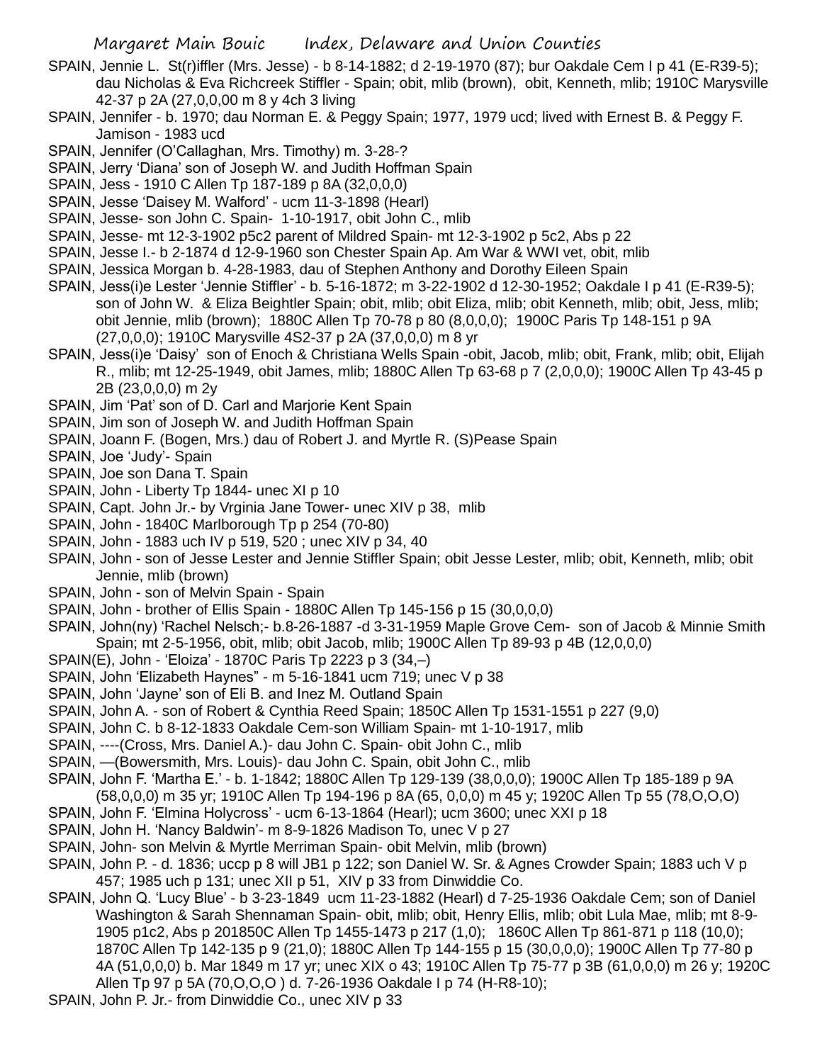SPAIN, Jennie L. St(r)iffler (Mrs. Jesse) - b 8-14-1882; d 2-19-1970 (87); bur Oakdale Cem I p 41 (E-R39-5); dau Nicholas & Eva Richcreek Stiffler - Spain; obit, mlib (brown), obit, Kenneth, mlib; 1910C Marysville 42-37 p 2A (27,0,0,00 m 8 y 4ch 3 living

SPAIN, Jennifer - b. 1970; dau Norman E. & Peggy Spain; 1977, 1979 ucd; lived with Ernest B. & Peggy F. Jamison - 1983 ucd

SPAIN, Jennifer (O'Callaghan, Mrs. Timothy) m. 3-28-?

SPAIN, Jerry 'Diana' son of Joseph W. and Judith Hoffman Spain

SPAIN, Jess - 1910 C Allen Tp 187-189 p 8A (32,0,0,0)

SPAIN, Jesse 'Daisey M. Walford' - ucm 11-3-1898 (Hearl)

SPAIN, Jesse- son John C. Spain- 1-10-1917, obit John C., mlib

SPAIN, Jesse- mt 12-3-1902 p5c2 parent of Mildred Spain- mt 12-3-1902 p 5c2, Abs p 22

SPAIN, Jesse I.- b 2-1874 d 12-9-1960 son Chester Spain Ap. Am War & WWI vet, obit, mlib

SPAIN, Jessica Morgan b. 4-28-1983, dau of Stephen Anthony and Dorothy Eileen Spain

SPAIN, Jess(i)e Lester 'Jennie Stiffler' - b. 5-16-1872; m 3-22-1902 d 12-30-1952; Oakdale I p 41 (E-R39-5); son of John W. & Eliza Beightler Spain; obit, mlib; obit Eliza, mlib; obit Kenneth, mlib; obit, Jess, mlib; obit Jennie, mlib (brown); 1880C Allen Tp 70-78 p 80 (8,0,0,0); 1900C Paris Tp 148-151 p 9A (27,0,0,0); 1910C Marysville 4S2-37 p 2A (37,0,0,0) m 8 yr

SPAIN, Jess(i)e 'Daisy' son of Enoch & Christiana Wells Spain -obit, Jacob, mlib; obit, Frank, mlib; obit, Elijah R., mlib; mt 12-25-1949, obit James, mlib; 1880C Allen Tp 63-68 p 7 (2,0,0,0); 1900C Allen Tp 43-45 p 2B (23,0,0,0) m 2y

SPAIN, Jim 'Pat' son of D. Carl and Marjorie Kent Spain

SPAIN, Jim son of Joseph W. and Judith Hoffman Spain

SPAIN, Joann F. (Bogen, Mrs.) dau of Robert J. and Myrtle R. (S)Pease Spain

SPAIN, Joe 'Judy'- Spain

SPAIN, Joe son Dana T. Spain

SPAIN, John - Liberty Tp 1844- unec XI p 10

SPAIN, Capt. John Jr.- by Vrginia Jane Tower- unec XIV p 38, mlib

SPAIN, John - 1840C Marlborough Tp p 254 (70-80)

SPAIN, John - 1883 uch IV p 519, 520 ; unec XIV p 34, 40

SPAIN, John - son of Jesse Lester and Jennie Stiffler Spain; obit Jesse Lester, mlib; obit, Kenneth, mlib; obit Jennie, mlib (brown)

SPAIN, John - son of Melvin Spain - Spain

SPAIN, John - brother of Ellis Spain - 1880C Allen Tp 145-156 p 15 (30,0,0,0)

SPAIN, John(ny) 'Rachel Nelsch;- b.8-26-1887 -d 3-31-1959 Maple Grove Cem- son of Jacob & Minnie Smith Spain; mt 2-5-1956, obit, mlib; obit Jacob, mlib; 1900C Allen Tp 89-93 p 4B (12,0,0,0)

SPAIN(E), John - 'Eloiza' - 1870C Paris Tp 2223 p 3 (34,–)

SPAIN, John 'Elizabeth Haynes" - m 5-16-1841 ucm 719; unec V p 38

SPAIN, John 'Jayne' son of Eli B. and Inez M. Outland Spain

SPAIN, John A. - son of Robert & Cynthia Reed Spain; 1850C Allen Tp 1531-1551 p 227 (9,0)

SPAIN, John C. b 8-12-1833 Oakdale Cem-son William Spain- mt 1-10-1917, mlib

SPAIN, ----(Cross, Mrs. Daniel A.)- dau John C. Spain- obit John C., mlib

SPAIN, —(Bowersmith, Mrs. Louis)- dau John C. Spain, obit John C., mlib

SPAIN, John F. 'Martha E.' - b. 1-1842; 1880C Allen Tp 129-139 (38,0,0,0); 1900C Allen Tp 185-189 p 9A (58,0,0,0) m 35 yr; 1910C Allen Tp 194-196 p 8A (65, 0,0,0) m 45 y; 1920C Allen Tp 55 (78,O,O,O)

SPAIN, John F. 'Elmina Holycross' - ucm 6-13-1864 (Hearl); ucm 3600; unec XXI p 18

SPAIN, John H. 'Nancy Baldwin'- m 8-9-1826 Madison To, unec V p 27

SPAIN, John- son Melvin & Myrtle Merriman Spain- obit Melvin, mlib (brown)

SPAIN, John P. - d. 1836; uccp p 8 will JB1 p 122; son Daniel W. Sr. & Agnes Crowder Spain; 1883 uch V p 457; 1985 uch p 131; unec XII p 51, XIV p 33 from Dinwiddie Co.

SPAIN, John Q. 'Lucy Blue' - b 3-23-1849 ucm 11-23-1882 (Hearl) d 7-25-1936 Oakdale Cem; son of Daniel Washington & Sarah Shennaman Spain- obit, mlib; obit, Henry Ellis, mlib; obit Lula Mae, mlib; mt 8-9-1905 p1c2, Abs p 201850C Allen Tp 1455-1473 p 217 (1,0); 1860C Allen Tp 861-871 p 118 (10,0); 1870C Allen Tp 142-135 p 9 (21,0); 1880C Allen Tp 144-155 p 15 (30,0,0,0); 1900C Allen Tp 77-80 p 4A (51,0,0,0) b. Mar 1849 m 17 yr; unec XIX o 43; 1910C Allen Tp 75-77 p 3B (61,0,0,0) m 26 y; 1920C Allen Tp 97 p 5A (70,O,O,O ) d. 7-26-1936 Oakdale I p 74 (H-R8-10);

SPAIN, John P. Jr.- from Dinwiddie Co., unec XIV p 33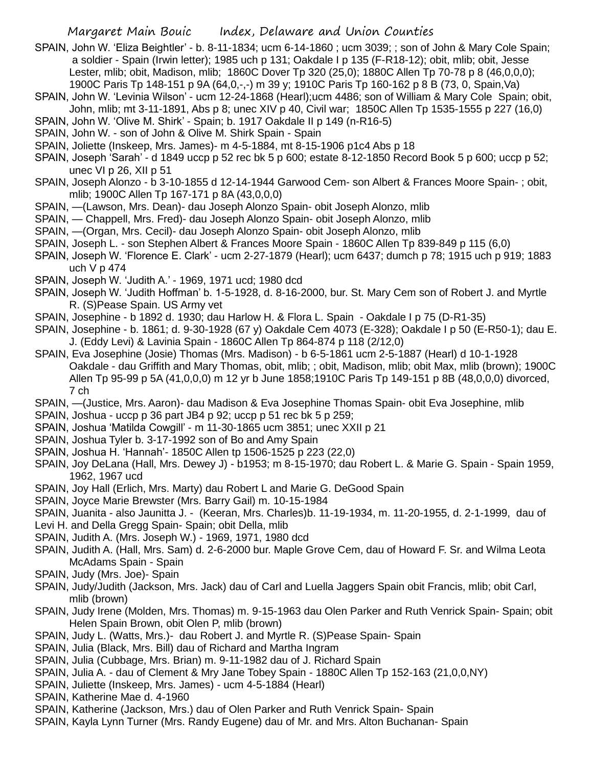SPAIN, John W. 'Eliza Beightler' - b. 8-11-1834; ucm 6-14-1860 ; ucm 3039; ; son of John & Mary Cole Spain; a soldier - Spain (Irwin letter); 1985 uch p 131; Oakdale I p 135 (F-R18-12); obit, mlib; obit, Jesse Lester, mlib; obit, Madison, mlib; 1860C Dover Tp 320 (25,0); 1880C Allen Tp 70-78 p 8 (46,0,0,0); 1900C Paris Tp 148-151 p 9A (64,0,-,-) m 39 y; 1910C Paris Tp 160-162 p 8 B (73, 0, Spain,Va)

SPAIN, John W. 'Levinia Wilson' - ucm 12-24-1868 (Hearl);ucm 4486; son of William & Mary Cole Spain; obit, John, mlib; mt 3-11-1891, Abs p 8; unec XIV p 40, Civil war; 1850C Allen Tp 1535-1555 p 227 (16,0)

SPAIN, John W. 'Olive M. Shirk' - Spain; b. 1917 Oakdale II p 149 (n-R16-5)

SPAIN, John W. - son of John & Olive M. Shirk Spain - Spain

SPAIN, Joliette (Inskeep, Mrs. James)- m 4-5-1884, mt 8-15-1906 p1c4 Abs p 18

SPAIN, Joseph 'Sarah' - d 1849 uccp p 52 rec bk 5 p 600; estate 8-12-1850 Record Book 5 p 600; uccp p 52; unec VI p 26, XII p 51

SPAIN, Joseph Alonzo - b 3-10-1855 d 12-14-1944 Garwood Cem- son Albert & Frances Moore Spain- ; obit, mlib; 1900C Allen Tp 167-171 p 8A (43,0,0,0)

SPAIN, —(Lawson, Mrs. Dean)- dau Joseph Alonzo Spain- obit Joseph Alonzo, mlib

SPAIN, — Chappell, Mrs. Fred)- dau Joseph Alonzo Spain- obit Joseph Alonzo, mlib

SPAIN, —(Organ, Mrs. Cecil)- dau Joseph Alonzo Spain- obit Joseph Alonzo, mlib

SPAIN, Joseph L. - son Stephen Albert & Frances Moore Spain - 1860C Allen Tp 839-849 p 115 (6,0)

SPAIN, Joseph W. 'Florence E. Clark' - ucm 2-27-1879 (Hearl); ucm 6437; dumch p 78; 1915 uch p 919; 1883 uch V p 474

SPAIN, Joseph W. 'Judith A.' - 1969, 1971 ucd; 1980 dcd

SPAIN, Joseph W. 'Judith Hoffman' b. 1-5-1928, d. 8-16-2000, bur. St. Mary Cem son of Robert J. and Myrtle R. (S)Pease Spain. US Army vet

SPAIN, Josephine - b 1892 d. 1930; dau Harlow H. & Flora L. Spain - Oakdale I p 75 (D-R1-35)

SPAIN, Josephine - b. 1861; d. 9-30-1928 (67 y) Oakdale Cem 4073 (E-328); Oakdale I p 50 (E-R50-1); dau E. J. (Eddy Levi) & Lavinia Spain - 1860C Allen Tp 864-874 p 118 (2/12,0)

SPAIN, Eva Josephine (Josie) Thomas (Mrs. Madison) - b 6-5-1861 ucm 2-5-1887 (Hearl) d 10-1-1928 Oakdale - dau Griffith and Mary Thomas, obit, mlib; ; obit, Madison, mlib; obit Max, mlib (brown); 1900C Allen Tp 95-99 p 5A (41,0,0,0) m 12 yr b June 1858;1910C Paris Tp 149-151 p 8B (48,0,0,0) divorced, 7 ch

SPAIN, —(Justice, Mrs. Aaron)- dau Madison & Eva Josephine Thomas Spain- obit Eva Josephine, mlib

SPAIN, Joshua - uccp p 36 part JB4 p 92; uccp p 51 rec bk 5 p 259;

SPAIN, Joshua 'Matilda Cowgill' - m 11-30-1865 ucm 3851; unec XXII p 21

SPAIN, Joshua Tyler b. 3-17-1992 son of Bo and Amy Spain

SPAIN, Joshua H. 'Hannah'- 1850C Allen tp 1506-1525 p 223 (22,0)

SPAIN, Joy DeLana (Hall, Mrs. Dewey J) - b1953; m 8-15-1970; dau Robert L. & Marie G. Spain - Spain 1959, 1962, 1967 ucd

SPAIN, Joy Hall (Erlich, Mrs. Marty) dau Robert L and Marie G. DeGood Spain

SPAIN, Joyce Marie Brewster (Mrs. Barry Gail) m. 10-15-1984

SPAIN, Juanita - also Jaunitta J. - (Keeran, Mrs. Charles)b. 11-19-1934, m. 11-20-1955, d. 2-1-1999, dau of Levi H. and Della Gregg Spain- Spain; obit Della, mlib

SPAIN, Judith A. (Mrs. Joseph W.) - 1969, 1971, 1980 dcd

SPAIN, Judith A. (Hall, Mrs. Sam) d. 2-6-2000 bur. Maple Grove Cem, dau of Howard F. Sr. and Wilma Leota McAdams Spain - Spain

SPAIN, Judy (Mrs. Joe)- Spain

SPAIN, Judy/Judith (Jackson, Mrs. Jack) dau of Carl and Luella Jaggers Spain obit Francis, mlib; obit Carl, mlib (brown)

SPAIN, Judy Irene (Molden, Mrs. Thomas) m. 9-15-1963 dau Olen Parker and Ruth Venrick Spain- Spain; obit Helen Spain Brown, obit Olen P, mlib (brown)

SPAIN, Judy L. (Watts, Mrs.)- dau Robert J. and Myrtle R. (S)Pease Spain- Spain

SPAIN, Julia (Black, Mrs. Bill) dau of Richard and Martha Ingram

SPAIN, Julia (Cubbage, Mrs. Brian) m. 9-11-1982 dau of J. Richard Spain

SPAIN, Julia A. - dau of Clement & Mry Jane Tobey Spain - 1880C Allen Tp 152-163 (21,0,0,NY)

SPAIN, Juliette (Inskeep, Mrs. James) - ucm 4-5-1884 (Hearl)

SPAIN, Katherine Mae d. 4-1960

SPAIN, Katherine (Jackson, Mrs.) dau of Olen Parker and Ruth Venrick Spain- Spain

SPAIN, Kayla Lynn Turner (Mrs. Randy Eugene) dau of Mr. and Mrs. Alton Buchanan- Spain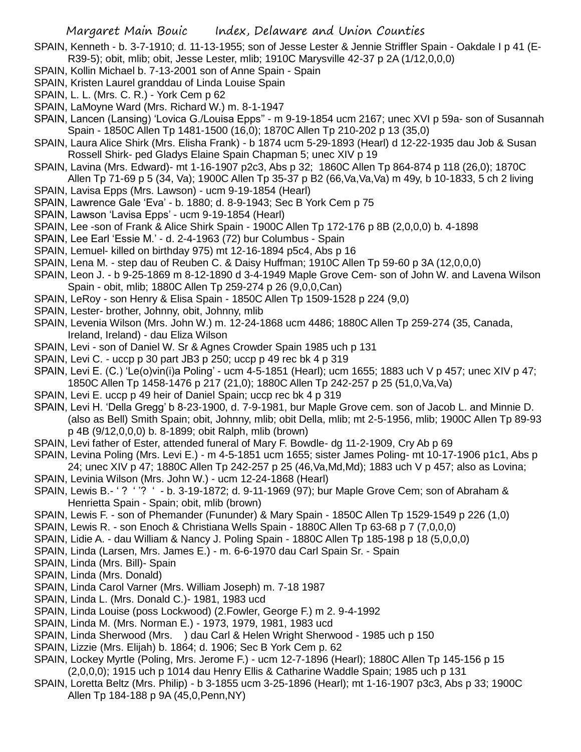SPAIN, Kenneth - b. 3-7-1910; d. 11-13-1955; son of Jesse Lester & Jennie Striffler Spain - Oakdale I p 41 (E-R39-5); obit, mlib; obit, Jesse Lester, mlib; 1910C Marysville 42-37 p 2A (1/12,0,0,0)

SPAIN, Kollin Michael b. 7-13-2001 son of Anne Spain - Spain

SPAIN, Kristen Laurel granddau of Linda Louise Spain

SPAIN, L. L. (Mrs. C. R.) - York Cem p 62

SPAIN, LaMoyne Ward (Mrs. Richard W.) m. 8-1-1947

SPAIN, Lancen (Lansing) 'Lovica G./Louisa Epps'' - m 9-19-1854 ucm 2167; unec XVI p 59a- son of Susannah Spain - 1850C Allen Tp 1481-1500 (16,0); 1870C Allen Tp 210-202 p 13 (35,0)

SPAIN, Laura Alice Shirk (Mrs. Elisha Frank) - b 1874 ucm 5-29-1893 (Hearl) d 12-22-1935 dau Job & Susan Rossell Shirk- ped Gladys Elaine Spain Chapman 5; unec XIV p 19

SPAIN, Lavina (Mrs. Edward)- mt 1-16-1907 p2c3, Abs p 32; 1860C Allen Tp 864-874 p 118 (26,0); 1870C Allen Tp 71-69 p 5 (34, Va); 1900C Allen Tp 35-37 p B2 (66,Va,Va,Va) m 49y, b 10-1833, 5 ch 2 living

SPAIN, Lavisa Epps (Mrs. Lawson) - ucm 9-19-1854 (Hearl)

SPAIN, Lawrence Gale 'Eva' - b. 1880; d. 8-9-1943; Sec B York Cem p 75

SPAIN, Lawson 'Lavisa Epps' - ucm 9-19-1854 (Hearl)

SPAIN, Lee -son of Frank & Alice Shirk Spain - 1900C Allen Tp 172-176 p 8B (2,0,0,0) b. 4-1898

SPAIN, Lee Earl 'Essie M.' - d. 2-4-1963 (72) bur Columbus - Spain

SPAIN, Lemuel- killed on birthday 975) mt 12-16-1894 p5c4, Abs p 16

SPAIN, Lena M. - step dau of Reuben C. & Daisy Huffman; 1910C Allen Tp 59-60 p 3A (12,0,0,0)

SPAIN, Leon J. - b 9-25-1869 m 8-12-1890 d 3-4-1949 Maple Grove Cem- son of John W. and Lavena Wilson Spain - obit, mlib; 1880C Allen Tp 259-274 p 26 (9,0,0,Can)

SPAIN, LeRoy - son Henry & Elisa Spain - 1850C Allen Tp 1509-1528 p 224 (9,0)

SPAIN, Lester- brother, Johnny, obit, Johnny, mlib

SPAIN, Levenia Wilson (Mrs. John W.) m. 12-24-1868 ucm 4486; 1880C Allen Tp 259-274 (35, Canada, Ireland, Ireland) - dau Eliza Wilson

SPAIN, Levi - son of Daniel W. Sr & Agnes Crowder Spain 1985 uch p 131

SPAIN, Levi C. - uccp p 30 part JB3 p 250; uccp p 49 rec bk 4 p 319

SPAIN, Levi E. (C.) 'Le(o)vin(i)a Poling' - ucm 4-5-1851 (Hearl); ucm 1655; 1883 uch V p 457; unec XIV p 47; 1850C Allen Tp 1458-1476 p 217 (21,0); 1880C Allen Tp 242-257 p 25 (51,0,Va,Va)

SPAIN, Levi E. uccp p 49 heir of Daniel Spain; uccp rec bk 4 p 319

SPAIN, Levi H. 'Della Gregg' b 8-23-1900, d. 7-9-1981, bur Maple Grove cem. son of Jacob L. and Minnie D. (also as Bell) Smith Spain; obit, Johnny, mlib; obit Della, mlib; mt 2-5-1956, mlib; 1900C Allen Tp 89-93 p 4B (9/12,0,0,0) b. 8-1899; obit Ralph, mlib (brown)

SPAIN, Levi father of Ester, attended funeral of Mary F. Bowdle- dg 11-2-1909, Cry Ab p 69

SPAIN, Levina Poling (Mrs. Levi E.) - m 4-5-1851 ucm 1655; sister James Poling- mt 10-17-1906 p1c1, Abs p 24; unec XIV p 47; 1880C Allen Tp 242-257 p 25 (46,Va,Md,Md); 1883 uch V p 457; also as Lovina;

SPAIN, Levinia Wilson (Mrs. John W.) - ucm 12-24-1868 (Hearl)

SPAIN, Lewis B.- ' ? ' '? ' - b. 3-19-1872; d. 9-11-1969 (97); bur Maple Grove Cem; son of Abraham & Henrietta Spain - Spain; obit, mlib (brown)

SPAIN, Lewis F. - son of Phemander (Fununder) & Mary Spain - 1850C Allen Tp 1529-1549 p 226 (1,0)

SPAIN, Lewis R. - son Enoch & Christiana Wells Spain - 1880C Allen Tp 63-68 p 7 (7,0,0,0)

SPAIN, Lidie A. - dau William & Nancy J. Poling Spain - 1880C Allen Tp 185-198 p 18 (5,0,0,0)

SPAIN, Linda (Larsen, Mrs. James E.) - m. 6-6-1970 dau Carl Spain Sr. - Spain

SPAIN, Linda (Mrs. Bill)- Spain

SPAIN, Linda (Mrs. Donald)

SPAIN, Linda Carol Varner (Mrs. William Joseph) m. 7-18 1987

SPAIN, Linda L. (Mrs. Donald C.)- 1981, 1983 ucd

SPAIN, Linda Louise (poss Lockwood) (2.Fowler, George F.) m 2. 9-4-1992

SPAIN, Linda M. (Mrs. Norman E.) - 1973, 1979, 1981, 1983 ucd

SPAIN, Linda Sherwood (Mrs. ) dau Carl & Helen Wright Sherwood - 1985 uch p 150

SPAIN, Lizzie (Mrs. Elijah) b. 1864; d. 1906; Sec B York Cem p. 62

SPAIN, Lockey Myrtle (Poling, Mrs. Jerome F.) - ucm 12-7-1896 (Hearl); 1880C Allen Tp 145-156 p 15 (2,0,0,0); 1915 uch p 1014 dau Henry Ellis & Catharine Waddle Spain; 1985 uch p 131

SPAIN, Loretta Beltz (Mrs. Philip) - b 3-1855 ucm 3-25-1896 (Hearl); mt 1-16-1907 p3c3, Abs p 33; 1900C Allen Tp 184-188 p 9A (45,0,Penn,NY)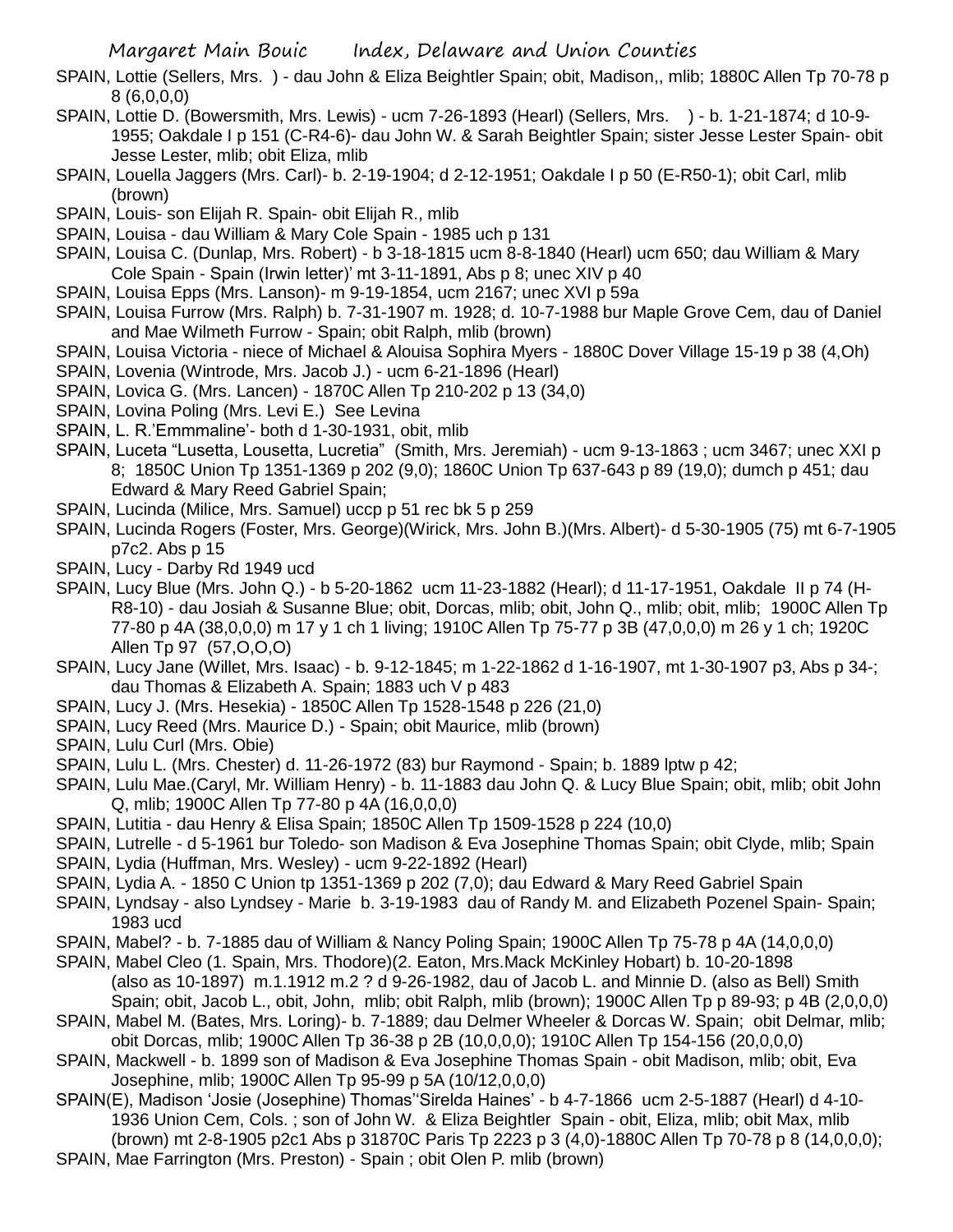SPAIN, Lottie (Sellers, Mrs. ) - dau John & Eliza Beightler Spain; obit, Madison,, mlib; 1880C Allen Tp 70-78 p 8 (6,0,0,0)

SPAIN, Lottie D. (Bowersmith, Mrs. Lewis) - ucm 7-26-1893 (Hearl) (Sellers, Mrs. ) - b. 1-21-1874; d 10-9-1955; Oakdale I p 151 (C-R4-6)- dau John W. & Sarah Beightler Spain; sister Jesse Lester Spain- obit Jesse Lester, mlib; obit Eliza, mlib

SPAIN, Louella Jaggers (Mrs. Carl)- b. 2-19-1904; d 2-12-1951; Oakdale I p 50 (E-R50-1); obit Carl, mlib (brown)

SPAIN, Louis- son Elijah R. Spain- obit Elijah R., mlib

SPAIN, Louisa - dau William & Mary Cole Spain - 1985 uch p 131

SPAIN, Louisa C. (Dunlap, Mrs. Robert) - b 3-18-1815 ucm 8-8-1840 (Hearl) ucm 650; dau William & Mary Cole Spain - Spain (Irwin letter)' mt 3-11-1891, Abs p 8; unec XIV p 40

SPAIN, Louisa Epps (Mrs. Lanson)- m 9-19-1854, ucm 2167; unec XVI p 59a

SPAIN, Louisa Furrow (Mrs. Ralph) b. 7-31-1907 m. 1928; d. 10-7-1988 bur Maple Grove Cem, dau of Daniel and Mae Wilmeth Furrow - Spain; obit Ralph, mlib (brown)

SPAIN, Louisa Victoria - niece of Michael & Alouisa Sophira Myers - 1880C Dover Village 15-19 p 38 (4,Oh)

SPAIN, Lovenia (Wintrode, Mrs. Jacob J.) - ucm 6-21-1896 (Hearl)

SPAIN, Lovica G. (Mrs. Lancen) - 1870C Allen Tp 210-202 p 13 (34,0)

SPAIN, Lovina Poling (Mrs. Levi E.) See Levina

SPAIN, L. R.'Emmmaline'- both d 1-30-1931, obit, mlib

SPAIN, Luceta "Lusetta, Lousetta, Lucretia" (Smith, Mrs. Jeremiah) - ucm 9-13-1863 ; ucm 3467; unec XXI p 8; 1850C Union Tp 1351-1369 p 202 (9,0); 1860C Union Tp 637-643 p 89 (19,0); dumch p 451; dau Edward & Mary Reed Gabriel Spain;

SPAIN, Lucinda (Milice, Mrs. Samuel) uccp p 51 rec bk 5 p 259

SPAIN, Lucinda Rogers (Foster, Mrs. George)(Wirick, Mrs. John B.)(Mrs. Albert)- d 5-30-1905 (75) mt 6-7-1905 p7c2. Abs p 15

SPAIN, Lucy - Darby Rd 1949 ucd

SPAIN, Lucy Blue (Mrs. John Q.) - b 5-20-1862 ucm 11-23-1882 (Hearl); d 11-17-1951, Oakdale II p 74 (H-R8-10) - dau Josiah & Susanne Blue; obit, Dorcas, mlib; obit, John Q., mlib; obit, mlib; 1900C Allen Tp 77-80 p 4A (38,0,0,0) m 17 y 1 ch 1 living; 1910C Allen Tp 75-77 p 3B (47,0,0,0) m 26 y 1 ch; 1920C Allen Tp 97 (57,O,O,O)

SPAIN, Lucy Jane (Willet, Mrs. Isaac) - b. 9-12-1845; m 1-22-1862 d 1-16-1907, mt 1-30-1907 p3, Abs p 34-; dau Thomas & Elizabeth A. Spain; 1883 uch V p 483

SPAIN, Lucy J. (Mrs. Hesekia) - 1850C Allen Tp 1528-1548 p 226 (21,0)

SPAIN, Lucy Reed (Mrs. Maurice D.) - Spain; obit Maurice, mlib (brown)

SPAIN, Lulu Curl (Mrs. Obie)

SPAIN, Lulu L. (Mrs. Chester) d. 11-26-1972 (83) bur Raymond - Spain; b. 1889 lptw p 42;

SPAIN, Lulu Mae.(Caryl, Mr. William Henry) - b. 11-1883 dau John Q. & Lucy Blue Spain; obit, mlib; obit John Q, mlib; 1900C Allen Tp 77-80 p 4A (16,0,0,0)

SPAIN, Lutitia - dau Henry & Elisa Spain; 1850C Allen Tp 1509-1528 p 224 (10,0)

SPAIN, Lutrelle - d 5-1961 bur Toledo- son Madison & Eva Josephine Thomas Spain; obit Clyde, mlib; Spain

SPAIN, Lydia (Huffman, Mrs. Wesley) - ucm 9-22-1892 (Hearl)

SPAIN, Lydia A. - 1850 C Union tp 1351-1369 p 202 (7,0); dau Edward & Mary Reed Gabriel Spain

SPAIN, Lyndsay - also Lyndsey - Marie b. 3-19-1983 dau of Randy M. and Elizabeth Pozenel Spain- Spain; 1983 ucd

SPAIN, Mabel? - b. 7-1885 dau of William & Nancy Poling Spain; 1900C Allen Tp 75-78 p 4A (14,0,0,0)

SPAIN, Mabel Cleo (1. Spain, Mrs. Thodore)(2. Eaton, Mrs.Mack McKinley Hobart) b. 10-20-1898 (also as 10-1897) m.1.1912 m.2 ? d 9-26-1982, dau of Jacob L. and Minnie D. (also as Bell) Smith Spain; obit, Jacob L., obit, John, mlib; obit Ralph, mlib (brown); 1900C Allen Tp p 89-93; p 4B (2,0,0,0)

SPAIN, Mabel M. (Bates, Mrs. Loring)- b. 7-1889; dau Delmer Wheeler & Dorcas W. Spain; obit Delmar, mlib; obit Dorcas, mlib; 1900C Allen Tp 36-38 p 2B (10,0,0,0); 1910C Allen Tp 154-156 (20,0,0,0)

SPAIN, Mackwell - b. 1899 son of Madison & Eva Josephine Thomas Spain - obit Madison, mlib; obit, Eva Josephine, mlib; 1900C Allen Tp 95-99 p 5A (10/12,0,0,0)

SPAIN(E), Madison 'Josie (Josephine) Thomas''Sirelda Haines' - b 4-7-1866 ucm 2-5-1887 (Hearl) d 4-10-1936 Union Cem, Cols. ; son of John W. & Eliza Beightler Spain - obit, Eliza, mlib; obit Max, mlib (brown) mt 2-8-1905 p2c1 Abs p 31870C Paris Tp 2223 p 3 (4,0)-1880C Allen Tp 70-78 p 8 (14,0,0,0);

SPAIN, Mae Farrington (Mrs. Preston) - Spain ; obit Olen P. mlib (brown)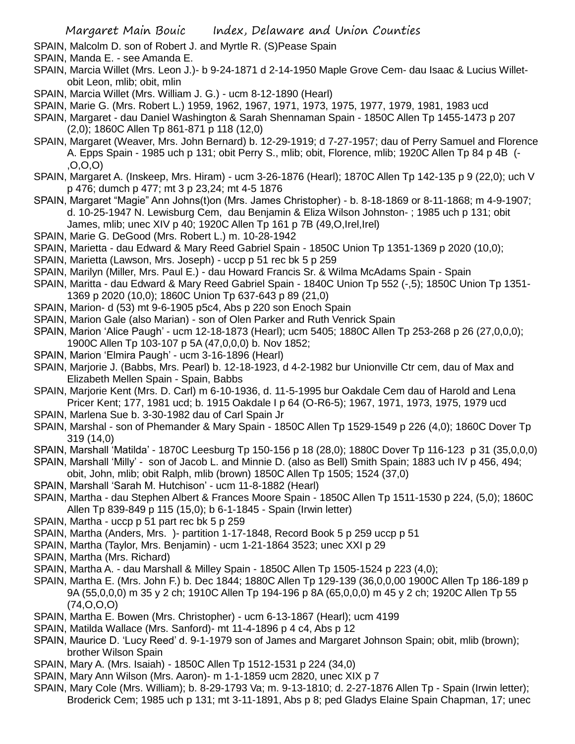SPAIN, Malcolm D. son of Robert J. and Myrtle R. (S)Pease Spain

SPAIN, Manda E. - see Amanda E.

SPAIN, Marcia Willet (Mrs. Leon J.)- b 9-24-1871 d 2-14-1950 Maple Grove Cem- dau Isaac & Lucius Willet- obit Leon, mlib; obit, mlin

SPAIN, Marcia Willet (Mrs. William J. G.) - ucm 8-12-1890 (Hearl)

SPAIN, Marie G. (Mrs. Robert L.) 1959, 1962, 1967, 1971, 1973, 1975, 1977, 1979, 1981, 1983 ucd

SPAIN, Margaret - dau Daniel Washington & Sarah Shennaman Spain - 1850C Allen Tp 1455-1473 p 207 (2,0); 1860C Allen Tp 861-871 p 118 (12,0)

SPAIN, Margaret (Weaver, Mrs. John Bernard) b. 12-29-1919; d 7-27-1957; dau of Perry Samuel and Florence A. Epps Spain - 1985 uch p 131; obit Perry S., mlib; obit, Florence, mlib; 1920C Allen Tp 84 p 4B (-,O,O,O)

SPAIN, Margaret A. (Inskeep, Mrs. Hiram) - ucm 3-26-1876 (Hearl); 1870C Allen Tp 142-135 p 9 (22,0); uch V p 476; dumch p 477; mt 3 p 23,24; mt 4-5 1876

SPAIN, Margaret "Magie" Ann Johns(t)on (Mrs. James Christopher) - b. 8-18-1869 or 8-11-1868; m 4-9-1907; d. 10-25-1947 N. Lewisburg Cem, dau Benjamin & Eliza Wilson Johnston- ; 1985 uch p 131; obit James, mlib; unec XIV p 40; 1920C Allen Tp 161 p 7B (49,O,Irel,Irel)

SPAIN, Marie G. DeGood (Mrs. Robert L.) m. 10-28-1942

SPAIN, Marietta - dau Edward & Mary Reed Gabriel Spain - 1850C Union Tp 1351-1369 p 2020 (10,0);

SPAIN, Marietta (Lawson, Mrs. Joseph) - uccp p 51 rec bk 5 p 259

SPAIN, Marilyn (Miller, Mrs. Paul E.) - dau Howard Francis Sr. & Wilma McAdams Spain - Spain

SPAIN, Maritta - dau Edward & Mary Reed Gabriel Spain - 1840C Union Tp 552 (-,5); 1850C Union Tp 1351-1369 p 2020 (10,0); 1860C Union Tp 637-643 p 89 (21,0)

SPAIN, Marion- d (53) mt 9-6-1905 p5c4, Abs p 220 son Enoch Spain

SPAIN, Marion Gale (also Marian) - son of Olen Parker and Ruth Venrick Spain

SPAIN, Marion 'Alice Paugh' - ucm 12-18-1873 (Hearl); ucm 5405; 1880C Allen Tp 253-268 p 26 (27,0,0,0); 1900C Allen Tp 103-107 p 5A (47,0,0,0) b. Nov 1852;

SPAIN, Marion 'Elmira Paugh' - ucm 3-16-1896 (Hearl)

SPAIN, Marjorie J. (Babbs, Mrs. Pearl) b. 12-18-1923, d 4-2-1982 bur Unionville Ctr cem, dau of Max and Elizabeth Mellen Spain - Spain, Babbs

SPAIN, Marjorie Kent (Mrs. D. Carl) m 6-10-1936, d. 11-5-1995 bur Oakdale Cem dau of Harold and Lena Pricer Kent; 177, 1981 ucd; b. 1915 Oakdale I p 64 (O-R6-5); 1967, 1971, 1973, 1975, 1979 ucd

SPAIN, Marlena Sue b. 3-30-1982 dau of Carl Spain Jr

SPAIN, Marshal - son of Phemander & Mary Spain - 1850C Allen Tp 1529-1549 p 226 (4,0); 1860C Dover Tp 319 (14,0)

SPAIN, Marshall 'Matilda' - 1870C Leesburg Tp 150-156 p 18 (28,0); 1880C Dover Tp 116-123 p 31 (35,0,0,0)

SPAIN, Marshall 'Milly' - son of Jacob L. and Minnie D. (also as Bell) Smith Spain; 1883 uch IV p 456, 494; obit, John, mlib; obit Ralph, mlib (brown) 1850C Allen Tp 1505; 1524 (37,0)

SPAIN, Marshall 'Sarah M. Hutchison' - ucm 11-8-1882 (Hearl)

SPAIN, Martha - dau Stephen Albert & Frances Moore Spain - 1850C Allen Tp 1511-1530 p 224, (5,0); 1860C Allen Tp 839-849 p 115 (15,0); b 6-1-1845 - Spain (Irwin letter)

SPAIN, Martha - uccp p 51 part rec bk 5 p 259

SPAIN, Martha (Anders, Mrs. )- partition 1-17-1848, Record Book 5 p 259 uccp p 51

SPAIN, Martha (Taylor, Mrs. Benjamin) - ucm 1-21-1864 3523; unec XXI p 29

SPAIN, Martha (Mrs. Richard)

SPAIN, Martha A. - dau Marshall & Milley Spain - 1850C Allen Tp 1505-1524 p 223 (4,0);

SPAIN, Martha E. (Mrs. John F.) b. Dec 1844; 1880C Allen Tp 129-139 (36,0,0,00 1900C Allen Tp 186-189 p 9A (55,0,0,0) m 35 y 2 ch; 1910C Allen Tp 194-196 p 8A (65,0,0,0) m 45 y 2 ch; 1920C Allen Tp 55 (74,O,O,O)

SPAIN, Martha E. Bowen (Mrs. Christopher) - ucm 6-13-1867 (Hearl); ucm 4199

SPAIN, Matilda Wallace (Mrs. Sanford)- mt 11-4-1896 p 4 c4, Abs p 12

SPAIN, Maurice D. 'Lucy Reed' d. 9-1-1979 son of James and Margaret Johnson Spain; obit, mlib (brown); brother Wilson Spain

SPAIN, Mary A. (Mrs. Isaiah) - 1850C Allen Tp 1512-1531 p 224 (34,0)

SPAIN, Mary Ann Wilson (Mrs. Aaron)- m 1-1-1859 ucm 2820, unec XIX p 7

SPAIN, Mary Cole (Mrs. William); b. 8-29-1793 Va; m. 9-13-1810; d. 2-27-1876 Allen Tp - Spain (Irwin letter); Broderick Cem; 1985 uch p 131; mt 3-11-1891, Abs p 8; ped Gladys Elaine Spain Chapman, 17; unec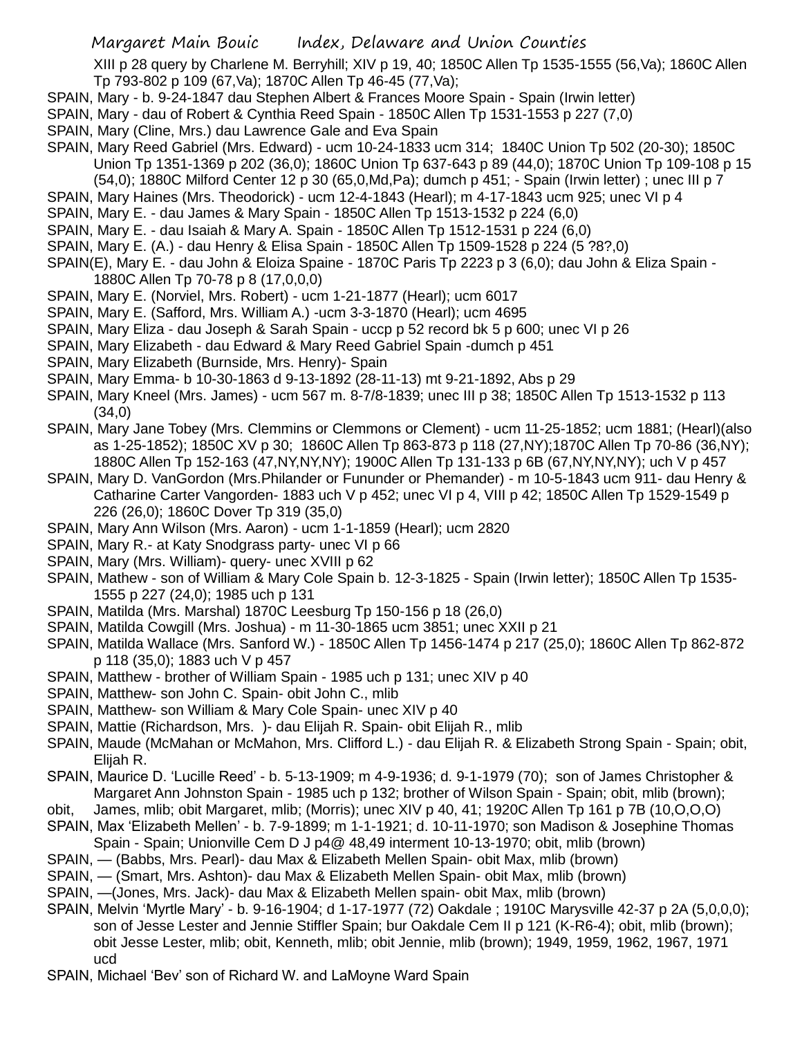XIII p 28 query by Charlene M. Berryhill; XIV p 19, 40; 1850C Allen Tp 1535-1555 (56,Va); 1860C Allen Tp 793-802 p 109 (67,Va); 1870C Allen Tp 46-45 (77,Va);

SPAIN, Mary - b. 9-24-1847 dau Stephen Albert & Frances Moore Spain - Spain (Irwin letter)

SPAIN, Mary - dau of Robert & Cynthia Reed Spain - 1850C Allen Tp 1531-1553 p 227 (7,0)

SPAIN, Mary (Cline, Mrs.) dau Lawrence Gale and Eva Spain

SPAIN, Mary Reed Gabriel (Mrs. Edward) - ucm 10-24-1833 ucm 314; 1840C Union Tp 502 (20-30); 1850C Union Tp 1351-1369 p 202 (36,0); 1860C Union Tp 637-643 p 89 (44,0); 1870C Union Tp 109-108 p 15 (54,0); 1880C Milford Center 12 p 30 (65,0,Md,Pa); dumch p 451; - Spain (Irwin letter) ; unec III p 7

SPAIN, Mary Haines (Mrs. Theodorick) - ucm 12-4-1843 (Hearl); m 4-17-1843 ucm 925; unec VI p 4

SPAIN, Mary E. - dau James & Mary Spain - 1850C Allen Tp 1513-1532 p 224 (6,0)

SPAIN, Mary E. - dau Isaiah & Mary A. Spain - 1850C Allen Tp 1512-1531 p 224 (6,0)

SPAIN, Mary E. (A.) - dau Henry & Elisa Spain - 1850C Allen Tp 1509-1528 p 224 (5 ?8?,0)

SPAIN(E), Mary E. - dau John & Eloiza Spaine - 1870C Paris Tp 2223 p 3 (6,0); dau John & Eliza Spain - 1880C Allen Tp 70-78 p 8 (17,0,0,0)

SPAIN, Mary E. (Norviel, Mrs. Robert) - ucm 1-21-1877 (Hearl); ucm 6017

SPAIN, Mary E. (Safford, Mrs. William A.) -ucm 3-3-1870 (Hearl); ucm 4695

SPAIN, Mary Eliza - dau Joseph & Sarah Spain - uccp p 52 record bk 5 p 600; unec VI p 26

SPAIN, Mary Elizabeth - dau Edward & Mary Reed Gabriel Spain -dumch p 451

SPAIN, Mary Elizabeth (Burnside, Mrs. Henry)- Spain

SPAIN, Mary Emma- b 10-30-1863 d 9-13-1892 (28-11-13) mt 9-21-1892, Abs p 29

SPAIN, Mary Kneel (Mrs. James) - ucm 567 m. 8-7/8-1839; unec III p 38; 1850C Allen Tp 1513-1532 p 113 (34,0)

SPAIN, Mary Jane Tobey (Mrs. Clemmins or Clemmons or Clement) - ucm 11-25-1852; ucm 1881; (Hearl)(also as 1-25-1852); 1850C XV p 30; 1860C Allen Tp 863-873 p 118 (27,NY);1870C Allen Tp 70-86 (36,NY); 1880C Allen Tp 152-163 (47,NY,NY,NY); 1900C Allen Tp 131-133 p 6B (67,NY,NY,NY); uch V p 457

SPAIN, Mary D. VanGordon (Mrs.Philander or Fununder or Phemander) - m 10-5-1843 ucm 911- dau Henry & Catharine Carter Vangorden- 1883 uch V p 452; unec VI p 4, VIII p 42; 1850C Allen Tp 1529-1549 p 226 (26,0); 1860C Dover Tp 319 (35,0)

SPAIN, Mary Ann Wilson (Mrs. Aaron) - ucm 1-1-1859 (Hearl); ucm 2820

SPAIN, Mary R.- at Katy Snodgrass party- unec VI p 66

SPAIN, Mary (Mrs. William)- query- unec XVIII p 62

SPAIN, Mathew - son of William & Mary Cole Spain b. 12-3-1825 - Spain (Irwin letter); 1850C Allen Tp 1535-1555 p 227 (24,0); 1985 uch p 131

SPAIN, Matilda (Mrs. Marshal) 1870C Leesburg Tp 150-156 p 18 (26,0)

SPAIN, Matilda Cowgill (Mrs. Joshua) - m 11-30-1865 ucm 3851; unec XXII p 21

SPAIN, Matilda Wallace (Mrs. Sanford W.) - 1850C Allen Tp 1456-1474 p 217 (25,0); 1860C Allen Tp 862-872 p 118 (35,0); 1883 uch V p 457

SPAIN, Matthew - brother of William Spain - 1985 uch p 131; unec XIV p 40

SPAIN, Matthew- son John C. Spain- obit John C., mlib

SPAIN, Matthew- son William & Mary Cole Spain- unec XIV p 40

SPAIN, Mattie (Richardson, Mrs. )- dau Elijah R. Spain- obit Elijah R., mlib

SPAIN, Maude (McMahan or McMahon, Mrs. Clifford L.) - dau Elijah R. & Elizabeth Strong Spain - Spain; obit, Elijah R.

SPAIN, Maurice D. 'Lucille Reed' - b. 5-13-1909; m 4-9-1936; d. 9-1-1979 (70); son of James Christopher & Margaret Ann Johnston Spain - 1985 uch p 132; brother of Wilson Spain - Spain; obit, mlib (brown); obit, James, mlib; obit Margaret, mlib; (Morris); unec XIV p 40, 41; 1920C Allen Tp 161 p 7B (10,O,O,O)

SPAIN, Max 'Elizabeth Mellen' - b. 7-9-1899; m 1-1-1921; d. 10-11-1970; son Madison & Josephine Thomas Spain - Spain; Unionville Cem D J p4@ 48,49 interment 10-13-1970; obit, mlib (brown)

SPAIN, — (Babbs, Mrs. Pearl)- dau Max & Elizabeth Mellen Spain- obit Max, mlib (brown)

SPAIN, — (Smart, Mrs. Ashton)- dau Max & Elizabeth Mellen Spain- obit Max, mlib (brown)

SPAIN, —(Jones, Mrs. Jack)- dau Max & Elizabeth Mellen spain- obit Max, mlib (brown)

SPAIN, Melvin 'Myrtle Mary' - b. 9-16-1904; d 1-17-1977 (72) Oakdale ; 1910C Marysville 42-37 p 2A (5,0,0,0); son of Jesse Lester and Jennie Stiffler Spain; bur Oakdale Cem II p 121 (K-R6-4); obit, mlib (brown); obit Jesse Lester, mlib; obit, Kenneth, mlib; obit Jennie, mlib (brown); 1949, 1959, 1962, 1967, 1971 ucd

SPAIN, Michael 'Bev' son of Richard W. and LaMoyne Ward Spain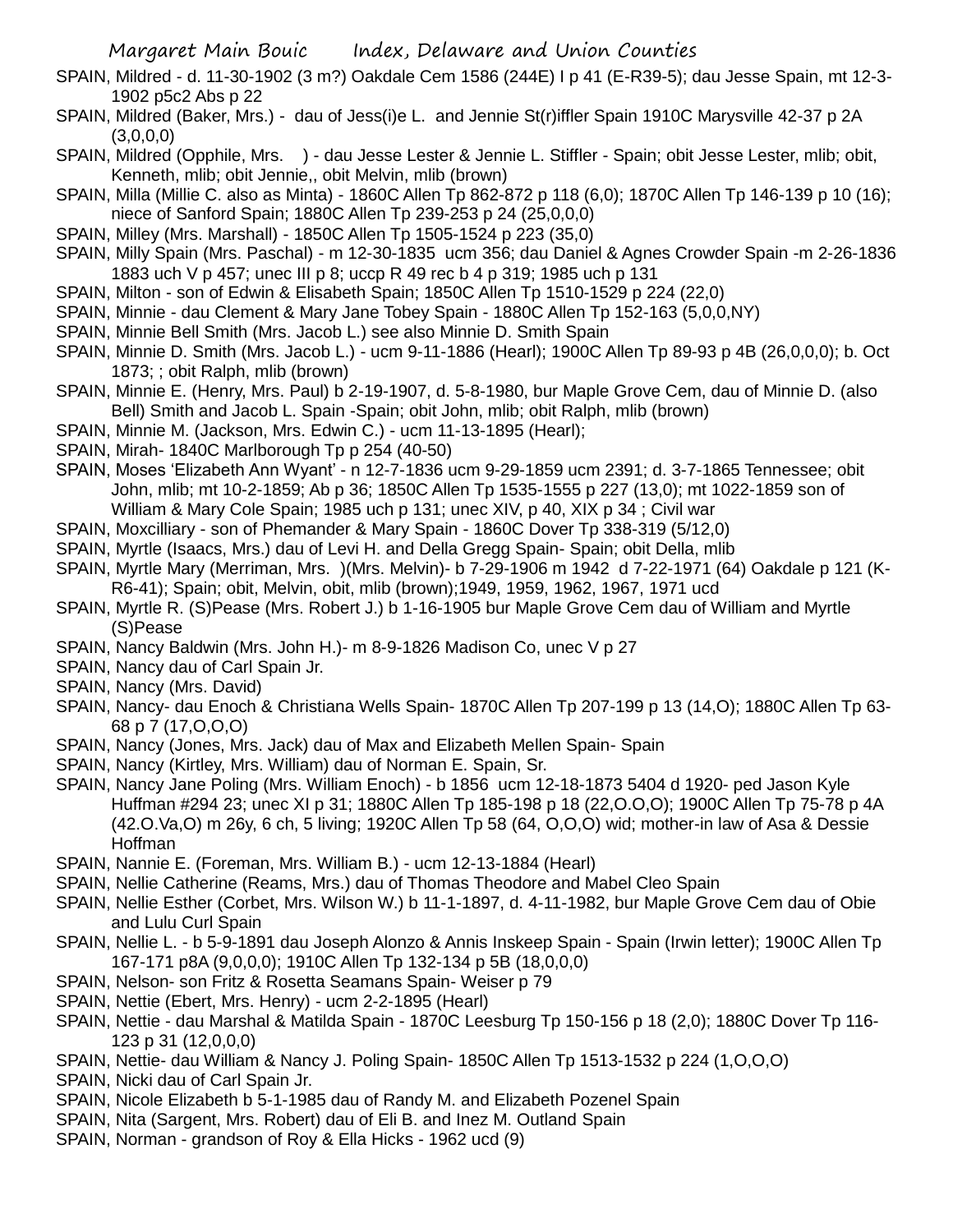SPAIN, Mildred - d. 11-30-1902 (3 m?) Oakdale Cem 1586 (244E) I p 41 (E-R39-5); dau Jesse Spain, mt 12-3-1902 p5c2 Abs p 22

SPAIN, Mildred (Baker, Mrs.) - dau of Jess(i)e L. and Jennie St(r)iffler Spain 1910C Marysville 42-37 p 2A (3,0,0,0)

SPAIN, Mildred (Opphile, Mrs. ) - dau Jesse Lester & Jennie L. Stiffler - Spain; obit Jesse Lester, mlib; obit, Kenneth, mlib; obit Jennie,, obit Melvin, mlib (brown)

SPAIN, Milla (Millie C. also as Minta) - 1860C Allen Tp 862-872 p 118 (6,0); 1870C Allen Tp 146-139 p 10 (16); niece of Sanford Spain; 1880C Allen Tp 239-253 p 24 (25,0,0,0)

SPAIN, Milley (Mrs. Marshall) - 1850C Allen Tp 1505-1524 p 223 (35,0)

SPAIN, Milly Spain (Mrs. Paschal) - m 12-30-1835 ucm 356; dau Daniel & Agnes Crowder Spain -m 2-26-1836 1883 uch V p 457; unec III p 8; uccp R 49 rec b 4 p 319; 1985 uch p 131

SPAIN, Milton - son of Edwin & Elisabeth Spain; 1850C Allen Tp 1510-1529 p 224 (22,0)

SPAIN, Minnie - dau Clement & Mary Jane Tobey Spain - 1880C Allen Tp 152-163 (5,0,0,NY)

SPAIN, Minnie Bell Smith (Mrs. Jacob L.) see also Minnie D. Smith Spain

SPAIN, Minnie D. Smith (Mrs. Jacob L.) - ucm 9-11-1886 (Hearl); 1900C Allen Tp 89-93 p 4B (26,0,0,0); b. Oct 1873; ; obit Ralph, mlib (brown)

SPAIN, Minnie E. (Henry, Mrs. Paul) b 2-19-1907, d. 5-8-1980, bur Maple Grove Cem, dau of Minnie D. (also Bell) Smith and Jacob L. Spain -Spain; obit John, mlib; obit Ralph, mlib (brown)

SPAIN, Minnie M. (Jackson, Mrs. Edwin C.) - ucm 11-13-1895 (Hearl);

SPAIN, Mirah- 1840C Marlborough Tp p 254 (40-50)

SPAIN, Moses 'Elizabeth Ann Wyant' - n 12-7-1836 ucm 9-29-1859 ucm 2391; d. 3-7-1865 Tennessee; obit John, mlib; mt 10-2-1859; Ab p 36; 1850C Allen Tp 1535-1555 p 227 (13,0); mt 1022-1859 son of William & Mary Cole Spain; 1985 uch p 131; unec XIV, p 40, XIX p 34 ; Civil war

SPAIN, Moxcilliary - son of Phemander & Mary Spain - 1860C Dover Tp 338-319 (5/12,0)

SPAIN, Myrtle (Isaacs, Mrs.) dau of Levi H. and Della Gregg Spain- Spain; obit Della, mlib

SPAIN, Myrtle Mary (Merriman, Mrs. )(Mrs. Melvin)- b 7-29-1906 m 1942 d 7-22-1971 (64) Oakdale p 121 (K-R6-41); Spain; obit, Melvin, obit, mlib (brown);1949, 1959, 1962, 1967, 1971 ucd

SPAIN, Myrtle R. (S)Pease (Mrs. Robert J.) b 1-16-1905 bur Maple Grove Cem dau of William and Myrtle (S)Pease

SPAIN, Nancy Baldwin (Mrs. John H.)- m 8-9-1826 Madison Co, unec V p 27

SPAIN, Nancy dau of Carl Spain Jr.

SPAIN, Nancy (Mrs. David)

SPAIN, Nancy- dau Enoch & Christiana Wells Spain- 1870C Allen Tp 207-199 p 13 (14,O); 1880C Allen Tp 63-68 p 7 (17,O,O,O)

SPAIN, Nancy (Jones, Mrs. Jack) dau of Max and Elizabeth Mellen Spain- Spain

SPAIN, Nancy (Kirtley, Mrs. William) dau of Norman E. Spain, Sr.

SPAIN, Nancy Jane Poling (Mrs. William Enoch) - b 1856 ucm 12-18-1873 5404 d 1920- ped Jason Kyle Huffman #294 23; unec XI p 31; 1880C Allen Tp 185-198 p 18 (22,O.O,O); 1900C Allen Tp 75-78 p 4A (42.O.Va,O) m 26y, 6 ch, 5 living; 1920C Allen Tp 58 (64, O,O,O) wid; mother-in law of Asa & Dessie Hoffman

SPAIN, Nannie E. (Foreman, Mrs. William B.) - ucm 12-13-1884 (Hearl)

SPAIN, Nellie Catherine (Reams, Mrs.) dau of Thomas Theodore and Mabel Cleo Spain

SPAIN, Nellie Esther (Corbet, Mrs. Wilson W.) b 11-1-1897, d. 4-11-1982, bur Maple Grove Cem dau of Obie and Lulu Curl Spain

SPAIN, Nellie L. - b 5-9-1891 dau Joseph Alonzo & Annis Inskeep Spain - Spain (Irwin letter); 1900C Allen Tp 167-171 p8A (9,0,0,0); 1910C Allen Tp 132-134 p 5B (18,0,0,0)

SPAIN, Nelson- son Fritz & Rosetta Seamans Spain- Weiser p 79

SPAIN, Nettie (Ebert, Mrs. Henry) - ucm 2-2-1895 (Hearl)

SPAIN, Nettie - dau Marshal & Matilda Spain - 1870C Leesburg Tp 150-156 p 18 (2,0); 1880C Dover Tp 116-123 p 31 (12,0,0,0)

SPAIN, Nettie- dau William & Nancy J. Poling Spain- 1850C Allen Tp 1513-1532 p 224 (1,O,O,O)

SPAIN, Nicki dau of Carl Spain Jr.

SPAIN, Nicole Elizabeth b 5-1-1985 dau of Randy M. and Elizabeth Pozenel Spain

SPAIN, Nita (Sargent, Mrs. Robert) dau of Eli B. and Inez M. Outland Spain

SPAIN, Norman - grandson of Roy & Ella Hicks - 1962 ucd (9)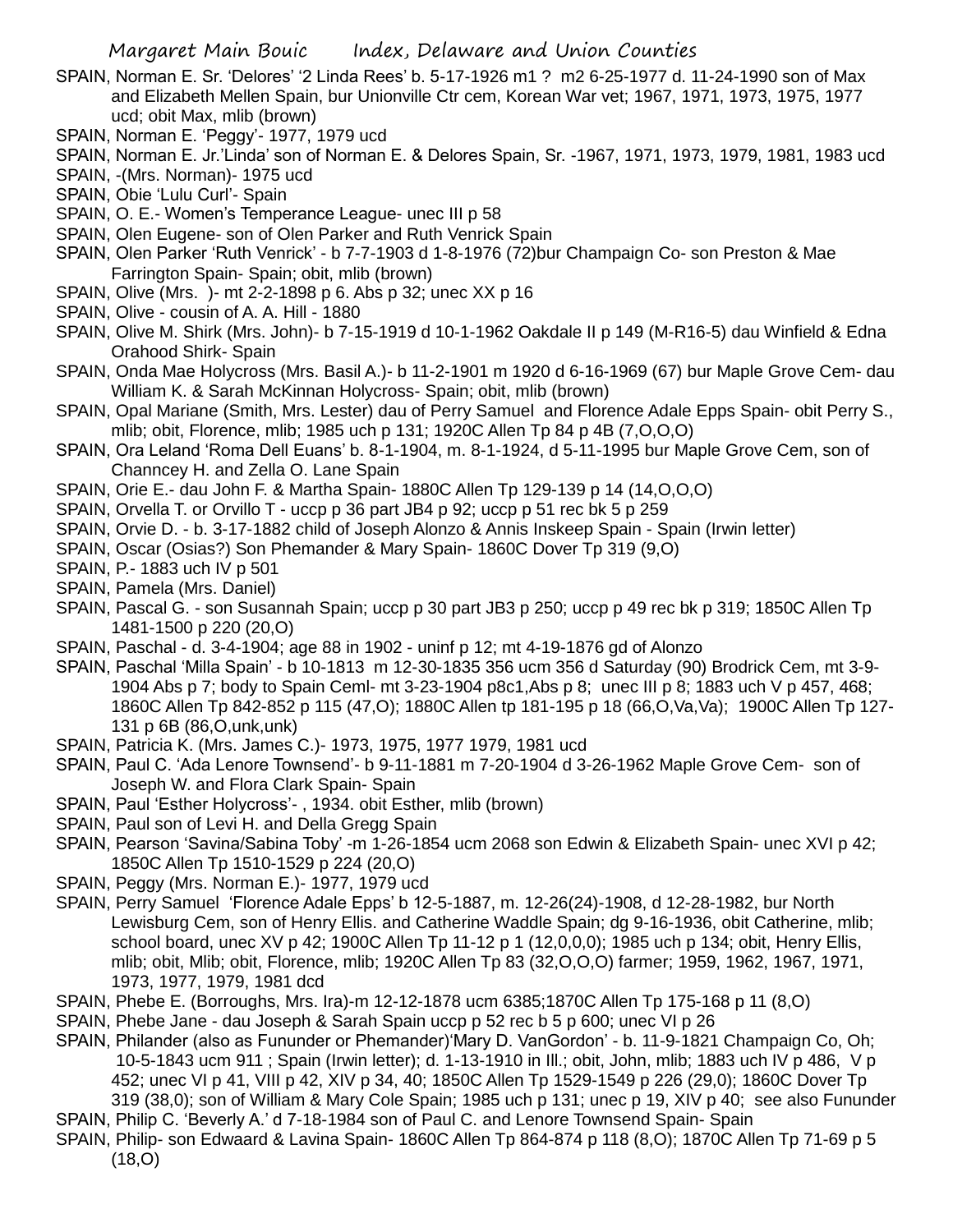SPAIN, Norman E. Sr. 'Delores' '2 Linda Rees' b. 5-17-1926 m1 ? m2 6-25-1977 d. 11-24-1990 son of Max and Elizabeth Mellen Spain, bur Unionville Ctr cem, Korean War vet; 1967, 1971, 1973, 1975, 1977 ucd; obit Max, mlib (brown)

SPAIN, Norman E. 'Peggy'- 1977, 1979 ucd

SPAIN, Norman E. Jr.'Linda' son of Norman E. & Delores Spain, Sr. -1967, 1971, 1973, 1979, 1981, 1983 ucd

SPAIN, -(Mrs. Norman)- 1975 ucd

SPAIN, Obie 'Lulu Curl'- Spain

SPAIN, O. E.- Women's Temperance League- unec III p 58

SPAIN, Olen Eugene- son of Olen Parker and Ruth Venrick Spain

SPAIN, Olen Parker 'Ruth Venrick' - b 7-7-1903 d 1-8-1976 (72)bur Champaign Co- son Preston & Mae Farrington Spain- Spain; obit, mlib (brown)

SPAIN, Olive (Mrs. )- mt 2-2-1898 p 6. Abs p 32; unec XX p 16

SPAIN, Olive - cousin of A. A. Hill - 1880

SPAIN, Olive M. Shirk (Mrs. John)- b 7-15-1919 d 10-1-1962 Oakdale II p 149 (M-R16-5) dau Winfield & Edna Orahood Shirk- Spain

SPAIN, Onda Mae Holycross (Mrs. Basil A.)- b 11-2-1901 m 1920 d 6-16-1969 (67) bur Maple Grove Cem- dau William K. & Sarah McKinnan Holycross- Spain; obit, mlib (brown)

SPAIN, Opal Mariane (Smith, Mrs. Lester) dau of Perry Samuel and Florence Adale Epps Spain- obit Perry S., mlib; obit, Florence, mlib; 1985 uch p 131; 1920C Allen Tp 84 p 4B (7,O,O,O)

SPAIN, Ora Leland 'Roma Dell Euans' b. 8-1-1904, m. 8-1-1924, d 5-11-1995 bur Maple Grove Cem, son of Channcey H. and Zella O. Lane Spain

SPAIN, Orie E.- dau John F. & Martha Spain- 1880C Allen Tp 129-139 p 14 (14,O,O,O)

SPAIN, Orvella T. or Orvillo T - uccp p 36 part JB4 p 92; uccp p 51 rec bk 5 p 259

SPAIN, Orvie D. - b. 3-17-1882 child of Joseph Alonzo & Annis Inskeep Spain - Spain (Irwin letter)

SPAIN, Oscar (Osias?) Son Phemander & Mary Spain- 1860C Dover Tp 319 (9,O)

SPAIN, P.- 1883 uch IV p 501

SPAIN, Pamela (Mrs. Daniel)

SPAIN, Pascal G. - son Susannah Spain; uccp p 30 part JB3 p 250; uccp p 49 rec bk p 319; 1850C Allen Tp 1481-1500 p 220 (20,O)

SPAIN, Paschal - d. 3-4-1904; age 88 in 1902 - uninf p 12; mt 4-19-1876 gd of Alonzo

SPAIN, Paschal 'Milla Spain' - b 10-1813 m 12-30-1835 356 ucm 356 d Saturday (90) Brodrick Cem, mt 3-9-1904 Abs p 7; body to Spain Ceml- mt 3-23-1904 p8c1,Abs p 8; unec III p 8; 1883 uch V p 457, 468; 1860C Allen Tp 842-852 p 115 (47,O); 1880C Allen tp 181-195 p 18 (66,O,Va,Va); 1900C Allen Tp 127-131 p 6B (86,O,unk,unk)

SPAIN, Patricia K. (Mrs. James C.)- 1973, 1975, 1977 1979, 1981 ucd

SPAIN, Paul C. 'Ada Lenore Townsend'- b 9-11-1881 m 7-20-1904 d 3-26-1962 Maple Grove Cem- son of Joseph W. and Flora Clark Spain- Spain

SPAIN, Paul 'Esther Holycross'- , 1934. obit Esther, mlib (brown)

SPAIN, Paul son of Levi H. and Della Gregg Spain

SPAIN, Pearson 'Savina/Sabina Toby' -m 1-26-1854 ucm 2068 son Edwin & Elizabeth Spain- unec XVI p 42; 1850C Allen Tp 1510-1529 p 224 (20,O)

SPAIN, Peggy (Mrs. Norman E.)- 1977, 1979 ucd

SPAIN, Perry Samuel 'Florence Adale Epps' b 12-5-1887, m. 12-26(24)-1908, d 12-28-1982, bur North Lewisburg Cem, son of Henry Ellis. and Catherine Waddle Spain; dg 9-16-1936, obit Catherine, mlib; school board, unec XV p 42; 1900C Allen Tp 11-12 p 1 (12,0,0,0); 1985 uch p 134; obit, Henry Ellis, mlib; obit, Mlib; obit, Florence, mlib; 1920C Allen Tp 83 (32,O,O,O) farmer; 1959, 1962, 1967, 1971, 1973, 1977, 1979, 1981 dcd

SPAIN, Phebe E. (Borroughs, Mrs. Ira)-m 12-12-1878 ucm 6385;1870C Allen Tp 175-168 p 11 (8,O)

SPAIN, Phebe Jane - dau Joseph & Sarah Spain uccp p 52 rec b 5 p 600; unec VI p 26

SPAIN, Philander (also as Fununder or Phemander)'Mary D. VanGordon' - b. 11-9-1821 Champaign Co, Oh; 10-5-1843 ucm 911 ; Spain (Irwin letter); d. 1-13-1910 in Ill.; obit, John, mlib; 1883 uch IV p 486, V p 452; unec VI p 41, VIII p 42, XIV p 34, 40; 1850C Allen Tp 1529-1549 p 226 (29,0); 1860C Dover Tp 319 (38,0); son of William & Mary Cole Spain; 1985 uch p 131; unec p 19, XIV p 40; see also Fununder

SPAIN, Philip C. 'Beverly A.' d 7-18-1984 son of Paul C. and Lenore Townsend Spain- Spain

SPAIN, Philip- son Edwaard & Lavina Spain- 1860C Allen Tp 864-874 p 118 (8,O); 1870C Allen Tp 71-69 p 5 (18,O)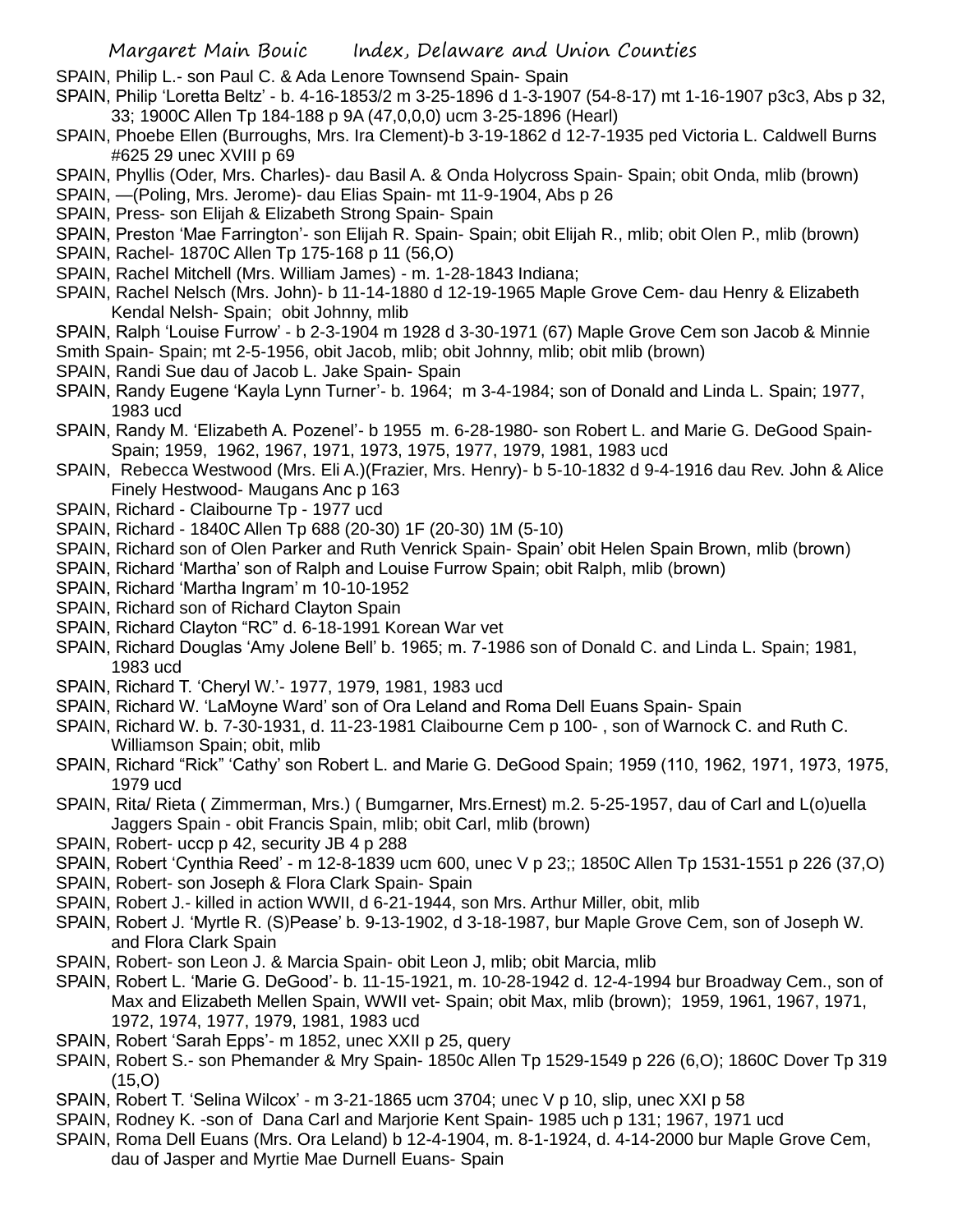SPAIN, Philip L.- son Paul C. & Ada Lenore Townsend Spain- Spain

SPAIN, Philip 'Loretta Beltz' - b. 4-16-1853/2 m 3-25-1896 d 1-3-1907 (54-8-17) mt 1-16-1907 p3c3, Abs p 32, 33; 1900C Allen Tp 184-188 p 9A (47,0,0,0) ucm 3-25-1896 (Hearl)

SPAIN, Phoebe Ellen (Burroughs, Mrs. Ira Clement)-b 3-19-1862 d 12-7-1935 ped Victoria L. Caldwell Burns #625 29 unec XVIII p 69

SPAIN, Phyllis (Oder, Mrs. Charles)- dau Basil A. & Onda Holycross Spain- Spain; obit Onda, mlib (brown)

SPAIN, —(Poling, Mrs. Jerome)- dau Elias Spain- mt 11-9-1904, Abs p 26

SPAIN, Press- son Elijah & Elizabeth Strong Spain- Spain

SPAIN, Preston 'Mae Farrington'- son Elijah R. Spain- Spain; obit Elijah R., mlib; obit Olen P., mlib (brown)

SPAIN, Rachel- 1870C Allen Tp 175-168 p 11 (56,O)

SPAIN, Rachel Mitchell (Mrs. William James) - m. 1-28-1843 Indiana;

SPAIN, Rachel Nelsch (Mrs. John)- b 11-14-1880 d 12-19-1965 Maple Grove Cem- dau Henry & Elizabeth Kendal Nelsh- Spain; obit Johnny, mlib

SPAIN, Ralph 'Louise Furrow' - b 2-3-1904 m 1928 d 3-30-1971 (67) Maple Grove Cem son Jacob & Minnie Smith Spain- Spain; mt 2-5-1956, obit Jacob, mlib; obit Johnny, mlib; obit mlib (brown)

SPAIN, Randi Sue dau of Jacob L. Jake Spain- Spain

SPAIN, Randy Eugene 'Kayla Lynn Turner'- b. 1964; m 3-4-1984; son of Donald and Linda L. Spain; 1977, 1983 ucd

SPAIN, Randy M. 'Elizabeth A. Pozenel'- b 1955 m. 6-28-1980- son Robert L. and Marie G. DeGood Spain- Spain; 1959, 1962, 1967, 1971, 1973, 1975, 1977, 1979, 1981, 1983 ucd

SPAIN, Rebecca Westwood (Mrs. Eli A.)(Frazier, Mrs. Henry)- b 5-10-1832 d 9-4-1916 dau Rev. John & Alice Finely Hestwood- Maugans Anc p 163

SPAIN, Richard - Claibourne Tp - 1977 ucd

SPAIN, Richard - 1840C Allen Tp 688 (20-30) 1F (20-30) 1M (5-10)

SPAIN, Richard son of Olen Parker and Ruth Venrick Spain- Spain' obit Helen Spain Brown, mlib (brown)

SPAIN, Richard 'Martha' son of Ralph and Louise Furrow Spain; obit Ralph, mlib (brown)

SPAIN, Richard 'Martha Ingram' m 10-10-1952

SPAIN, Richard son of Richard Clayton Spain

SPAIN, Richard Clayton "RC" d. 6-18-1991 Korean War vet

SPAIN, Richard Douglas 'Amy Jolene Bell' b. 1965; m. 7-1986 son of Donald C. and Linda L. Spain; 1981, 1983 ucd

SPAIN, Richard T. 'Cheryl W.'- 1977, 1979, 1981, 1983 ucd

SPAIN, Richard W. 'LaMoyne Ward' son of Ora Leland and Roma Dell Euans Spain- Spain

SPAIN, Richard W. b. 7-30-1931, d. 11-23-1981 Claibourne Cem p 100- , son of Warnock C. and Ruth C. Williamson Spain; obit, mlib

SPAIN, Richard "Rick" 'Cathy' son Robert L. and Marie G. DeGood Spain; 1959 (110, 1962, 1971, 1973, 1975, 1979 ucd

SPAIN, Rita/ Rieta ( Zimmerman, Mrs.) ( Bumgarner, Mrs.Ernest) m.2. 5-25-1957, dau of Carl and L(o)uella Jaggers Spain - obit Francis Spain, mlib; obit Carl, mlib (brown)

SPAIN, Robert- uccp p 42, security JB 4 p 288

SPAIN, Robert 'Cynthia Reed' - m 12-8-1839 ucm 600, unec V p 23;; 1850C Allen Tp 1531-1551 p 226 (37,O)

SPAIN, Robert- son Joseph & Flora Clark Spain- Spain

SPAIN, Robert J.- killed in action WWII, d 6-21-1944, son Mrs. Arthur Miller, obit, mlib

SPAIN, Robert J. 'Myrtle R. (S)Pease' b. 9-13-1902, d 3-18-1987, bur Maple Grove Cem, son of Joseph W. and Flora Clark Spain

SPAIN, Robert- son Leon J. & Marcia Spain- obit Leon J, mlib; obit Marcia, mlib

SPAIN, Robert L. 'Marie G. DeGood'- b. 11-15-1921, m. 10-28-1942 d. 12-4-1994 bur Broadway Cem., son of Max and Elizabeth Mellen Spain, WWII vet- Spain; obit Max, mlib (brown); 1959, 1961, 1967, 1971, 1972, 1974, 1977, 1979, 1981, 1983 ucd

SPAIN, Robert 'Sarah Epps'- m 1852, unec XXII p 25, query

SPAIN, Robert S.- son Phemander & Mry Spain- 1850c Allen Tp 1529-1549 p 226 (6,O); 1860C Dover Tp 319 (15,O)

SPAIN, Robert T. 'Selina Wilcox' - m 3-21-1865 ucm 3704; unec V p 10, slip, unec XXI p 58

SPAIN, Rodney K. -son of Dana Carl and Marjorie Kent Spain- 1985 uch p 131; 1967, 1971 ucd

SPAIN, Roma Dell Euans (Mrs. Ora Leland) b 12-4-1904, m. 8-1-1924, d. 4-14-2000 bur Maple Grove Cem, dau of Jasper and Myrtie Mae Durnell Euans- Spain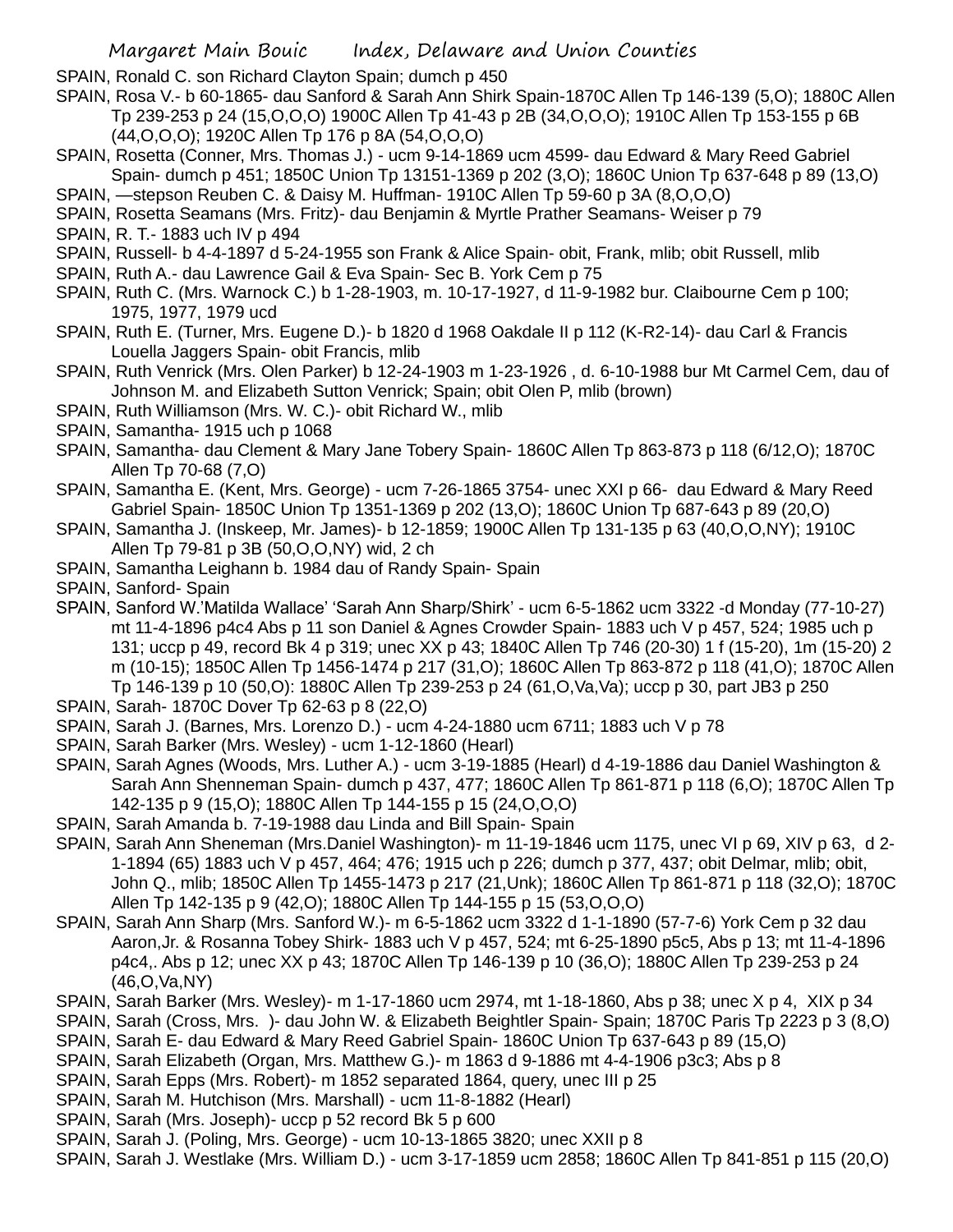SPAIN, Ronald C. son Richard Clayton Spain; dumch p 450

SPAIN, Rosa V.- b 60-1865- dau Sanford & Sarah Ann Shirk Spain-1870C Allen Tp 146-139 (5,O); 1880C Allen Tp 239-253 p 24 (15,O,O,O) 1900C Allen Tp 41-43 p 2B (34,O,O,O); 1910C Allen Tp 153-155 p 6B (44,O,O,O); 1920C Allen Tp 176 p 8A (54,O,O,O)

SPAIN, Rosetta (Conner, Mrs. Thomas J.) - ucm 9-14-1869 ucm 4599- dau Edward & Mary Reed Gabriel Spain- dumch p 451; 1850C Union Tp 13151-1369 p 202 (3,O); 1860C Union Tp 637-648 p 89 (13,O)

SPAIN, —stepson Reuben C. & Daisy M. Huffman- 1910C Allen Tp 59-60 p 3A (8,O,O,O)

SPAIN, Rosetta Seamans (Mrs. Fritz)- dau Benjamin & Myrtle Prather Seamans- Weiser p 79

SPAIN, R. T.- 1883 uch IV p 494

SPAIN, Russell- b 4-4-1897 d 5-24-1955 son Frank & Alice Spain- obit, Frank, mlib; obit Russell, mlib

SPAIN, Ruth A.- dau Lawrence Gail & Eva Spain- Sec B. York Cem p 75

SPAIN, Ruth C. (Mrs. Warnock C.) b 1-28-1903, m. 10-17-1927, d 11-9-1982 bur. Claibourne Cem p 100; 1975, 1977, 1979 ucd

SPAIN, Ruth E. (Turner, Mrs. Eugene D.)- b 1820 d 1968 Oakdale II p 112 (K-R2-14)- dau Carl & Francis Louella Jaggers Spain- obit Francis, mlib

SPAIN, Ruth Venrick (Mrs. Olen Parker) b 12-24-1903 m 1-23-1926 , d. 6-10-1988 bur Mt Carmel Cem, dau of Johnson M. and Elizabeth Sutton Venrick; Spain; obit Olen P, mlib (brown)

SPAIN, Ruth Williamson (Mrs. W. C.)- obit Richard W., mlib

SPAIN, Samantha- 1915 uch p 1068

SPAIN, Samantha- dau Clement & Mary Jane Tobery Spain- 1860C Allen Tp 863-873 p 118 (6/12,O); 1870C Allen Tp 70-68 (7,O)

SPAIN, Samantha E. (Kent, Mrs. George) - ucm 7-26-1865 3754- unec XXI p 66- dau Edward & Mary Reed Gabriel Spain- 1850C Union Tp 1351-1369 p 202 (13,O); 1860C Union Tp 687-643 p 89 (20,O)

SPAIN, Samantha J. (Inskeep, Mr. James)- b 12-1859; 1900C Allen Tp 131-135 p 63 (40,O,O,NY); 1910C Allen Tp 79-81 p 3B (50,O,O,NY) wid, 2 ch

SPAIN, Samantha Leighann b. 1984 dau of Randy Spain- Spain

SPAIN, Sanford- Spain

SPAIN, Sanford W.'Matilda Wallace' 'Sarah Ann Sharp/Shirk' - ucm 6-5-1862 ucm 3322 -d Monday (77-10-27) mt 11-4-1896 p4c4 Abs p 11 son Daniel & Agnes Crowder Spain- 1883 uch V p 457, 524; 1985 uch p 131; uccp p 49, record Bk 4 p 319; unec XX p 43; 1840C Allen Tp 746 (20-30) 1 f (15-20), 1m (15-20) 2 m (10-15); 1850C Allen Tp 1456-1474 p 217 (31,O); 1860C Allen Tp 863-872 p 118 (41,O); 1870C Allen Tp 146-139 p 10 (50,O): 1880C Allen Tp 239-253 p 24 (61,O,Va,Va); uccp p 30, part JB3 p 250

SPAIN, Sarah- 1870C Dover Tp 62-63 p 8 (22,O)

SPAIN, Sarah J. (Barnes, Mrs. Lorenzo D.) - ucm 4-24-1880 ucm 6711; 1883 uch V p 78

SPAIN, Sarah Barker (Mrs. Wesley) - ucm 1-12-1860 (Hearl)

SPAIN, Sarah Agnes (Woods, Mrs. Luther A.) - ucm 3-19-1885 (Hearl) d 4-19-1886 dau Daniel Washington & Sarah Ann Shenneman Spain- dumch p 437, 477; 1860C Allen Tp 861-871 p 118 (6,O); 1870C Allen Tp 142-135 p 9 (15,O); 1880C Allen Tp 144-155 p 15 (24,O,O,O)

SPAIN, Sarah Amanda b. 7-19-1988 dau Linda and Bill Spain- Spain

SPAIN, Sarah Ann Sheneman (Mrs.Daniel Washington)- m 11-19-1846 ucm 1175, unec VI p 69, XIV p 63, d 2-1-1894 (65) 1883 uch V p 457, 464; 476; 1915 uch p 226; dumch p 377, 437; obit Delmar, mlib; obit, John Q., mlib; 1850C Allen Tp 1455-1473 p 217 (21,Unk); 1860C Allen Tp 861-871 p 118 (32,O); 1870C Allen Tp 142-135 p 9 (42,O); 1880C Allen Tp 144-155 p 15 (53,O,O,O)

SPAIN, Sarah Ann Sharp (Mrs. Sanford W.)- m 6-5-1862 ucm 3322 d 1-1-1890 (57-7-6) York Cem p 32 dau Aaron,Jr. & Rosanna Tobey Shirk- 1883 uch V p 457, 524; mt 6-25-1890 p5c5, Abs p 13; mt 11-4-1896 p4c4,. Abs p 12; unec XX p 43; 1870C Allen Tp 146-139 p 10 (36,O); 1880C Allen Tp 239-253 p 24 (46,O,Va,NY)

SPAIN, Sarah Barker (Mrs. Wesley)- m 1-17-1860 ucm 2974, mt 1-18-1860, Abs p 38; unec X p 4, XIX p 34

SPAIN, Sarah (Cross, Mrs. )- dau John W. & Elizabeth Beightler Spain- Spain; 1870C Paris Tp 2223 p 3 (8,O)

SPAIN, Sarah E- dau Edward & Mary Reed Gabriel Spain- 1860C Union Tp 637-643 p 89 (15,O)

SPAIN, Sarah Elizabeth (Organ, Mrs. Matthew G.)- m 1863 d 9-1886 mt 4-4-1906 p3c3; Abs p 8

SPAIN, Sarah Epps (Mrs. Robert)- m 1852 separated 1864, query, unec III p 25

SPAIN, Sarah M. Hutchison (Mrs. Marshall) - ucm 11-8-1882 (Hearl)

SPAIN, Sarah (Mrs. Joseph)- uccp p 52 record Bk 5 p 600

SPAIN, Sarah J. (Poling, Mrs. George) - ucm 10-13-1865 3820; unec XXII p 8

SPAIN, Sarah J. Westlake (Mrs. William D.) - ucm 3-17-1859 ucm 2858; 1860C Allen Tp 841-851 p 115 (20,O)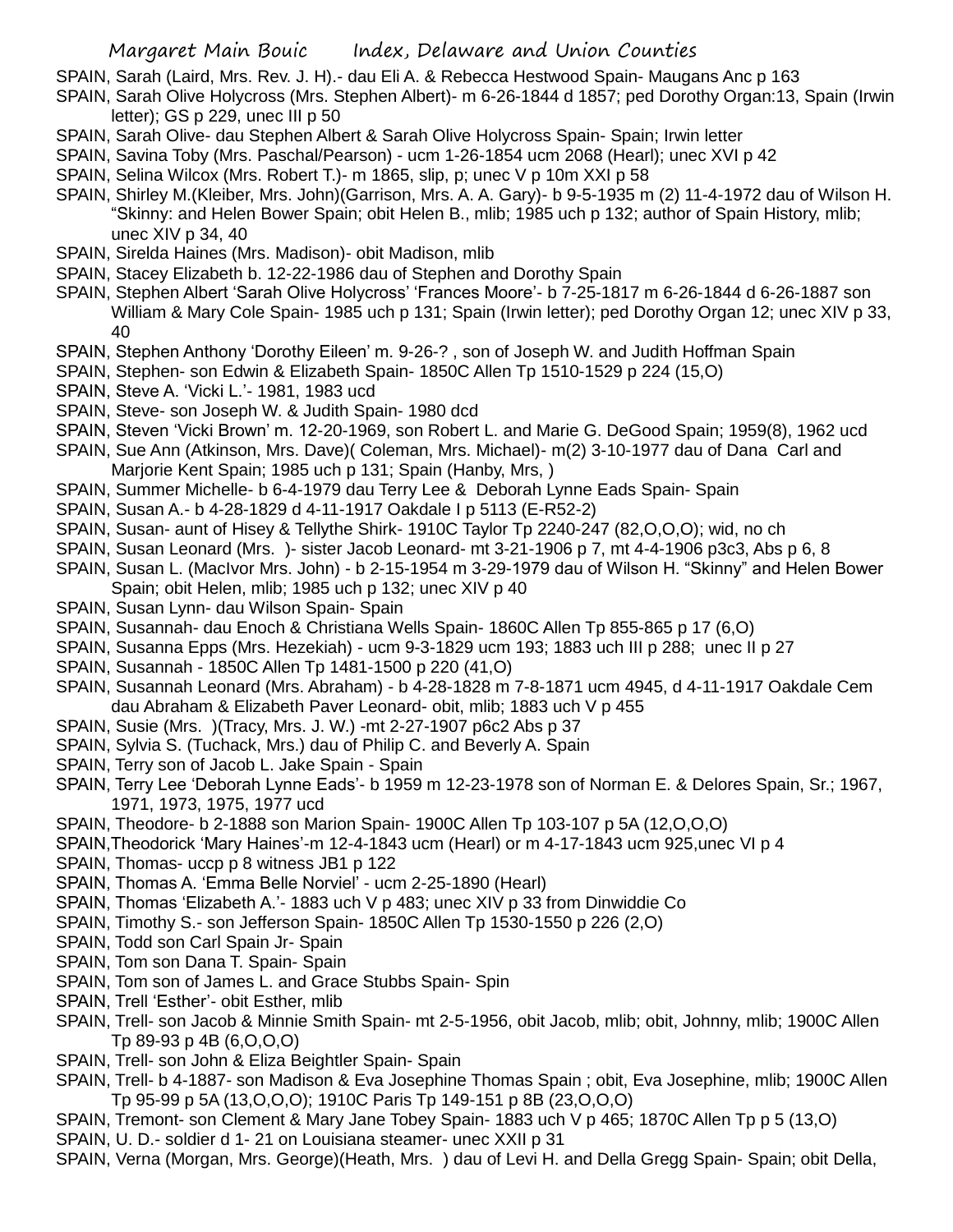SPAIN, Sarah (Laird, Mrs. Rev. J. H).- dau Eli A. & Rebecca Hestwood Spain- Maugans Anc p 163

SPAIN, Sarah Olive Holycross (Mrs. Stephen Albert)- m 6-26-1844 d 1857; ped Dorothy Organ:13, Spain (Irwin letter); GS p 229, unec III p 50

SPAIN, Sarah Olive- dau Stephen Albert & Sarah Olive Holycross Spain- Spain; Irwin letter

SPAIN, Savina Toby (Mrs. Paschal/Pearson) - ucm 1-26-1854 ucm 2068 (Hearl); unec XVI p 42

SPAIN, Selina Wilcox (Mrs. Robert T.)- m 1865, slip, p; unec V p 10m XXI p 58

SPAIN, Shirley M.(Kleiber, Mrs. John)(Garrison, Mrs. A. A. Gary)- b 9-5-1935 m (2) 11-4-1972 dau of Wilson H. "Skinny: and Helen Bower Spain; obit Helen B., mlib; 1985 uch p 132; author of Spain History, mlib; unec XIV p 34, 40

SPAIN, Sirelda Haines (Mrs. Madison)- obit Madison, mlib

SPAIN, Stacey Elizabeth b. 12-22-1986 dau of Stephen and Dorothy Spain

SPAIN, Stephen Albert 'Sarah Olive Holycross' 'Frances Moore'- b 7-25-1817 m 6-26-1844 d 6-26-1887 son William & Mary Cole Spain- 1985 uch p 131; Spain (Irwin letter); ped Dorothy Organ 12; unec XIV p 33, 40

SPAIN, Stephen Anthony 'Dorothy Eileen' m. 9-26-? , son of Joseph W. and Judith Hoffman Spain

SPAIN, Stephen- son Edwin & Elizabeth Spain- 1850C Allen Tp 1510-1529 p 224 (15,O)

SPAIN, Steve A. 'Vicki L.'- 1981, 1983 ucd

SPAIN, Steve- son Joseph W. & Judith Spain- 1980 dcd

SPAIN, Steven 'Vicki Brown' m. 12-20-1969, son Robert L. and Marie G. DeGood Spain; 1959(8), 1962 ucd

SPAIN, Sue Ann (Atkinson, Mrs. Dave)( Coleman, Mrs. Michael)- m(2) 3-10-1977 dau of Dana Carl and Marjorie Kent Spain; 1985 uch p 131; Spain (Hanby, Mrs, )

SPAIN, Summer Michelle- b 6-4-1979 dau Terry Lee & Deborah Lynne Eads Spain- Spain

SPAIN, Susan A.- b 4-28-1829 d 4-11-1917 Oakdale I p 5113 (E-R52-2)

SPAIN, Susan- aunt of Hisey & Tellythe Shirk- 1910C Taylor Tp 2240-247 (82,O,O,O); wid, no ch

SPAIN, Susan Leonard (Mrs. )- sister Jacob Leonard- mt 3-21-1906 p 7, mt 4-4-1906 p3c3, Abs p 6, 8

SPAIN, Susan L. (MacIvor Mrs. John) - b 2-15-1954 m 3-29-1979 dau of Wilson H. "Skinny" and Helen Bower Spain; obit Helen, mlib; 1985 uch p 132; unec XIV p 40

SPAIN, Susan Lynn- dau Wilson Spain- Spain

SPAIN, Susannah- dau Enoch & Christiana Wells Spain- 1860C Allen Tp 855-865 p 17 (6,O)

SPAIN, Susanna Epps (Mrs. Hezekiah) - ucm 9-3-1829 ucm 193; 1883 uch III p 288; unec II p 27

SPAIN, Susannah - 1850C Allen Tp 1481-1500 p 220 (41,O)

SPAIN, Susannah Leonard (Mrs. Abraham) - b 4-28-1828 m 7-8-1871 ucm 4945, d 4-11-1917 Oakdale Cem dau Abraham & Elizabeth Paver Leonard- obit, mlib; 1883 uch V p 455

SPAIN, Susie (Mrs. )(Tracy, Mrs. J. W.) -mt 2-27-1907 p6c2 Abs p 37

SPAIN, Sylvia S. (Tuchack, Mrs.) dau of Philip C. and Beverly A. Spain

SPAIN, Terry son of Jacob L. Jake Spain - Spain

SPAIN, Terry Lee 'Deborah Lynne Eads'- b 1959 m 12-23-1978 son of Norman E. & Delores Spain, Sr.; 1967, 1971, 1973, 1975, 1977 ucd

SPAIN, Theodore- b 2-1888 son Marion Spain- 1900C Allen Tp 103-107 p 5A (12,O,O,O)

SPAIN,Theodorick 'Mary Haines'-m 12-4-1843 ucm (Hearl) or m 4-17-1843 ucm 925,unec VI p 4

SPAIN, Thomas- uccp p 8 witness JB1 p 122

SPAIN, Thomas A. 'Emma Belle Norviel' - ucm 2-25-1890 (Hearl)

SPAIN, Thomas 'Elizabeth A.'- 1883 uch V p 483; unec XIV p 33 from Dinwiddie Co

SPAIN, Timothy S.- son Jefferson Spain- 1850C Allen Tp 1530-1550 p 226 (2,O)

SPAIN, Todd son Carl Spain Jr- Spain

SPAIN, Tom son Dana T. Spain- Spain

SPAIN, Tom son of James L. and Grace Stubbs Spain- Spin

SPAIN, Trell 'Esther'- obit Esther, mlib

SPAIN, Trell- son Jacob & Minnie Smith Spain- mt 2-5-1956, obit Jacob, mlib; obit, Johnny, mlib; 1900C Allen Tp 89-93 p 4B (6,O,O,O)

SPAIN, Trell- son John & Eliza Beightler Spain- Spain

SPAIN, Trell- b 4-1887- son Madison & Eva Josephine Thomas Spain ; obit, Eva Josephine, mlib; 1900C Allen Tp 95-99 p 5A (13,O,O,O); 1910C Paris Tp 149-151 p 8B (23,O,O,O)

SPAIN, Tremont- son Clement & Mary Jane Tobey Spain- 1883 uch V p 465; 1870C Allen Tp p 5 (13,O)

SPAIN, U. D.- soldier d 1- 21 on Louisiana steamer- unec XXII p 31

SPAIN, Verna (Morgan, Mrs. George)(Heath, Mrs. ) dau of Levi H. and Della Gregg Spain- Spain; obit Della,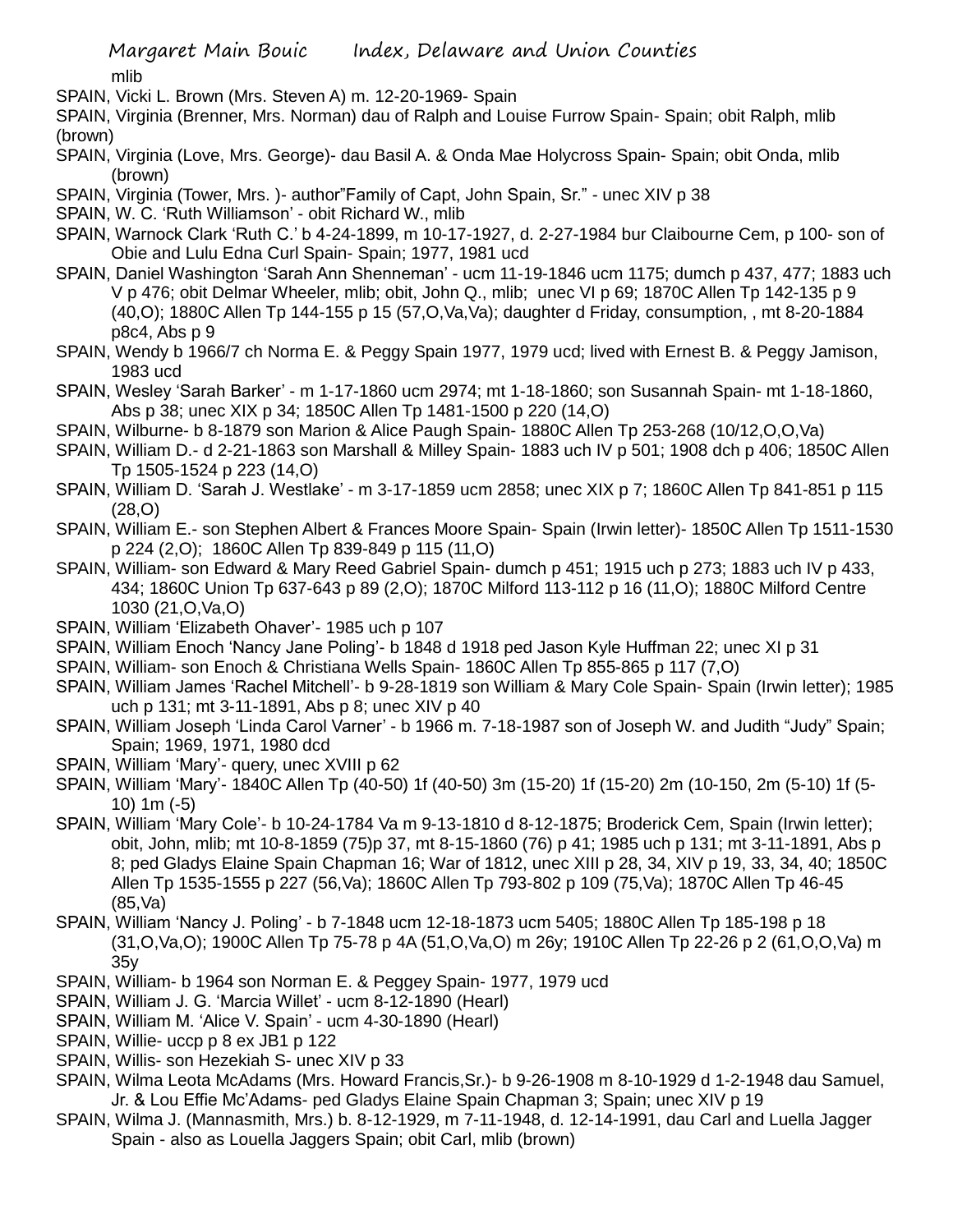mlib

SPAIN, Vicki L. Brown (Mrs. Steven A) m. 12-20-1969- Spain

SPAIN, Virginia (Brenner, Mrs. Norman) dau of Ralph and Louise Furrow Spain- Spain; obit Ralph, mlib (brown)

SPAIN, Virginia (Love, Mrs. George)- dau Basil A. & Onda Mae Holycross Spain- Spain; obit Onda, mlib (brown)

SPAIN, Virginia (Tower, Mrs. )- author"Family of Capt, John Spain, Sr." - unec XIV p 38

SPAIN, W. C. 'Ruth Williamson' - obit Richard W., mlib

SPAIN, Warnock Clark 'Ruth C.' b 4-24-1899, m 10-17-1927, d. 2-27-1984 bur Claibourne Cem, p 100- son of Obie and Lulu Edna Curl Spain- Spain; 1977, 1981 ucd

SPAIN, Daniel Washington 'Sarah Ann Shenneman' - ucm 11-19-1846 ucm 1175; dumch p 437, 477; 1883 uch V p 476; obit Delmar Wheeler, mlib; obit, John Q., mlib; unec VI p 69; 1870C Allen Tp 142-135 p 9 (40,O); 1880C Allen Tp 144-155 p 15 (57,O,Va,Va); daughter d Friday, consumption, , mt 8-20-1884 p8c4, Abs p 9

SPAIN, Wendy b 1966/7 ch Norma E. & Peggy Spain 1977, 1979 ucd; lived with Ernest B. & Peggy Jamison, 1983 ucd

SPAIN, Wesley 'Sarah Barker' - m 1-17-1860 ucm 2974; mt 1-18-1860; son Susannah Spain- mt 1-18-1860, Abs p 38; unec XIX p 34; 1850C Allen Tp 1481-1500 p 220 (14,O)

SPAIN, Wilburne- b 8-1879 son Marion & Alice Paugh Spain- 1880C Allen Tp 253-268 (10/12,O,O,Va)

SPAIN, William D.- d 2-21-1863 son Marshall & Milley Spain- 1883 uch IV p 501; 1908 dch p 406; 1850C Allen Tp 1505-1524 p 223 (14,O)

SPAIN, William D. 'Sarah J. Westlake' - m 3-17-1859 ucm 2858; unec XIX p 7; 1860C Allen Tp 841-851 p 115 (28,O)

SPAIN, William E.- son Stephen Albert & Frances Moore Spain- Spain (Irwin letter)- 1850C Allen Tp 1511-1530 p 224 (2,O); 1860C Allen Tp 839-849 p 115 (11,O)

SPAIN, William- son Edward & Mary Reed Gabriel Spain- dumch p 451; 1915 uch p 273; 1883 uch IV p 433, 434; 1860C Union Tp 637-643 p 89 (2,O); 1870C Milford 113-112 p 16 (11,O); 1880C Milford Centre 1030 (21,O,Va,O)

SPAIN, William 'Elizabeth Ohaver'- 1985 uch p 107

SPAIN, William Enoch 'Nancy Jane Poling'- b 1848 d 1918 ped Jason Kyle Huffman 22; unec XI p 31

SPAIN, William- son Enoch & Christiana Wells Spain- 1860C Allen Tp 855-865 p 117 (7,O)

SPAIN, William James 'Rachel Mitchell'- b 9-28-1819 son William & Mary Cole Spain- Spain (Irwin letter); 1985 uch p 131; mt 3-11-1891, Abs p 8; unec XIV p 40

SPAIN, William Joseph 'Linda Carol Varner' - b 1966 m. 7-18-1987 son of Joseph W. and Judith "Judy" Spain; Spain; 1969, 1971, 1980 dcd

SPAIN, William 'Mary'- query, unec XVIII p 62

SPAIN, William 'Mary'- 1840C Allen Tp (40-50) 1f (40-50) 3m (15-20) 1f (15-20) 2m (10-150, 2m (5-10) 1f (5-10) 1m (-5)

SPAIN, William 'Mary Cole'- b 10-24-1784 Va m 9-13-1810 d 8-12-1875; Broderick Cem, Spain (Irwin letter); obit, John, mlib; mt 10-8-1859 (75)p 37, mt 8-15-1860 (76) p 41; 1985 uch p 131; mt 3-11-1891, Abs p 8; ped Gladys Elaine Spain Chapman 16; War of 1812, unec XIII p 28, 34, XIV p 19, 33, 34, 40; 1850C Allen Tp 1535-1555 p 227 (56,Va); 1860C Allen Tp 793-802 p 109 (75,Va); 1870C Allen Tp 46-45 (85,Va)

SPAIN, William 'Nancy J. Poling' - b 7-1848 ucm 12-18-1873 ucm 5405; 1880C Allen Tp 185-198 p 18 (31,O,Va,O); 1900C Allen Tp 75-78 p 4A (51,O,Va,O) m 26y; 1910C Allen Tp 22-26 p 2 (61,O,O,Va) m 35y

SPAIN, William- b 1964 son Norman E. & Peggey Spain- 1977, 1979 ucd

SPAIN, William J. G. 'Marcia Willet' - ucm 8-12-1890 (Hearl)

SPAIN, William M. 'Alice V. Spain' - ucm 4-30-1890 (Hearl)

SPAIN, Willie- uccp p 8 ex JB1 p 122

SPAIN, Willis- son Hezekiah S- unec XIV p 33

SPAIN, Wilma Leota McAdams (Mrs. Howard Francis,Sr.)- b 9-26-1908 m 8-10-1929 d 1-2-1948 dau Samuel, Jr. & Lou Effie Mc'Adams- ped Gladys Elaine Spain Chapman 3; Spain; unec XIV p 19

SPAIN, Wilma J. (Mannasmith, Mrs.) b. 8-12-1929, m 7-11-1948, d. 12-14-1991, dau Carl and Luella Jagger Spain - also as Louella Jaggers Spain; obit Carl, mlib (brown)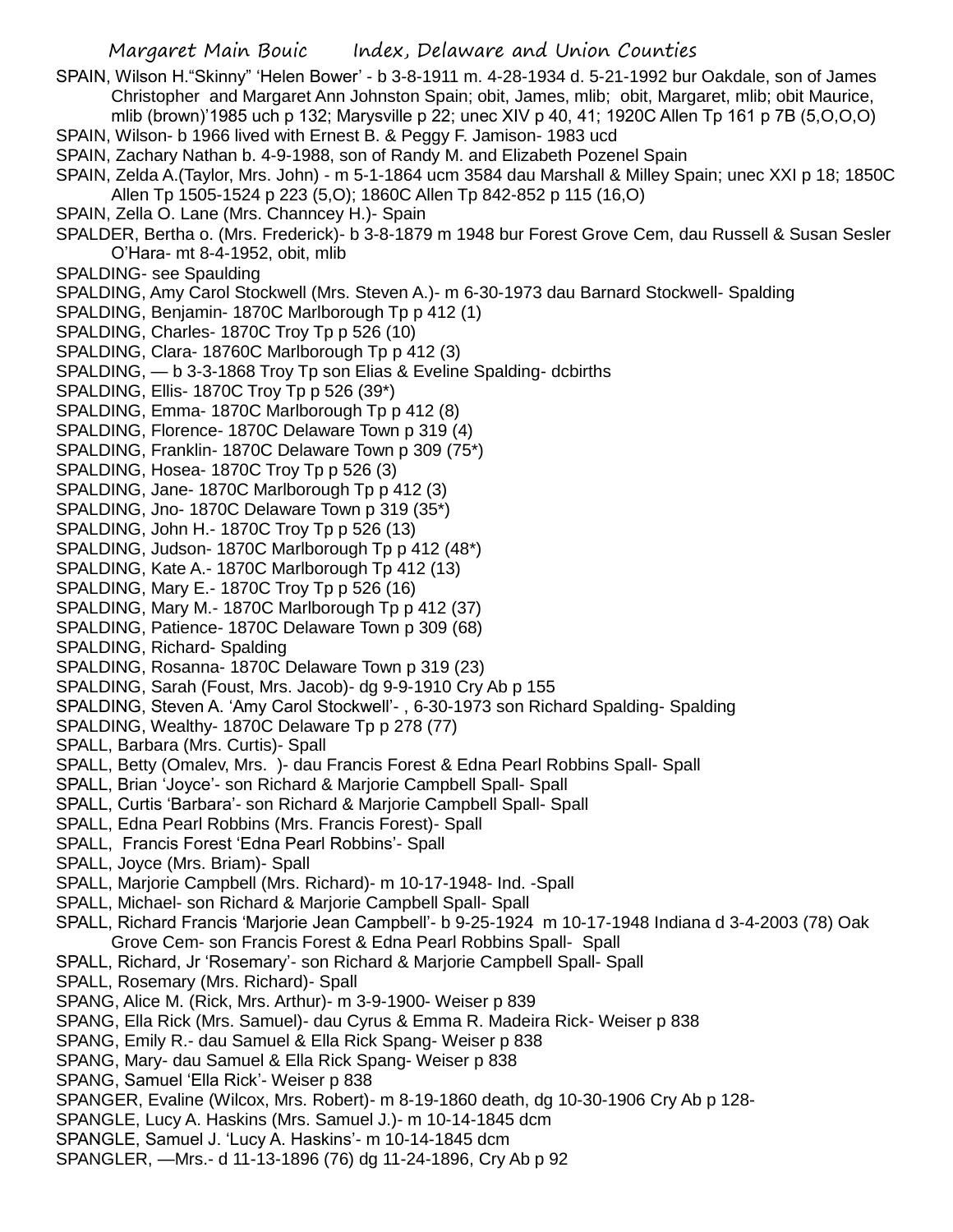SPAIN, Wilson H."Skinny" 'Helen Bower' - b 3-8-1911 m. 4-28-1934 d. 5-21-1992 bur Oakdale, son of James Christopher and Margaret Ann Johnston Spain; obit, James, mlib; obit, Margaret, mlib; obit Maurice, mlib (brown)'1985 uch p 132; Marysville p 22; unec XIV p 40, 41; 1920C Allen Tp 161 p 7B (5,O,O,O)

SPAIN, Wilson- b 1966 lived with Ernest B. & Peggy F. Jamison- 1983 ucd

SPAIN, Zachary Nathan b. 4-9-1988, son of Randy M. and Elizabeth Pozenel Spain

SPAIN, Zelda A.(Taylor, Mrs. John) - m 5-1-1864 ucm 3584 dau Marshall & Milley Spain; unec XXI p 18; 1850C Allen Tp 1505-1524 p 223 (5,O); 1860C Allen Tp 842-852 p 115 (16,O)

SPAIN, Zella O. Lane (Mrs. Channcey H.)- Spain

SPALDER, Bertha o. (Mrs. Frederick)- b 3-8-1879 m 1948 bur Forest Grove Cem, dau Russell & Susan Sesler O'Hara- mt 8-4-1952, obit, mlib

SPALDING- see Spaulding

SPALDING, Amy Carol Stockwell (Mrs. Steven A.)- m 6-30-1973 dau Barnard Stockwell- Spalding

SPALDING, Benjamin- 1870C Marlborough Tp p 412 (1)

SPALDING, Charles- 1870C Troy Tp p 526 (10)

SPALDING, Clara- 18760C Marlborough Tp p 412 (3)

SPALDING, — b 3-3-1868 Troy Tp son Elias & Eveline Spalding- dcbirths

SPALDING, Ellis- 1870C Troy Tp p 526 (39*)

SPALDING, Emma- 1870C Marlborough Tp p 412 (8)

SPALDING, Florence- 1870C Delaware Town p 319 (4)

SPALDING, Franklin- 1870C Delaware Town p 309 (75*)

SPALDING, Hosea- 1870C Troy Tp p 526 (3)

SPALDING, Jane- 1870C Marlborough Tp p 412 (3)

SPALDING, Jno- 1870C Delaware Town p 319 (35*)

SPALDING, John H.- 1870C Troy Tp p 526 (13)

SPALDING, Judson- 1870C Marlborough Tp p 412 (48*)

SPALDING, Kate A.- 1870C Marlborough Tp 412 (13)

SPALDING, Mary E.- 1870C Troy Tp p 526 (16)

SPALDING, Mary M.- 1870C Marlborough Tp p 412 (37)

SPALDING, Patience- 1870C Delaware Town p 309 (68)

SPALDING, Richard- Spalding

SPALDING, Rosanna- 1870C Delaware Town p 319 (23)

SPALDING, Sarah (Foust, Mrs. Jacob)- dg 9-9-1910 Cry Ab p 155

SPALDING, Steven A. 'Amy Carol Stockwell'- , 6-30-1973 son Richard Spalding- Spalding

SPALDING, Wealthy- 1870C Delaware Tp p 278 (77)

SPALL, Barbara (Mrs. Curtis)- Spall

SPALL, Betty (Omalev, Mrs. )- dau Francis Forest & Edna Pearl Robbins Spall- Spall

SPALL, Brian 'Joyce'- son Richard & Marjorie Campbell Spall- Spall

SPALL, Curtis 'Barbara'- son Richard & Marjorie Campbell Spall- Spall

SPALL, Edna Pearl Robbins (Mrs. Francis Forest)- Spall

SPALL, Francis Forest 'Edna Pearl Robbins'- Spall

SPALL, Joyce (Mrs. Briam)- Spall

SPALL, Marjorie Campbell (Mrs. Richard)- m 10-17-1948- Ind. -Spall

SPALL, Michael- son Richard & Marjorie Campbell Spall- Spall

SPALL, Richard Francis 'Marjorie Jean Campbell'- b 9-25-1924 m 10-17-1948 Indiana d 3-4-2003 (78) Oak Grove Cem- son Francis Forest & Edna Pearl Robbins Spall- Spall

SPALL, Richard, Jr 'Rosemary'- son Richard & Marjorie Campbell Spall- Spall

SPALL, Rosemary (Mrs. Richard)- Spall

SPANG, Alice M. (Rick, Mrs. Arthur)- m 3-9-1900- Weiser p 839

SPANG, Ella Rick (Mrs. Samuel)- dau Cyrus & Emma R. Madeira Rick- Weiser p 838

SPANG, Emily R.- dau Samuel & Ella Rick Spang- Weiser p 838

SPANG, Mary- dau Samuel & Ella Rick Spang- Weiser p 838

SPANG, Samuel 'Ella Rick'- Weiser p 838

SPANGER, Evaline (Wilcox, Mrs. Robert)- m 8-19-1860 death, dg 10-30-1906 Cry Ab p 128-

SPANGLE, Lucy A. Haskins (Mrs. Samuel J.)- m 10-14-1845 dcm

SPANGLE, Samuel J. 'Lucy A. Haskins'- m 10-14-1845 dcm

SPANGLER, —Mrs.- d 11-13-1896 (76) dg 11-24-1896, Cry Ab p 92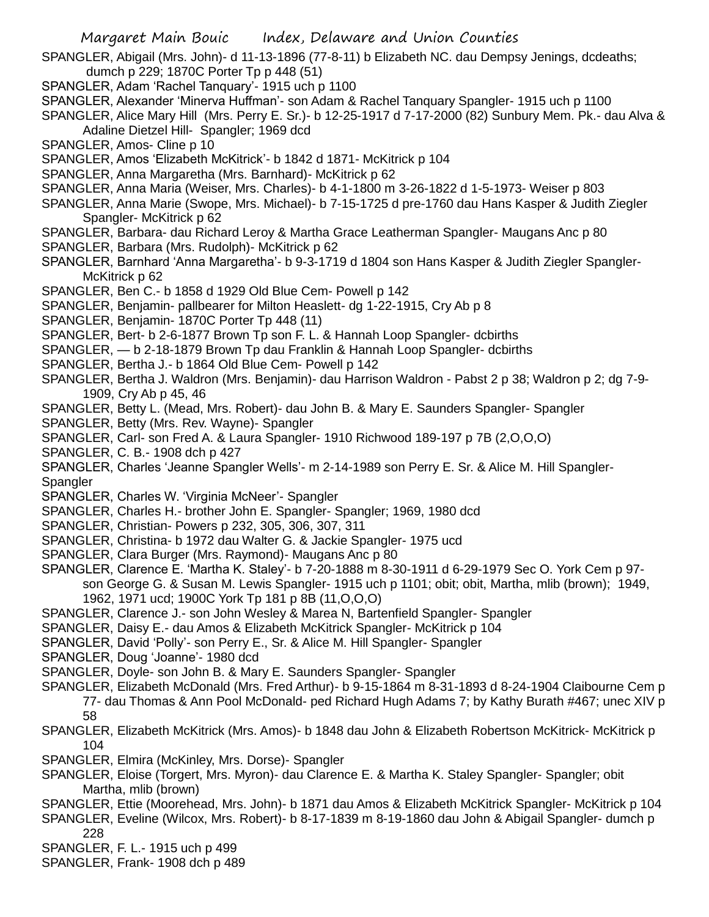SPANGLER, Abigail (Mrs. John)- d 11-13-1896 (77-8-11) b Elizabeth NC. dau Dempsy Jenings, dcdeaths; dumch p 229; 1870C Porter Tp p 448 (51)

SPANGLER, Adam 'Rachel Tanquary'- 1915 uch p 1100

SPANGLER, Alexander 'Minerva Huffman'- son Adam & Rachel Tanquary Spangler- 1915 uch p 1100

SPANGLER, Alice Mary Hill (Mrs. Perry E. Sr.)- b 12-25-1917 d 7-17-2000 (82) Sunbury Mem. Pk.- dau Alva & Adaline Dietzel Hill- Spangler; 1969 dcd

SPANGLER, Amos- Cline p 10

SPANGLER, Amos 'Elizabeth McKitrick'- b 1842 d 1871- McKitrick p 104

SPANGLER, Anna Margaretha (Mrs. Barnhard)- McKitrick p 62

SPANGLER, Anna Maria (Weiser, Mrs. Charles)- b 4-1-1800 m 3-26-1822 d 1-5-1973- Weiser p 803

SPANGLER, Anna Marie (Swope, Mrs. Michael)- b 7-15-1725 d pre-1760 dau Hans Kasper & Judith Ziegler Spangler- McKitrick p 62

SPANGLER, Barbara- dau Richard Leroy & Martha Grace Leatherman Spangler- Maugans Anc p 80

SPANGLER, Barbara (Mrs. Rudolph)- McKitrick p 62

SPANGLER, Barnhard 'Anna Margaretha'- b 9-3-1719 d 1804 son Hans Kasper & Judith Ziegler Spangler- McKitrick p 62

SPANGLER, Ben C.- b 1858 d 1929 Old Blue Cem- Powell p 142

SPANGLER, Benjamin- pallbearer for Milton Heaslett- dg 1-22-1915, Cry Ab p 8

SPANGLER, Benjamin- 1870C Porter Tp 448 (11)

SPANGLER, Bert- b 2-6-1877 Brown Tp son F. L. & Hannah Loop Spangler- dcbirths

SPANGLER, — b 2-18-1879 Brown Tp dau Franklin & Hannah Loop Spangler- dcbirths

SPANGLER, Bertha J.- b 1864 Old Blue Cem- Powell p 142

SPANGLER, Bertha J. Waldron (Mrs. Benjamin)- dau Harrison Waldron - Pabst 2 p 38; Waldron p 2; dg 7-9-1909, Cry Ab p 45, 46

SPANGLER, Betty L. (Mead, Mrs. Robert)- dau John B. & Mary E. Saunders Spangler- Spangler

SPANGLER, Betty (Mrs. Rev. Wayne)- Spangler

SPANGLER, Carl- son Fred A. & Laura Spangler- 1910 Richwood 189-197 p 7B (2,O,O,O)

SPANGLER, C. B.- 1908 dch p 427

SPANGLER, Charles 'Jeanne Spangler Wells'- m 2-14-1989 son Perry E. Sr. & Alice M. Hill Spangler- Spangler

SPANGLER, Charles W. 'Virginia McNeer'- Spangler

SPANGLER, Charles H.- brother John E. Spangler- Spangler; 1969, 1980 dcd

SPANGLER, Christian- Powers p 232, 305, 306, 307, 311

SPANGLER, Christina- b 1972 dau Walter G. & Jackie Spangler- 1975 ucd

SPANGLER, Clara Burger (Mrs. Raymond)- Maugans Anc p 80

SPANGLER, Clarence E. 'Martha K. Staley'- b 7-20-1888 m 8-30-1911 d 6-29-1979 Sec O. York Cem p 97- son George G. & Susan M. Lewis Spangler- 1915 uch p 1101; obit; obit, Martha, mlib (brown); 1949, 1962, 1971 ucd; 1900C York Tp 181 p 8B (11,O,O,O)

SPANGLER, Clarence J.- son John Wesley & Marea N, Bartenfield Spangler- Spangler

SPANGLER, Daisy E.- dau Amos & Elizabeth McKitrick Spangler- McKitrick p 104

SPANGLER, David 'Polly'- son Perry E., Sr. & Alice M. Hill Spangler- Spangler

SPANGLER, Doug 'Joanne'- 1980 dcd

SPANGLER, Doyle- son John B. & Mary E. Saunders Spangler- Spangler

SPANGLER, Elizabeth McDonald (Mrs. Fred Arthur)- b 9-15-1864 m 8-31-1893 d 8-24-1904 Claibourne Cem p 77- dau Thomas & Ann Pool McDonald- ped Richard Hugh Adams 7; by Kathy Burath #467; unec XIV p 58

SPANGLER, Elizabeth McKitrick (Mrs. Amos)- b 1848 dau John & Elizabeth Robertson McKitrick- McKitrick p 104

SPANGLER, Elmira (McKinley, Mrs. Dorse)- Spangler

SPANGLER, Eloise (Torgert, Mrs. Myron)- dau Clarence E. & Martha K. Staley Spangler- Spangler; obit Martha, mlib (brown)

SPANGLER, Ettie (Moorehead, Mrs. John)- b 1871 dau Amos & Elizabeth McKitrick Spangler- McKitrick p 104

SPANGLER, Eveline (Wilcox, Mrs. Robert)- b 8-17-1839 m 8-19-1860 dau John & Abigail Spangler- dumch p 228

SPANGLER, F. L.- 1915 uch p 499

SPANGLER, Frank- 1908 dch p 489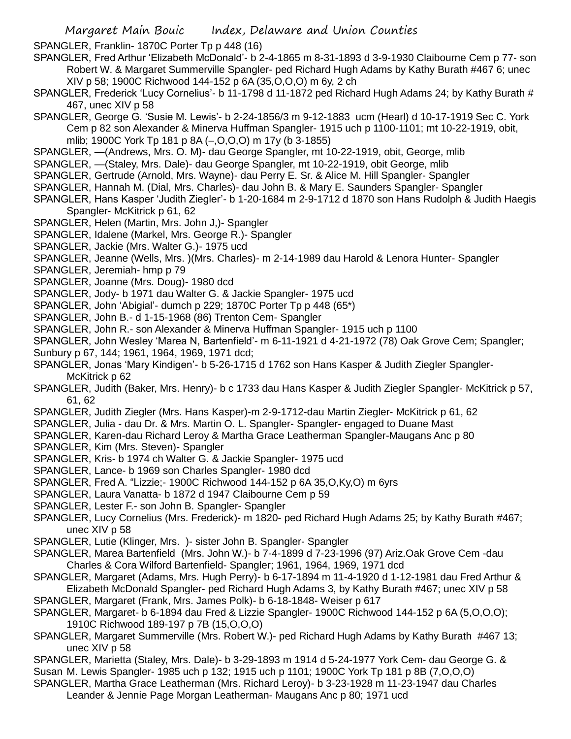SPANGLER, Franklin- 1870C Porter Tp p 448 (16)

SPANGLER, Fred Arthur 'Elizabeth McDonald'- b 2-4-1865 m 8-31-1893 d 3-9-1930 Claibourne Cem p 77- son Robert W. & Margaret Summerville Spangler- ped Richard Hugh Adams by Kathy Burath #467 6; unec XIV p 58; 1900C Richwood 144-152 p 6A (35,O,O,O) m 6y, 2 ch

SPANGLER, Frederick 'Lucy Cornelius'- b 11-1798 d 11-1872 ped Richard Hugh Adams 24; by Kathy Burath # 467, unec XIV p 58

SPANGLER, George G. 'Susie M. Lewis'- b 2-24-1856/3 m 9-12-1883 ucm (Hearl) d 10-17-1919 Sec C. York Cem p 82 son Alexander & Minerva Huffman Spangler- 1915 uch p 1100-1101; mt 10-22-1919, obit, mlib; 1900C York Tp 181 p 8A (–,O,O,O) m 17y (b 3-1855)

SPANGLER, —(Andrews, Mrs. O. M)- dau George Spangler, mt 10-22-1919, obit, George, mlib

SPANGLER, —(Staley, Mrs. Dale)- dau George Spangler, mt 10-22-1919, obit George, mlib

SPANGLER, Gertrude (Arnold, Mrs. Wayne)- dau Perry E. Sr. & Alice M. Hill Spangler- Spangler

SPANGLER, Hannah M. (Dial, Mrs. Charles)- dau John B. & Mary E. Saunders Spangler- Spangler

SPANGLER, Hans Kasper 'Judith Ziegler'- b 1-20-1684 m 2-9-1712 d 1870 son Hans Rudolph & Judith Haegis Spangler- McKitrick p 61, 62

SPANGLER, Helen (Martin, Mrs. John J,)- Spangler

SPANGLER, Idalene (Markel, Mrs. George R.)- Spangler

SPANGLER, Jackie (Mrs. Walter G.)- 1975 ucd

SPANGLER, Jeanne (Wells, Mrs. )(Mrs. Charles)- m 2-14-1989 dau Harold & Lenora Hunter- Spangler

SPANGLER, Jeremiah- hmp p 79

SPANGLER, Joanne (Mrs. Doug)- 1980 dcd

SPANGLER, Jody- b 1971 dau Walter G. & Jackie Spangler- 1975 ucd

SPANGLER, John 'Abigial'- dumch p 229; 1870C Porter Tp p 448 (65*)

SPANGLER, John B.- d 1-15-1968 (86) Trenton Cem- Spangler

SPANGLER, John R.- son Alexander & Minerva Huffman Spangler- 1915 uch p 1100

SPANGLER, John Wesley 'Marea N, Bartenfield'- m 6-11-1921 d 4-21-1972 (78) Oak Grove Cem; Spangler; Sunbury p 67, 144; 1961, 1964, 1969, 1971 dcd;

SPANGLER, Jonas 'Mary Kindigen'- b 5-26-1715 d 1762 son Hans Kasper & Judith Ziegler Spangler- McKitrick p 62

SPANGLER, Judith (Baker, Mrs. Henry)- b c 1733 dau Hans Kasper & Judith Ziegler Spangler- McKitrick p 57, 61, 62

SPANGLER, Judith Ziegler (Mrs. Hans Kasper)-m 2-9-1712-dau Martin Ziegler- McKitrick p 61, 62

SPANGLER, Julia - dau Dr. & Mrs. Martin O. L. Spangler- Spangler- engaged to Duane Mast

SPANGLER, Karen-dau Richard Leroy & Martha Grace Leatherman Spangler-Maugans Anc p 80

SPANGLER, Kim (Mrs. Steven)- Spangler

SPANGLER, Kris- b 1974 ch Walter G. & Jackie Spangler- 1975 ucd

SPANGLER, Lance- b 1969 son Charles Spangler- 1980 dcd

SPANGLER, Fred A. "Lizzie;- 1900C Richwood 144-152 p 6A 35,O,Ky,O) m 6yrs

SPANGLER, Laura Vanatta- b 1872 d 1947 Claibourne Cem p 59

SPANGLER, Lester F.- son John B. Spangler- Spangler

SPANGLER, Lucy Cornelius (Mrs. Frederick)- m 1820- ped Richard Hugh Adams 25; by Kathy Burath #467; unec XIV p 58

SPANGLER, Lutie (Klinger, Mrs. )- sister John B. Spangler- Spangler

SPANGLER, Marea Bartenfield (Mrs. John W.)- b 7-4-1899 d 7-23-1996 (97) Ariz.Oak Grove Cem -dau Charles & Cora Wilford Bartenfield- Spangler; 1961, 1964, 1969, 1971 dcd

SPANGLER, Margaret (Adams, Mrs. Hugh Perry)- b 6-17-1894 m 11-4-1920 d 1-12-1981 dau Fred Arthur & Elizabeth McDonald Spangler- ped Richard Hugh Adams 3, by Kathy Burath #467; unec XIV p 58

SPANGLER, Margaret (Frank, Mrs. James Polk)- b 6-18-1848- Weiser p 617

SPANGLER, Margaret- b 6-1894 dau Fred & Lizzie Spangler- 1900C Richwood 144-152 p 6A (5,O,O,O); 1910C Richwood 189-197 p 7B (15,O,O,O)

SPANGLER, Margaret Summerville (Mrs. Robert W.)- ped Richard Hugh Adams by Kathy Burath #467 13; unec XIV p 58

SPANGLER, Marietta (Staley, Mrs. Dale)- b 3-29-1893 m 1914 d 5-24-1977 York Cem- dau George G. & Susan M. Lewis Spangler- 1985 uch p 132; 1915 uch p 1101; 1900C York Tp 181 p 8B (7,O,O,O)

SPANGLER, Martha Grace Leatherman (Mrs. Richard Leroy)- b 3-23-1928 m 11-23-1947 dau Charles Leander & Jennie Page Morgan Leatherman- Maugans Anc p 80; 1971 ucd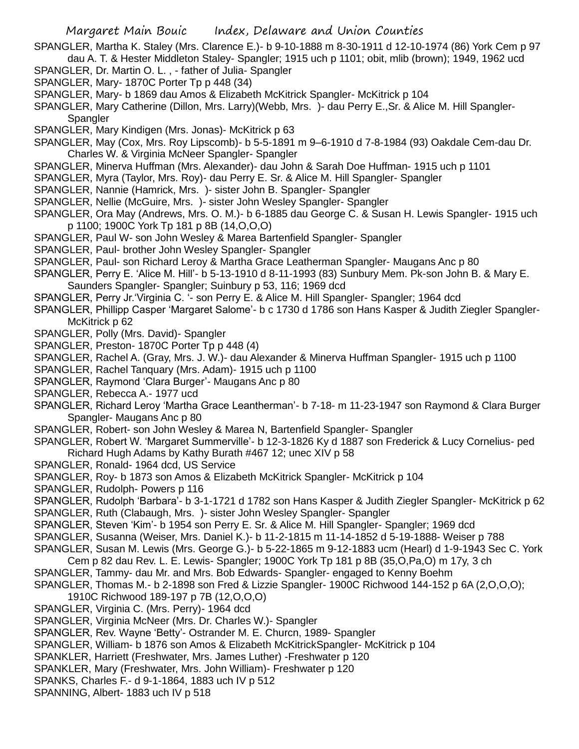SPANGLER, Martha K. Staley (Mrs. Clarence E.)- b 9-10-1888 m 8-30-1911 d 12-10-1974 (86) York Cem p 97 dau A. T. & Hester Middleton Staley- Spangler; 1915 uch p 1101; obit, mlib (brown); 1949, 1962 ucd

SPANGLER, Dr. Martin O. L. , - father of Julia- Spangler

SPANGLER, Mary- 1870C Porter Tp p 448 (34)

SPANGLER, Mary- b 1869 dau Amos & Elizabeth McKitrick Spangler- McKitrick p 104

SPANGLER, Mary Catherine (Dillon, Mrs. Larry)(Webb, Mrs. )- dau Perry E.,Sr. & Alice M. Hill Spangler- Spangler

SPANGLER, Mary Kindigen (Mrs. Jonas)- McKitrick p 63

SPANGLER, May (Cox, Mrs. Roy Lipscomb)- b 5-5-1891 m 9–6-1910 d 7-8-1984 (93) Oakdale Cem-dau Dr. Charles W. & Virginia McNeer Spangler- Spangler

SPANGLER, Minerva Huffman (Mrs. Alexander)- dau John & Sarah Doe Huffman- 1915 uch p 1101

SPANGLER, Myra (Taylor, Mrs. Roy)- dau Perry E. Sr. & Alice M. Hill Spangler- Spangler

SPANGLER, Nannie (Hamrick, Mrs. )- sister John B. Spangler- Spangler

SPANGLER, Nellie (McGuire, Mrs. )- sister John Wesley Spangler- Spangler

SPANGLER, Ora May (Andrews, Mrs. O. M.)- b 6-1885 dau George C. & Susan H. Lewis Spangler- 1915 uch p 1100; 1900C York Tp 181 p 8B (14,O,O,O)

SPANGLER, Paul W- son John Wesley & Marea Bartenfield Spangler- Spangler

SPANGLER, Paul- brother John Wesley Spangler- Spangler

SPANGLER, Paul- son Richard Leroy & Martha Grace Leatherman Spangler- Maugans Anc p 80

SPANGLER, Perry E. 'Alice M. Hill'- b 5-13-1910 d 8-11-1993 (83) Sunbury Mem. Pk-son John B. & Mary E. Saunders Spangler- Spangler; Suinbury p 53, 116; 1969 dcd

SPANGLER, Perry Jr.'Virginia C. '- son Perry E. & Alice M. Hill Spangler- Spangler; 1964 dcd

SPANGLER, Phillipp Casper 'Margaret Salome'- b c 1730 d 1786 son Hans Kasper & Judith Ziegler Spangler- McKitrick p 62

SPANGLER, Polly (Mrs. David)- Spangler

SPANGLER, Preston- 1870C Porter Tp p 448 (4)

SPANGLER, Rachel A. (Gray, Mrs. J. W.)- dau Alexander & Minerva Huffman Spangler- 1915 uch p 1100

SPANGLER, Rachel Tanquary (Mrs. Adam)- 1915 uch p 1100

SPANGLER, Raymond 'Clara Burger'- Maugans Anc p 80

SPANGLER, Rebecca A.- 1977 ucd

SPANGLER, Richard Leroy 'Martha Grace Leantherman'- b 7-18- m 11-23-1947 son Raymond & Clara Burger Spangler- Maugans Anc p 80

SPANGLER, Robert- son John Wesley & Marea N, Bartenfield Spangler- Spangler

SPANGLER, Robert W. 'Margaret Summerville'- b 12-3-1826 Ky d 1887 son Frederick & Lucy Cornelius- ped Richard Hugh Adams by Kathy Burath #467 12; unec XIV p 58

SPANGLER, Ronald- 1964 dcd, US Service

SPANGLER, Roy- b 1873 son Amos & Elizabeth McKitrick Spangler- McKitrick p 104

SPANGLER, Rudolph- Powers p 116

SPANGLER, Rudolph 'Barbara'- b 3-1-1721 d 1782 son Hans Kasper & Judith Ziegler Spangler- McKitrick p 62

SPANGLER, Ruth (Clabaugh, Mrs. )- sister John Wesley Spangler- Spangler

SPANGLER, Steven 'Kim'- b 1954 son Perry E. Sr. & Alice M. Hill Spangler- Spangler; 1969 dcd

SPANGLER, Susanna (Weiser, Mrs. Daniel K.)- b 11-2-1815 m 11-14-1852 d 5-19-1888- Weiser p 788

SPANGLER, Susan M. Lewis (Mrs. George G.)- b 5-22-1865 m 9-12-1883 ucm (Hearl) d 1-9-1943 Sec C. York Cem p 82 dau Rev. L. E. Lewis- Spangler; 1900C York Tp 181 p 8B (35,O,Pa,O) m 17y, 3 ch

SPANGLER, Tammy- dau Mr. and Mrs. Bob Edwards- Spangler- engaged to Kenny Boehm

SPANGLER, Thomas M.- b 2-1898 son Fred & Lizzie Spangler- 1900C Richwood 144-152 p 6A (2,O,O,O); 1910C Richwood 189-197 p 7B (12,O,O,O)

SPANGLER, Virginia C. (Mrs. Perry)- 1964 dcd

SPANGLER, Virginia McNeer (Mrs. Dr. Charles W.)- Spangler

SPANGLER, Rev. Wayne 'Betty'- Ostrander M. E. Churcn, 1989- Spangler

SPANGLER, William- b 1876 son Amos & Elizabeth McKitrickSpangler- McKitrick p 104

SPANKLER, Harriett (Freshwater, Mrs. James Luther) -Freshwater p 120

SPANKLER, Mary (Freshwater, Mrs. John William)- Freshwater p 120

SPANKS, Charles F.- d 9-1-1864, 1883 uch IV p 512

SPANNING, Albert- 1883 uch IV p 518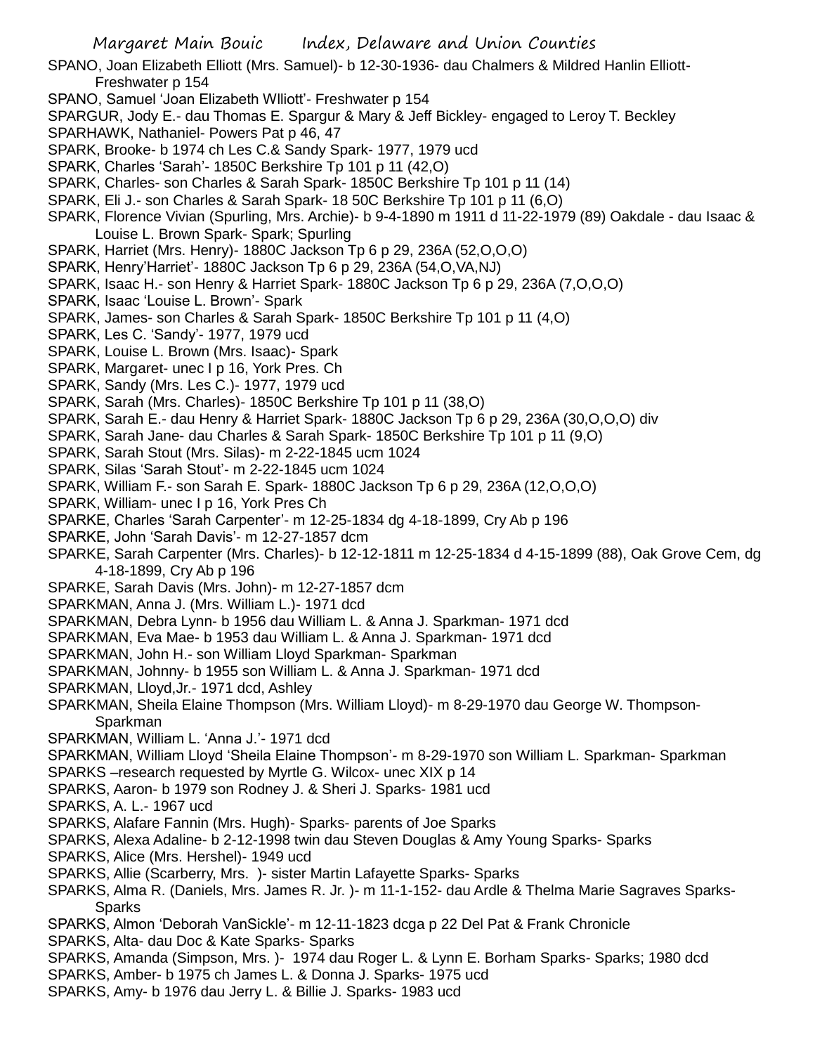SPANO, Joan Elizabeth Elliott (Mrs. Samuel)- b 12-30-1936- dau Chalmers & Mildred Hanlin Elliott- Freshwater p 154

SPANO, Samuel 'Joan Elizabeth Wlliott'- Freshwater p 154

SPARGUR, Jody E.- dau Thomas E. Spargur & Mary & Jeff Bickley- engaged to Leroy T. Beckley

SPARHAWK, Nathaniel- Powers Pat p 46, 47

SPARK, Brooke- b 1974 ch Les C.& Sandy Spark- 1977, 1979 ucd

SPARK, Charles 'Sarah'- 1850C Berkshire Tp 101 p 11 (42,O)

SPARK, Charles- son Charles & Sarah Spark- 1850C Berkshire Tp 101 p 11 (14)

SPARK, Eli J.- son Charles & Sarah Spark- 18 50C Berkshire Tp 101 p 11 (6,O)

SPARK, Florence Vivian (Spurling, Mrs. Archie)- b 9-4-1890 m 1911 d 11-22-1979 (89) Oakdale - dau Isaac & Louise L. Brown Spark- Spark; Spurling

SPARK, Harriet (Mrs. Henry)- 1880C Jackson Tp 6 p 29, 236A (52,O,O,O)

SPARK, Henry'Harriet'- 1880C Jackson Tp 6 p 29, 236A (54,O,VA,NJ)

SPARK, Isaac H.- son Henry & Harriet Spark- 1880C Jackson Tp 6 p 29, 236A (7,O,O,O)

SPARK, Isaac 'Louise L. Brown'- Spark

SPARK, James- son Charles & Sarah Spark- 1850C Berkshire Tp 101 p 11 (4,O)

SPARK, Les C. 'Sandy'- 1977, 1979 ucd

SPARK, Louise L. Brown (Mrs. Isaac)- Spark

SPARK, Margaret- unec I p 16, York Pres. Ch

SPARK, Sandy (Mrs. Les C.)- 1977, 1979 ucd

SPARK, Sarah (Mrs. Charles)- 1850C Berkshire Tp 101 p 11 (38,O)

SPARK, Sarah E.- dau Henry & Harriet Spark- 1880C Jackson Tp 6 p 29, 236A (30,O,O,O) div

SPARK, Sarah Jane- dau Charles & Sarah Spark- 1850C Berkshire Tp 101 p 11 (9,O)

SPARK, Sarah Stout (Mrs. Silas)- m 2-22-1845 ucm 1024

SPARK, Silas 'Sarah Stout'- m 2-22-1845 ucm 1024

SPARK, William F.- son Sarah E. Spark- 1880C Jackson Tp 6 p 29, 236A (12,O,O,O)

SPARK, William- unec I p 16, York Pres Ch

SPARKE, Charles 'Sarah Carpenter'- m 12-25-1834 dg 4-18-1899, Cry Ab p 196

SPARKE, John 'Sarah Davis'- m 12-27-1857 dcm

SPARKE, Sarah Carpenter (Mrs. Charles)- b 12-12-1811 m 12-25-1834 d 4-15-1899 (88), Oak Grove Cem, dg 4-18-1899, Cry Ab p 196

SPARKE, Sarah Davis (Mrs. John)- m 12-27-1857 dcm

SPARKMAN, Anna J. (Mrs. William L.)- 1971 dcd

SPARKMAN, Debra Lynn- b 1956 dau William L. & Anna J. Sparkman- 1971 dcd

SPARKMAN, Eva Mae- b 1953 dau William L. & Anna J. Sparkman- 1971 dcd

SPARKMAN, John H.- son William Lloyd Sparkman- Sparkman

SPARKMAN, Johnny- b 1955 son William L. & Anna J. Sparkman- 1971 dcd

SPARKMAN, Lloyd,Jr.- 1971 dcd, Ashley

SPARKMAN, Sheila Elaine Thompson (Mrs. William Lloyd)- m 8-29-1970 dau George W. Thompson- Sparkman

SPARKMAN, William L. 'Anna J.'- 1971 dcd

SPARKMAN, William Lloyd 'Sheila Elaine Thompson'- m 8-29-1970 son William L. Sparkman- Sparkman

SPARKS –research requested by Myrtle G. Wilcox- unec XIX p 14

SPARKS, Aaron- b 1979 son Rodney J. & Sheri J. Sparks- 1981 ucd

SPARKS, A. L.- 1967 ucd

SPARKS, Alafare Fannin (Mrs. Hugh)- Sparks- parents of Joe Sparks

SPARKS, Alexa Adaline- b 2-12-1998 twin dau Steven Douglas & Amy Young Sparks- Sparks

SPARKS, Alice (Mrs. Hershel)- 1949 ucd

SPARKS, Allie (Scarberry, Mrs. )- sister Martin Lafayette Sparks- Sparks

SPARKS, Alma R. (Daniels, Mrs. James R. Jr. )- m 11-1-152- dau Ardle & Thelma Marie Sagraves Sparks- Sparks

SPARKS, Almon 'Deborah VanSickle'- m 12-11-1823 dcga p 22 Del Pat & Frank Chronicle

SPARKS, Alta- dau Doc & Kate Sparks- Sparks

SPARKS, Amanda (Simpson, Mrs. )- 1974 dau Roger L. & Lynn E. Borham Sparks- Sparks; 1980 dcd

SPARKS, Amber- b 1975 ch James L. & Donna J. Sparks- 1975 ucd

SPARKS, Amy- b 1976 dau Jerry L. & Billie J. Sparks- 1983 ucd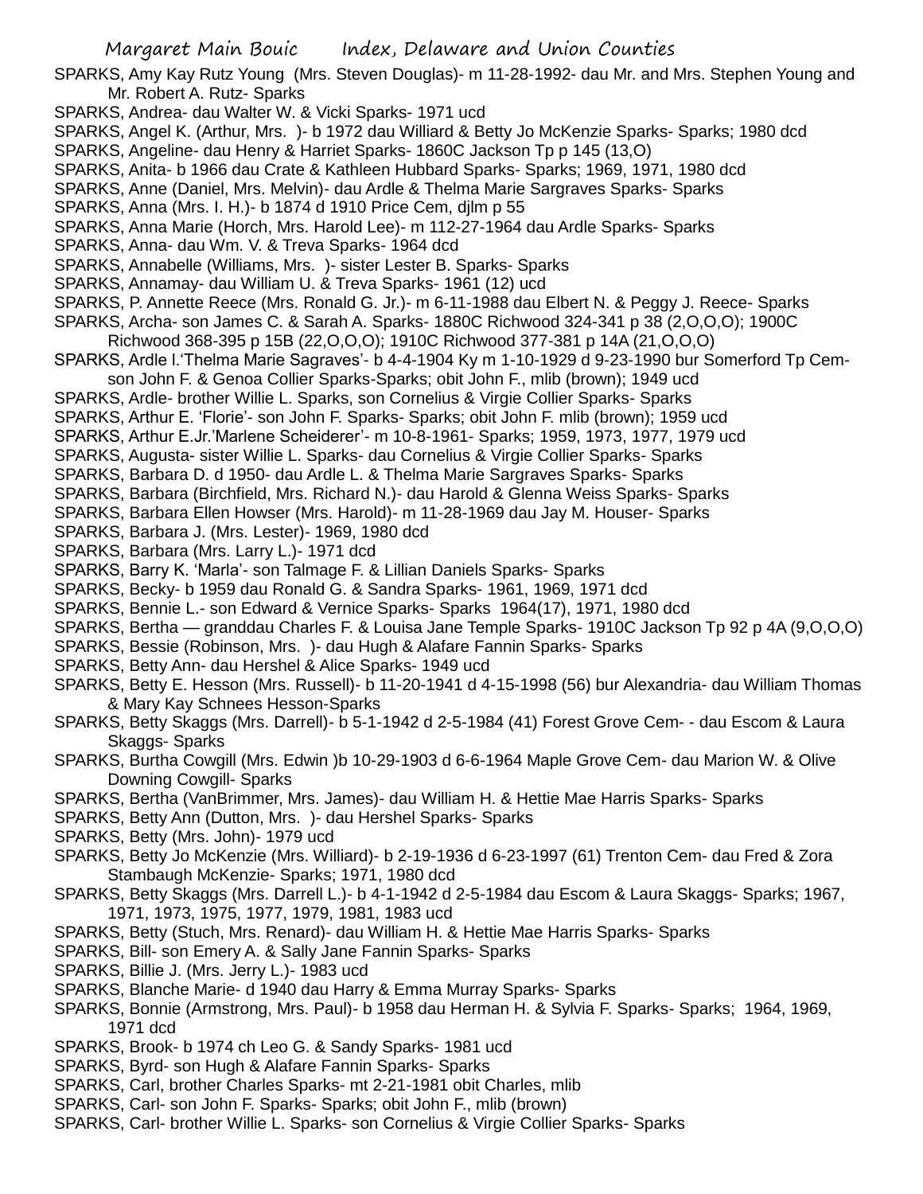SPARKS, Amy Kay Rutz Young (Mrs. Steven Douglas)- m 11-28-1992- dau Mr. and Mrs. Stephen Young and Mr. Robert A. Rutz- Sparks

SPARKS, Andrea- dau Walter W. & Vicki Sparks- 1971 ucd

SPARKS, Angel K. (Arthur, Mrs. )- b 1972 dau Williard & Betty Jo McKenzie Sparks- Sparks; 1980 dcd

SPARKS, Angeline- dau Henry & Harriet Sparks- 1860C Jackson Tp p 145 (13,O)

SPARKS, Anita- b 1966 dau Crate & Kathleen Hubbard Sparks- Sparks; 1969, 1971, 1980 dcd

SPARKS, Anne (Daniel, Mrs. Melvin)- dau Ardle & Thelma Marie Sargraves Sparks- Sparks

SPARKS, Anna (Mrs. I. H.)- b 1874 d 1910 Price Cem, djlm p 55

SPARKS, Anna Marie (Horch, Mrs. Harold Lee)- m 112-27-1964 dau Ardle Sparks- Sparks

SPARKS, Anna- dau Wm. V. & Treva Sparks- 1964 dcd

SPARKS, Annabelle (Williams, Mrs. )- sister Lester B. Sparks- Sparks

SPARKS, Annamay- dau William U. & Treva Sparks- 1961 (12) ucd

SPARKS, P. Annette Reece (Mrs. Ronald G. Jr.)- m 6-11-1988 dau Elbert N. & Peggy J. Reece- Sparks

SPARKS, Archa- son James C. & Sarah A. Sparks- 1880C Richwood 324-341 p 38 (2,O,O,O); 1900C Richwood 368-395 p 15B (22,O,O,O); 1910C Richwood 377-381 p 14A (21,O,O,O)

SPARKS, Ardle l.'Thelma Marie Sagraves'- b 4-4-1904 Ky m 1-10-1929 d 9-23-1990 bur Somerford Tp Cem- son John F. & Genoa Collier Sparks-Sparks; obit John F., mlib (brown); 1949 ucd

SPARKS, Ardle- brother Willie L. Sparks, son Cornelius & Virgie Collier Sparks- Sparks

SPARKS, Arthur E. 'Florie'- son John F. Sparks- Sparks; obit John F. mlib (brown); 1959 ucd

SPARKS, Arthur E.Jr.'Marlene Scheiderer'- m 10-8-1961- Sparks; 1959, 1973, 1977, 1979 ucd

SPARKS, Augusta- sister Willie L. Sparks- dau Cornelius & Virgie Collier Sparks- Sparks

SPARKS, Barbara D. d 1950- dau Ardle L. & Thelma Marie Sargraves Sparks- Sparks

SPARKS, Barbara (Birchfield, Mrs. Richard N.)- dau Harold & Glenna Weiss Sparks- Sparks

SPARKS, Barbara Ellen Howser (Mrs. Harold)- m 11-28-1969 dau Jay M. Houser- Sparks

SPARKS, Barbara J. (Mrs. Lester)- 1969, 1980 dcd

SPARKS, Barbara (Mrs. Larry L.)- 1971 dcd

SPARKS, Barry K. 'Marla'- son Talmage F. & Lillian Daniels Sparks- Sparks

SPARKS, Becky- b 1959 dau Ronald G. & Sandra Sparks- 1961, 1969, 1971 dcd

SPARKS, Bennie L.- son Edward & Vernice Sparks- Sparks 1964(17), 1971, 1980 dcd

SPARKS, Bertha — granddau Charles F. & Louisa Jane Temple Sparks- 1910C Jackson Tp 92 p 4A (9,O,O,O)

SPARKS, Bessie (Robinson, Mrs. )- dau Hugh & Alafare Fannin Sparks- Sparks

SPARKS, Betty Ann- dau Hershel & Alice Sparks- 1949 ucd

SPARKS, Betty E. Hesson (Mrs. Russell)- b 11-20-1941 d 4-15-1998 (56) bur Alexandria- dau William Thomas & Mary Kay Schnees Hesson-Sparks

SPARKS, Betty Skaggs (Mrs. Darrell)- b 5-1-1942 d 2-5-1984 (41) Forest Grove Cem- - dau Escom & Laura Skaggs- Sparks

SPARKS, Burtha Cowgill (Mrs. Edwin )b 10-29-1903 d 6-6-1964 Maple Grove Cem- dau Marion W. & Olive Downing Cowgill- Sparks

SPARKS, Bertha (VanBrimmer, Mrs. James)- dau William H. & Hettie Mae Harris Sparks- Sparks

SPARKS, Betty Ann (Dutton, Mrs. )- dau Hershel Sparks- Sparks

SPARKS, Betty (Mrs. John)- 1979 ucd

SPARKS, Betty Jo McKenzie (Mrs. Williard)- b 2-19-1936 d 6-23-1997 (61) Trenton Cem- dau Fred & Zora Stambaugh McKenzie- Sparks; 1971, 1980 dcd

SPARKS, Betty Skaggs (Mrs. Darrell L.)- b 4-1-1942 d 2-5-1984 dau Escom & Laura Skaggs- Sparks; 1967, 1971, 1973, 1975, 1977, 1979, 1981, 1983 ucd

SPARKS, Betty (Stuch, Mrs. Renard)- dau William H. & Hettie Mae Harris Sparks- Sparks

SPARKS, Bill- son Emery A. & Sally Jane Fannin Sparks- Sparks

SPARKS, Billie J. (Mrs. Jerry L.)- 1983 ucd

SPARKS, Blanche Marie- d 1940 dau Harry & Emma Murray Sparks- Sparks

SPARKS, Bonnie (Armstrong, Mrs. Paul)- b 1958 dau Herman H. & Sylvia F. Sparks- Sparks; 1964, 1969, 1971 dcd

SPARKS, Brook- b 1974 ch Leo G. & Sandy Sparks- 1981 ucd

SPARKS, Byrd- son Hugh & Alafare Fannin Sparks- Sparks

SPARKS, Carl, brother Charles Sparks- mt 2-21-1981 obit Charles, mlib

SPARKS, Carl- son John F. Sparks- Sparks; obit John F., mlib (brown)

SPARKS, Carl- brother Willie L. Sparks- son Cornelius & Virgie Collier Sparks- Sparks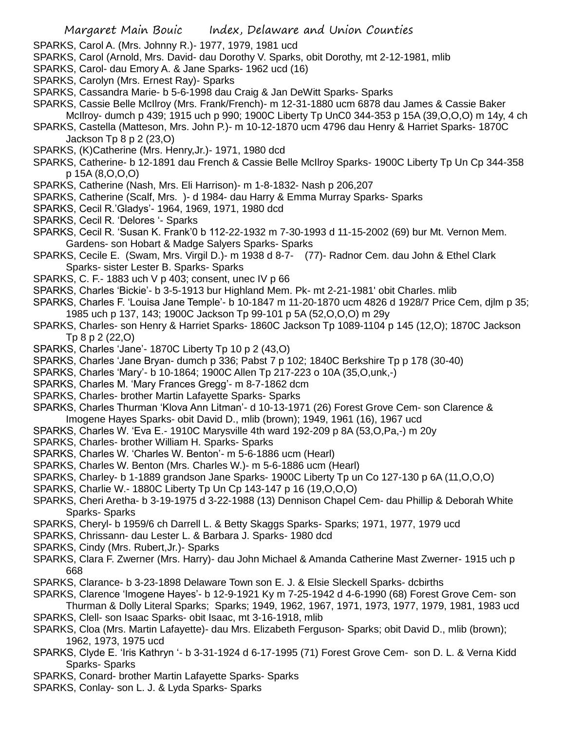SPARKS, Carol A. (Mrs. Johnny R.)- 1977, 1979, 1981 ucd

SPARKS, Carol (Arnold, Mrs. David- dau Dorothy V. Sparks, obit Dorothy, mt 2-12-1981, mlib

SPARKS, Carol- dau Emory A. & Jane Sparks- 1962 ucd (16)

SPARKS, Carolyn (Mrs. Ernest Ray)- Sparks

SPARKS, Cassandra Marie- b 5-6-1998 dau Craig & Jan DeWitt Sparks- Sparks

SPARKS, Cassie Belle McIlroy (Mrs. Frank/French)- m 12-31-1880 ucm 6878 dau James & Cassie Baker McIlroy- dumch p 439; 1915 uch p 990; 1900C Liberty Tp UnC0 344-353 p 15A (39,O,O,O) m 14y, 4 ch

SPARKS, Castella (Matteson, Mrs. John P.)- m 10-12-1870 ucm 4796 dau Henry & Harriet Sparks- 1870C Jackson Tp 8 p 2 (23,O)

SPARKS, (K)Catherine (Mrs. Henry,Jr.)- 1971, 1980 dcd

SPARKS, Catherine- b 12-1891 dau French & Cassie Belle McIlroy Sparks- 1900C Liberty Tp Un Cp 344-358 p 15A (8,O,O,O)

SPARKS, Catherine (Nash, Mrs. Eli Harrison)- m 1-8-1832- Nash p 206,207

SPARKS, Catherine (Scalf, Mrs. )- d 1984- dau Harry & Emma Murray Sparks- Sparks

SPARKS, Cecil R.'Gladys'- 1964, 1969, 1971, 1980 dcd

SPARKS, Cecil R. 'Delores '- Sparks

SPARKS, Cecil R. 'Susan K. Frank'0 b 112-22-1932 m 7-30-1993 d 11-15-2002 (69) bur Mt. Vernon Mem. Gardens- son Hobart & Madge Salyers Sparks- Sparks

SPARKS, Cecile E. (Swam, Mrs. Virgil D.)- m 1938 d 8-7- (77)- Radnor Cem. dau John & Ethel Clark Sparks- sister Lester B. Sparks- Sparks

SPARKS, C. F.- 1883 uch V p 403; consent, unec IV p 66

SPARKS, Charles 'Bickie'- b 3-5-1913 bur Highland Mem. Pk- mt 2-21-1981' obit Charles. mlib

SPARKS, Charles F. 'Louisa Jane Temple'- b 10-1847 m 11-20-1870 ucm 4826 d 1928/7 Price Cem, djlm p 35; 1985 uch p 137, 143; 1900C Jackson Tp 99-101 p 5A (52,O,O,O) m 29y

SPARKS, Charles- son Henry & Harriet Sparks- 1860C Jackson Tp 1089-1104 p 145 (12,O); 1870C Jackson Tp 8 p 2 (22,O)

SPARKS, Charles 'Jane'- 1870C Liberty Tp 10 p 2 (43,O)

SPARKS, Charles 'Jane Bryan- dumch p 336; Pabst 7 p 102; 1840C Berkshire Tp p 178 (30-40)

SPARKS, Charles 'Mary'- b 10-1864; 1900C Allen Tp 217-223 o 10A (35,O,unk,-)

SPARKS, Charles M. 'Mary Frances Gregg'- m 8-7-1862 dcm

SPARKS, Charles- brother Martin Lafayette Sparks- Sparks

SPARKS, Charles Thurman 'Klova Ann Litman'- d 10-13-1971 (26) Forest Grove Cem- son Clarence & Imogene Hayes Sparks- obit David D., mlib (brown); 1949, 1961 (16), 1967 ucd

SPARKS, Charles W. 'Eva E.- 1910C Marysville 4th ward 192-209 p 8A (53,O,Pa,-) m 20y

SPARKS, Charles- brother William H. Sparks- Sparks

SPARKS, Charles W. 'Charles W. Benton'- m 5-6-1886 ucm (Hearl)

SPARKS, Charles W. Benton (Mrs. Charles W.)- m 5-6-1886 ucm (Hearl)

SPARKS, Charley- b 1-1889 grandson Jane Sparks- 1900C Liberty Tp un Co 127-130 p 6A (11,O,O,O)

SPARKS, Charlie W.- 1880C Liberty Tp Un Cp 143-147 p 16 (19,O,O,O)

SPARKS, Cheri Aretha- b 3-19-1975 d 3-22-1988 (13) Dennison Chapel Cem- dau Phillip & Deborah White Sparks- Sparks

SPARKS, Cheryl- b 1959/6 ch Darrell L. & Betty Skaggs Sparks- Sparks; 1971, 1977, 1979 ucd

SPARKS, Chrissann- dau Lester L. & Barbara J. Sparks- 1980 dcd

SPARKS, Cindy (Mrs. Rubert,Jr.)- Sparks

SPARKS, Clara F. Zwerner (Mrs. Harry)- dau John Michael & Amanda Catherine Mast Zwerner- 1915 uch p 668

SPARKS, Clarance- b 3-23-1898 Delaware Town son E. J. & Elsie Sleckell Sparks- dcbirths

SPARKS, Clarence 'Imogene Hayes'- b 12-9-1921 Ky m 7-25-1942 d 4-6-1990 (68) Forest Grove Cem- son Thurman & Dolly Literal Sparks; Sparks; 1949, 1962, 1967, 1971, 1973, 1977, 1979, 1981, 1983 ucd

SPARKS, Clell- son Isaac Sparks- obit Isaac, mt 3-16-1918, mlib

SPARKS, Cloa (Mrs. Martin Lafayette)- dau Mrs. Elizabeth Ferguson- Sparks; obit David D., mlib (brown); 1962, 1973, 1975 ucd

SPARKS, Clyde E. 'Iris Kathryn '- b 3-31-1924 d 6-17-1995 (71) Forest Grove Cem- son D. L. & Verna Kidd Sparks- Sparks

SPARKS, Conard- brother Martin Lafayette Sparks- Sparks

SPARKS, Conlay- son L. J. & Lyda Sparks- Sparks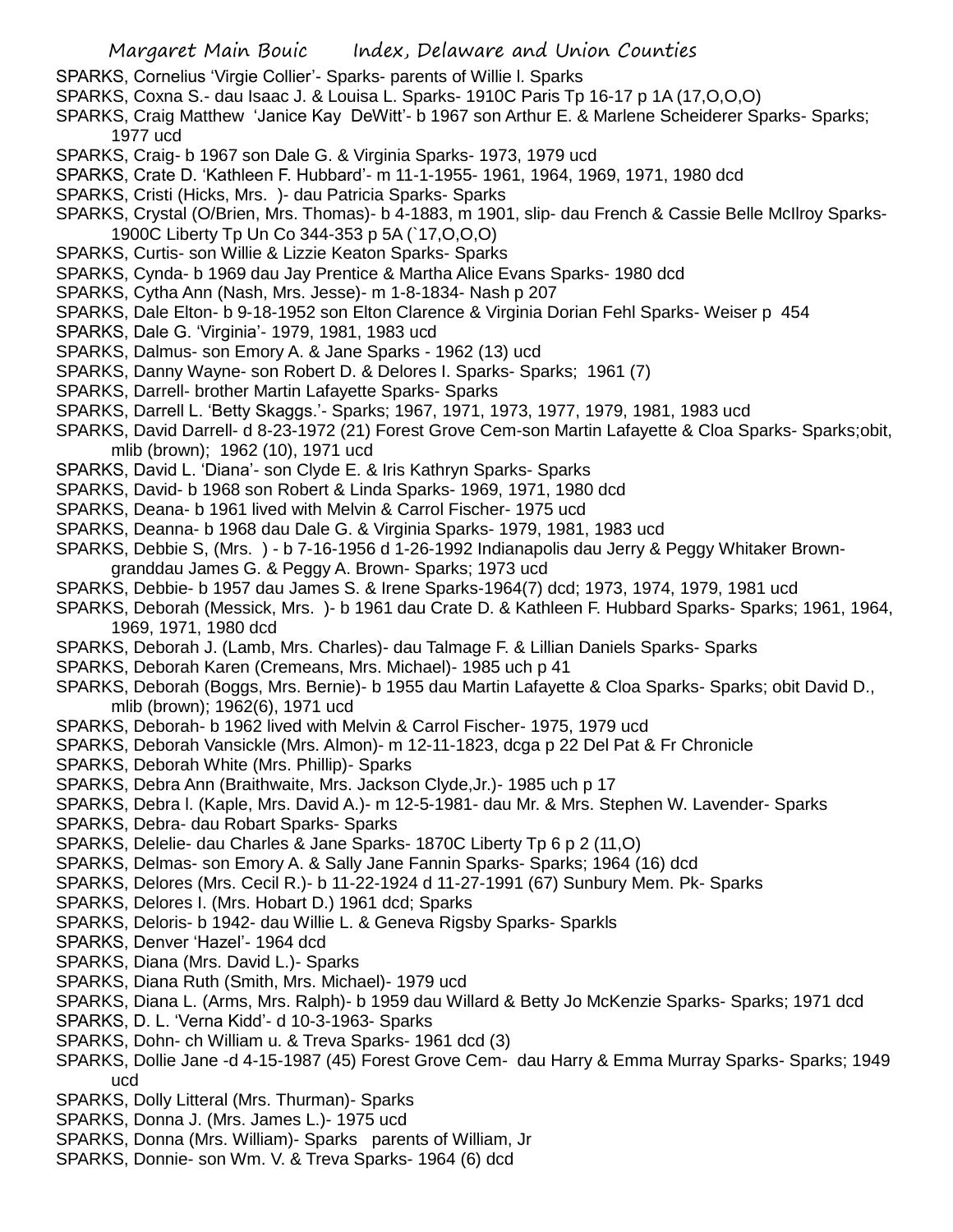SPARKS, Cornelius 'Virgie Collier'- Sparks- parents of Willie l. Sparks

SPARKS, Coxna S.- dau Isaac J. & Louisa L. Sparks- 1910C Paris Tp 16-17 p 1A (17,O,O,O)

SPARKS, Craig Matthew 'Janice Kay DeWitt'- b 1967 son Arthur E. & Marlene Scheiderer Sparks- Sparks; 1977 ucd

SPARKS, Craig- b 1967 son Dale G. & Virginia Sparks- 1973, 1979 ucd

SPARKS, Crate D. 'Kathleen F. Hubbard'- m 11-1-1955- 1961, 1964, 1969, 1971, 1980 dcd

SPARKS, Cristi (Hicks, Mrs. )- dau Patricia Sparks- Sparks

SPARKS, Crystal (O/Brien, Mrs. Thomas)- b 4-1883, m 1901, slip- dau French & Cassie Belle McIlroy Sparks- 1900C Liberty Tp Un Co 344-353 p 5A (`17,O,O,O)

SPARKS, Curtis- son Willie & Lizzie Keaton Sparks- Sparks

SPARKS, Cynda- b 1969 dau Jay Prentice & Martha Alice Evans Sparks- 1980 dcd

SPARKS, Cytha Ann (Nash, Mrs. Jesse)- m 1-8-1834- Nash p 207

SPARKS, Dale Elton- b 9-18-1952 son Elton Clarence & Virginia Dorian Fehl Sparks- Weiser p 454

SPARKS, Dale G. 'Virginia'- 1979, 1981, 1983 ucd

SPARKS, Dalmus- son Emory A. & Jane Sparks - 1962 (13) ucd

SPARKS, Danny Wayne- son Robert D. & Delores I. Sparks- Sparks; 1961 (7)

SPARKS, Darrell- brother Martin Lafayette Sparks- Sparks

SPARKS, Darrell L. 'Betty Skaggs.'- Sparks; 1967, 1971, 1973, 1977, 1979, 1981, 1983 ucd

SPARKS, David Darrell- d 8-23-1972 (21) Forest Grove Cem-son Martin Lafayette & Cloa Sparks- Sparks;obit, mlib (brown); 1962 (10), 1971 ucd

SPARKS, David L. 'Diana'- son Clyde E. & Iris Kathryn Sparks- Sparks

SPARKS, David- b 1968 son Robert & Linda Sparks- 1969, 1971, 1980 dcd

SPARKS, Deana- b 1961 lived with Melvin & Carrol Fischer- 1975 ucd

SPARKS, Deanna- b 1968 dau Dale G. & Virginia Sparks- 1979, 1981, 1983 ucd

SPARKS, Debbie S, (Mrs. ) - b 7-16-1956 d 1-26-1992 Indianapolis dau Jerry & Peggy Whitaker Brown- granddau James G. & Peggy A. Brown- Sparks; 1973 ucd

SPARKS, Debbie- b 1957 dau James S. & Irene Sparks-1964(7) dcd; 1973, 1974, 1979, 1981 ucd

SPARKS, Deborah (Messick, Mrs. )- b 1961 dau Crate D. & Kathleen F. Hubbard Sparks- Sparks; 1961, 1964, 1969, 1971, 1980 dcd

SPARKS, Deborah J. (Lamb, Mrs. Charles)- dau Talmage F. & Lillian Daniels Sparks- Sparks

SPARKS, Deborah Karen (Cremeans, Mrs. Michael)- 1985 uch p 41

SPARKS, Deborah (Boggs, Mrs. Bernie)- b 1955 dau Martin Lafayette & Cloa Sparks- Sparks; obit David D., mlib (brown); 1962(6), 1971 ucd

SPARKS, Deborah- b 1962 lived with Melvin & Carrol Fischer- 1975, 1979 ucd

SPARKS, Deborah Vansickle (Mrs. Almon)- m 12-11-1823, dcga p 22 Del Pat & Fr Chronicle

SPARKS, Deborah White (Mrs. Phillip)- Sparks

SPARKS, Debra Ann (Braithwaite, Mrs. Jackson Clyde,Jr.)- 1985 uch p 17

SPARKS, Debra l. (Kaple, Mrs. David A.)- m 12-5-1981- dau Mr. & Mrs. Stephen W. Lavender- Sparks

SPARKS, Debra- dau Robart Sparks- Sparks

SPARKS, Delelie- dau Charles & Jane Sparks- 1870C Liberty Tp 6 p 2 (11,O)

SPARKS, Delmas- son Emory A. & Sally Jane Fannin Sparks- Sparks; 1964 (16) dcd

SPARKS, Delores (Mrs. Cecil R.)- b 11-22-1924 d 11-27-1991 (67) Sunbury Mem. Pk- Sparks

SPARKS, Delores I. (Mrs. Hobart D.) 1961 dcd; Sparks

SPARKS, Deloris- b 1942- dau Willie L. & Geneva Rigsby Sparks- Sparkls

SPARKS, Denver 'Hazel'- 1964 dcd

SPARKS, Diana (Mrs. David L.)- Sparks

SPARKS, Diana Ruth (Smith, Mrs. Michael)- 1979 ucd

SPARKS, Diana L. (Arms, Mrs. Ralph)- b 1959 dau Willard & Betty Jo McKenzie Sparks- Sparks; 1971 dcd

SPARKS, D. L. 'Verna Kidd'- d 10-3-1963- Sparks

SPARKS, Dohn- ch William u. & Treva Sparks- 1961 dcd (3)

SPARKS, Dollie Jane -d 4-15-1987 (45) Forest Grove Cem- dau Harry & Emma Murray Sparks- Sparks; 1949 ucd

SPARKS, Dolly Litteral (Mrs. Thurman)- Sparks

SPARKS, Donna J. (Mrs. James L.)- 1975 ucd

SPARKS, Donna (Mrs. William)- Sparks parents of William, Jr

SPARKS, Donnie- son Wm. V. & Treva Sparks- 1964 (6) dcd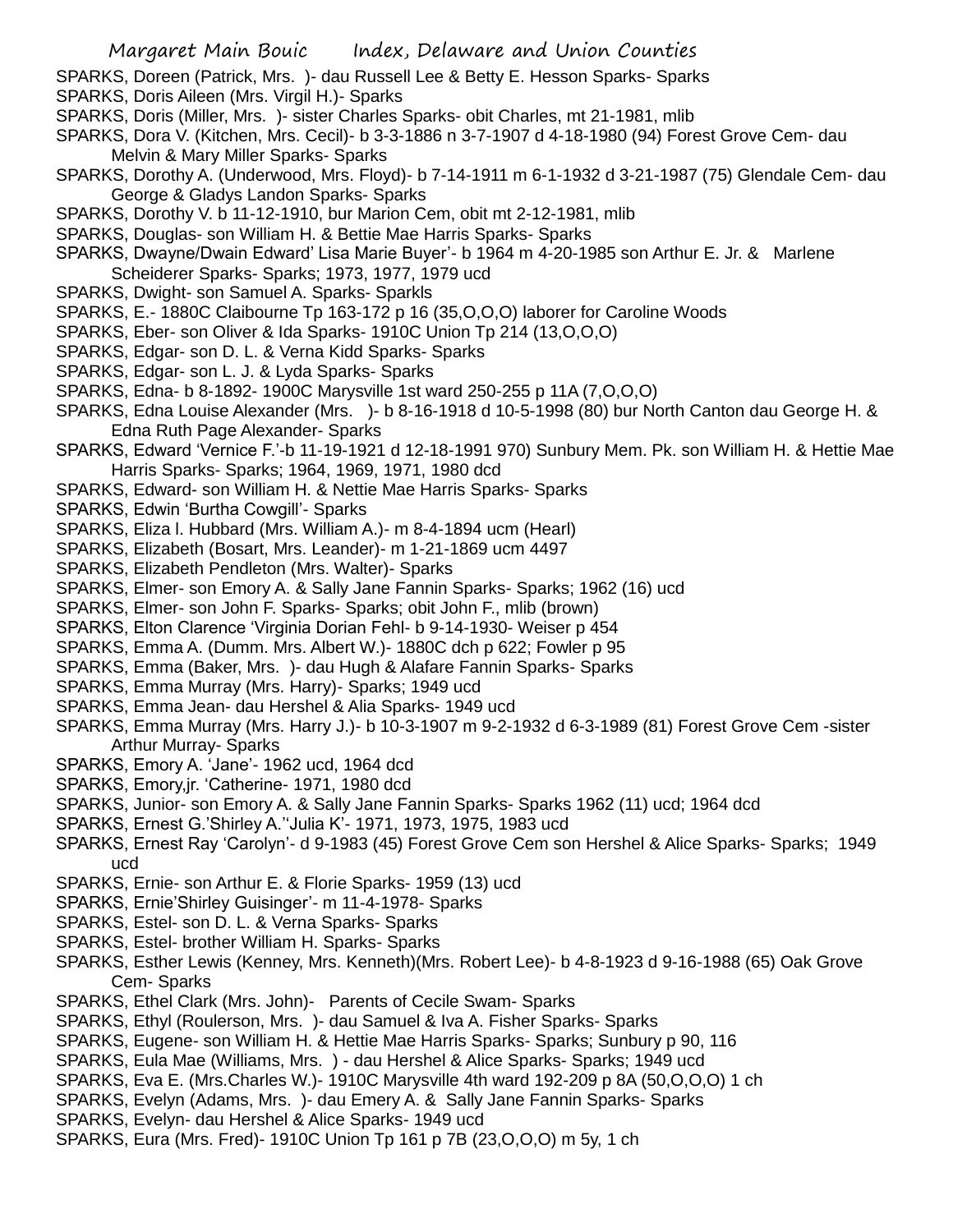SPARKS, Doreen (Patrick, Mrs. )- dau Russell Lee & Betty E. Hesson Sparks- Sparks

SPARKS, Doris Aileen (Mrs. Virgil H.)- Sparks

SPARKS, Doris (Miller, Mrs. )- sister Charles Sparks- obit Charles, mt 21-1981, mlib

SPARKS, Dora V. (Kitchen, Mrs. Cecil)- b 3-3-1886 n 3-7-1907 d 4-18-1980 (94) Forest Grove Cem- dau Melvin & Mary Miller Sparks- Sparks

SPARKS, Dorothy A. (Underwood, Mrs. Floyd)- b 7-14-1911 m 6-1-1932 d 3-21-1987 (75) Glendale Cem- dau George & Gladys Landon Sparks- Sparks

SPARKS, Dorothy V. b 11-12-1910, bur Marion Cem, obit mt 2-12-1981, mlib

SPARKS, Douglas- son William H. & Bettie Mae Harris Sparks- Sparks

SPARKS, Dwayne/Dwain Edward' Lisa Marie Buyer'- b 1964 m 4-20-1985 son Arthur E. Jr. & Marlene Scheiderer Sparks- Sparks; 1973, 1977, 1979 ucd

SPARKS, Dwight- son Samuel A. Sparks- Sparkls

SPARKS, E.- 1880C Claibourne Tp 163-172 p 16 (35,O,O,O) laborer for Caroline Woods

SPARKS, Eber- son Oliver & Ida Sparks- 1910C Union Tp 214 (13,O,O,O)

SPARKS, Edgar- son D. L. & Verna Kidd Sparks- Sparks

SPARKS, Edgar- son L. J. & Lyda Sparks- Sparks

SPARKS, Edna- b 8-1892- 1900C Marysville 1st ward 250-255 p 11A (7,O,O,O)

SPARKS, Edna Louise Alexander (Mrs. )- b 8-16-1918 d 10-5-1998 (80) bur North Canton dau George H. & Edna Ruth Page Alexander- Sparks

SPARKS, Edward 'Vernice F.'-b 11-19-1921 d 12-18-1991 970) Sunbury Mem. Pk. son William H. & Hettie Mae Harris Sparks- Sparks; 1964, 1969, 1971, 1980 dcd

SPARKS, Edward- son William H. & Nettie Mae Harris Sparks- Sparks

SPARKS, Edwin 'Burtha Cowgill'- Sparks

SPARKS, Eliza l. Hubbard (Mrs. William A.)- m 8-4-1894 ucm (Hearl)

SPARKS, Elizabeth (Bosart, Mrs. Leander)- m 1-21-1869 ucm 4497

SPARKS, Elizabeth Pendleton (Mrs. Walter)- Sparks

SPARKS, Elmer- son Emory A. & Sally Jane Fannin Sparks- Sparks; 1962 (16) ucd

SPARKS, Elmer- son John F. Sparks- Sparks; obit John F., mlib (brown)

SPARKS, Elton Clarence 'Virginia Dorian Fehl- b 9-14-1930- Weiser p 454

SPARKS, Emma A. (Dumm. Mrs. Albert W.)- 1880C dch p 622; Fowler p 95

SPARKS, Emma (Baker, Mrs. )- dau Hugh & Alafare Fannin Sparks- Sparks

SPARKS, Emma Murray (Mrs. Harry)- Sparks; 1949 ucd

SPARKS, Emma Jean- dau Hershel & Alia Sparks- 1949 ucd

SPARKS, Emma Murray (Mrs. Harry J.)- b 10-3-1907 m 9-2-1932 d 6-3-1989 (81) Forest Grove Cem -sister Arthur Murray- Sparks

SPARKS, Emory A. 'Jane'- 1962 ucd, 1964 dcd

SPARKS, Emory,jr. 'Catherine- 1971, 1980 dcd

SPARKS, Junior- son Emory A. & Sally Jane Fannin Sparks- Sparks 1962 (11) ucd; 1964 dcd

SPARKS, Ernest G.'Shirley A.''Julia K'- 1971, 1973, 1975, 1983 ucd

SPARKS, Ernest Ray 'Carolyn'- d 9-1983 (45) Forest Grove Cem son Hershel & Alice Sparks- Sparks; 1949 ucd

SPARKS, Ernie- son Arthur E. & Florie Sparks- 1959 (13) ucd

SPARKS, Ernie'Shirley Guisinger'- m 11-4-1978- Sparks

SPARKS, Estel- son D. L. & Verna Sparks- Sparks

SPARKS, Estel- brother William H. Sparks- Sparks

SPARKS, Esther Lewis (Kenney, Mrs. Kenneth)(Mrs. Robert Lee)- b 4-8-1923 d 9-16-1988 (65) Oak Grove Cem- Sparks

SPARKS, Ethel Clark (Mrs. John)- Parents of Cecile Swam- Sparks

SPARKS, Ethyl (Roulerson, Mrs. )- dau Samuel & Iva A. Fisher Sparks- Sparks

SPARKS, Eugene- son William H. & Hettie Mae Harris Sparks- Sparks; Sunbury p 90, 116

SPARKS, Eula Mae (Williams, Mrs. ) - dau Hershel & Alice Sparks- Sparks; 1949 ucd

SPARKS, Eva E. (Mrs.Charles W.)- 1910C Marysville 4th ward 192-209 p 8A (50,O,O,O) 1 ch

SPARKS, Evelyn (Adams, Mrs. )- dau Emery A. & Sally Jane Fannin Sparks- Sparks

SPARKS, Evelyn- dau Hershel & Alice Sparks- 1949 ucd

SPARKS, Eura (Mrs. Fred)- 1910C Union Tp 161 p 7B (23,O,O,O) m 5y, 1 ch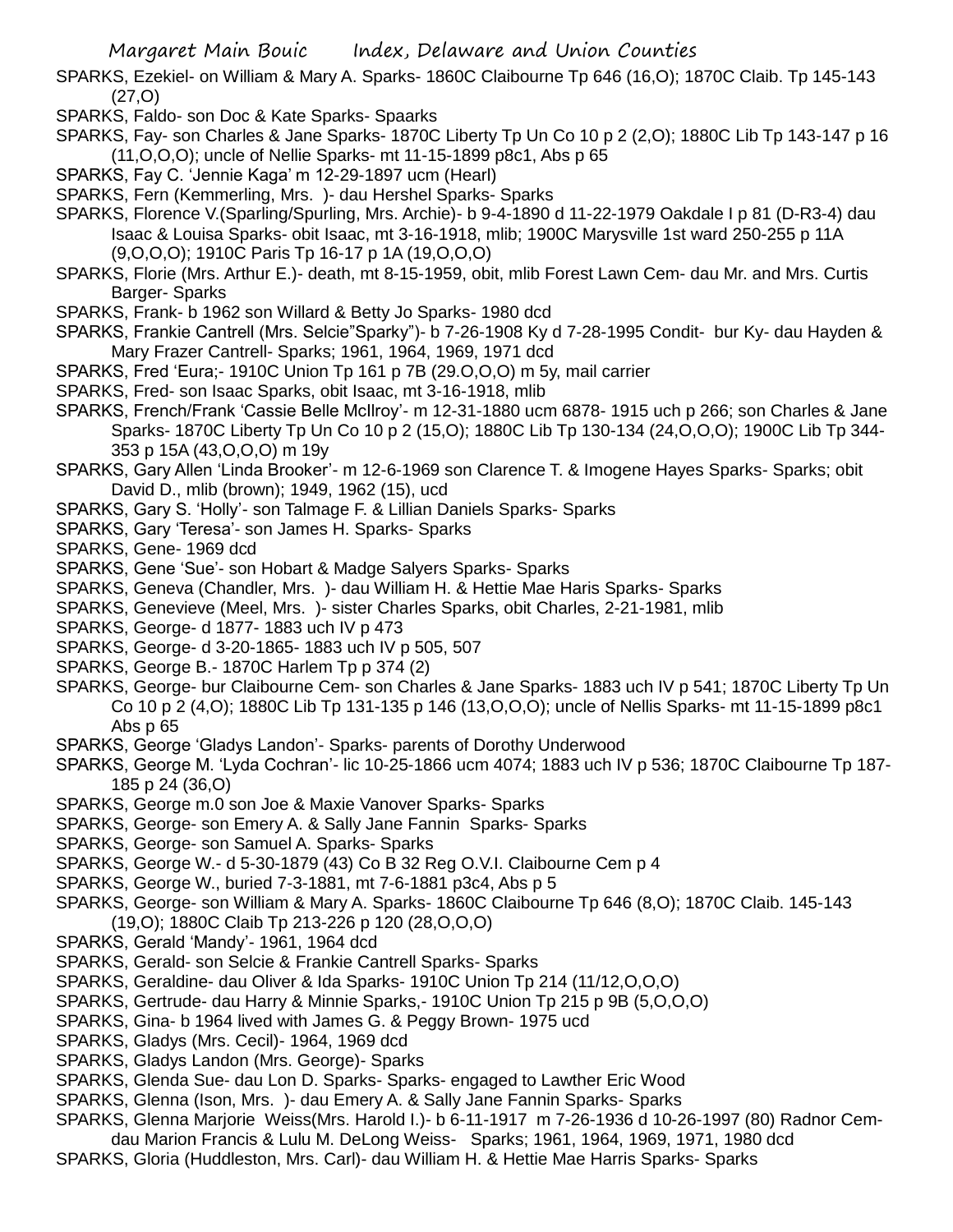SPARKS, Ezekiel- on William & Mary A. Sparks- 1860C Claibourne Tp 646 (16,O); 1870C Claib. Tp 145-143 (27,O)

SPARKS, Faldo- son Doc & Kate Sparks- Spaarks

SPARKS, Fay- son Charles & Jane Sparks- 1870C Liberty Tp Un Co 10 p 2 (2,O); 1880C Lib Tp 143-147 p 16 (11,O,O,O); uncle of Nellie Sparks- mt 11-15-1899 p8c1, Abs p 65

SPARKS, Fay C. 'Jennie Kaga' m 12-29-1897 ucm (Hearl)

SPARKS, Fern (Kemmerling, Mrs. )- dau Hershel Sparks- Sparks

SPARKS, Florence V.(Sparling/Spurling, Mrs. Archie)- b 9-4-1890 d 11-22-1979 Oakdale I p 81 (D-R3-4) dau Isaac & Louisa Sparks- obit Isaac, mt 3-16-1918, mlib; 1900C Marysville 1st ward 250-255 p 11A (9,O,O,O); 1910C Paris Tp 16-17 p 1A (19,O,O,O)

SPARKS, Florie (Mrs. Arthur E.)- death, mt 8-15-1959, obit, mlib Forest Lawn Cem- dau Mr. and Mrs. Curtis Barger- Sparks

SPARKS, Frank- b 1962 son Willard & Betty Jo Sparks- 1980 dcd

SPARKS, Frankie Cantrell (Mrs. Selcie"Sparky")- b 7-26-1908 Ky d 7-28-1995 Condit- bur Ky- dau Hayden & Mary Frazer Cantrell- Sparks; 1961, 1964, 1969, 1971 dcd

SPARKS, Fred 'Eura;- 1910C Union Tp 161 p 7B (29.O,O,O) m 5y, mail carrier

SPARKS, Fred- son Isaac Sparks, obit Isaac, mt 3-16-1918, mlib

SPARKS, French/Frank 'Cassie Belle McIlroy'- m 12-31-1880 ucm 6878- 1915 uch p 266; son Charles & Jane Sparks- 1870C Liberty Tp Un Co 10 p 2 (15,O); 1880C Lib Tp 130-134 (24,O,O,O); 1900C Lib Tp 344-353 p 15A (43,O,O,O) m 19y

SPARKS, Gary Allen 'Linda Brooker'- m 12-6-1969 son Clarence T. & Imogene Hayes Sparks- Sparks; obit David D., mlib (brown); 1949, 1962 (15), ucd

SPARKS, Gary S. 'Holly'- son Talmage F. & Lillian Daniels Sparks- Sparks

SPARKS, Gary 'Teresa'- son James H. Sparks- Sparks

SPARKS, Gene- 1969 dcd

SPARKS, Gene 'Sue'- son Hobart & Madge Salyers Sparks- Sparks

SPARKS, Geneva (Chandler, Mrs. )- dau William H. & Hettie Mae Haris Sparks- Sparks

SPARKS, Genevieve (Meel, Mrs. )- sister Charles Sparks, obit Charles, 2-21-1981, mlib

SPARKS, George- d 1877- 1883 uch IV p 473

SPARKS, George- d 3-20-1865- 1883 uch IV p 505, 507

SPARKS, George B.- 1870C Harlem Tp p 374 (2)

SPARKS, George- bur Claibourne Cem- son Charles & Jane Sparks- 1883 uch IV p 541; 1870C Liberty Tp Un Co 10 p 2 (4,O); 1880C Lib Tp 131-135 p 146 (13,O,O,O); uncle of Nellis Sparks- mt 11-15-1899 p8c1 Abs p 65

SPARKS, George 'Gladys Landon'- Sparks- parents of Dorothy Underwood

SPARKS, George M. 'Lyda Cochran'- lic 10-25-1866 ucm 4074; 1883 uch IV p 536; 1870C Claibourne Tp 187-185 p 24 (36,O)

SPARKS, George m.0 son Joe & Maxie Vanover Sparks- Sparks

SPARKS, George- son Emery A. & Sally Jane Fannin Sparks- Sparks

SPARKS, George- son Samuel A. Sparks- Sparks

SPARKS, George W.- d 5-30-1879 (43) Co B 32 Reg O.V.I. Claibourne Cem p 4

SPARKS, George W., buried 7-3-1881, mt 7-6-1881 p3c4, Abs p 5

SPARKS, George- son William & Mary A. Sparks- 1860C Claibourne Tp 646 (8,O); 1870C Claib. 145-143 (19,O); 1880C Claib Tp 213-226 p 120 (28,O,O,O)

SPARKS, Gerald 'Mandy'- 1961, 1964 dcd

SPARKS, Gerald- son Selcie & Frankie Cantrell Sparks- Sparks

SPARKS, Geraldine- dau Oliver & Ida Sparks- 1910C Union Tp 214 (11/12,O,O,O)

SPARKS, Gertrude- dau Harry & Minnie Sparks,- 1910C Union Tp 215 p 9B (5,O,O,O)

SPARKS, Gina- b 1964 lived with James G. & Peggy Brown- 1975 ucd

SPARKS, Gladys (Mrs. Cecil)- 1964, 1969 dcd

SPARKS, Gladys Landon (Mrs. George)- Sparks

SPARKS, Glenda Sue- dau Lon D. Sparks- Sparks- engaged to Lawther Eric Wood

SPARKS, Glenna (Ison, Mrs. )- dau Emery A. & Sally Jane Fannin Sparks- Sparks

SPARKS, Glenna Marjorie Weiss(Mrs. Harold I.)- b 6-11-1917 m 7-26-1936 d 10-26-1997 (80) Radnor Cem- dau Marion Francis & Lulu M. DeLong Weiss- Sparks; 1961, 1964, 1969, 1971, 1980 dcd

SPARKS, Gloria (Huddleston, Mrs. Carl)- dau William H. & Hettie Mae Harris Sparks- Sparks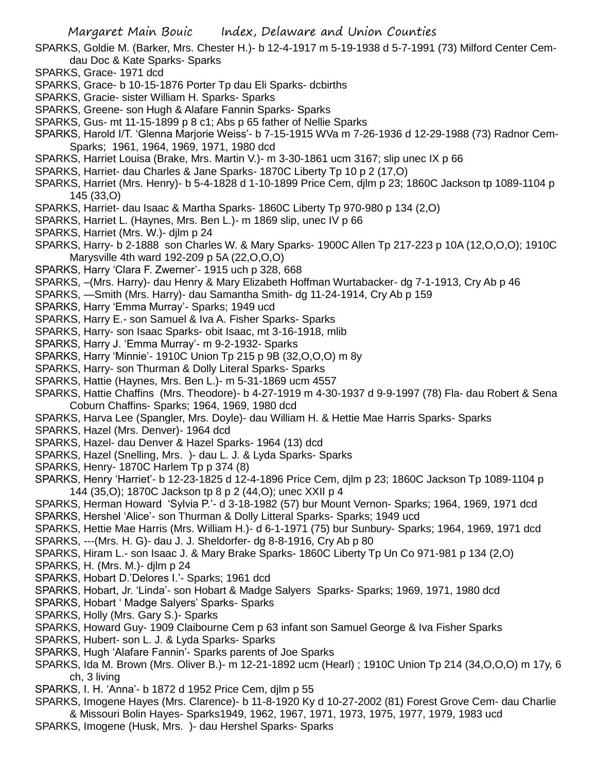SPARKS, Goldie M. (Barker, Mrs. Chester H.)- b 12-4-1917 m 5-19-1938 d 5-7-1991 (73) Milford Center Cem- dau Doc & Kate Sparks- Sparks

SPARKS, Grace- 1971 dcd

SPARKS, Grace- b 10-15-1876 Porter Tp dau Eli Sparks- dcbirths

SPARKS, Gracie- sister William H. Sparks- Sparks

SPARKS, Greene- son Hugh & Alafare Fannin Sparks- Sparks

SPARKS, Gus- mt 11-15-1899 p 8 c1; Abs p 65 father of Nellie Sparks

SPARKS, Harold I/T. 'Glenna Marjorie Weiss'- b 7-15-1915 WVa m 7-26-1936 d 12-29-1988 (73) Radnor Cem- Sparks; 1961, 1964, 1969, 1971, 1980 dcd

SPARKS, Harriet Louisa (Brake, Mrs. Martin V.)- m 3-30-1861 ucm 3167; slip unec IX p 66

SPARKS, Harriet- dau Charles & Jane Sparks- 1870C Liberty Tp 10 p 2 (17,O)

SPARKS, Harriet (Mrs. Henry)- b 5-4-1828 d 1-10-1899 Price Cem, djlm p 23; 1860C Jackson tp 1089-1104 p 145 (33,O)

SPARKS, Harriet- dau Isaac & Martha Sparks- 1860C Liberty Tp 970-980 p 134 (2,O)

SPARKS, Harriet L. (Haynes, Mrs. Ben L.)- m 1869 slip, unec IV p 66

SPARKS, Harriet (Mrs. W.)- djlm p 24

SPARKS, Harry- b 2-1888 son Charles W. & Mary Sparks- 1900C Allen Tp 217-223 p 10A (12,O,O,O); 1910C Marysville 4th ward 192-209 p 5A (22,O,O,O)

SPARKS, Harry 'Clara F. Zwerner'- 1915 uch p 328, 668

SPARKS, –(Mrs. Harry)- dau Henry & Mary Elizabeth Hoffman Wurtabacker- dg 7-1-1913, Cry Ab p 46

SPARKS, —Smith (Mrs. Harry)- dau Samantha Smith- dg 11-24-1914, Cry Ab p 159

SPARKS, Harry 'Emma Murray'- Sparks; 1949 ucd

SPARKS, Harry E.- son Samuel & Iva A. Fisher Sparks- Sparks

SPARKS, Harry- son Isaac Sparks- obit Isaac, mt 3-16-1918, mlib

SPARKS, Harry J. 'Emma Murray'- m 9-2-1932- Sparks

SPARKS, Harry 'Minnie'- 1910C Union Tp 215 p 9B (32,O,O,O) m 8y

SPARKS, Harry- son Thurman & Dolly Literal Sparks- Sparks

SPARKS, Hattie (Haynes, Mrs. Ben L.)- m 5-31-1869 ucm 4557

SPARKS, Hattie Chaffins (Mrs. Theodore)- b 4-27-1919 m 4-30-1937 d 9-9-1997 (78) Fla- dau Robert & Sena Coburn Chaffins- Sparks; 1964, 1969, 1980 dcd

SPARKS, Harva Lee (Spangler, Mrs. Doyle)- dau William H. & Hettie Mae Harris Sparks- Sparks

SPARKS, Hazel (Mrs. Denver)- 1964 dcd

SPARKS, Hazel- dau Denver & Hazel Sparks- 1964 (13) dcd

SPARKS, Hazel (Snelling, Mrs. )- dau L. J. & Lyda Sparks- Sparks

SPARKS, Henry- 1870C Harlem Tp p 374 (8)

SPARKS, Henry 'Harriet'- b 12-23-1825 d 12-4-1896 Price Cem, djlm p 23; 1860C Jackson Tp 1089-1104 p 144 (35,O); 1870C Jackson tp 8 p 2 (44,O); unec XXII p 4

SPARKS, Herman Howard 'Sylvia P.'- d 3-18-1982 (57) bur Mount Vernon- Sparks; 1964, 1969, 1971 dcd

SPARKS, Hershel 'Alice'- son Thurman & Dolly Litteral Sparks- Sparks; 1949 ucd

SPARKS, Hettie Mae Harris (Mrs. William H.)- d 6-1-1971 (75) bur Sunbury- Sparks; 1964, 1969, 1971 dcd

SPARKS, ---(Mrs. H. G)- dau J. J. Sheldorfer- dg 8-8-1916, Cry Ab p 80

SPARKS, Hiram L.- son Isaac J. & Mary Brake Sparks- 1860C Liberty Tp Un Co 971-981 p 134 (2,O)

SPARKS, H. (Mrs. M.)- djlm p 24

SPARKS, Hobart D.'Delores I.'- Sparks; 1961 dcd

SPARKS, Hobart, Jr. 'Linda'- son Hobart & Madge Salyers Sparks- Sparks; 1969, 1971, 1980 dcd

SPARKS, Hobart ' Madge Salyers' Sparks- Sparks

SPARKS, Holly (Mrs. Gary S.)- Sparks

SPARKS, Howard Guy- 1909 Claibourne Cem p 63 infant son Samuel George & Iva Fisher Sparks

SPARKS, Hubert- son L. J. & Lyda Sparks- Sparks

SPARKS, Hugh 'Alafare Fannin'- Sparks parents of Joe Sparks

SPARKS, Ida M. Brown (Mrs. Oliver B.)- m 12-21-1892 ucm (Hearl) ; 1910C Union Tp 214 (34,O,O,O) m 17y, 6 ch, 3 living

SPARKS, I. H. 'Anna'- b 1872 d 1952 Price Cem, djlm p 55

SPARKS, Imogene Hayes (Mrs. Clarence)- b 11-8-1920 Ky d 10-27-2002 (81) Forest Grove Cem- dau Charlie & Missouri Bolin Hayes- Sparks1949, 1962, 1967, 1971, 1973, 1975, 1977, 1979, 1983 ucd

SPARKS, Imogene (Husk, Mrs. )- dau Hershel Sparks- Sparks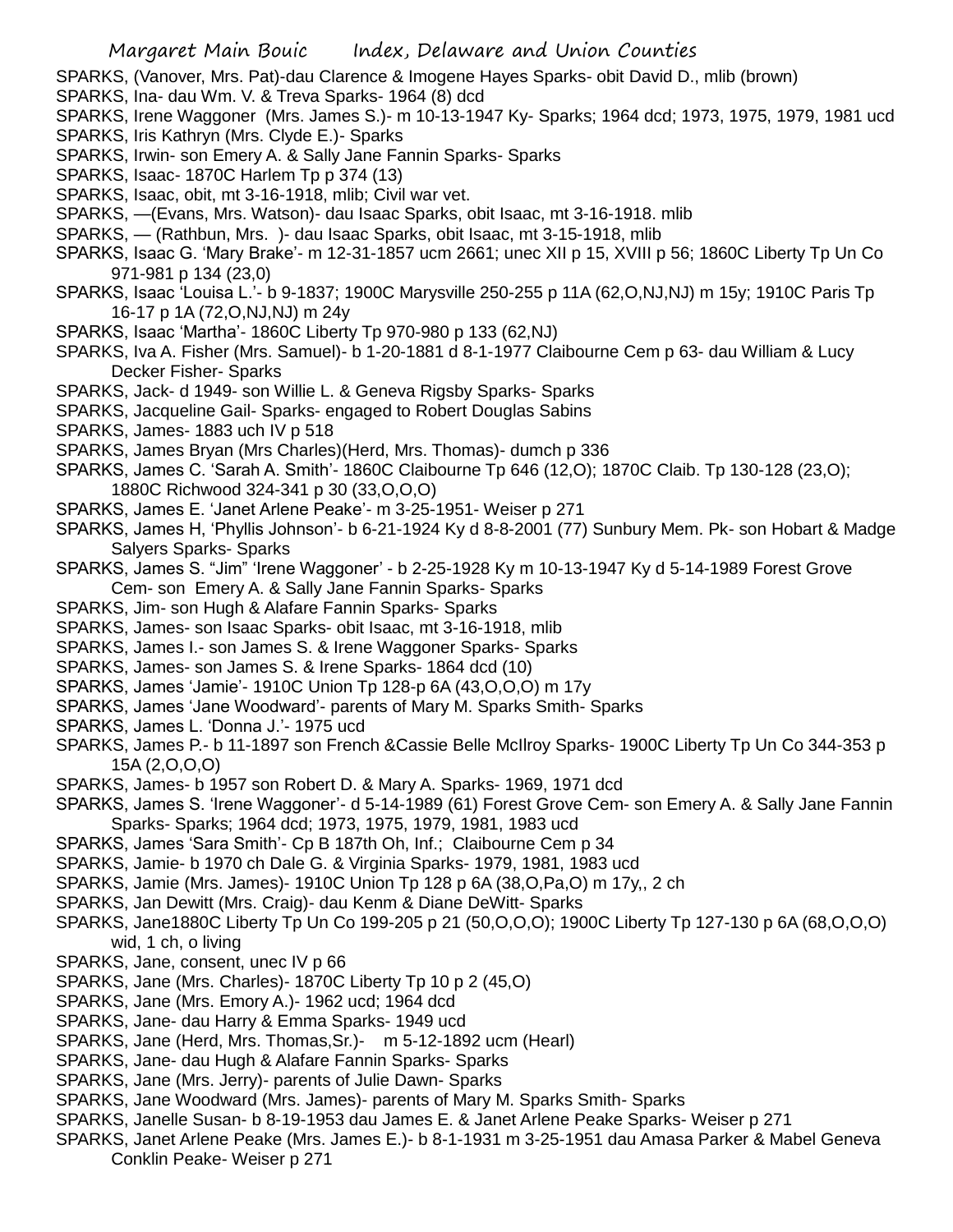SPARKS, (Vanover, Mrs. Pat)-dau Clarence & Imogene Hayes Sparks- obit David D., mlib (brown)

SPARKS, Ina- dau Wm. V. & Treva Sparks- 1964 (8) dcd

SPARKS, Irene Waggoner (Mrs. James S.)- m 10-13-1947 Ky- Sparks; 1964 dcd; 1973, 1975, 1979, 1981 ucd

SPARKS, Iris Kathryn (Mrs. Clyde E.)- Sparks

SPARKS, Irwin- son Emery A. & Sally Jane Fannin Sparks- Sparks

SPARKS, Isaac- 1870C Harlem Tp p 374 (13)

SPARKS, Isaac, obit, mt 3-16-1918, mlib; Civil war vet.

SPARKS, —(Evans, Mrs. Watson)- dau Isaac Sparks, obit Isaac, mt 3-16-1918. mlib

SPARKS, — (Rathbun, Mrs. )- dau Isaac Sparks, obit Isaac, mt 3-15-1918, mlib

SPARKS, Isaac G. 'Mary Brake'- m 12-31-1857 ucm 2661; unec XII p 15, XVIII p 56; 1860C Liberty Tp Un Co 971-981 p 134 (23,0)

SPARKS, Isaac 'Louisa L.'- b 9-1837; 1900C Marysville 250-255 p 11A (62,O,NJ,NJ) m 15y; 1910C Paris Tp 16-17 p 1A (72,O,NJ,NJ) m 24y

SPARKS, Isaac 'Martha'- 1860C Liberty Tp 970-980 p 133 (62,NJ)

SPARKS, Iva A. Fisher (Mrs. Samuel)- b 1-20-1881 d 8-1-1977 Claibourne Cem p 63- dau William & Lucy Decker Fisher- Sparks

SPARKS, Jack- d 1949- son Willie L. & Geneva Rigsby Sparks- Sparks

SPARKS, Jacqueline Gail- Sparks- engaged to Robert Douglas Sabins

SPARKS, James- 1883 uch IV p 518

SPARKS, James Bryan (Mrs Charles)(Herd, Mrs. Thomas)- dumch p 336

SPARKS, James C. 'Sarah A. Smith'- 1860C Claibourne Tp 646 (12,O); 1870C Claib. Tp 130-128 (23,O); 1880C Richwood 324-341 p 30 (33,O,O,O)

SPARKS, James E. 'Janet Arlene Peake'- m 3-25-1951- Weiser p 271

SPARKS, James H, 'Phyllis Johnson'- b 6-21-1924 Ky d 8-8-2001 (77) Sunbury Mem. Pk- son Hobart & Madge Salyers Sparks- Sparks

SPARKS, James S. "Jim" 'Irene Waggoner' - b 2-25-1928 Ky m 10-13-1947 Ky d 5-14-1989 Forest Grove Cem- son Emery A. & Sally Jane Fannin Sparks- Sparks

SPARKS, Jim- son Hugh & Alafare Fannin Sparks- Sparks

SPARKS, James- son Isaac Sparks- obit Isaac, mt 3-16-1918, mlib

SPARKS, James I.- son James S. & Irene Waggoner Sparks- Sparks

SPARKS, James- son James S. & Irene Sparks- 1864 dcd (10)

SPARKS, James 'Jamie'- 1910C Union Tp 128-p 6A (43,O,O,O) m 17y

SPARKS, James 'Jane Woodward'- parents of Mary M. Sparks Smith- Sparks

SPARKS, James L. 'Donna J.'- 1975 ucd

SPARKS, James P.- b 11-1897 son French &Cassie Belle McIlroy Sparks- 1900C Liberty Tp Un Co 344-353 p 15A (2,O,O,O)

SPARKS, James- b 1957 son Robert D. & Mary A. Sparks- 1969, 1971 dcd

SPARKS, James S. 'Irene Waggoner'- d 5-14-1989 (61) Forest Grove Cem- son Emery A. & Sally Jane Fannin Sparks- Sparks; 1964 dcd; 1973, 1975, 1979, 1981, 1983 ucd

SPARKS, James 'Sara Smith'- Cp B 187th Oh, Inf.; Claibourne Cem p 34

SPARKS, Jamie- b 1970 ch Dale G. & Virginia Sparks- 1979, 1981, 1983 ucd

SPARKS, Jamie (Mrs. James)- 1910C Union Tp 128 p 6A (38,O,Pa,O) m 17y,, 2 ch

SPARKS, Jan Dewitt (Mrs. Craig)- dau Kenm & Diane DeWitt- Sparks

SPARKS, Jane1880C Liberty Tp Un Co 199-205 p 21 (50,O,O,O); 1900C Liberty Tp 127-130 p 6A (68,O,O,O) wid, 1 ch, o living

SPARKS, Jane, consent, unec IV p 66

SPARKS, Jane (Mrs. Charles)- 1870C Liberty Tp 10 p 2 (45,O)

SPARKS, Jane (Mrs. Emory A.)- 1962 ucd; 1964 dcd

SPARKS, Jane- dau Harry & Emma Sparks- 1949 ucd

SPARKS, Jane (Herd, Mrs. Thomas,Sr.)- m 5-12-1892 ucm (Hearl)

SPARKS, Jane- dau Hugh & Alafare Fannin Sparks- Sparks

SPARKS, Jane (Mrs. Jerry)- parents of Julie Dawn- Sparks

SPARKS, Jane Woodward (Mrs. James)- parents of Mary M. Sparks Smith- Sparks

SPARKS, Janelle Susan- b 8-19-1953 dau James E. & Janet Arlene Peake Sparks- Weiser p 271

SPARKS, Janet Arlene Peake (Mrs. James E.)- b 8-1-1931 m 3-25-1951 dau Amasa Parker & Mabel Geneva Conklin Peake- Weiser p 271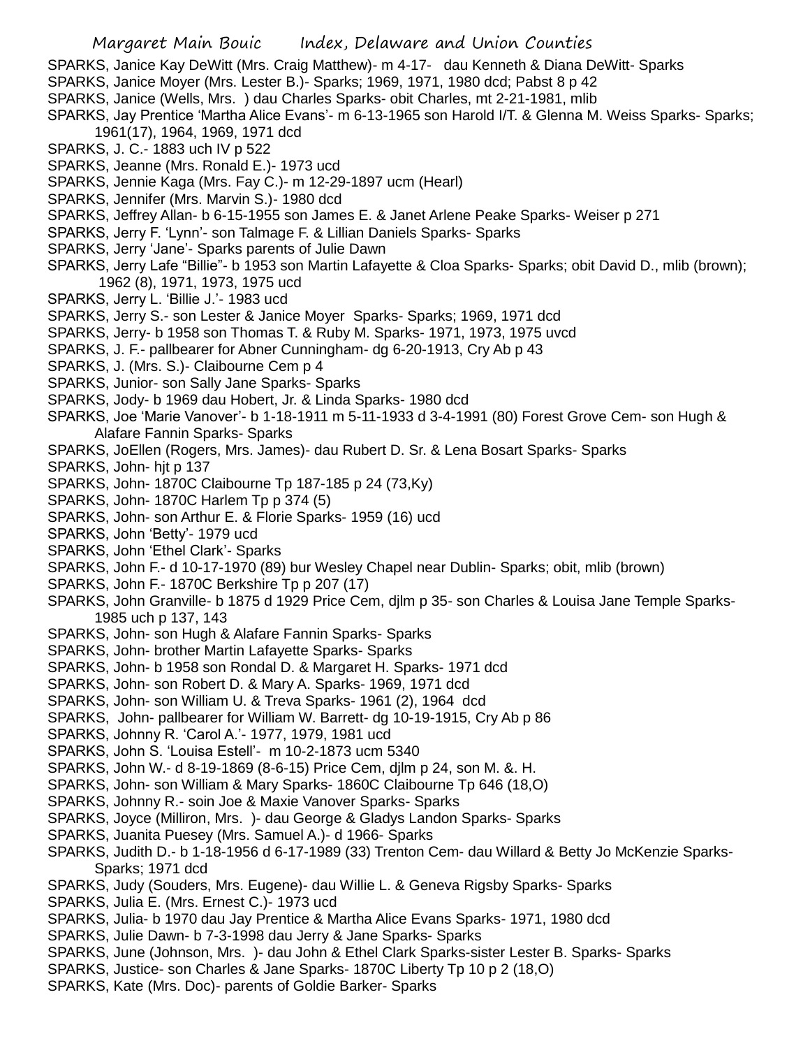SPARKS, Janice Kay DeWitt (Mrs. Craig Matthew)- m 4-17- dau Kenneth & Diana DeWitt- Sparks
SPARKS, Janice Moyer (Mrs. Lester B.)- Sparks; 1969, 1971, 1980 dcd; Pabst 8 p 42
SPARKS, Janice (Wells, Mrs. ) dau Charles Sparks- obit Charles, mt 2-21-1981, mlib
SPARKS, Jay Prentice 'Martha Alice Evans'- m 6-13-1965 son Harold I/T. & Glenna M. Weiss Sparks- Sparks; 1961(17), 1964, 1969, 1971 dcd
SPARKS, J. C.- 1883 uch IV p 522
SPARKS, Jeanne (Mrs. Ronald E.)- 1973 ucd
SPARKS, Jennie Kaga (Mrs. Fay C.)- m 12-29-1897 ucm (Hearl)
SPARKS, Jennifer (Mrs. Marvin S.)- 1980 dcd
SPARKS, Jeffrey Allan- b 6-15-1955 son James E. & Janet Arlene Peake Sparks- Weiser p 271
SPARKS, Jerry F. 'Lynn'- son Talmage F. & Lillian Daniels Sparks- Sparks
SPARKS, Jerry 'Jane'- Sparks parents of Julie Dawn
SPARKS, Jerry Lafe "Billie"- b 1953 son Martin Lafayette & Cloa Sparks- Sparks; obit David D., mlib (brown); 1962 (8), 1971, 1973, 1975 ucd
SPARKS, Jerry L. 'Billie J.'- 1983 ucd
SPARKS, Jerry S.- son Lester & Janice Moyer Sparks- Sparks; 1969, 1971 dcd
SPARKS, Jerry- b 1958 son Thomas T. & Ruby M. Sparks- 1971, 1973, 1975 uvcd
SPARKS, J. F.- pallbearer for Abner Cunningham- dg 6-20-1913, Cry Ab p 43
SPARKS, J. (Mrs. S.)- Claibourne Cem p 4
SPARKS, Junior- son Sally Jane Sparks- Sparks
SPARKS, Jody- b 1969 dau Hobert, Jr. & Linda Sparks- 1980 dcd
SPARKS, Joe 'Marie Vanover'- b 1-18-1911 m 5-11-1933 d 3-4-1991 (80) Forest Grove Cem- son Hugh & Alafare Fannin Sparks- Sparks
SPARKS, JoEllen (Rogers, Mrs. James)- dau Rubert D. Sr. & Lena Bosart Sparks- Sparks
SPARKS, John- hjt p 137
SPARKS, John- 1870C Claibourne Tp 187-185 p 24 (73,Ky)
SPARKS, John- 1870C Harlem Tp p 374 (5)
SPARKS, John- son Arthur E. & Florie Sparks- 1959 (16) ucd
SPARKS, John 'Betty'- 1979 ucd
SPARKS, John 'Ethel Clark'- Sparks
SPARKS, John F.- d 10-17-1970 (89) bur Wesley Chapel near Dublin- Sparks; obit, mlib (brown)
SPARKS, John F.- 1870C Berkshire Tp p 207 (17)
SPARKS, John Granville- b 1875 d 1929 Price Cem, djlm p 35- son Charles & Louisa Jane Temple Sparks- 1985 uch p 137, 143
SPARKS, John- son Hugh & Alafare Fannin Sparks- Sparks
SPARKS, John- brother Martin Lafayette Sparks- Sparks
SPARKS, John- b 1958 son Rondal D. & Margaret H. Sparks- 1971 dcd
SPARKS, John- son Robert D. & Mary A. Sparks- 1969, 1971 dcd
SPARKS, John- son William U. & Treva Sparks- 1961 (2), 1964 dcd
SPARKS, John- pallbearer for William W. Barrett- dg 10-19-1915, Cry Ab p 86
SPARKS, Johnny R. 'Carol A.'- 1977, 1979, 1981 ucd
SPARKS, John S. 'Louisa Estell'- m 10-2-1873 ucm 5340
SPARKS, John W.- d 8-19-1869 (8-6-15) Price Cem, djlm p 24, son M. &. H.
SPARKS, John- son William & Mary Sparks- 1860C Claibourne Tp 646 (18,O)
SPARKS, Johnny R.- soin Joe & Maxie Vanover Sparks- Sparks
SPARKS, Joyce (Milliron, Mrs. )- dau George & Gladys Landon Sparks- Sparks
SPARKS, Juanita Puesey (Mrs. Samuel A.)- d 1966- Sparks
SPARKS, Judith D.- b 1-18-1956 d 6-17-1989 (33) Trenton Cem- dau Willard & Betty Jo McKenzie Sparks- Sparks; 1971 dcd
SPARKS, Judy (Souders, Mrs. Eugene)- dau Willie L. & Geneva Rigsby Sparks- Sparks
SPARKS, Julia E. (Mrs. Ernest C.)- 1973 ucd
SPARKS, Julia- b 1970 dau Jay Prentice & Martha Alice Evans Sparks- 1971, 1980 dcd
SPARKS, Julie Dawn- b 7-3-1998 dau Jerry & Jane Sparks- Sparks
SPARKS, June (Johnson, Mrs. )- dau John & Ethel Clark Sparks-sister Lester B. Sparks- Sparks
SPARKS, Justice- son Charles & Jane Sparks- 1870C Liberty Tp 10 p 2 (18,O)
SPARKS, Kate (Mrs. Doc)- parents of Goldie Barker- Sparks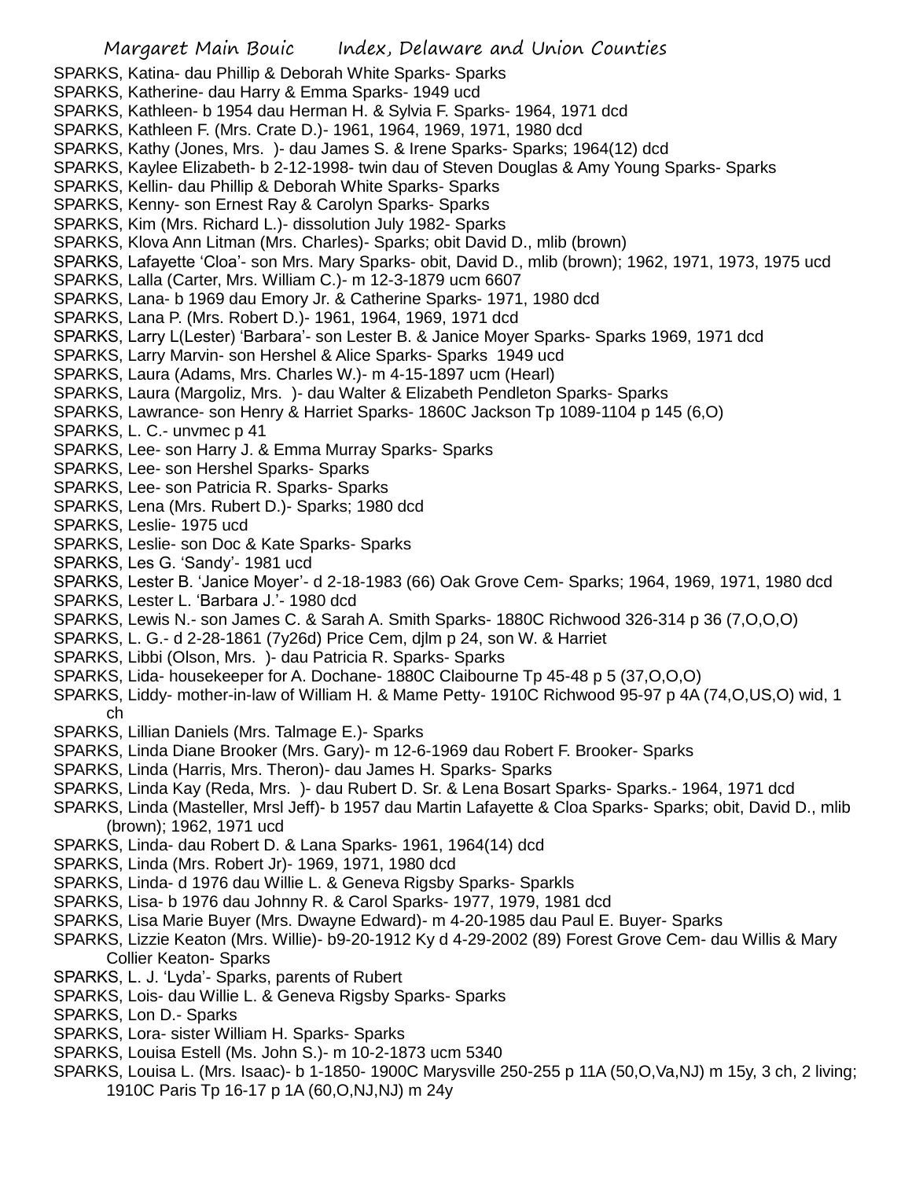SPARKS, Katina- dau Phillip & Deborah White Sparks- Sparks
SPARKS, Katherine- dau Harry & Emma Sparks- 1949 ucd
SPARKS, Kathleen- b 1954 dau Herman H. & Sylvia F. Sparks- 1964, 1971 dcd
SPARKS, Kathleen F. (Mrs. Crate D.)- 1961, 1964, 1969, 1971, 1980 dcd
SPARKS, Kathy (Jones, Mrs. )- dau James S. & Irene Sparks- Sparks; 1964(12) dcd
SPARKS, Kaylee Elizabeth- b 2-12-1998- twin dau of Steven Douglas & Amy Young Sparks- Sparks
SPARKS, Kellin- dau Phillip & Deborah White Sparks- Sparks
SPARKS, Kenny- son Ernest Ray & Carolyn Sparks- Sparks
SPARKS, Kim (Mrs. Richard L.)- dissolution July 1982- Sparks
SPARKS, Klova Ann Litman (Mrs. Charles)- Sparks; obit David D., mlib (brown)
SPARKS, Lafayette 'Cloa'- son Mrs. Mary Sparks- obit, David D., mlib (brown); 1962, 1971, 1973, 1975 ucd
SPARKS, Lalla (Carter, Mrs. William C.)- m 12-3-1879 ucm 6607
SPARKS, Lana- b 1969 dau Emory Jr. & Catherine Sparks- 1971, 1980 dcd
SPARKS, Lana P. (Mrs. Robert D.)- 1961, 1964, 1969, 1971 dcd
SPARKS, Larry L(Lester) 'Barbara'- son Lester B. & Janice Moyer Sparks- Sparks 1969, 1971 dcd
SPARKS, Larry Marvin- son Hershel & Alice Sparks- Sparks 1949 ucd
SPARKS, Laura (Adams, Mrs. Charles W.)- m 4-15-1897 ucm (Hearl)
SPARKS, Laura (Margoliz, Mrs. )- dau Walter & Elizabeth Pendleton Sparks- Sparks
SPARKS, Lawrance- son Henry & Harriet Sparks- 1860C Jackson Tp 1089-1104 p 145 (6,O)
SPARKS, L. C.- unvmec p 41
SPARKS, Lee- son Harry J. & Emma Murray Sparks- Sparks
SPARKS, Lee- son Hershel Sparks- Sparks
SPARKS, Lee- son Patricia R. Sparks- Sparks
SPARKS, Lena (Mrs. Rubert D.)- Sparks; 1980 dcd
SPARKS, Leslie- 1975 ucd
SPARKS, Leslie- son Doc & Kate Sparks- Sparks
SPARKS, Les G. 'Sandy'- 1981 ucd
SPARKS, Lester B. 'Janice Moyer'- d 2-18-1983 (66) Oak Grove Cem- Sparks; 1964, 1969, 1971, 1980 dcd
SPARKS, Lester L. 'Barbara J.'- 1980 dcd
SPARKS, Lewis N.- son James C. & Sarah A. Smith Sparks- 1880C Richwood 326-314 p 36 (7,O,O,O)
SPARKS, L. G.- d 2-28-1861 (7y26d) Price Cem, djlm p 24, son W. & Harriet
SPARKS, Libbi (Olson, Mrs. )- dau Patricia R. Sparks- Sparks
SPARKS, Lida- housekeeper for A. Dochane- 1880C Claibourne Tp 45-48 p 5 (37,O,O,O)
SPARKS, Liddy- mother-in-law of William H. & Mame Petty- 1910C Richwood 95-97 p 4A (74,O,US,O) wid, 1 ch
SPARKS, Lillian Daniels (Mrs. Talmage E.)- Sparks
SPARKS, Linda Diane Brooker (Mrs. Gary)- m 12-6-1969 dau Robert F. Brooker- Sparks
SPARKS, Linda (Harris, Mrs. Theron)- dau James H. Sparks- Sparks
SPARKS, Linda Kay (Reda, Mrs. )- dau Rubert D. Sr. & Lena Bosart Sparks- Sparks.- 1964, 1971 dcd
SPARKS, Linda (Masteller, Mrsl Jeff)- b 1957 dau Martin Lafayette & Cloa Sparks- Sparks; obit, David D., mlib (brown); 1962, 1971 ucd
SPARKS, Linda- dau Robert D. & Lana Sparks- 1961, 1964(14) dcd
SPARKS, Linda (Mrs. Robert Jr)- 1969, 1971, 1980 dcd
SPARKS, Linda- d 1976 dau Willie L. & Geneva Rigsby Sparks- Sparkls
SPARKS, Lisa- b 1976 dau Johnny R. & Carol Sparks- 1977, 1979, 1981 dcd
SPARKS, Lisa Marie Buyer (Mrs. Dwayne Edward)- m 4-20-1985 dau Paul E. Buyer- Sparks
SPARKS, Lizzie Keaton (Mrs. Willie)- b9-20-1912 Ky d 4-29-2002 (89) Forest Grove Cem- dau Willis & Mary Collier Keaton- Sparks
SPARKS, L. J. 'Lyda'- Sparks, parents of Rubert
SPARKS, Lois- dau Willie L. & Geneva Rigsby Sparks- Sparks
SPARKS, Lon D.- Sparks
SPARKS, Lora- sister William H. Sparks- Sparks
SPARKS, Louisa Estell (Ms. John S.)- m 10-2-1873 ucm 5340
SPARKS, Louisa L. (Mrs. Isaac)- b 1-1850- 1900C Marysville 250-255 p 11A (50,O,Va,NJ) m 15y, 3 ch, 2 living; 1910C Paris Tp 16-17 p 1A (60,O,NJ,NJ) m 24y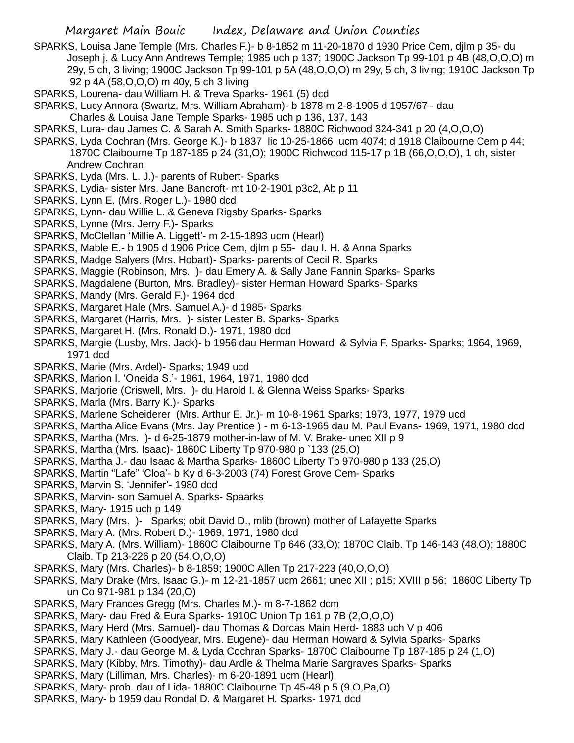SPARKS, Louisa Jane Temple (Mrs. Charles F.)- b 8-1852 m 11-20-1870 d 1930 Price Cem, djlm p 35- du Joseph j. & Lucy Ann Andrews Temple; 1985 uch p 137; 1900C Jackson Tp 99-101 p 4B (48,O,O,O) m 29y, 5 ch, 3 living; 1900C Jackson Tp 99-101 p 5A (48,O,O,O) m 29y, 5 ch, 3 living; 1910C Jackson Tp 92 p 4A (58,O,O,O) m 40y, 5 ch 3 living

SPARKS, Lourena- dau William H. & Treva Sparks- 1961 (5) dcd

SPARKS, Lucy Annora (Swartz, Mrs. William Abraham)- b 1878 m 2-8-1905 d 1957/67 - dau Charles & Louisa Jane Temple Sparks- 1985 uch p 136, 137, 143

SPARKS, Lura- dau James C. & Sarah A. Smith Sparks- 1880C Richwood 324-341 p 20 (4,O,O,O)

SPARKS, Lyda Cochran (Mrs. George K.)- b 1837 lic 10-25-1866 ucm 4074; d 1918 Claibourne Cem p 44; 1870C Claibourne Tp 187-185 p 24 (31,O); 1900C Richwood 115-17 p 1B (66,O,O,O), 1 ch, sister Andrew Cochran

SPARKS, Lyda (Mrs. L. J.)- parents of Rubert- Sparks

SPARKS, Lydia- sister Mrs. Jane Bancroft- mt 10-2-1901 p3c2, Ab p 11

SPARKS, Lynn E. (Mrs. Roger L.)- 1980 dcd

SPARKS, Lynn- dau Willie L. & Geneva Rigsby Sparks- Sparks

SPARKS, Lynne (Mrs. Jerry F.)- Sparks

SPARKS, McClellan 'Millie A. Liggett'- m 2-15-1893 ucm (Hearl)

SPARKS, Mable E.- b 1905 d 1906 Price Cem, djlm p 55- dau I. H. & Anna Sparks

SPARKS, Madge Salyers (Mrs. Hobart)- Sparks- parents of Cecil R. Sparks

SPARKS, Maggie (Robinson, Mrs. )- dau Emery A. & Sally Jane Fannin Sparks- Sparks

SPARKS, Magdalene (Burton, Mrs. Bradley)- sister Herman Howard Sparks- Sparks

SPARKS, Mandy (Mrs. Gerald F.)- 1964 dcd

SPARKS, Margaret Hale (Mrs. Samuel A.)- d 1985- Sparks

SPARKS, Margaret (Harris, Mrs. )- sister Lester B. Sparks- Sparks

SPARKS, Margaret H. (Mrs. Ronald D.)- 1971, 1980 dcd

SPARKS, Margie (Lusby, Mrs. Jack)- b 1956 dau Herman Howard & Sylvia F. Sparks- Sparks; 1964, 1969, 1971 dcd

SPARKS, Marie (Mrs. Ardel)- Sparks; 1949 ucd

SPARKS, Marion I. 'Oneida S.'- 1961, 1964, 1971, 1980 dcd

SPARKS, Marjorie (Criswell, Mrs. )- du Harold I. & Glenna Weiss Sparks- Sparks

SPARKS, Marla (Mrs. Barry K.)- Sparks

SPARKS, Marlene Scheiderer (Mrs. Arthur E. Jr.)- m 10-8-1961 Sparks; 1973, 1977, 1979 ucd

SPARKS, Martha Alice Evans (Mrs. Jay Prentice ) - m 6-13-1965 dau M. Paul Evans- 1969, 1971, 1980 dcd

SPARKS, Martha (Mrs. )- d 6-25-1879 mother-in-law of M. V. Brake- unec XII p 9

SPARKS, Martha (Mrs. Isaac)- 1860C Liberty Tp 970-980 p `133 (25,O)

SPARKS, Martha J.- dau Isaac & Martha Sparks- 1860C Liberty Tp 970-980 p 133 (25,O)

SPARKS, Martin "Lafe" 'Cloa'- b Ky d 6-3-2003 (74) Forest Grove Cem- Sparks

SPARKS, Marvin S. 'Jennifer'- 1980 dcd

SPARKS, Marvin- son Samuel A. Sparks- Spaarks

SPARKS, Mary- 1915 uch p 149

SPARKS, Mary (Mrs. )- Sparks; obit David D., mlib (brown) mother of Lafayette Sparks

SPARKS, Mary A. (Mrs. Robert D.)- 1969, 1971, 1980 dcd

SPARKS, Mary A. (Mrs. William)- 1860C Claibourne Tp 646 (33,O); 1870C Claib. Tp 146-143 (48,O); 1880C Claib. Tp 213-226 p 20 (54,O,O,O)

SPARKS, Mary (Mrs. Charles)- b 8-1859; 1900C Allen Tp 217-223 (40,O,O,O)

SPARKS, Mary Drake (Mrs. Isaac G.)- m 12-21-1857 ucm 2661; unec XII ; p15; XVIII p 56; 1860C Liberty Tp un Co 971-981 p 134 (20,O)

SPARKS, Mary Frances Gregg (Mrs. Charles M.)- m 8-7-1862 dcm

SPARKS, Mary- dau Fred & Eura Sparks- 1910C Union Tp 161 p 7B (2,O,O,O)

SPARKS, Mary Herd (Mrs. Samuel)- dau Thomas & Dorcas Main Herd- 1883 uch V p 406

SPARKS, Mary Kathleen (Goodyear, Mrs. Eugene)- dau Herman Howard & Sylvia Sparks- Sparks

SPARKS, Mary J.- dau George M. & Lyda Cochran Sparks- 1870C Claibourne Tp 187-185 p 24 (1,O)

SPARKS, Mary (Kibby, Mrs. Timothy)- dau Ardle & Thelma Marie Sargraves Sparks- Sparks

SPARKS, Mary (Lilliman, Mrs. Charles)- m 6-20-1891 ucm (Hearl)

SPARKS, Mary- prob. dau of Lida- 1880C Claibourne Tp 45-48 p 5 (9.O,Pa,O)

SPARKS, Mary- b 1959 dau Rondal D. & Margaret H. Sparks- 1971 dcd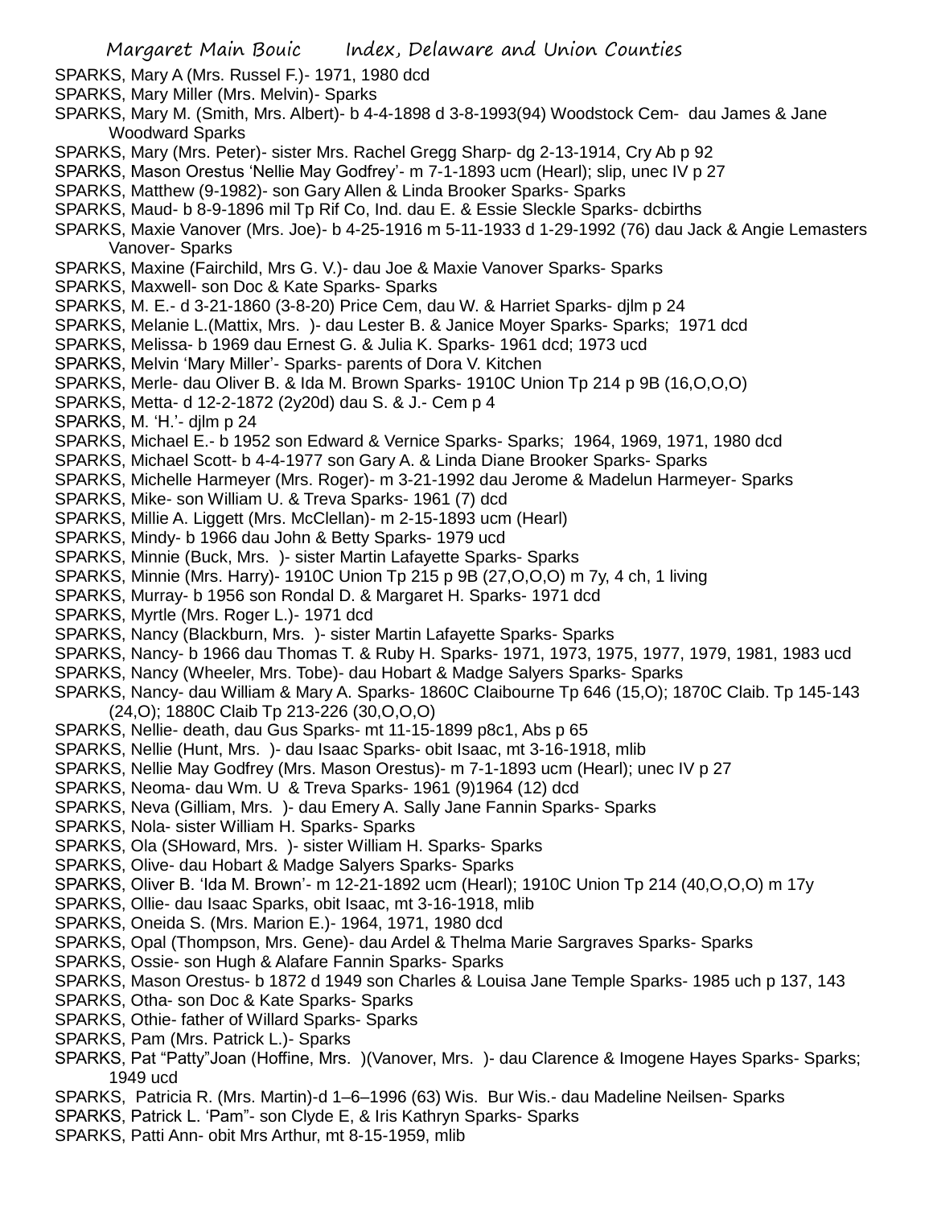SPARKS, Mary A (Mrs. Russel F.)- 1971, 1980 dcd

SPARKS, Mary Miller (Mrs. Melvin)- Sparks

SPARKS, Mary M. (Smith, Mrs. Albert)- b 4-4-1898 d 3-8-1993(94) Woodstock Cem- dau James & Jane Woodward Sparks

SPARKS, Mary (Mrs. Peter)- sister Mrs. Rachel Gregg Sharp- dg 2-13-1914, Cry Ab p 92

SPARKS, Mason Orestus 'Nellie May Godfrey'- m 7-1-1893 ucm (Hearl); slip, unec IV p 27

SPARKS, Matthew (9-1982)- son Gary Allen & Linda Brooker Sparks- Sparks

SPARKS, Maud- b 8-9-1896 mil Tp Rif Co, Ind. dau E. & Essie Sleckle Sparks- dcbirths

SPARKS, Maxie Vanover (Mrs. Joe)- b 4-25-1916 m 5-11-1933 d 1-29-1992 (76) dau Jack & Angie Lemasters Vanover- Sparks

SPARKS, Maxine (Fairchild, Mrs G. V.)- dau Joe & Maxie Vanover Sparks- Sparks

SPARKS, Maxwell- son Doc & Kate Sparks- Sparks

SPARKS, M. E.- d 3-21-1860 (3-8-20) Price Cem, dau W. & Harriet Sparks- djlm p 24

SPARKS, Melanie L.(Mattix, Mrs. )- dau Lester B. & Janice Moyer Sparks- Sparks; 1971 dcd

SPARKS, Melissa- b 1969 dau Ernest G. & Julia K. Sparks- 1961 dcd; 1973 ucd

SPARKS, Melvin 'Mary Miller'- Sparks- parents of Dora V. Kitchen

SPARKS, Merle- dau Oliver B. & Ida M. Brown Sparks- 1910C Union Tp 214 p 9B (16,O,O,O)

SPARKS, Metta- d 12-2-1872 (2y20d) dau S. & J.- Cem p 4

SPARKS, M. 'H.'- djlm p 24

SPARKS, Michael E.- b 1952 son Edward & Vernice Sparks- Sparks; 1964, 1969, 1971, 1980 dcd

SPARKS, Michael Scott- b 4-4-1977 son Gary A. & Linda Diane Brooker Sparks- Sparks

SPARKS, Michelle Harmeyer (Mrs. Roger)- m 3-21-1992 dau Jerome & Madelun Harmeyer- Sparks

SPARKS, Mike- son William U. & Treva Sparks- 1961 (7) dcd

SPARKS, Millie A. Liggett (Mrs. McClellan)- m 2-15-1893 ucm (Hearl)

SPARKS, Mindy- b 1966 dau John & Betty Sparks- 1979 ucd

SPARKS, Minnie (Buck, Mrs. )- sister Martin Lafayette Sparks- Sparks

SPARKS, Minnie (Mrs. Harry)- 1910C Union Tp 215 p 9B (27,O,O,O) m 7y, 4 ch, 1 living

SPARKS, Murray- b 1956 son Rondal D. & Margaret H. Sparks- 1971 dcd

SPARKS, Myrtle (Mrs. Roger L.)- 1971 dcd

SPARKS, Nancy (Blackburn, Mrs. )- sister Martin Lafayette Sparks- Sparks

SPARKS, Nancy- b 1966 dau Thomas T. & Ruby H. Sparks- 1971, 1973, 1975, 1977, 1979, 1981, 1983 ucd

SPARKS, Nancy (Wheeler, Mrs. Tobe)- dau Hobart & Madge Salyers Sparks- Sparks

SPARKS, Nancy- dau William & Mary A. Sparks- 1860C Claibourne Tp 646 (15,O); 1870C Claib. Tp 145-143 (24,O); 1880C Claib Tp 213-226 (30,O,O,O)

SPARKS, Nellie- death, dau Gus Sparks- mt 11-15-1899 p8c1, Abs p 65

SPARKS, Nellie (Hunt, Mrs. )- dau Isaac Sparks- obit Isaac, mt 3-16-1918, mlib

SPARKS, Nellie May Godfrey (Mrs. Mason Orestus)- m 7-1-1893 ucm (Hearl); unec IV p 27

SPARKS, Neoma- dau Wm. U & Treva Sparks- 1961 (9)1964 (12) dcd

SPARKS, Neva (Gilliam, Mrs. )- dau Emery A. Sally Jane Fannin Sparks- Sparks

SPARKS, Nola- sister William H. Sparks- Sparks

SPARKS, Ola (SHoward, Mrs. )- sister William H. Sparks- Sparks

SPARKS, Olive- dau Hobart & Madge Salyers Sparks- Sparks

SPARKS, Oliver B. 'Ida M. Brown'- m 12-21-1892 ucm (Hearl); 1910C Union Tp 214 (40,O,O,O) m 17y

SPARKS, Ollie- dau Isaac Sparks, obit Isaac, mt 3-16-1918, mlib

SPARKS, Oneida S. (Mrs. Marion E.)- 1964, 1971, 1980 dcd

SPARKS, Opal (Thompson, Mrs. Gene)- dau Ardel & Thelma Marie Sargraves Sparks- Sparks

SPARKS, Ossie- son Hugh & Alafare Fannin Sparks- Sparks

SPARKS, Mason Orestus- b 1872 d 1949 son Charles & Louisa Jane Temple Sparks- 1985 uch p 137, 143

SPARKS, Otha- son Doc & Kate Sparks- Sparks

SPARKS, Othie- father of Willard Sparks- Sparks

SPARKS, Pam (Mrs. Patrick L.)- Sparks

SPARKS, Pat "Patty"Joan (Hoffine, Mrs. )(Vanover, Mrs. )- dau Clarence & Imogene Hayes Sparks- Sparks; 1949 ucd

SPARKS, Patricia R. (Mrs. Martin)-d 1–6–1996 (63) Wis. Bur Wis.- dau Madeline Neilsen- Sparks

SPARKS, Patrick L. 'Pam"- son Clyde E, & Iris Kathryn Sparks- Sparks

SPARKS, Patti Ann- obit Mrs Arthur, mt 8-15-1959, mlib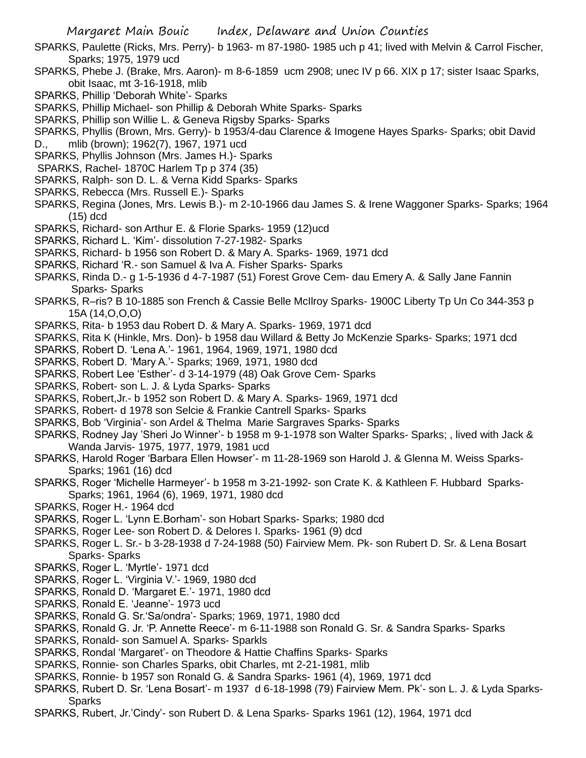SPARKS, Paulette (Ricks, Mrs. Perry)- b 1963- m 87-1980- 1985 uch p 41; lived with Melvin & Carrol Fischer, Sparks; 1975, 1979 ucd

SPARKS, Phebe J. (Brake, Mrs. Aaron)- m 8-6-1859 ucm 2908; unec IV p 66. XIX p 17; sister Isaac Sparks, obit Isaac, mt 3-16-1918, mlib

SPARKS, Phillip 'Deborah White'- Sparks

SPARKS, Phillip Michael- son Phillip & Deborah White Sparks- Sparks

SPARKS, Phillip son Willie L. & Geneva Rigsby Sparks- Sparks

SPARKS, Phyllis (Brown, Mrs. Gerry)- b 1953/4-dau Clarence & Imogene Hayes Sparks- Sparks; obit David D., mlib (brown); 1962(7), 1967, 1971 ucd

SPARKS, Phyllis Johnson (Mrs. James H.)- Sparks

SPARKS, Rachel- 1870C Harlem Tp p 374 (35)

SPARKS, Ralph- son D. L. & Verna Kidd Sparks- Sparks

SPARKS, Rebecca (Mrs. Russell E.)- Sparks

SPARKS, Regina (Jones, Mrs. Lewis B.)- m 2-10-1966 dau James S. & Irene Waggoner Sparks- Sparks; 1964 (15) dcd

SPARKS, Richard- son Arthur E. & Florie Sparks- 1959 (12)ucd

SPARKS, Richard L. 'Kim'- dissolution 7-27-1982- Sparks

SPARKS, Richard- b 1956 son Robert D. & Mary A. Sparks- 1969, 1971 dcd

SPARKS, Richard 'R.- son Samuel & Iva A. Fisher Sparks- Sparks

SPARKS, Rinda D.- g 1-5-1936 d 4-7-1987 (51) Forest Grove Cem- dau Emery A. & Sally Jane Fannin Sparks- Sparks

SPARKS, R–ris? B 10-1885 son French & Cassie Belle McIlroy Sparks- 1900C Liberty Tp Un Co 344-353 p 15A (14,O,O,O)

SPARKS, Rita- b 1953 dau Robert D. & Mary A. Sparks- 1969, 1971 dcd

SPARKS, Rita K (Hinkle, Mrs. Don)- b 1958 dau Willard & Betty Jo McKenzie Sparks- Sparks; 1971 dcd

SPARKS, Robert D. 'Lena A.'- 1961, 1964, 1969, 1971, 1980 dcd

SPARKS, Robert D. 'Mary A.'- Sparks; 1969, 1971, 1980 dcd

SPARKS, Robert Lee 'Esther'- d 3-14-1979 (48) Oak Grove Cem- Sparks

SPARKS, Robert- son L. J. & Lyda Sparks- Sparks

SPARKS, Robert,Jr.- b 1952 son Robert D. & Mary A. Sparks- 1969, 1971 dcd

SPARKS, Robert- d 1978 son Selcie & Frankie Cantrell Sparks- Sparks

SPARKS, Bob 'Virginia'- son Ardel & Thelma Marie Sargraves Sparks- Sparks

SPARKS, Rodney Jay 'Sheri Jo Winner'- b 1958 m 9-1-1978 son Walter Sparks- Sparks; , lived with Jack & Wanda Jarvis- 1975, 1977, 1979, 1981 ucd

SPARKS, Harold Roger 'Barbara Ellen Howser'- m 11-28-1969 son Harold J. & Glenna M. Weiss Sparks- Sparks; 1961 (16) dcd

SPARKS, Roger 'Michelle Harmeyer'- b 1958 m 3-21-1992- son Crate K. & Kathleen F. Hubbard Sparks- Sparks; 1961, 1964 (6), 1969, 1971, 1980 dcd

SPARKS, Roger H.- 1964 dcd

SPARKS, Roger L. 'Lynn E.Borham'- son Hobart Sparks- Sparks; 1980 dcd

SPARKS, Roger Lee- son Robert D. & Delores I. Sparks- 1961 (9) dcd

SPARKS, Roger L. Sr.- b 3-28-1938 d 7-24-1988 (50) Fairview Mem. Pk- son Rubert D. Sr. & Lena Bosart Sparks- Sparks

SPARKS, Roger L. 'Myrtle'- 1971 dcd

SPARKS, Roger L. 'Virginia V.'- 1969, 1980 dcd

SPARKS, Ronald D. 'Margaret E.'- 1971, 1980 dcd

SPARKS, Ronald E. 'Jeanne'- 1973 ucd

SPARKS, Ronald G. Sr.'Sa/ondra'- Sparks; 1969, 1971, 1980 dcd

SPARKS, Ronald G. Jr. 'P. Annette Reece'- m 6-11-1988 son Ronald G. Sr. & Sandra Sparks- Sparks

SPARKS, Ronald- son Samuel A. Sparks- Sparkls

SPARKS, Rondal 'Margaret'- on Theodore & Hattie Chaffins Sparks- Sparks

SPARKS, Ronnie- son Charles Sparks, obit Charles, mt 2-21-1981, mlib

SPARKS, Ronnie- b 1957 son Ronald G. & Sandra Sparks- 1961 (4), 1969, 1971 dcd

SPARKS, Rubert D. Sr. 'Lena Bosart'- m 1937 d 6-18-1998 (79) Fairview Mem. Pk'- son L. J. & Lyda Sparks- Sparks

SPARKS, Rubert, Jr.'Cindy'- son Rubert D. & Lena Sparks- Sparks 1961 (12), 1964, 1971 dcd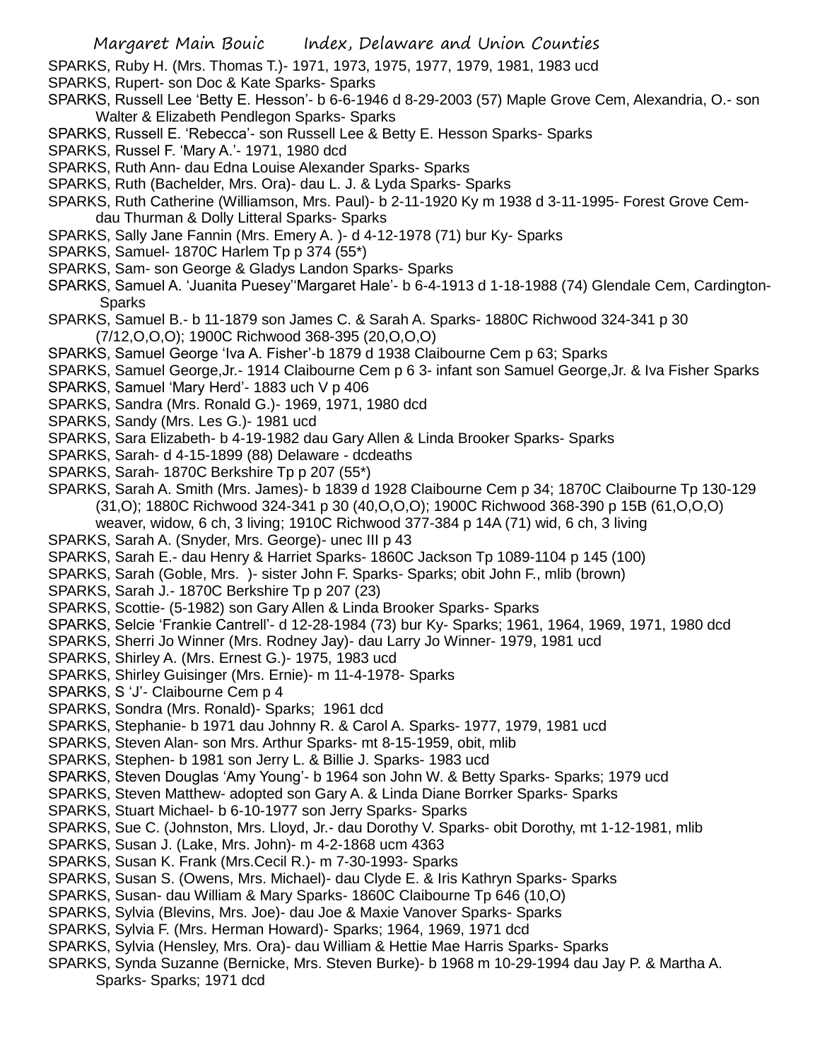SPARKS, Ruby H. (Mrs. Thomas T.)- 1971, 1973, 1975, 1977, 1979, 1981, 1983 ucd

SPARKS, Rupert- son Doc & Kate Sparks- Sparks

SPARKS, Russell Lee 'Betty E. Hesson'- b 6-6-1946 d 8-29-2003 (57) Maple Grove Cem, Alexandria, O.- son Walter & Elizabeth Pendlegon Sparks- Sparks

SPARKS, Russell E. 'Rebecca'- son Russell Lee & Betty E. Hesson Sparks- Sparks

SPARKS, Russel F. 'Mary A.'- 1971, 1980 dcd

SPARKS, Ruth Ann- dau Edna Louise Alexander Sparks- Sparks

SPARKS, Ruth (Bachelder, Mrs. Ora)- dau L. J. & Lyda Sparks- Sparks

SPARKS, Ruth Catherine (Williamson, Mrs. Paul)- b 2-11-1920 Ky m 1938 d 3-11-1995- Forest Grove Cem- dau Thurman & Dolly Litteral Sparks- Sparks

SPARKS, Sally Jane Fannin (Mrs. Emery A. )- d 4-12-1978 (71) bur Ky- Sparks

SPARKS, Samuel- 1870C Harlem Tp p 374 (55*)

SPARKS, Sam- son George & Gladys Landon Sparks- Sparks

SPARKS, Samuel A. 'Juanita Puesey''Margaret Hale'- b 6-4-1913 d 1-18-1988 (74) Glendale Cem, Cardington- Sparks

SPARKS, Samuel B.- b 11-1879 son James C. & Sarah A. Sparks- 1880C Richwood 324-341 p 30 (7/12,O,O,O); 1900C Richwood 368-395 (20,O,O,O)

SPARKS, Samuel George 'Iva A. Fisher'-b 1879 d 1938 Claibourne Cem p 63; Sparks

SPARKS, Samuel George,Jr.- 1914 Claibourne Cem p 6 3- infant son Samuel George,Jr. & Iva Fisher Sparks

SPARKS, Samuel 'Mary Herd'- 1883 uch V p 406

SPARKS, Sandra (Mrs. Ronald G.)- 1969, 1971, 1980 dcd

SPARKS, Sandy (Mrs. Les G.)- 1981 ucd

SPARKS, Sara Elizabeth- b 4-19-1982 dau Gary Allen & Linda Brooker Sparks- Sparks

SPARKS, Sarah- d 4-15-1899 (88) Delaware - dcdeaths

SPARKS, Sarah- 1870C Berkshire Tp p 207 (55*)

SPARKS, Sarah A. Smith (Mrs. James)- b 1839 d 1928 Claibourne Cem p 34; 1870C Claibourne Tp 130-129 (31,O); 1880C Richwood 324-341 p 30 (40,O,O,O); 1900C Richwood 368-390 p 15B (61,O,O,O) weaver, widow, 6 ch, 3 living; 1910C Richwood 377-384 p 14A (71) wid, 6 ch, 3 living

SPARKS, Sarah A. (Snyder, Mrs. George)- unec III p 43

SPARKS, Sarah E.- dau Henry & Harriet Sparks- 1860C Jackson Tp 1089-1104 p 145 (100)

SPARKS, Sarah (Goble, Mrs. )- sister John F. Sparks- Sparks; obit John F., mlib (brown)

SPARKS, Sarah J.- 1870C Berkshire Tp p 207 (23)

SPARKS, Scottie- (5-1982) son Gary Allen & Linda Brooker Sparks- Sparks

SPARKS, Selcie 'Frankie Cantrell'- d 12-28-1984 (73) bur Ky- Sparks; 1961, 1964, 1969, 1971, 1980 dcd

SPARKS, Sherri Jo Winner (Mrs. Rodney Jay)- dau Larry Jo Winner- 1979, 1981 ucd

SPARKS, Shirley A. (Mrs. Ernest G.)- 1975, 1983 ucd

SPARKS, Shirley Guisinger (Mrs. Ernie)- m 11-4-1978- Sparks

SPARKS, S 'J'- Claibourne Cem p 4

SPARKS, Sondra (Mrs. Ronald)- Sparks; 1961 dcd

SPARKS, Stephanie- b 1971 dau Johnny R. & Carol A. Sparks- 1977, 1979, 1981 ucd

SPARKS, Steven Alan- son Mrs. Arthur Sparks- mt 8-15-1959, obit, mlib

SPARKS, Stephen- b 1981 son Jerry L. & Billie J. Sparks- 1983 ucd

SPARKS, Steven Douglas 'Amy Young'- b 1964 son John W. & Betty Sparks- Sparks; 1979 ucd

SPARKS, Steven Matthew- adopted son Gary A. & Linda Diane Borrker Sparks- Sparks

SPARKS, Stuart Michael- b 6-10-1977 son Jerry Sparks- Sparks

SPARKS, Sue C. (Johnston, Mrs. Lloyd, Jr.- dau Dorothy V. Sparks- obit Dorothy, mt 1-12-1981, mlib

SPARKS, Susan J. (Lake, Mrs. John)- m 4-2-1868 ucm 4363

SPARKS, Susan K. Frank (Mrs.Cecil R.)- m 7-30-1993- Sparks

SPARKS, Susan S. (Owens, Mrs. Michael)- dau Clyde E. & Iris Kathryn Sparks- Sparks

SPARKS, Susan- dau William & Mary Sparks- 1860C Claibourne Tp 646 (10,O)

SPARKS, Sylvia (Blevins, Mrs. Joe)- dau Joe & Maxie Vanover Sparks- Sparks

SPARKS, Sylvia F. (Mrs. Herman Howard)- Sparks; 1964, 1969, 1971 dcd

SPARKS, Sylvia (Hensley, Mrs. Ora)- dau William & Hettie Mae Harris Sparks- Sparks

SPARKS, Synda Suzanne (Bernicke, Mrs. Steven Burke)- b 1968 m 10-29-1994 dau Jay P. & Martha A. Sparks- Sparks; 1971 dcd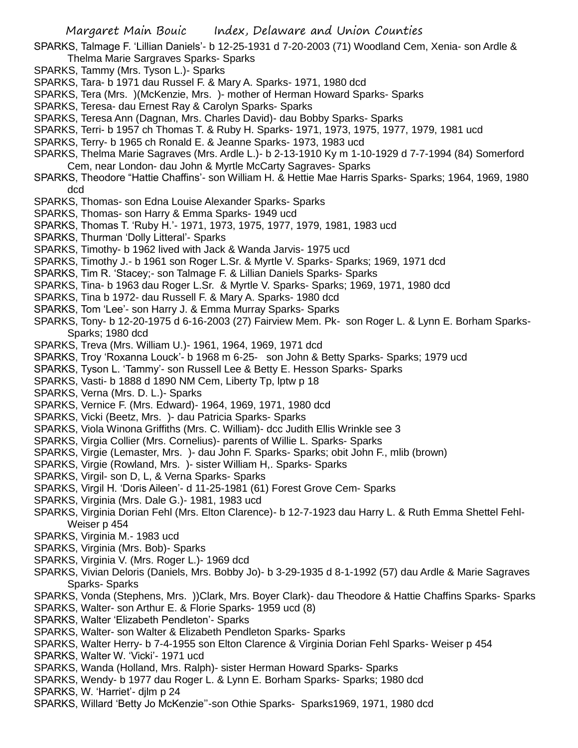SPARKS, Talmage F. 'Lillian Daniels'- b 12-25-1931 d 7-20-2003 (71) Woodland Cem, Xenia- son Ardle & Thelma Marie Sargraves Sparks- Sparks

SPARKS, Tammy (Mrs. Tyson L.)- Sparks

SPARKS, Tara- b 1971 dau Russel F. & Mary A. Sparks- 1971, 1980 dcd

SPARKS, Tera (Mrs. )(McKenzie, Mrs. )- mother of Herman Howard Sparks- Sparks

SPARKS, Teresa- dau Ernest Ray & Carolyn Sparks- Sparks

SPARKS, Teresa Ann (Dagnan, Mrs. Charles David)- dau Bobby Sparks- Sparks

SPARKS, Terri- b 1957 ch Thomas T. & Ruby H. Sparks- 1971, 1973, 1975, 1977, 1979, 1981 ucd

SPARKS, Terry- b 1965 ch Ronald E. & Jeanne Sparks- 1973, 1983 ucd

SPARKS, Thelma Marie Sagraves (Mrs. Ardle L.)- b 2-13-1910 Ky m 1-10-1929 d 7-7-1994 (84) Somerford Cem, near London- dau John & Myrtle McCarty Sagraves- Sparks

SPARKS, Theodore "Hattie Chaffins'- son William H. & Hettie Mae Harris Sparks- Sparks; 1964, 1969, 1980 dcd

SPARKS, Thomas- son Edna Louise Alexander Sparks- Sparks

SPARKS, Thomas- son Harry & Emma Sparks- 1949 ucd

SPARKS, Thomas T. 'Ruby H.'- 1971, 1973, 1975, 1977, 1979, 1981, 1983 ucd

SPARKS, Thurman 'Dolly Litteral'- Sparks

SPARKS, Timothy- b 1962 lived with Jack & Wanda Jarvis- 1975 ucd

SPARKS, Timothy J.- b 1961 son Roger L.Sr. & Myrtle V. Sparks- Sparks; 1969, 1971 dcd

SPARKS, Tim R. 'Stacey;- son Talmage F. & Lillian Daniels Sparks- Sparks

SPARKS, Tina- b 1963 dau Roger L.Sr. & Myrtle V. Sparks- Sparks; 1969, 1971, 1980 dcd

SPARKS, Tina b 1972- dau Russell F. & Mary A. Sparks- 1980 dcd

SPARKS, Tom 'Lee'- son Harry J. & Emma Murray Sparks- Sparks

SPARKS, Tony- b 12-20-1975 d 6-16-2003 (27) Fairview Mem. Pk- son Roger L. & Lynn E. Borham Sparks- Sparks; 1980 dcd

SPARKS, Treva (Mrs. William U.)- 1961, 1964, 1969, 1971 dcd

SPARKS, Troy 'Roxanna Louck'- b 1968 m 6-25- son John & Betty Sparks- Sparks; 1979 ucd

SPARKS, Tyson L. 'Tammy'- son Russell Lee & Betty E. Hesson Sparks- Sparks

SPARKS, Vasti- b 1888 d 1890 NM Cem, Liberty Tp, lptw p 18

SPARKS, Verna (Mrs. D. L.)- Sparks

SPARKS, Vernice F. (Mrs. Edward)- 1964, 1969, 1971, 1980 dcd

SPARKS, Vicki (Beetz, Mrs. )- dau Patricia Sparks- Sparks

SPARKS, Viola Winona Griffiths (Mrs. C. William)- dcc Judith Ellis Wrinkle see 3

SPARKS, Virgia Collier (Mrs. Cornelius)- parents of Willie L. Sparks- Sparks

SPARKS, Virgie (Lemaster, Mrs. )- dau John F. Sparks- Sparks; obit John F., mlib (brown)

SPARKS, Virgie (Rowland, Mrs. )- sister William H,. Sparks- Sparks

SPARKS, Virgil- son D, L, & Verna Sparks- Sparks

SPARKS, Virgil H. 'Doris Aileen'- d 11-25-1981 (61) Forest Grove Cem- Sparks

SPARKS, Virginia (Mrs. Dale G.)- 1981, 1983 ucd

SPARKS, Virginia Dorian Fehl (Mrs. Elton Clarence)- b 12-7-1923 dau Harry L. & Ruth Emma Shettel Fehl- Weiser p 454

SPARKS, Virginia M.- 1983 ucd

SPARKS, Virginia (Mrs. Bob)- Sparks

SPARKS, Virginia V. (Mrs. Roger L.)- 1969 dcd

SPARKS, Vivian Deloris (Daniels, Mrs. Bobby Jo)- b 3-29-1935 d 8-1-1992 (57) dau Ardle & Marie Sagraves Sparks- Sparks

SPARKS, Vonda (Stephens, Mrs. ))Clark, Mrs. Boyer Clark)- dau Theodore & Hattie Chaffins Sparks- Sparks

SPARKS, Walter- son Arthur E. & Florie Sparks- 1959 ucd (8)

SPARKS, Walter 'Elizabeth Pendleton'- Sparks

SPARKS, Walter- son Walter & Elizabeth Pendleton Sparks- Sparks

SPARKS, Walter Herry- b 7-4-1955 son Elton Clarence & Virginia Dorian Fehl Sparks- Weiser p 454

SPARKS, Walter W. 'Vicki'- 1971 ucd

SPARKS, Wanda (Holland, Mrs. Ralph)- sister Herman Howard Sparks- Sparks

SPARKS, Wendy- b 1977 dau Roger L. & Lynn E. Borham Sparks- Sparks; 1980 dcd

SPARKS, W. 'Harriet'- djlm p 24

SPARKS, Willard 'Betty Jo McKenzie''-son Othie Sparks- Sparks1969, 1971, 1980 dcd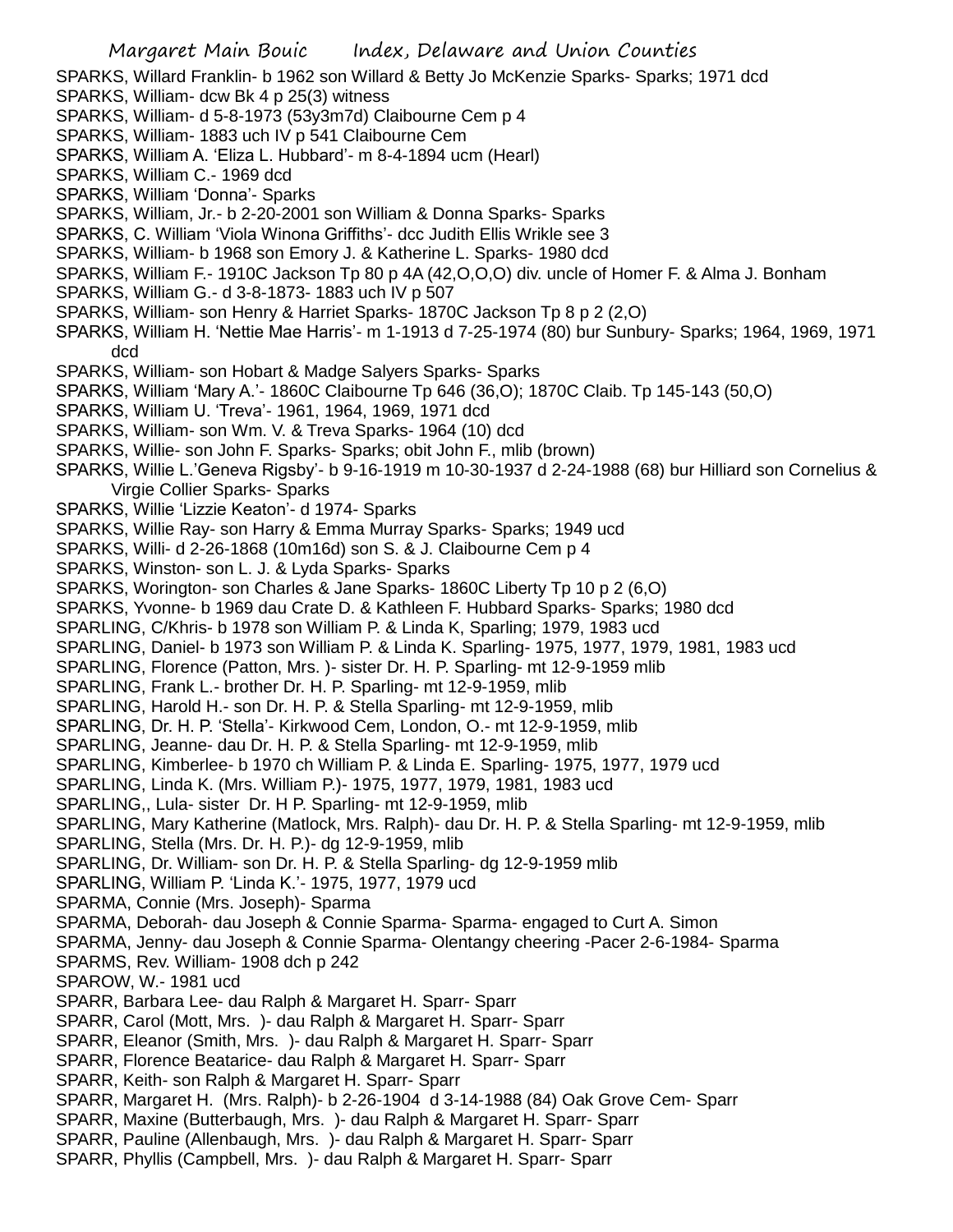SPARKS, Willard Franklin- b 1962 son Willard & Betty Jo McKenzie Sparks- Sparks; 1971 dcd
SPARKS, William- dcw Bk 4 p 25(3) witness
SPARKS, William- d 5-8-1973 (53y3m7d) Claibourne Cem p 4
SPARKS, William- 1883 uch IV p 541 Claibourne Cem
SPARKS, William A. 'Eliza L. Hubbard'- m 8-4-1894 ucm (Hearl)
SPARKS, William C.- 1969 dcd
SPARKS, William 'Donna'- Sparks
SPARKS, William, Jr.- b 2-20-2001 son William & Donna Sparks- Sparks
SPARKS, C. William 'Viola Winona Griffiths'- dcc Judith Ellis Wrikle see 3
SPARKS, William- b 1968 son Emory J. & Katherine L. Sparks- 1980 dcd
SPARKS, William F.- 1910C Jackson Tp 80 p 4A (42,O,O,O) div. uncle of Homer F. & Alma J. Bonham
SPARKS, William G.- d 3-8-1873- 1883 uch IV p 507
SPARKS, William- son Henry & Harriet Sparks- 1870C Jackson Tp 8 p 2 (2,O)
SPARKS, William H. 'Nettie Mae Harris'- m 1-1913 d 7-25-1974 (80) bur Sunbury- Sparks; 1964, 1969, 1971 dcd
SPARKS, William- son Hobart & Madge Salyers Sparks- Sparks
SPARKS, William 'Mary A.'- 1860C Claibourne Tp 646 (36,O); 1870C Claib. Tp 145-143 (50,O)
SPARKS, William U. 'Treva'- 1961, 1964, 1969, 1971 dcd
SPARKS, William- son Wm. V. & Treva Sparks- 1964 (10) dcd
SPARKS, Willie- son John F. Sparks- Sparks; obit John F., mlib (brown)
SPARKS, Willie L.'Geneva Rigsby'- b 9-16-1919 m 10-30-1937 d 2-24-1988 (68) bur Hilliard son Cornelius & Virgie Collier Sparks- Sparks
SPARKS, Willie 'Lizzie Keaton'- d 1974- Sparks
SPARKS, Willie Ray- son Harry & Emma Murray Sparks- Sparks; 1949 ucd
SPARKS, Willi- d 2-26-1868 (10m16d) son S. & J. Claibourne Cem p 4
SPARKS, Winston- son L. J. & Lyda Sparks- Sparks
SPARKS, Worington- son Charles & Jane Sparks- 1860C Liberty Tp 10 p 2 (6,O)
SPARKS, Yvonne- b 1969 dau Crate D. & Kathleen F. Hubbard Sparks- Sparks; 1980 dcd
SPARLING, C/Khris- b 1978 son William P. & Linda K, Sparling; 1979, 1983 ucd
SPARLING, Daniel- b 1973 son William P. & Linda K. Sparling- 1975, 1977, 1979, 1981, 1983 ucd
SPARLING, Florence (Patton, Mrs. )- sister Dr. H. P. Sparling- mt 12-9-1959 mlib
SPARLING, Frank L.- brother Dr. H. P. Sparling- mt 12-9-1959, mlib
SPARLING, Harold H.- son Dr. H. P. & Stella Sparling- mt 12-9-1959, mlib
SPARLING, Dr. H. P. 'Stella'- Kirkwood Cem, London, O.- mt 12-9-1959, mlib
SPARLING, Jeanne- dau Dr. H. P. & Stella Sparling- mt 12-9-1959, mlib
SPARLING, Kimberlee- b 1970 ch William P. & Linda E. Sparling- 1975, 1977, 1979 ucd
SPARLING, Linda K. (Mrs. William P.)- 1975, 1977, 1979, 1981, 1983 ucd
SPARLING,, Lula- sister Dr. H P. Sparling- mt 12-9-1959, mlib
SPARLING, Mary Katherine (Matlock, Mrs. Ralph)- dau Dr. H. P. & Stella Sparling- mt 12-9-1959, mlib
SPARLING, Stella (Mrs. Dr. H. P.)- dg 12-9-1959, mlib
SPARLING, Dr. William- son Dr. H. P. & Stella Sparling- dg 12-9-1959 mlib
SPARLING, William P. 'Linda K.'- 1975, 1977, 1979 ucd
SPARMA, Connie (Mrs. Joseph)- Sparma
SPARMA, Deborah- dau Joseph & Connie Sparma- Sparma- engaged to Curt A. Simon
SPARMA, Jenny- dau Joseph & Connie Sparma- Olentangy cheering -Pacer 2-6-1984- Sparma
SPARMS, Rev. William- 1908 dch p 242
SPAROW, W.- 1981 ucd
SPARR, Barbara Lee- dau Ralph & Margaret H. Sparr- Sparr
SPARR, Carol (Mott, Mrs. )- dau Ralph & Margaret H. Sparr- Sparr
SPARR, Eleanor (Smith, Mrs. )- dau Ralph & Margaret H. Sparr- Sparr
SPARR, Florence Beatarice- dau Ralph & Margaret H. Sparr- Sparr
SPARR, Keith- son Ralph & Margaret H. Sparr- Sparr
SPARR, Margaret H. (Mrs. Ralph)- b 2-26-1904 d 3-14-1988 (84) Oak Grove Cem- Sparr
SPARR, Maxine (Butterbaugh, Mrs. )- dau Ralph & Margaret H. Sparr- Sparr
SPARR, Pauline (Allenbaugh, Mrs. )- dau Ralph & Margaret H. Sparr- Sparr
SPARR, Phyllis (Campbell, Mrs. )- dau Ralph & Margaret H. Sparr- Sparr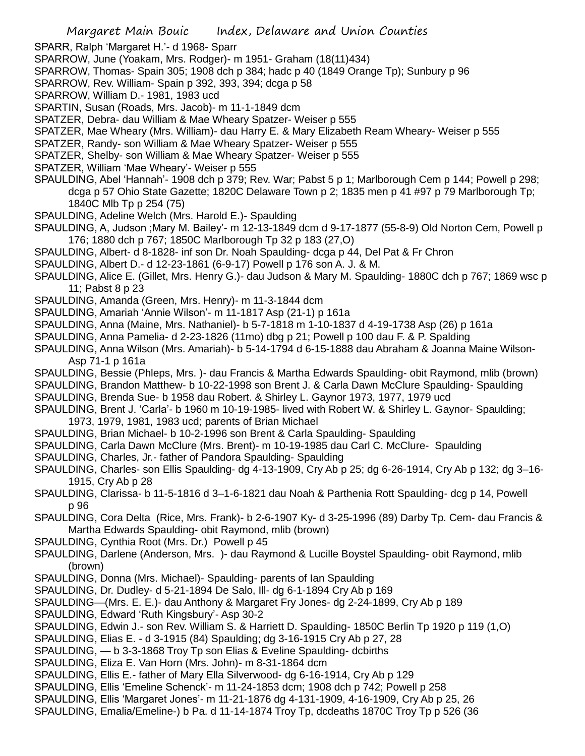SPARR, Ralph 'Margaret H.'- d 1968- Sparr

SPARROW, June (Yoakam, Mrs. Rodger)- m 1951- Graham (18(11)434)

SPARROW, Thomas- Spain 305; 1908 dch p 384; hadc p 40 (1849 Orange Tp); Sunbury p 96

SPARROW, Rev. William- Spain p 392, 393, 394; dcga p 58

SPARROW, William D.- 1981, 1983 ucd

SPARTIN, Susan (Roads, Mrs. Jacob)- m 11-1-1849 dcm

SPATZER, Debra- dau William & Mae Wheary Spatzer- Weiser p 555

SPATZER, Mae Wheary (Mrs. William)- dau Harry E. & Mary Elizabeth Ream Wheary- Weiser p 555

SPATZER, Randy- son William & Mae Wheary Spatzer- Weiser p 555

SPATZER, Shelby- son William & Mae Wheary Spatzer- Weiser p 555

SPATZER, William 'Mae Wheary'- Weiser p 555

SPAULDING, Abel 'Hannah'- 1908 dch p 379; Rev. War; Pabst 5 p 1; Marlborough Cem p 144; Powell p 298; dcga p 57 Ohio State Gazette; 1820C Delaware Town p 2; 1835 men p 41 #97 p 79 Marlborough Tp; 1840C Mlb Tp p 254 (75)

SPAULDING, Adeline Welch (Mrs. Harold E.)- Spaulding

SPAULDING, A, Judson ;Mary M. Bailey'- m 12-13-1849 dcm d 9-17-1877 (55-8-9) Old Norton Cem, Powell p 176; 1880 dch p 767; 1850C Marlborough Tp 32 p 183 (27,O)

SPAULDING, Albert- d 8-1828- inf son Dr. Noah Spaulding- dcga p 44, Del Pat & Fr Chron

SPAULDING, Albert D.- d 12-23-1861 (6-9-17) Powell p 176 son A. J. & M.

SPAULDING, Alice E. (Gillet, Mrs. Henry G.)- dau Judson & Mary M. Spaulding- 1880C dch p 767; 1869 wsc p 11; Pabst 8 p 23

SPAULDING, Amanda (Green, Mrs. Henry)- m 11-3-1844 dcm

SPAULDING, Amariah 'Annie Wilson'- m 11-1817 Asp (21-1) p 161a

SPAULDING, Anna (Maine, Mrs. Nathaniel)- b 5-7-1818 m 1-10-1837 d 4-19-1738 Asp (26) p 161a

SPAULDING, Anna Pamelia- d 2-23-1826 (11mo) dbg p 21; Powell p 100 dau F. & P. Spalding

SPAULDING, Anna Wilson (Mrs. Amariah)- b 5-14-1794 d 6-15-1888 dau Abraham & Joanna Maine Wilson- Asp 71-1 p 161a

SPAULDING, Bessie (Phleps, Mrs. )- dau Francis & Martha Edwards Spaulding- obit Raymond, mlib (brown)

SPAULDING, Brandon Matthew- b 10-22-1998 son Brent J. & Carla Dawn McClure Spaulding- Spaulding

SPAULDING, Brenda Sue- b 1958 dau Robert. & Shirley L. Gaynor 1973, 1977, 1979 ucd

SPAULDING, Brent J. 'Carla'- b 1960 m 10-19-1985- lived with Robert W. & Shirley L. Gaynor- Spaulding; 1973, 1979, 1981, 1983 ucd; parents of Brian Michael

SPAULDING, Brian Michael- b 10-2-1996 son Brent & Carla Spaulding- Spaulding

SPAULDING, Carla Dawn McClure (Mrs. Brent)- m 10-19-1985 dau Carl C. McClure- Spaulding

SPAULDING, Charles, Jr.- father of Pandora Spaulding- Spaulding

SPAULDING, Charles- son Ellis Spaulding- dg 4-13-1909, Cry Ab p 25; dg 6-26-1914, Cry Ab p 132; dg 3–16-1915, Cry Ab p 28

SPAULDING, Clarissa- b 11-5-1816 d 3–1-6-1821 dau Noah & Parthenia Rott Spaulding- dcg p 14, Powell p 96

SPAULDING, Cora Delta (Rice, Mrs. Frank)- b 2-6-1907 Ky- d 3-25-1996 (89) Darby Tp. Cem- dau Francis & Martha Edwards Spaulding- obit Raymond, mlib (brown)

SPAULDING, Cynthia Root (Mrs. Dr.) Powell p 45

SPAULDING, Darlene (Anderson, Mrs. )- dau Raymond & Lucille Boystel Spaulding- obit Raymond, mlib (brown)

SPAULDING, Donna (Mrs. Michael)- Spaulding- parents of Ian Spaulding

SPAULDING, Dr. Dudley- d 5-21-1894 De Salo, Ill- dg 6-1-1894 Cry Ab p 169

SPAULDING—(Mrs. E. E.)- dau Anthony & Margaret Fry Jones- dg 2-24-1899, Cry Ab p 189

SPAULDING, Edward 'Ruth Kingsbury'- Asp 30-2

SPAULDING, Edwin J.- son Rev. William S. & Harriett D. Spaulding- 1850C Berlin Tp 1920 p 119 (1,O)

SPAULDING, Elias E. - d 3-1915 (84) Spaulding; dg 3-16-1915 Cry Ab p 27, 28

SPAULDING, — b 3-3-1868 Troy Tp son Elias & Eveline Spaulding- dcbirths

SPAULDING, Eliza E. Van Horn (Mrs. John)- m 8-31-1864 dcm

SPAULDING, Ellis E.- father of Mary Ella Silverwood- dg 6-16-1914, Cry Ab p 129

SPAULDING, Ellis 'Emeline Schenck'- m 11-24-1853 dcm; 1908 dch p 742; Powell p 258

SPAULDING, Ellis 'Margaret Jones'- m 11-21-1876 dg 4-131-1909, 4-16-1909, Cry Ab p 25, 26

SPAULDING, Emalia/Emeline-) b Pa. d 11-14-1874 Troy Tp, dcdeaths 1870C Troy Tp p 526 (36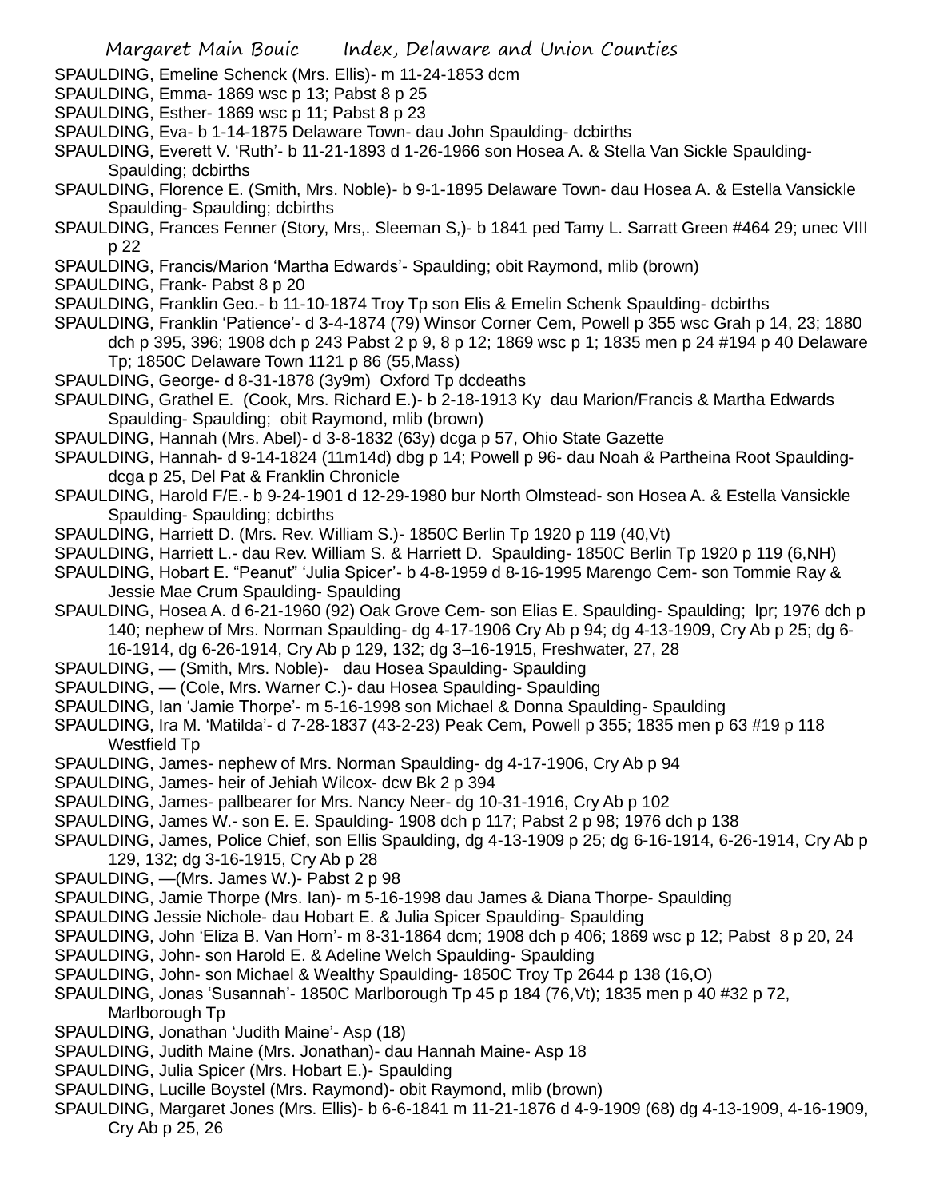SPAULDING, Emeline Schenck (Mrs. Ellis)- m 11-24-1853 dcm

SPAULDING, Emma- 1869 wsc p 13; Pabst 8 p 25

SPAULDING, Esther- 1869 wsc p 11; Pabst 8 p 23

SPAULDING, Eva- b 1-14-1875 Delaware Town- dau John Spaulding- dcbirths

SPAULDING, Everett V. 'Ruth'- b 11-21-1893 d 1-26-1966 son Hosea A. & Stella Van Sickle Spaulding- Spaulding; dcbirths

SPAULDING, Florence E. (Smith, Mrs. Noble)- b 9-1-1895 Delaware Town- dau Hosea A. & Estella Vansickle Spaulding- Spaulding; dcbirths

SPAULDING, Frances Fenner (Story, Mrs,. Sleeman S,)- b 1841 ped Tamy L. Sarratt Green #464 29; unec VIII p 22

SPAULDING, Francis/Marion 'Martha Edwards'- Spaulding; obit Raymond, mlib (brown)

SPAULDING, Frank- Pabst 8 p 20

SPAULDING, Franklin Geo.- b 11-10-1874 Troy Tp son Elis & Emelin Schenk Spaulding- dcbirths

SPAULDING, Franklin 'Patience'- d 3-4-1874 (79) Winsor Corner Cem, Powell p 355 wsc Grah p 14, 23; 1880 dch p 395, 396; 1908 dch p 243 Pabst 2 p 9, 8 p 12; 1869 wsc p 1; 1835 men p 24 #194 p 40 Delaware Tp; 1850C Delaware Town 1121 p 86 (55,Mass)

SPAULDING, George- d 8-31-1878 (3y9m) Oxford Tp dcdeaths

SPAULDING, Grathel E. (Cook, Mrs. Richard E.)- b 2-18-1913 Ky dau Marion/Francis & Martha Edwards Spaulding- Spaulding; obit Raymond, mlib (brown)

SPAULDING, Hannah (Mrs. Abel)- d 3-8-1832 (63y) dcga p 57, Ohio State Gazette

SPAULDING, Hannah- d 9-14-1824 (11m14d) dbg p 14; Powell p 96- dau Noah & Partheina Root Spaulding- dcga p 25, Del Pat & Franklin Chronicle

SPAULDING, Harold F/E.- b 9-24-1901 d 12-29-1980 bur North Olmstead- son Hosea A. & Estella Vansickle Spaulding- Spaulding; dcbirths

SPAULDING, Harriett D. (Mrs. Rev. William S.)- 1850C Berlin Tp 1920 p 119 (40,Vt)

SPAULDING, Harriett L.- dau Rev. William S. & Harriett D. Spaulding- 1850C Berlin Tp 1920 p 119 (6,NH)

SPAULDING, Hobart E. "Peanut" 'Julia Spicer'- b 4-8-1959 d 8-16-1995 Marengo Cem- son Tommie Ray & Jessie Mae Crum Spaulding- Spaulding

SPAULDING, Hosea A. d 6-21-1960 (92) Oak Grove Cem- son Elias E. Spaulding- Spaulding; lpr; 1976 dch p 140; nephew of Mrs. Norman Spaulding- dg 4-17-1906 Cry Ab p 94; dg 4-13-1909, Cry Ab p 25; dg 6-16-1914, dg 6-26-1914, Cry Ab p 129, 132; dg 3–16-1915, Freshwater, 27, 28

SPAULDING, — (Smith, Mrs. Noble)- dau Hosea Spaulding- Spaulding

SPAULDING, — (Cole, Mrs. Warner C.)- dau Hosea Spaulding- Spaulding

SPAULDING, Ian 'Jamie Thorpe'- m 5-16-1998 son Michael & Donna Spaulding- Spaulding

SPAULDING, Ira M. 'Matilda'- d 7-28-1837 (43-2-23) Peak Cem, Powell p 355; 1835 men p 63 #19 p 118 Westfield Tp

SPAULDING, James- nephew of Mrs. Norman Spaulding- dg 4-17-1906, Cry Ab p 94

SPAULDING, James- heir of Jehiah Wilcox- dcw Bk 2 p 394

SPAULDING, James- pallbearer for Mrs. Nancy Neer- dg 10-31-1916, Cry Ab p 102

SPAULDING, James W.- son E. E. Spaulding- 1908 dch p 117; Pabst 2 p 98; 1976 dch p 138

SPAULDING, James, Police Chief, son Ellis Spaulding, dg 4-13-1909 p 25; dg 6-16-1914, 6-26-1914, Cry Ab p 129, 132; dg 3-16-1915, Cry Ab p 28

SPAULDING, —(Mrs. James W.)- Pabst 2 p 98

SPAULDING, Jamie Thorpe (Mrs. Ian)- m 5-16-1998 dau James & Diana Thorpe- Spaulding

SPAULDING Jessie Nichole- dau Hobart E. & Julia Spicer Spaulding- Spaulding

SPAULDING, John 'Eliza B. Van Horn'- m 8-31-1864 dcm; 1908 dch p 406; 1869 wsc p 12; Pabst 8 p 20, 24

SPAULDING, John- son Harold E. & Adeline Welch Spaulding- Spaulding

SPAULDING, John- son Michael & Wealthy Spaulding- 1850C Troy Tp 2644 p 138 (16,O)

SPAULDING, Jonas 'Susannah'- 1850C Marlborough Tp 45 p 184 (76,Vt); 1835 men p 40 #32 p 72, Marlborough Tp

SPAULDING, Jonathan 'Judith Maine'- Asp (18)

SPAULDING, Judith Maine (Mrs. Jonathan)- dau Hannah Maine- Asp 18

SPAULDING, Julia Spicer (Mrs. Hobart E.)- Spaulding

SPAULDING, Lucille Boystel (Mrs. Raymond)- obit Raymond, mlib (brown)

SPAULDING, Margaret Jones (Mrs. Ellis)- b 6-6-1841 m 11-21-1876 d 4-9-1909 (68) dg 4-13-1909, 4-16-1909, Cry Ab p 25, 26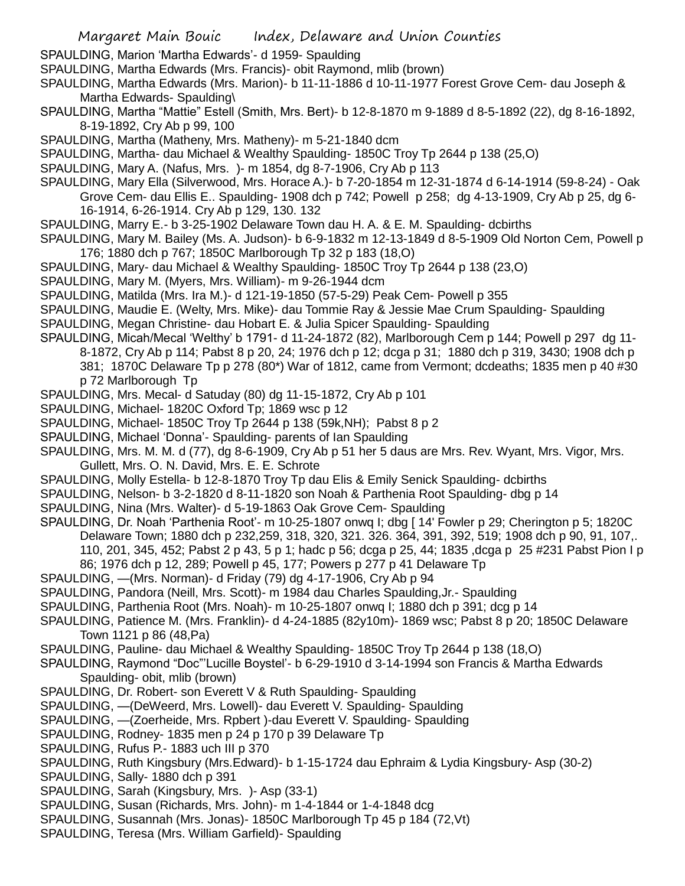SPAULDING, Marion 'Martha Edwards'- d 1959- Spaulding

SPAULDING, Martha Edwards (Mrs. Francis)- obit Raymond, mlib (brown)

SPAULDING, Martha Edwards (Mrs. Marion)- b 11-11-1886 d 10-11-1977 Forest Grove Cem- dau Joseph & Martha Edwards- Spaulding\

SPAULDING, Martha "Mattie" Estell (Smith, Mrs. Bert)- b 12-8-1870 m 9-1889 d 8-5-1892 (22), dg 8-16-1892, 8-19-1892, Cry Ab p 99, 100

SPAULDING, Martha (Matheny, Mrs. Matheny)- m 5-21-1840 dcm

SPAULDING, Martha- dau Michael & Wealthy Spaulding- 1850C Troy Tp 2644 p 138 (25,O)

SPAULDING, Mary A. (Nafus, Mrs. )- m 1854, dg 8-7-1906, Cry Ab p 113

SPAULDING, Mary Ella (Silverwood, Mrs. Horace A.)- b 7-20-1854 m 12-31-1874 d 6-14-1914 (59-8-24) - Oak Grove Cem- dau Ellis E.. Spaulding- 1908 dch p 742; Powell p 258; dg 4-13-1909, Cry Ab p 25, dg 6-16-1914, 6-26-1914. Cry Ab p 129, 130. 132

SPAULDING, Marry E.- b 3-25-1902 Delaware Town dau H. A. & E. M. Spaulding- dcbirths

SPAULDING, Mary M. Bailey (Ms. A. Judson)- b 6-9-1832 m 12-13-1849 d 8-5-1909 Old Norton Cem, Powell p 176; 1880 dch p 767; 1850C Marlborough Tp 32 p 183 (18,O)

SPAULDING, Mary- dau Michael & Wealthy Spaulding- 1850C Troy Tp 2644 p 138 (23,O)

SPAULDING, Mary M. (Myers, Mrs. William)- m 9-26-1944 dcm

SPAULDING, Matilda (Mrs. Ira M.)- d 121-19-1850 (57-5-29) Peak Cem- Powell p 355

SPAULDING, Maudie E. (Welty, Mrs. Mike)- dau Tommie Ray & Jessie Mae Crum Spaulding- Spaulding

SPAULDING, Megan Christine- dau Hobart E. & Julia Spicer Spaulding- Spaulding

SPAULDING, Micah/Mecal 'Welthy' b 1791- d 11-24-1872 (82), Marlborough Cem p 144; Powell p 297 dg 11-8-1872, Cry Ab p 114; Pabst 8 p 20, 24; 1976 dch p 12; dcga p 31; 1880 dch p 319, 3430; 1908 dch p 381; 1870C Delaware Tp p 278 (80*) War of 1812, came from Vermont; dcdeaths; 1835 men p 40 #30 p 72 Marlborough Tp

SPAULDING, Mrs. Mecal- d Satuday (80) dg 11-15-1872, Cry Ab p 101

SPAULDING, Michael- 1820C Oxford Tp; 1869 wsc p 12

SPAULDING, Michael- 1850C Troy Tp 2644 p 138 (59k,NH); Pabst 8 p 2

SPAULDING, Michael 'Donna'- Spaulding- parents of Ian Spaulding

SPAULDING, Mrs. M. M. d (77), dg 8-6-1909, Cry Ab p 51 her 5 daus are Mrs. Rev. Wyant, Mrs. Vigor, Mrs. Gullett, Mrs. O. N. David, Mrs. E. E. Schrote

SPAULDING, Molly Estella- b 12-8-1870 Troy Tp dau Elis & Emily Senick Spaulding- dcbirths

SPAULDING, Nelson- b 3-2-1820 d 8-11-1820 son Noah & Parthenia Root Spaulding- dbg p 14

SPAULDING, Nina (Mrs. Walter)- d 5-19-1863 Oak Grove Cem- Spaulding

SPAULDING, Dr. Noah 'Parthenia Root'- m 10-25-1807 onwq I; dbg [ 14' Fowler p 29; Cherington p 5; 1820C Delaware Town; 1880 dch p 232,259, 318, 320, 321. 326. 364, 391, 392, 519; 1908 dch p 90, 91, 107,. 110, 201, 345, 452; Pabst 2 p 43, 5 p 1; hadc p 56; dcga p 25, 44; 1835 ,dcga p 25 #231 Pabst Pion I p 86; 1976 dch p 12, 289; Powell p 45, 177; Powers p 277 p 41 Delaware Tp

SPAULDING, —(Mrs. Norman)- d Friday (79) dg 4-17-1906, Cry Ab p 94

SPAULDING, Pandora (Neill, Mrs. Scott)- m 1984 dau Charles Spaulding,Jr.- Spaulding

SPAULDING, Parthenia Root (Mrs. Noah)- m 10-25-1807 onwq I; 1880 dch p 391; dcg p 14

SPAULDING, Patience M. (Mrs. Franklin)- d 4-24-1885 (82y10m)- 1869 wsc; Pabst 8 p 20; 1850C Delaware Town 1121 p 86 (48,Pa)

SPAULDING, Pauline- dau Michael & Wealthy Spaulding- 1850C Troy Tp 2644 p 138 (18,O)

SPAULDING, Raymond "Doc"'Lucille Boystel'- b 6-29-1910 d 3-14-1994 son Francis & Martha Edwards Spaulding- obit, mlib (brown)

SPAULDING, Dr. Robert- son Everett V & Ruth Spaulding- Spaulding

SPAULDING, —(DeWeerd, Mrs. Lowell)- dau Everett V. Spaulding- Spaulding

SPAULDING, —(Zoerheide, Mrs. Rpbert )-dau Everett V. Spaulding- Spaulding

SPAULDING, Rodney- 1835 men p 24 p 170 p 39 Delaware Tp

SPAULDING, Rufus P.- 1883 uch III p 370

SPAULDING, Ruth Kingsbury (Mrs.Edward)- b 1-15-1724 dau Ephraim & Lydia Kingsbury- Asp (30-2)

SPAULDING, Sally- 1880 dch p 391

SPAULDING, Sarah (Kingsbury, Mrs. )- Asp (33-1)

SPAULDING, Susan (Richards, Mrs. John)- m 1-4-1844 or 1-4-1848 dcg

SPAULDING, Susannah (Mrs. Jonas)- 1850C Marlborough Tp 45 p 184 (72,Vt)

SPAULDING, Teresa (Mrs. William Garfield)- Spaulding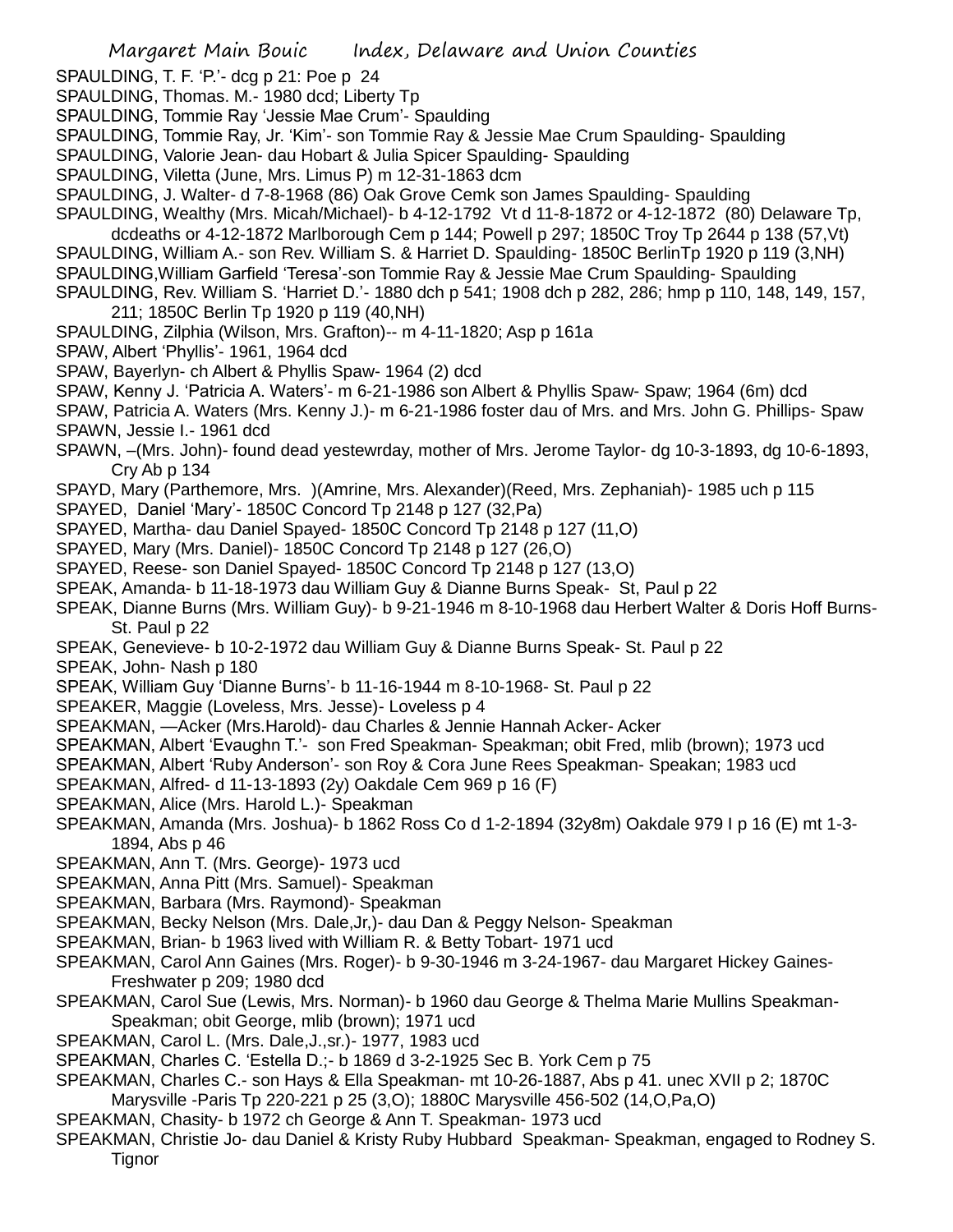SPAULDING, T. F. 'P.'- dcg p 21: Poe p 24
SPAULDING, Thomas. M.- 1980 dcd; Liberty Tp
SPAULDING, Tommie Ray 'Jessie Mae Crum'- Spaulding
SPAULDING, Tommie Ray, Jr. 'Kim'- son Tommie Ray & Jessie Mae Crum Spaulding- Spaulding
SPAULDING, Valorie Jean- dau Hobart & Julia Spicer Spaulding- Spaulding
SPAULDING, Viletta (June, Mrs. Limus P) m 12-31-1863 dcm
SPAULDING, J. Walter- d 7-8-1968 (86) Oak Grove Cemk son James Spaulding- Spaulding
SPAULDING, Wealthy (Mrs. Micah/Michael)- b 4-12-1792 Vt d 11-8-1872 or 4-12-1872 (80) Delaware Tp, dcdeaths or 4-12-1872 Marlborough Cem p 144; Powell p 297; 1850C Troy Tp 2644 p 138 (57,Vt)
SPAULDING, William A.- son Rev. William S. & Harriet D. Spaulding- 1850C BerlinTp 1920 p 119 (3,NH)
SPAULDING,William Garfield 'Teresa'-son Tommie Ray & Jessie Mae Crum Spaulding- Spaulding
SPAULDING, Rev. William S. 'Harriet D.'- 1880 dch p 541; 1908 dch p 282, 286; hmp p 110, 148, 149, 157, 211; 1850C Berlin Tp 1920 p 119 (40,NH)
SPAULDING, Zilphia (Wilson, Mrs. Grafton)-- m 4-11-1820; Asp p 161a
SPAW, Albert 'Phyllis'- 1961, 1964 dcd
SPAW, Bayerlyn- ch Albert & Phyllis Spaw- 1964 (2) dcd
SPAW, Kenny J. 'Patricia A. Waters'- m 6-21-1986 son Albert & Phyllis Spaw- Spaw; 1964 (6m) dcd
SPAW, Patricia A. Waters (Mrs. Kenny J.)- m 6-21-1986 foster dau of Mrs. and Mrs. John G. Phillips- Spaw
SPAWN, Jessie I.- 1961 dcd
SPAWN, –(Mrs. John)- found dead yestewrday, mother of Mrs. Jerome Taylor- dg 10-3-1893, dg 10-6-1893, Cry Ab p 134
SPAYD, Mary (Parthemore, Mrs. )(Amrine, Mrs. Alexander)(Reed, Mrs. Zephaniah)- 1985 uch p 115
SPAYED, Daniel 'Mary'- 1850C Concord Tp 2148 p 127 (32,Pa)
SPAYED, Martha- dau Daniel Spayed- 1850C Concord Tp 2148 p 127 (11,O)
SPAYED, Mary (Mrs. Daniel)- 1850C Concord Tp 2148 p 127 (26,O)
SPAYED, Reese- son Daniel Spayed- 1850C Concord Tp 2148 p 127 (13,O)
SPEAK, Amanda- b 11-18-1973 dau William Guy & Dianne Burns Speak- St, Paul p 22
SPEAK, Dianne Burns (Mrs. William Guy)- b 9-21-1946 m 8-10-1968 dau Herbert Walter & Doris Hoff Burns- St. Paul p 22
SPEAK, Genevieve- b 10-2-1972 dau William Guy & Dianne Burns Speak- St. Paul p 22
SPEAK, John- Nash p 180
SPEAK, William Guy 'Dianne Burns'- b 11-16-1944 m 8-10-1968- St. Paul p 22
SPEAKER, Maggie (Loveless, Mrs. Jesse)- Loveless p 4
SPEAKMAN, —Acker (Mrs.Harold)- dau Charles & Jennie Hannah Acker- Acker
SPEAKMAN, Albert 'Evaughn T.'- son Fred Speakman- Speakman; obit Fred, mlib (brown); 1973 ucd
SPEAKMAN, Albert 'Ruby Anderson'- son Roy & Cora June Rees Speakman- Speakan; 1983 ucd
SPEAKMAN, Alfred- d 11-13-1893 (2y) Oakdale Cem 969 p 16 (F)
SPEAKMAN, Alice (Mrs. Harold L.)- Speakman
SPEAKMAN, Amanda (Mrs. Joshua)- b 1862 Ross Co d 1-2-1894 (32y8m) Oakdale 979 I p 16 (E) mt 1-3-1894, Abs p 46
SPEAKMAN, Ann T. (Mrs. George)- 1973 ucd
SPEAKMAN, Anna Pitt (Mrs. Samuel)- Speakman
SPEAKMAN, Barbara (Mrs. Raymond)- Speakman
SPEAKMAN, Becky Nelson (Mrs. Dale,Jr,)- dau Dan & Peggy Nelson- Speakman
SPEAKMAN, Brian- b 1963 lived with William R. & Betty Tobart- 1971 ucd
SPEAKMAN, Carol Ann Gaines (Mrs. Roger)- b 9-30-1946 m 3-24-1967- dau Margaret Hickey Gaines- Freshwater p 209; 1980 dcd
SPEAKMAN, Carol Sue (Lewis, Mrs. Norman)- b 1960 dau George & Thelma Marie Mullins Speakman- Speakman; obit George, mlib (brown); 1971 ucd
SPEAKMAN, Carol L. (Mrs. Dale,J.,sr.)- 1977, 1983 ucd
SPEAKMAN, Charles C. 'Estella D.;- b 1869 d 3-2-1925 Sec B. York Cem p 75
SPEAKMAN, Charles C.- son Hays & Ella Speakman- mt 10-26-1887, Abs p 41. unec XVII p 2; 1870C Marysville -Paris Tp 220-221 p 25 (3,O); 1880C Marysville 456-502 (14,O,Pa,O)
SPEAKMAN, Chasity- b 1972 ch George & Ann T. Speakman- 1973 ucd
SPEAKMAN, Christie Jo- dau Daniel & Kristy Ruby Hubbard Speakman- Speakman, engaged to Rodney S. Tignor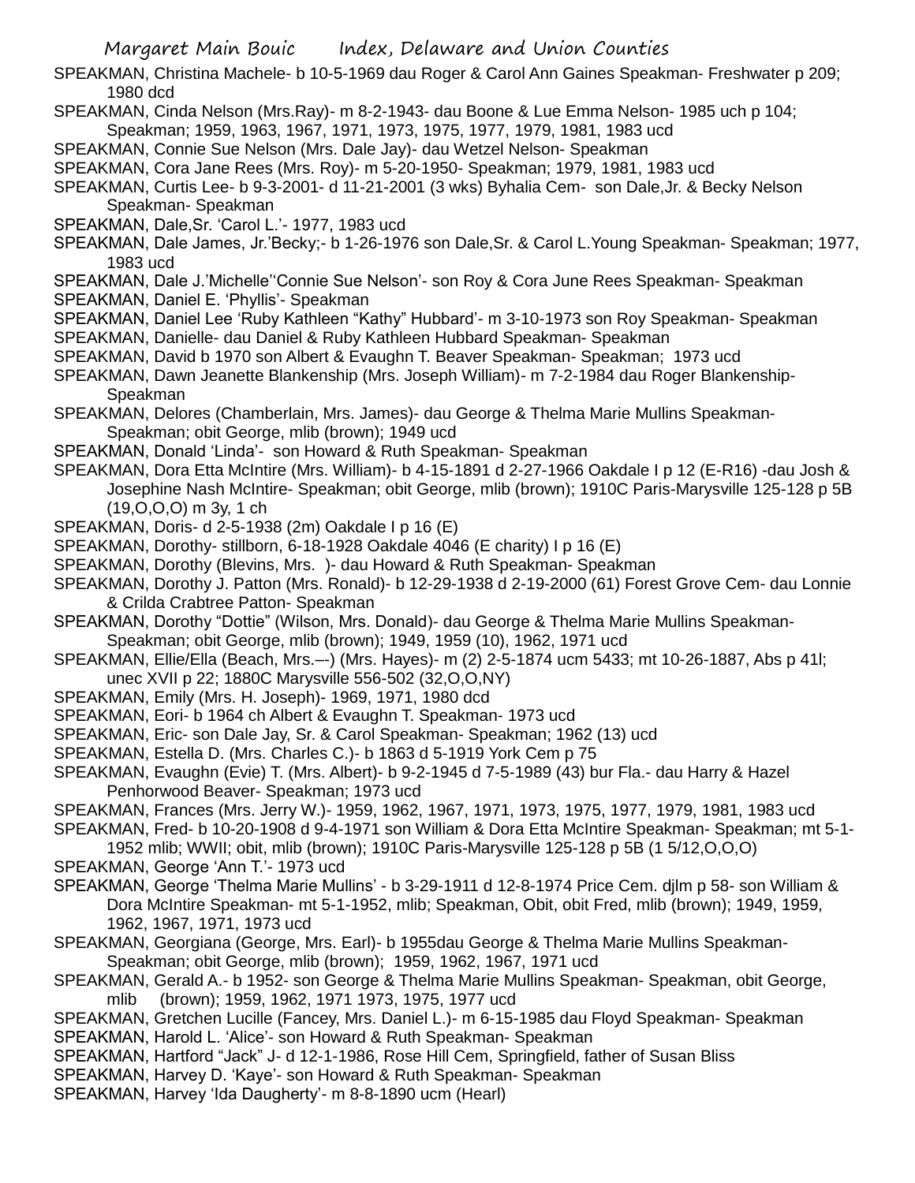SPEAKMAN, Christina Machele- b 10-5-1969 dau Roger & Carol Ann Gaines Speakman- Freshwater p 209; 1980 dcd

SPEAKMAN, Cinda Nelson (Mrs.Ray)- m 8-2-1943- dau Boone & Lue Emma Nelson- 1985 uch p 104; Speakman; 1959, 1963, 1967, 1971, 1973, 1975, 1977, 1979, 1981, 1983 ucd

SPEAKMAN, Connie Sue Nelson (Mrs. Dale Jay)- dau Wetzel Nelson- Speakman

SPEAKMAN, Cora Jane Rees (Mrs. Roy)- m 5-20-1950- Speakman; 1979, 1981, 1983 ucd

SPEAKMAN, Curtis Lee- b 9-3-2001- d 11-21-2001 (3 wks) Byhalia Cem- son Dale,Jr. & Becky Nelson Speakman- Speakman

SPEAKMAN, Dale,Sr. 'Carol L.'- 1977, 1983 ucd

SPEAKMAN, Dale James, Jr.'Becky;- b 1-26-1976 son Dale,Sr. & Carol L.Young Speakman- Speakman; 1977, 1983 ucd

SPEAKMAN, Dale J.'Michelle''Connie Sue Nelson'- son Roy & Cora June Rees Speakman- Speakman

SPEAKMAN, Daniel E. 'Phyllis'- Speakman

SPEAKMAN, Daniel Lee 'Ruby Kathleen "Kathy" Hubbard'- m 3-10-1973 son Roy Speakman- Speakman

SPEAKMAN, Danielle- dau Daniel & Ruby Kathleen Hubbard Speakman- Speakman

SPEAKMAN, David b 1970 son Albert & Evaughn T. Beaver Speakman- Speakman; 1973 ucd

SPEAKMAN, Dawn Jeanette Blankenship (Mrs. Joseph William)- m 7-2-1984 dau Roger Blankenship- Speakman

SPEAKMAN, Delores (Chamberlain, Mrs. James)- dau George & Thelma Marie Mullins Speakman- Speakman; obit George, mlib (brown); 1949 ucd

SPEAKMAN, Donald 'Linda'- son Howard & Ruth Speakman- Speakman

SPEAKMAN, Dora Etta McIntire (Mrs. William)- b 4-15-1891 d 2-27-1966 Oakdale I p 12 (E-R16) -dau Josh & Josephine Nash McIntire- Speakman; obit George, mlib (brown); 1910C Paris-Marysville 125-128 p 5B (19,O,O,O) m 3y, 1 ch

SPEAKMAN, Doris- d 2-5-1938 (2m) Oakdale I p 16 (E)

SPEAKMAN, Dorothy- stillborn, 6-18-1928 Oakdale 4046 (E charity) I p 16 (E)

SPEAKMAN, Dorothy (Blevins, Mrs. )- dau Howard & Ruth Speakman- Speakman

SPEAKMAN, Dorothy J. Patton (Mrs. Ronald)- b 12-29-1938 d 2-19-2000 (61) Forest Grove Cem- dau Lonnie & Crilda Crabtree Patton- Speakman

SPEAKMAN, Dorothy "Dottie" (Wilson, Mrs. Donald)- dau George & Thelma Marie Mullins Speakman- Speakman; obit George, mlib (brown); 1949, 1959 (10), 1962, 1971 ucd

SPEAKMAN, Ellie/Ella (Beach, Mrs.–-) (Mrs. Hayes)- m (2) 2-5-1874 ucm 5433; mt 10-26-1887, Abs p 41l; unec XVII p 22; 1880C Marysville 556-502 (32,O,O,NY)

SPEAKMAN, Emily (Mrs. H. Joseph)- 1969, 1971, 1980 dcd

SPEAKMAN, Eori- b 1964 ch Albert & Evaughn T. Speakman- 1973 ucd

SPEAKMAN, Eric- son Dale Jay, Sr. & Carol Speakman- Speakman; 1962 (13) ucd

SPEAKMAN, Estella D. (Mrs. Charles C.)- b 1863 d 5-1919 York Cem p 75

SPEAKMAN, Evaughn (Evie) T. (Mrs. Albert)- b 9-2-1945 d 7-5-1989 (43) bur Fla.- dau Harry & Hazel Penhorwood Beaver- Speakman; 1973 ucd

SPEAKMAN, Frances (Mrs. Jerry W.)- 1959, 1962, 1967, 1971, 1973, 1975, 1977, 1979, 1981, 1983 ucd

SPEAKMAN, Fred- b 10-20-1908 d 9-4-1971 son William & Dora Etta McIntire Speakman- Speakman; mt 5-1-1952 mlib; WWII; obit, mlib (brown); 1910C Paris-Marysville 125-128 p 5B (1 5/12,O,O,O)

SPEAKMAN, George 'Ann T.'- 1973 ucd

SPEAKMAN, George 'Thelma Marie Mullins' - b 3-29-1911 d 12-8-1974 Price Cem. djlm p 58- son William & Dora McIntire Speakman- mt 5-1-1952, mlib; Speakman, Obit, obit Fred, mlib (brown); 1949, 1959, 1962, 1967, 1971, 1973 ucd

SPEAKMAN, Georgiana (George, Mrs. Earl)- b 1955dau George & Thelma Marie Mullins Speakman- Speakman; obit George, mlib (brown); 1959, 1962, 1967, 1971 ucd

SPEAKMAN, Gerald A.- b 1952- son George & Thelma Marie Mullins Speakman- Speakman, obit George, mlib (brown); 1959, 1962, 1971 1973, 1975, 1977 ucd

SPEAKMAN, Gretchen Lucille (Fancey, Mrs. Daniel L.)- m 6-15-1985 dau Floyd Speakman- Speakman

SPEAKMAN, Harold L. 'Alice'- son Howard & Ruth Speakman- Speakman

SPEAKMAN, Hartford "Jack" J- d 12-1-1986, Rose Hill Cem, Springfield, father of Susan Bliss

SPEAKMAN, Harvey D. 'Kaye'- son Howard & Ruth Speakman- Speakman

SPEAKMAN, Harvey 'Ida Daugherty'- m 8-8-1890 ucm (Hearl)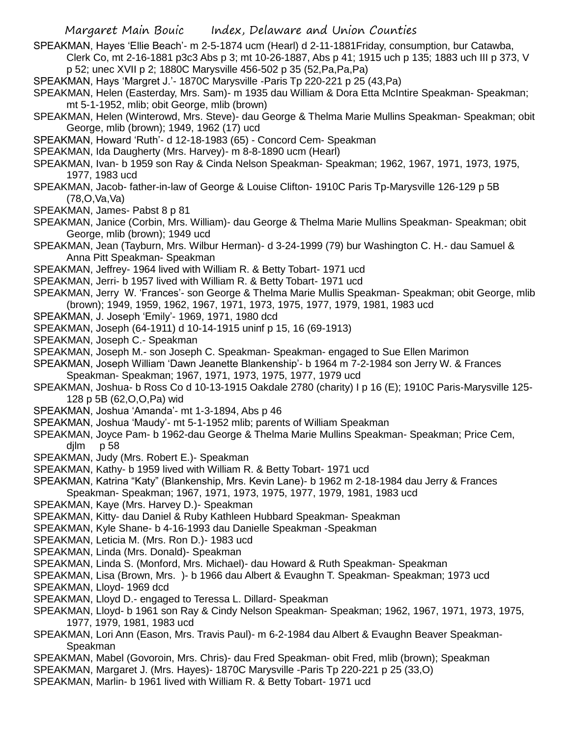SPEAKMAN, Hayes 'Ellie Beach'- m 2-5-1874 ucm (Hearl) d 2-11-1881Friday, consumption, bur Catawba, Clerk Co, mt 2-16-1881 p3c3 Abs p 3; mt 10-26-1887, Abs p 41; 1915 uch p 135; 1883 uch III p 373, V p 52; unec XVII p 2; 1880C Marysville 456-502 p 35 (52,Pa,Pa,Pa)

SPEAKMAN, Hays 'Margret J.'- 1870C Marysville -Paris Tp 220-221 p 25 (43,Pa)

SPEAKMAN, Helen (Easterday, Mrs. Sam)- m 1935 dau William & Dora Etta McIntire Speakman- Speakman; mt 5-1-1952, mlib; obit George, mlib (brown)

SPEAKMAN, Helen (Winterowd, Mrs. Steve)- dau George & Thelma Marie Mullins Speakman- Speakman; obit George, mlib (brown); 1949, 1962 (17) ucd

SPEAKMAN, Howard 'Ruth'- d 12-18-1983 (65) - Concord Cem- Speakman

SPEAKMAN, Ida Daugherty (Mrs. Harvey)- m 8-8-1890 ucm (Hearl)

SPEAKMAN, Ivan- b 1959 son Ray & Cinda Nelson Speakman- Speakman; 1962, 1967, 1971, 1973, 1975, 1977, 1983 ucd

SPEAKMAN, Jacob- father-in-law of George & Louise Clifton- 1910C Paris Tp-Marysville 126-129 p 5B (78,O,Va,Va)

SPEAKMAN, James- Pabst 8 p 81

SPEAKMAN, Janice (Corbin, Mrs. William)- dau George & Thelma Marie Mullins Speakman- Speakman; obit George, mlib (brown); 1949 ucd

SPEAKMAN, Jean (Tayburn, Mrs. Wilbur Herman)- d 3-24-1999 (79) bur Washington C. H.- dau Samuel & Anna Pitt Speakman- Speakman

SPEAKMAN, Jeffrey- 1964 lived with William R. & Betty Tobart- 1971 ucd

SPEAKMAN, Jerri- b 1957 lived with William R. & Betty Tobart- 1971 ucd

SPEAKMAN, Jerry W. 'Frances'- son George & Thelma Marie Mullis Speakman- Speakman; obit George, mlib (brown); 1949, 1959, 1962, 1967, 1971, 1973, 1975, 1977, 1979, 1981, 1983 ucd

SPEAKMAN, J. Joseph 'Emily'- 1969, 1971, 1980 dcd

SPEAKMAN, Joseph (64-1911) d 10-14-1915 uninf p 15, 16 (69-1913)

SPEAKMAN, Joseph C.- Speakman

SPEAKMAN, Joseph M.- son Joseph C. Speakman- Speakman- engaged to Sue Ellen Marimon

SPEAKMAN, Joseph William 'Dawn Jeanette Blankenship'- b 1964 m 7-2-1984 son Jerry W. & Frances Speakman- Speakman; 1967, 1971, 1973, 1975, 1977, 1979 ucd

SPEAKMAN, Joshua- b Ross Co d 10-13-1915 Oakdale 2780 (charity) I p 16 (E); 1910C Paris-Marysville 125-128 p 5B (62,O,O,Pa) wid

SPEAKMAN, Joshua 'Amanda'- mt 1-3-1894, Abs p 46

SPEAKMAN, Joshua 'Maudy'- mt 5-1-1952 mlib; parents of William Speakman

SPEAKMAN, Joyce Pam- b 1962-dau George & Thelma Marie Mullins Speakman- Speakman; Price Cem, djlm p 58

SPEAKMAN, Judy (Mrs. Robert E.)- Speakman

SPEAKMAN, Kathy- b 1959 lived with William R. & Betty Tobart- 1971 ucd

SPEAKMAN, Katrina "Katy" (Blankenship, Mrs. Kevin Lane)- b 1962 m 2-18-1984 dau Jerry & Frances Speakman- Speakman; 1967, 1971, 1973, 1975, 1977, 1979, 1981, 1983 ucd

SPEAKMAN, Kaye (Mrs. Harvey D.)- Speakman

SPEAKMAN, Kitty- dau Daniel & Ruby Kathleen Hubbard Speakman- Speakman

SPEAKMAN, Kyle Shane- b 4-16-1993 dau Danielle Speakman -Speakman

SPEAKMAN, Leticia M. (Mrs. Ron D.)- 1983 ucd

SPEAKMAN, Linda (Mrs. Donald)- Speakman

SPEAKMAN, Linda S. (Monford, Mrs. Michael)- dau Howard & Ruth Speakman- Speakman

SPEAKMAN, Lisa (Brown, Mrs. )- b 1966 dau Albert & Evaughn T. Speakman- Speakman; 1973 ucd

SPEAKMAN, Lloyd- 1969 dcd

SPEAKMAN, Lloyd D.- engaged to Teressa L. Dillard- Speakman

SPEAKMAN, Lloyd- b 1961 son Ray & Cindy Nelson Speakman- Speakman; 1962, 1967, 1971, 1973, 1975, 1977, 1979, 1981, 1983 ucd

SPEAKMAN, Lori Ann (Eason, Mrs. Travis Paul)- m 6-2-1984 dau Albert & Evaughn Beaver Speakman- Speakman

SPEAKMAN, Mabel (Govoroin, Mrs. Chris)- dau Fred Speakman- obit Fred, mlib (brown); Speakman

SPEAKMAN, Margaret J. (Mrs. Hayes)- 1870C Marysville -Paris Tp 220-221 p 25 (33,O)

SPEAKMAN, Marlin- b 1961 lived with William R. & Betty Tobart- 1971 ucd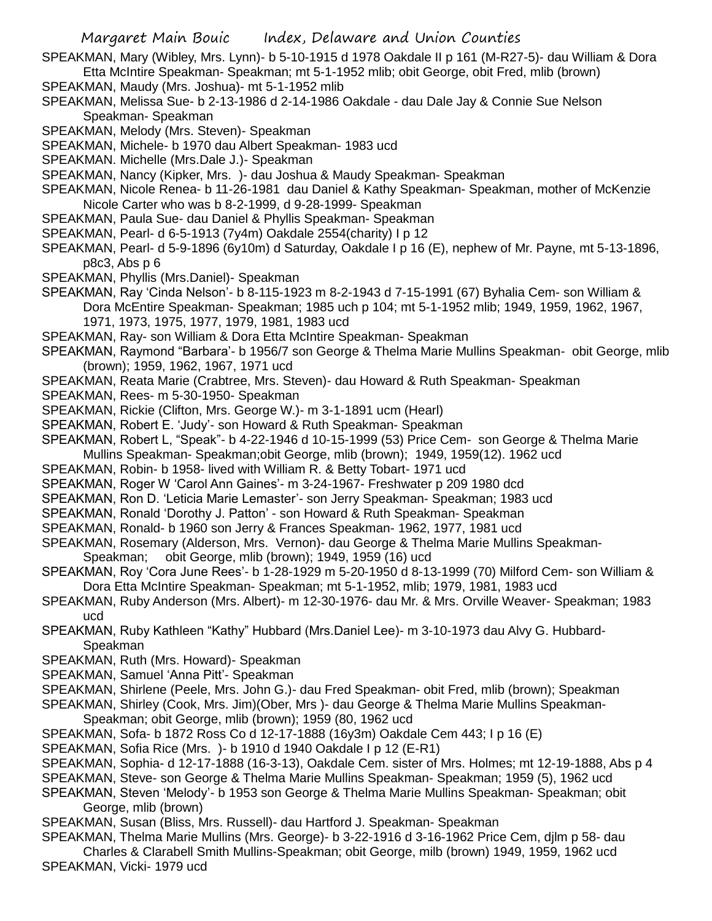SPEAKMAN, Mary (Wibley, Mrs. Lynn)- b 5-10-1915 d 1978 Oakdale II p 161 (M-R27-5)- dau William & Dora Etta McIntire Speakman- Speakman; mt 5-1-1952 mlib; obit George, obit Fred, mlib (brown)

SPEAKMAN, Maudy (Mrs. Joshua)- mt 5-1-1952 mlib

SPEAKMAN, Melissa Sue- b 2-13-1986 d 2-14-1986 Oakdale - dau Dale Jay & Connie Sue Nelson Speakman- Speakman

SPEAKMAN, Melody (Mrs. Steven)- Speakman

SPEAKMAN, Michele- b 1970 dau Albert Speakman- 1983 ucd

SPEAKMAN. Michelle (Mrs.Dale J.)- Speakman

SPEAKMAN, Nancy (Kipker, Mrs. )- dau Joshua & Maudy Speakman- Speakman

SPEAKMAN, Nicole Renea- b 11-26-1981 dau Daniel & Kathy Speakman- Speakman, mother of McKenzie Nicole Carter who was b 8-2-1999, d 9-28-1999- Speakman

SPEAKMAN, Paula Sue- dau Daniel & Phyllis Speakman- Speakman

SPEAKMAN, Pearl- d 6-5-1913 (7y4m) Oakdale 2554(charity) I p 12

SPEAKMAN, Pearl- d 5-9-1896 (6y10m) d Saturday, Oakdale I p 16 (E), nephew of Mr. Payne, mt 5-13-1896, p8c3, Abs p 6

SPEAKMAN, Phyllis (Mrs.Daniel)- Speakman

SPEAKMAN, Ray 'Cinda Nelson'- b 8-115-1923 m 8-2-1943 d 7-15-1991 (67) Byhalia Cem- son William & Dora McEntire Speakman- Speakman; 1985 uch p 104; mt 5-1-1952 mlib; 1949, 1959, 1962, 1967, 1971, 1973, 1975, 1977, 1979, 1981, 1983 ucd

SPEAKMAN, Ray- son William & Dora Etta McIntire Speakman- Speakman

SPEAKMAN, Raymond "Barbara'- b 1956/7 son George & Thelma Marie Mullins Speakman- obit George, mlib (brown); 1959, 1962, 1967, 1971 ucd

SPEAKMAN, Reata Marie (Crabtree, Mrs. Steven)- dau Howard & Ruth Speakman- Speakman

SPEAKMAN, Rees- m 5-30-1950- Speakman

SPEAKMAN, Rickie (Clifton, Mrs. George W.)- m 3-1-1891 ucm (Hearl)

SPEAKMAN, Robert E. 'Judy'- son Howard & Ruth Speakman- Speakman

SPEAKMAN, Robert L, "Speak"- b 4-22-1946 d 10-15-1999 (53) Price Cem- son George & Thelma Marie Mullins Speakman- Speakman;obit George, mlib (brown); 1949, 1959(12). 1962 ucd

SPEAKMAN, Robin- b 1958- lived with William R. & Betty Tobart- 1971 ucd

SPEAKMAN, Roger W 'Carol Ann Gaines'- m 3-24-1967- Freshwater p 209 1980 dcd

SPEAKMAN, Ron D. 'Leticia Marie Lemaster'- son Jerry Speakman- Speakman; 1983 ucd

SPEAKMAN, Ronald 'Dorothy J. Patton' - son Howard & Ruth Speakman- Speakman

SPEAKMAN, Ronald- b 1960 son Jerry & Frances Speakman- 1962, 1977, 1981 ucd

SPEAKMAN, Rosemary (Alderson, Mrs. Vernon)- dau George & Thelma Marie Mullins Speakman- Speakman; obit George, mlib (brown); 1949, 1959 (16) ucd

SPEAKMAN, Roy 'Cora June Rees'- b 1-28-1929 m 5-20-1950 d 8-13-1999 (70) Milford Cem- son William & Dora Etta McIntire Speakman- Speakman; mt 5-1-1952, mlib; 1979, 1981, 1983 ucd

SPEAKMAN, Ruby Anderson (Mrs. Albert)- m 12-30-1976- dau Mr. & Mrs. Orville Weaver- Speakman; 1983 ucd

SPEAKMAN, Ruby Kathleen "Kathy" Hubbard (Mrs.Daniel Lee)- m 3-10-1973 dau Alvy G. Hubbard- Speakman

SPEAKMAN, Ruth (Mrs. Howard)- Speakman

SPEAKMAN, Samuel 'Anna Pitt'- Speakman

SPEAKMAN, Shirlene (Peele, Mrs. John G.)- dau Fred Speakman- obit Fred, mlib (brown); Speakman

SPEAKMAN, Shirley (Cook, Mrs. Jim)(Ober, Mrs )- dau George & Thelma Marie Mullins Speakman- Speakman; obit George, mlib (brown); 1959 (80, 1962 ucd

SPEAKMAN, Sofa- b 1872 Ross Co d 12-17-1888 (16y3m) Oakdale Cem 443; I p 16 (E)

SPEAKMAN, Sofia Rice (Mrs. )- b 1910 d 1940 Oakdale I p 12 (E-R1)

SPEAKMAN, Sophia- d 12-17-1888 (16-3-13), Oakdale Cem. sister of Mrs. Holmes; mt 12-19-1888, Abs p 4

SPEAKMAN, Steve- son George & Thelma Marie Mullins Speakman- Speakman; 1959 (5), 1962 ucd

SPEAKMAN, Steven 'Melody'- b 1953 son George & Thelma Marie Mullins Speakman- Speakman; obit George, mlib (brown)

SPEAKMAN, Susan (Bliss, Mrs. Russell)- dau Hartford J. Speakman- Speakman

SPEAKMAN, Thelma Marie Mullins (Mrs. George)- b 3-22-1916 d 3-16-1962 Price Cem, djlm p 58- dau Charles & Clarabell Smith Mullins-Speakman; obit George, milb (brown) 1949, 1959, 1962 ucd

SPEAKMAN, Vicki- 1979 ucd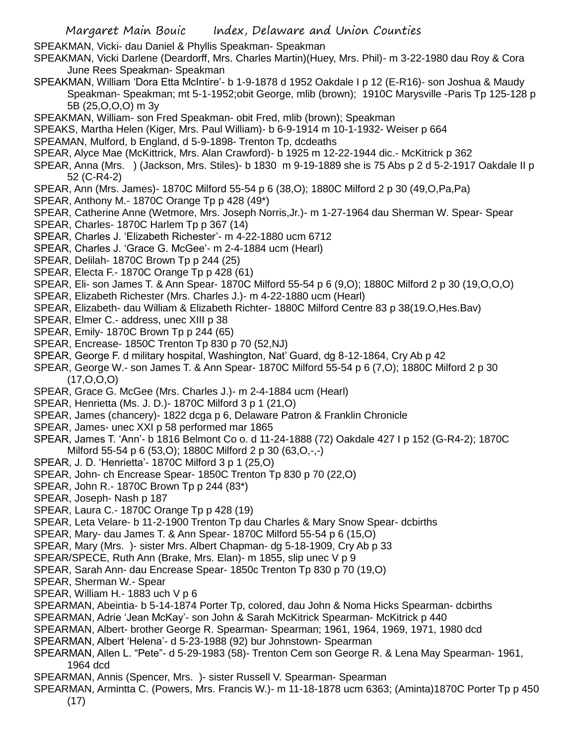SPEAKMAN, Vicki- dau Daniel & Phyllis Speakman- Speakman

SPEAKMAN, Vicki Darlene (Deardorff, Mrs. Charles Martin)(Huey, Mrs. Phil)- m 3-22-1980 dau Roy & Cora June Rees Speakman- Speakman

SPEAKMAN, William 'Dora Etta McIntire'- b 1-9-1878 d 1952 Oakdale I p 12 (E-R16)- son Joshua & Maudy Speakman- Speakman; mt 5-1-1952;obit George, mlib (brown); 1910C Marysville -Paris Tp 125-128 p 5B (25,O,O,O) m 3y

SPEAKMAN, William- son Fred Speakman- obit Fred, mlib (brown); Speakman

SPEAKS, Martha Helen (Kiger, Mrs. Paul William)- b 6-9-1914 m 10-1-1932- Weiser p 664

SPEAMAN, Mulford, b England, d 5-9-1898- Trenton Tp, dcdeaths

SPEAR, Alyce Mae (McKittrick, Mrs. Alan Crawford)- b 1925 m 12-22-1944 dic.- McKitrick p 362

SPEAR, Anna (Mrs. ) (Jackson, Mrs. Stiles)- b 1830 m 9-19-1889 she is 75 Abs p 2 d 5-2-1917 Oakdale II p 52 (C-R4-2)

SPEAR, Ann (Mrs. James)- 1870C Milford 55-54 p 6 (38,O); 1880C Milford 2 p 30 (49,O,Pa,Pa)

SPEAR, Anthony M.- 1870C Orange Tp p 428 (49*)

SPEAR, Catherine Anne (Wetmore, Mrs. Joseph Norris,Jr.)- m 1-27-1964 dau Sherman W. Spear- Spear

SPEAR, Charles- 1870C Harlem Tp p 367 (14)

SPEAR, Charles J. 'Elizabeth Richester'- m 4-22-1880 ucm 6712

SPEAR, Charles J. 'Grace G. McGee'- m 2-4-1884 ucm (Hearl)

SPEAR, Delilah- 1870C Brown Tp p 244 (25)

SPEAR, Electa F.- 1870C Orange Tp p 428 (61)

SPEAR, Eli- son James T. & Ann Spear- 1870C Milford 55-54 p 6 (9,O); 1880C Milford 2 p 30 (19,O,O,O)

SPEAR, Elizabeth Richester (Mrs. Charles J.)- m 4-22-1880 ucm (Hearl)

SPEAR, Elizabeth- dau William & Elizabeth Richter- 1880C Milford Centre 83 p 38(19.O,Hes.Bav)

SPEAR, Elmer C.- address, unec XIII p 38

SPEAR, Emily- 1870C Brown Tp p 244 (65)

SPEAR, Encrease- 1850C Trenton Tp 830 p 70 (52,NJ)

SPEAR, George F. d military hospital, Washington, Nat' Guard, dg 8-12-1864, Cry Ab p 42

SPEAR, George W.- son James T. & Ann Spear- 1870C Milford 55-54 p 6 (7,O); 1880C Milford 2 p 30 (17,O,O,O)

SPEAR, Grace G. McGee (Mrs. Charles J.)- m 2-4-1884 ucm (Hearl)

SPEAR, Henrietta (Ms. J. D.)- 1870C Milford 3 p 1 (21,O)

SPEAR, James (chancery)- 1822 dcga p 6, Delaware Patron & Franklin Chronicle

SPEAR, James- unec XXI p 58 performed mar 1865

SPEAR, James T. 'Ann'- b 1816 Belmont Co o. d 11-24-1888 (72) Oakdale 427 I p 152 (G-R4-2); 1870C Milford 55-54 p 6 (53,O); 1880C Milford 2 p 30 (63,O,-,-)

SPEAR, J. D. 'Henrietta'- 1870C Milford 3 p 1 (25,O)

SPEAR, John- ch Encrease Spear- 1850C Trenton Tp 830 p 70 (22,O)

SPEAR, John R.- 1870C Brown Tp p 244 (83*)

SPEAR, Joseph- Nash p 187

SPEAR, Laura C.- 1870C Orange Tp p 428 (19)

SPEAR, Leta Velare- b 11-2-1900 Trenton Tp dau Charles & Mary Snow Spear- dcbirths

SPEAR, Mary- dau James T. & Ann Spear- 1870C Milford 55-54 p 6 (15,O)

SPEAR, Mary (Mrs. )- sister Mrs. Albert Chapman- dg 5-18-1909, Cry Ab p 33

SPEAR/SPECE, Ruth Ann (Brake, Mrs. Elan)- m 1855, slip unec V p 9

SPEAR, Sarah Ann- dau Encrease Spear- 1850c Trenton Tp 830 p 70 (19,O)

SPEAR, Sherman W.- Spear

SPEAR, William H.- 1883 uch V p 6

SPEARMAN, Abeintia- b 5-14-1874 Porter Tp, colored, dau John & Noma Hicks Spearman- dcbirths

SPEARMAN, Adrie 'Jean McKay'- son John & Sarah McKitrick Spearman- McKitrick p 440

SPEARMAN, Albert- brother George R. Spearman- Spearman; 1961, 1964, 1969, 1971, 1980 dcd

SPEARMAN, Albert 'Helena'- d 5-23-1988 (92) bur Johnstown- Spearman

SPEARMAN, Allen L. "Pete"- d 5-29-1983 (58)- Trenton Cem son George R. & Lena May Spearman- 1961, 1964 dcd

SPEARMAN, Annis (Spencer, Mrs. )- sister Russell V. Spearman- Spearman

SPEARMAN, Armintta C. (Powers, Mrs. Francis W.)- m 11-18-1878 ucm 6363; (Aminta)1870C Porter Tp p 450 (17)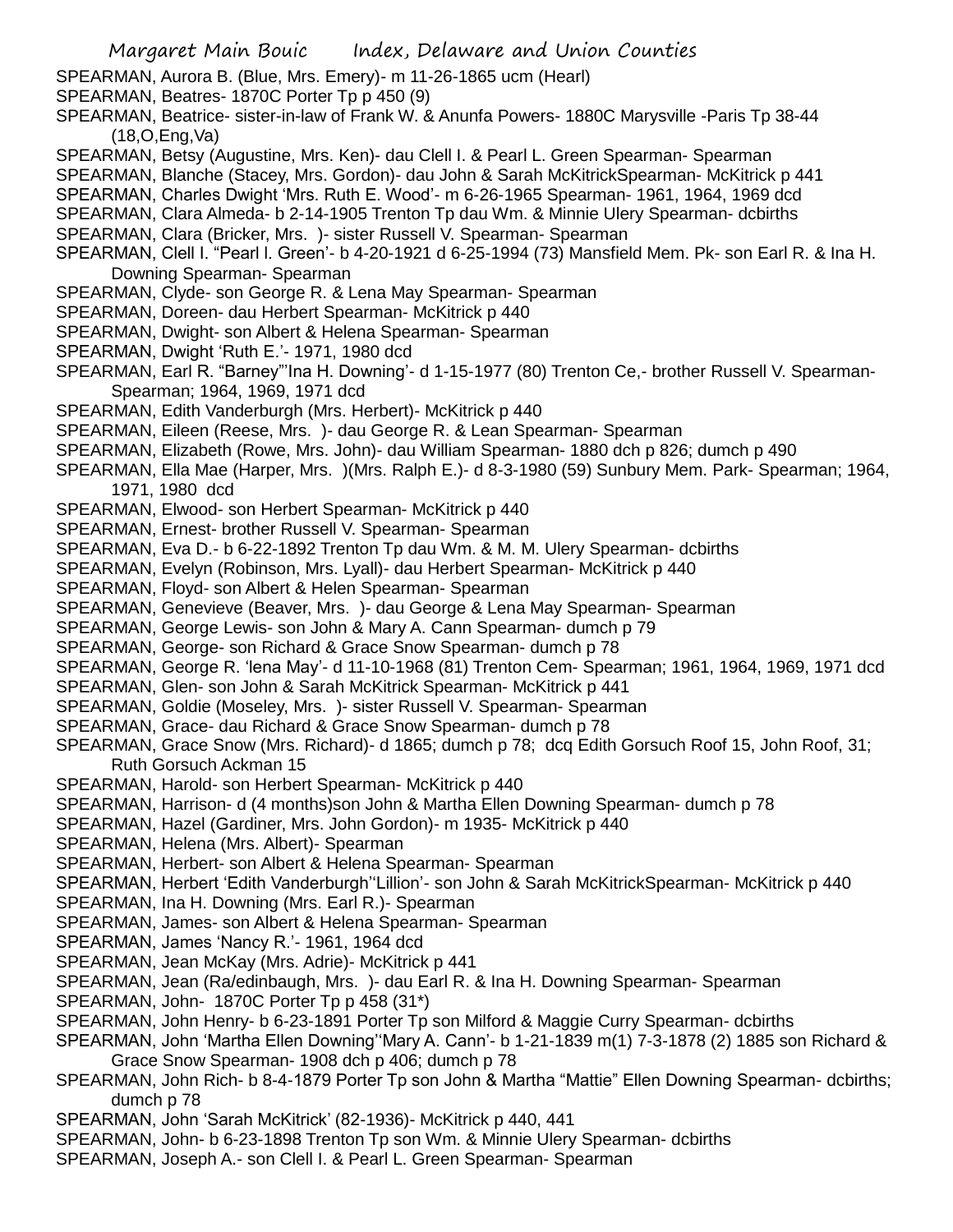SPEARMAN, Aurora B. (Blue, Mrs. Emery)- m 11-26-1865 ucm (Hearl)
SPEARMAN, Beatres- 1870C Porter Tp p 450 (9)
SPEARMAN, Beatrice- sister-in-law of Frank W. & Anunfa Powers- 1880C Marysville -Paris Tp 38-44 (18,O,Eng,Va)
SPEARMAN, Betsy (Augustine, Mrs. Ken)- dau Clell I. & Pearl L. Green Spearman- Spearman
SPEARMAN, Blanche (Stacey, Mrs. Gordon)- dau John & Sarah McKitrickSpearman- McKitrick p 441
SPEARMAN, Charles Dwight 'Mrs. Ruth E. Wood'- m 6-26-1965 Spearman- 1961, 1964, 1969 dcd
SPEARMAN, Clara Almeda- b 2-14-1905 Trenton Tp dau Wm. & Minnie Ulery Spearman- dcbirths
SPEARMAN, Clara (Bricker, Mrs. )- sister Russell V. Spearman- Spearman
SPEARMAN, Clell I. "Pearl l. Green'- b 4-20-1921 d 6-25-1994 (73) Mansfield Mem. Pk- son Earl R. & Ina H. Downing Spearman- Spearman
SPEARMAN, Clyde- son George R. & Lena May Spearman- Spearman
SPEARMAN, Doreen- dau Herbert Spearman- McKitrick p 440
SPEARMAN, Dwight- son Albert & Helena Spearman- Spearman
SPEARMAN, Dwight 'Ruth E.'- 1971, 1980 dcd
SPEARMAN, Earl R. "Barney"'Ina H. Downing'- d 1-15-1977 (80) Trenton Ce,- brother Russell V. Spearman- Spearman; 1964, 1969, 1971 dcd
SPEARMAN, Edith Vanderburgh (Mrs. Herbert)- McKitrick p 440
SPEARMAN, Eileen (Reese, Mrs. )- dau George R. & Lean Spearman- Spearman
SPEARMAN, Elizabeth (Rowe, Mrs. John)- dau William Spearman- 1880 dch p 826; dumch p 490
SPEARMAN, Ella Mae (Harper, Mrs. )(Mrs. Ralph E.)- d 8-3-1980 (59) Sunbury Mem. Park- Spearman; 1964, 1971, 1980 dcd
SPEARMAN, Elwood- son Herbert Spearman- McKitrick p 440
SPEARMAN, Ernest- brother Russell V. Spearman- Spearman
SPEARMAN, Eva D.- b 6-22-1892 Trenton Tp dau Wm. & M. M. Ulery Spearman- dcbirths
SPEARMAN, Evelyn (Robinson, Mrs. Lyall)- dau Herbert Spearman- McKitrick p 440
SPEARMAN, Floyd- son Albert & Helen Spearman- Spearman
SPEARMAN, Genevieve (Beaver, Mrs. )- dau George & Lena May Spearman- Spearman
SPEARMAN, George Lewis- son John & Mary A. Cann Spearman- dumch p 79
SPEARMAN, George- son Richard & Grace Snow Spearman- dumch p 78
SPEARMAN, George R. 'lena May'- d 11-10-1968 (81) Trenton Cem- Spearman; 1961, 1964, 1969, 1971 dcd
SPEARMAN, Glen- son John & Sarah McKitrick Spearman- McKitrick p 441
SPEARMAN, Goldie (Moseley, Mrs. )- sister Russell V. Spearman- Spearman
SPEARMAN, Grace- dau Richard & Grace Snow Spearman- dumch p 78
SPEARMAN, Grace Snow (Mrs. Richard)- d 1865; dumch p 78; dcq Edith Gorsuch Roof 15, John Roof, 31; Ruth Gorsuch Ackman 15
SPEARMAN, Harold- son Herbert Spearman- McKitrick p 440
SPEARMAN, Harrison- d (4 months)son John & Martha Ellen Downing Spearman- dumch p 78
SPEARMAN, Hazel (Gardiner, Mrs. John Gordon)- m 1935- McKitrick p 440
SPEARMAN, Helena (Mrs. Albert)- Spearman
SPEARMAN, Herbert- son Albert & Helena Spearman- Spearman
SPEARMAN, Herbert 'Edith Vanderburgh''Lillion'- son John & Sarah McKitrickSpearman- McKitrick p 440
SPEARMAN, Ina H. Downing (Mrs. Earl R.)- Spearman
SPEARMAN, James- son Albert & Helena Spearman- Spearman
SPEARMAN, James 'Nancy R.'- 1961, 1964 dcd
SPEARMAN, Jean McKay (Mrs. Adrie)- McKitrick p 441
SPEARMAN, Jean (Ra/edinbaugh, Mrs. )- dau Earl R. & Ina H. Downing Spearman- Spearman
SPEARMAN, John- 1870C Porter Tp p 458 (31*)
SPEARMAN, John Henry- b 6-23-1891 Porter Tp son Milford & Maggie Curry Spearman- dcbirths
SPEARMAN, John 'Martha Ellen Downing''Mary A. Cann'- b 1-21-1839 m(1) 7-3-1878 (2) 1885 son Richard & Grace Snow Spearman- 1908 dch p 406; dumch p 78
SPEARMAN, John Rich- b 8-4-1879 Porter Tp son John & Martha "Mattie" Ellen Downing Spearman- dcbirths; dumch p 78
SPEARMAN, John 'Sarah McKitrick' (82-1936)- McKitrick p 440, 441
SPEARMAN, John- b 6-23-1898 Trenton Tp son Wm. & Minnie Ulery Spearman- dcbirths
SPEARMAN, Joseph A.- son Clell I. & Pearl L. Green Spearman- Spearman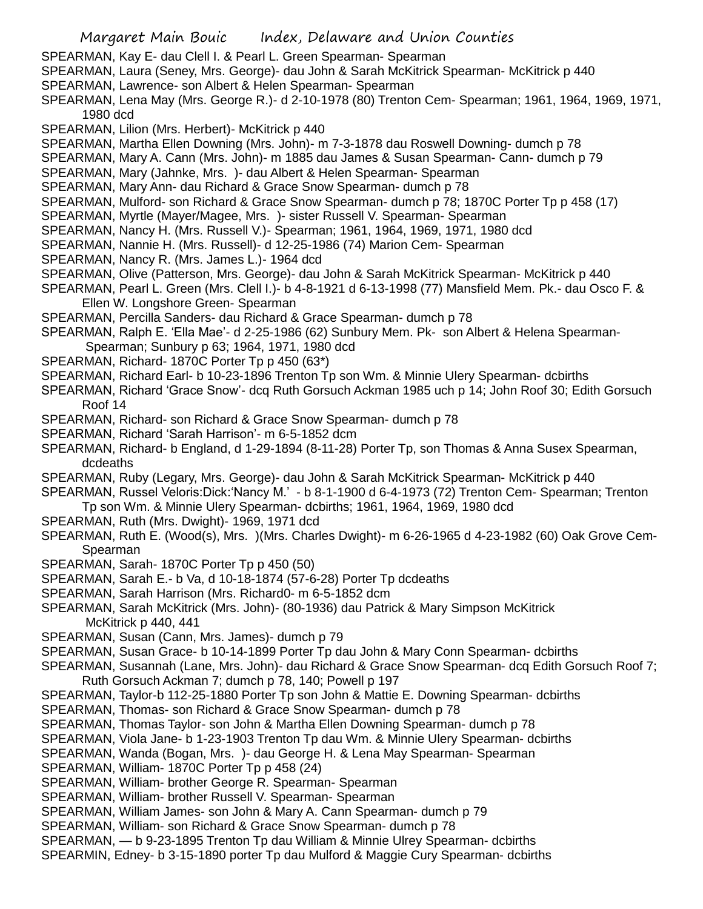SPEARMAN, Kay E- dau Clell I. & Pearl L. Green Spearman- Spearman
SPEARMAN, Laura (Seney, Mrs. George)- dau John & Sarah McKitrick Spearman- McKitrick p 440
SPEARMAN, Lawrence- son Albert & Helen Spearman- Spearman
SPEARMAN, Lena May (Mrs. George R.)- d 2-10-1978 (80) Trenton Cem- Spearman; 1961, 1964, 1969, 1971, 1980 dcd
SPEARMAN, Lilion (Mrs. Herbert)- McKitrick p 440
SPEARMAN, Martha Ellen Downing (Mrs. John)- m 7-3-1878 dau Roswell Downing- dumch p 78
SPEARMAN, Mary A. Cann (Mrs. John)- m 1885 dau James & Susan Spearman- Cann- dumch p 79
SPEARMAN, Mary (Jahnke, Mrs. )- dau Albert & Helen Spearman- Spearman
SPEARMAN, Mary Ann- dau Richard & Grace Snow Spearman- dumch p 78
SPEARMAN, Mulford- son Richard & Grace Snow Spearman- dumch p 78; 1870C Porter Tp p 458 (17)
SPEARMAN, Myrtle (Mayer/Magee, Mrs. )- sister Russell V. Spearman- Spearman
SPEARMAN, Nancy H. (Mrs. Russell V.)- Spearman; 1961, 1964, 1969, 1971, 1980 dcd
SPEARMAN, Nannie H. (Mrs. Russell)- d 12-25-1986 (74) Marion Cem- Spearman
SPEARMAN, Nancy R. (Mrs. James L.)- 1964 dcd
SPEARMAN, Olive (Patterson, Mrs. George)- dau John & Sarah McKitrick Spearman- McKitrick p 440
SPEARMAN, Pearl L. Green (Mrs. Clell I.)- b 4-8-1921 d 6-13-1998 (77) Mansfield Mem. Pk.- dau Osco F. & Ellen W. Longshore Green- Spearman
SPEARMAN, Percilla Sanders- dau Richard & Grace Spearman- dumch p 78
SPEARMAN, Ralph E. 'Ella Mae'- d 2-25-1986 (62) Sunbury Mem. Pk- son Albert & Helena Spearman- Spearman; Sunbury p 63; 1964, 1971, 1980 dcd
SPEARMAN, Richard- 1870C Porter Tp p 450 (63*)
SPEARMAN, Richard Earl- b 10-23-1896 Trenton Tp son Wm. & Minnie Ulery Spearman- dcbirths
SPEARMAN, Richard 'Grace Snow'- dcq Ruth Gorsuch Ackman 1985 uch p 14; John Roof 30; Edith Gorsuch Roof 14
SPEARMAN, Richard- son Richard & Grace Snow Spearman- dumch p 78
SPEARMAN, Richard 'Sarah Harrison'- m 6-5-1852 dcm
SPEARMAN, Richard- b England, d 1-29-1894 (8-11-28) Porter Tp, son Thomas & Anna Susex Spearman, dcdeaths
SPEARMAN, Ruby (Legary, Mrs. George)- dau John & Sarah McKitrick Spearman- McKitrick p 440
SPEARMAN, Russel Veloris:Dick:'Nancy M.' - b 8-1-1900 d 6-4-1973 (72) Trenton Cem- Spearman; Trenton Tp son Wm. & Minnie Ulery Spearman- dcbirths; 1961, 1964, 1969, 1980 dcd
SPEARMAN, Ruth (Mrs. Dwight)- 1969, 1971 dcd
SPEARMAN, Ruth E. (Wood(s), Mrs. )(Mrs. Charles Dwight)- m 6-26-1965 d 4-23-1982 (60) Oak Grove Cem- Spearman
SPEARMAN, Sarah- 1870C Porter Tp p 450 (50)
SPEARMAN, Sarah E.- b Va, d 10-18-1874 (57-6-28) Porter Tp dcdeaths
SPEARMAN, Sarah Harrison (Mrs. Richard0- m 6-5-1852 dcm
SPEARMAN, Sarah McKitrick (Mrs. John)- (80-1936) dau Patrick & Mary Simpson McKitrick McKitrick p 440, 441
SPEARMAN, Susan (Cann, Mrs. James)- dumch p 79
SPEARMAN, Susan Grace- b 10-14-1899 Porter Tp dau John & Mary Conn Spearman- dcbirths
SPEARMAN, Susannah (Lane, Mrs. John)- dau Richard & Grace Snow Spearman- dcq Edith Gorsuch Roof 7; Ruth Gorsuch Ackman 7; dumch p 78, 140; Powell p 197
SPEARMAN, Taylor-b 112-25-1880 Porter Tp son John & Mattie E. Downing Spearman- dcbirths
SPEARMAN, Thomas- son Richard & Grace Snow Spearman- dumch p 78
SPEARMAN, Thomas Taylor- son John & Martha Ellen Downing Spearman- dumch p 78
SPEARMAN, Viola Jane- b 1-23-1903 Trenton Tp dau Wm. & Minnie Ulery Spearman- dcbirths
SPEARMAN, Wanda (Bogan, Mrs. )- dau George H. & Lena May Spearman- Spearman
SPEARMAN, William- 1870C Porter Tp p 458 (24)
SPEARMAN, William- brother George R. Spearman- Spearman
SPEARMAN, William- brother Russell V. Spearman- Spearman
SPEARMAN, William James- son John & Mary A. Cann Spearman- dumch p 79
SPEARMAN, William- son Richard & Grace Snow Spearman- dumch p 78
SPEARMAN, — b 9-23-1895 Trenton Tp dau William & Minnie Ulrey Spearman- dcbirths
SPEARMIN, Edney- b 3-15-1890 porter Tp dau Mulford & Maggie Cury Spearman- dcbirths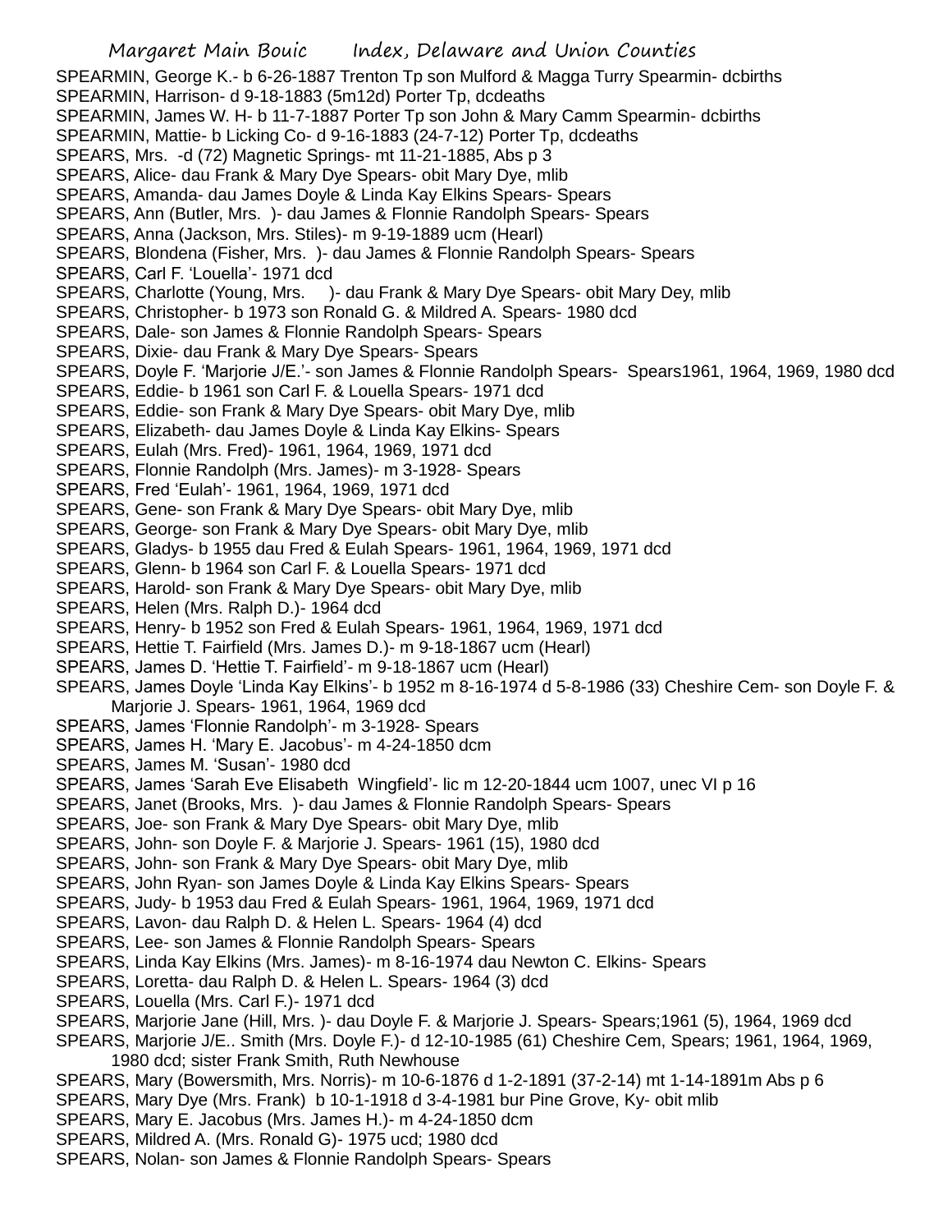SPEARMIN, George K.- b 6-26-1887 Trenton Tp son Mulford & Magga Turry Spearmin- dcbirths
SPEARMIN, Harrison- d 9-18-1883 (5m12d) Porter Tp, dcdeaths
SPEARMIN, James W. H- b 11-7-1887 Porter Tp son John & Mary Camm Spearmin- dcbirths
SPEARMIN, Mattie- b Licking Co- d 9-16-1883 (24-7-12) Porter Tp, dcdeaths
SPEARS, Mrs. -d (72) Magnetic Springs- mt 11-21-1885, Abs p 3
SPEARS, Alice- dau Frank & Mary Dye Spears- obit Mary Dye, mlib
SPEARS, Amanda- dau James Doyle & Linda Kay Elkins Spears- Spears
SPEARS, Ann (Butler, Mrs. )- dau James & Flonnie Randolph Spears- Spears
SPEARS, Anna (Jackson, Mrs. Stiles)- m 9-19-1889 ucm (Hearl)
SPEARS, Blondena (Fisher, Mrs. )- dau James & Flonnie Randolph Spears- Spears
SPEARS, Carl F. 'Louella'- 1971 dcd
SPEARS, Charlotte (Young, Mrs. )- dau Frank & Mary Dye Spears- obit Mary Dey, mlib
SPEARS, Christopher- b 1973 son Ronald G. & Mildred A. Spears- 1980 dcd
SPEARS, Dale- son James & Flonnie Randolph Spears- Spears
SPEARS, Dixie- dau Frank & Mary Dye Spears- Spears
SPEARS, Doyle F. 'Marjorie J/E.'- son James & Flonnie Randolph Spears- Spears1961, 1964, 1969, 1980 dcd
SPEARS, Eddie- b 1961 son Carl F. & Louella Spears- 1971 dcd
SPEARS, Eddie- son Frank & Mary Dye Spears- obit Mary Dye, mlib
SPEARS, Elizabeth- dau James Doyle & Linda Kay Elkins- Spears
SPEARS, Eulah (Mrs. Fred)- 1961, 1964, 1969, 1971 dcd
SPEARS, Flonnie Randolph (Mrs. James)- m 3-1928- Spears
SPEARS, Fred 'Eulah'- 1961, 1964, 1969, 1971 dcd
SPEARS, Gene- son Frank & Mary Dye Spears- obit Mary Dye, mlib
SPEARS, George- son Frank & Mary Dye Spears- obit Mary Dye, mlib
SPEARS, Gladys- b 1955 dau Fred & Eulah Spears- 1961, 1964, 1969, 1971 dcd
SPEARS, Glenn- b 1964 son Carl F. & Louella Spears- 1971 dcd
SPEARS, Harold- son Frank & Mary Dye Spears- obit Mary Dye, mlib
SPEARS, Helen (Mrs. Ralph D.)- 1964 dcd
SPEARS, Henry- b 1952 son Fred & Eulah Spears- 1961, 1964, 1969, 1971 dcd
SPEARS, Hettie T. Fairfield (Mrs. James D.)- m 9-18-1867 ucm (Hearl)
SPEARS, James D. 'Hettie T. Fairfield'- m 9-18-1867 ucm (Hearl)
SPEARS, James Doyle 'Linda Kay Elkins'- b 1952 m 8-16-1974 d 5-8-1986 (33) Cheshire Cem- son Doyle F. & Marjorie J. Spears- 1961, 1964, 1969 dcd
SPEARS, James 'Flonnie Randolph'- m 3-1928- Spears
SPEARS, James H. 'Mary E. Jacobus'- m 4-24-1850 dcm
SPEARS, James M. 'Susan'- 1980 dcd
SPEARS, James 'Sarah Eve Elisabeth Wingfield'- lic m 12-20-1844 ucm 1007, unec VI p 16
SPEARS, Janet (Brooks, Mrs. )- dau James & Flonnie Randolph Spears- Spears
SPEARS, Joe- son Frank & Mary Dye Spears- obit Mary Dye, mlib
SPEARS, John- son Doyle F. & Marjorie J. Spears- 1961 (15), 1980 dcd
SPEARS, John- son Frank & Mary Dye Spears- obit Mary Dye, mlib
SPEARS, John Ryan- son James Doyle & Linda Kay Elkins Spears- Spears
SPEARS, Judy- b 1953 dau Fred & Eulah Spears- 1961, 1964, 1969, 1971 dcd
SPEARS, Lavon- dau Ralph D. & Helen L. Spears- 1964 (4) dcd
SPEARS, Lee- son James & Flonnie Randolph Spears- Spears
SPEARS, Linda Kay Elkins (Mrs. James)- m 8-16-1974 dau Newton C. Elkins- Spears
SPEARS, Loretta- dau Ralph D. & Helen L. Spears- 1964 (3) dcd
SPEARS, Louella (Mrs. Carl F.)- 1971 dcd
SPEARS, Marjorie Jane (Hill, Mrs. )- dau Doyle F. & Marjorie J. Spears- Spears;1961 (5), 1964, 1969 dcd
SPEARS, Marjorie J/E.. Smith (Mrs. Doyle F.)- d 12-10-1985 (61) Cheshire Cem, Spears; 1961, 1964, 1969, 1980 dcd; sister Frank Smith, Ruth Newhouse
SPEARS, Mary (Bowersmith, Mrs. Norris)- m 10-6-1876 d 1-2-1891 (37-2-14) mt 1-14-1891m Abs p 6
SPEARS, Mary Dye (Mrs. Frank) b 10-1-1918 d 3-4-1981 bur Pine Grove, Ky- obit mlib
SPEARS, Mary E. Jacobus (Mrs. James H.)- m 4-24-1850 dcm
SPEARS, Mildred A. (Mrs. Ronald G)- 1975 ucd; 1980 dcd
SPEARS, Nolan- son James & Flonnie Randolph Spears- Spears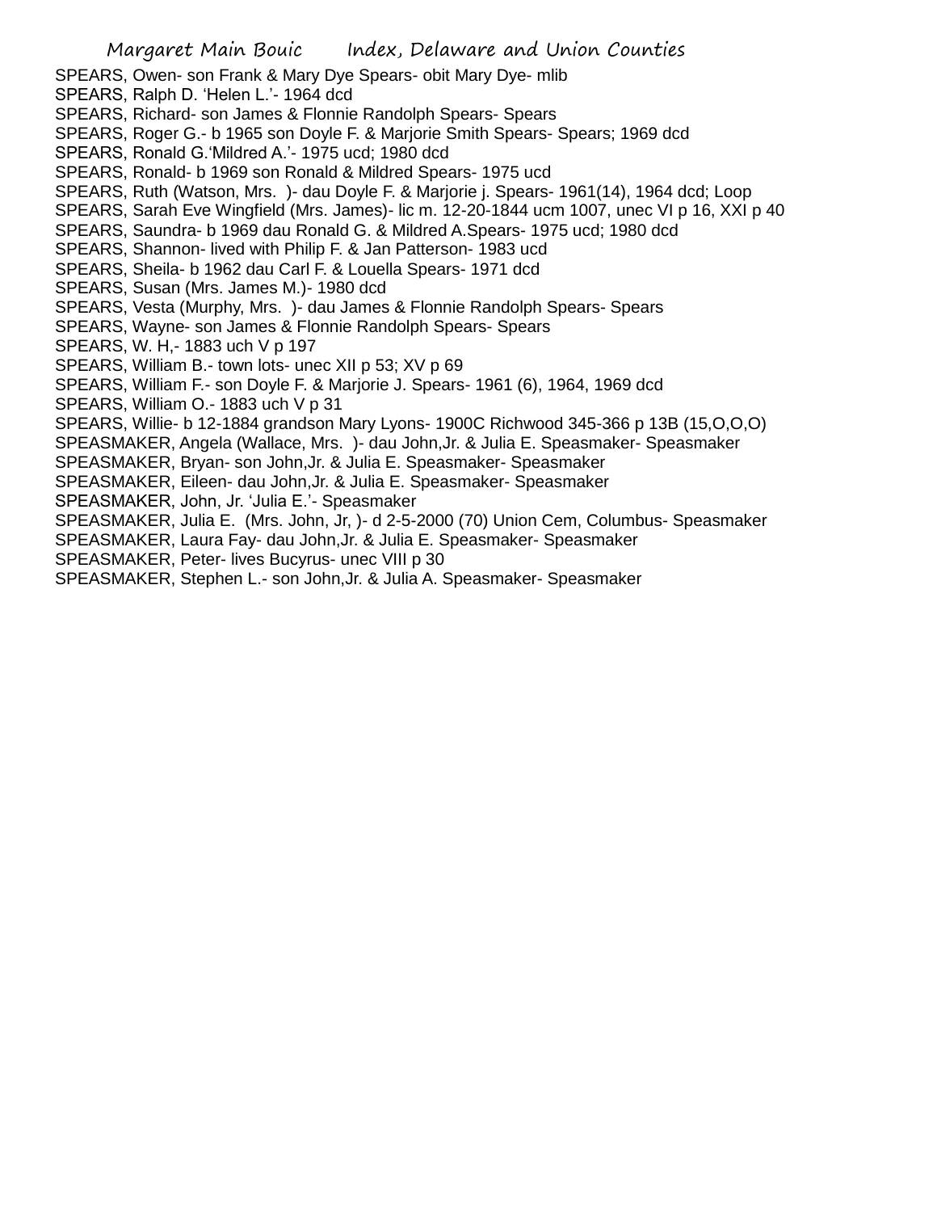SPEARS, Owen- son Frank & Mary Dye Spears- obit Mary Dye- mlib
SPEARS, Ralph D. 'Helen L.'- 1964 dcd
SPEARS, Richard- son James & Flonnie Randolph Spears- Spears
SPEARS, Roger G.- b 1965 son Doyle F. & Marjorie Smith Spears- Spears; 1969 dcd
SPEARS, Ronald G.'Mildred A.'- 1975 ucd; 1980 dcd
SPEARS, Ronald- b 1969 son Ronald & Mildred Spears- 1975 ucd
SPEARS, Ruth (Watson, Mrs. )- dau Doyle F. & Marjorie j. Spears- 1961(14), 1964 dcd; Loop
SPEARS, Sarah Eve Wingfield (Mrs. James)- lic m. 12-20-1844 ucm 1007, unec VI p 16, XXI p 40
SPEARS, Saundra- b 1969 dau Ronald G. & Mildred A.Spears- 1975 ucd; 1980 dcd
SPEARS, Shannon- lived with Philip F. & Jan Patterson- 1983 ucd
SPEARS, Sheila- b 1962 dau Carl F. & Louella Spears- 1971 dcd
SPEARS, Susan (Mrs. James M.)- 1980 dcd
SPEARS, Vesta (Murphy, Mrs. )- dau James & Flonnie Randolph Spears- Spears
SPEARS, Wayne- son James & Flonnie Randolph Spears- Spears
SPEARS, W. H,- 1883 uch V p 197
SPEARS, William B.- town lots- unec XII p 53; XV p 69
SPEARS, William F.- son Doyle F. & Marjorie J. Spears- 1961 (6), 1964, 1969 dcd
SPEARS, William O.- 1883 uch V p 31
SPEARS, Willie- b 12-1884 grandson Mary Lyons- 1900C Richwood 345-366 p 13B (15,O,O,O)
SPEASMAKER, Angela (Wallace, Mrs. )- dau John,Jr. & Julia E. Speasmaker- Speasmaker
SPEASMAKER, Bryan- son John,Jr. & Julia E. Speasmaker- Speasmaker
SPEASMAKER, Eileen- dau John,Jr. & Julia E. Speasmaker- Speasmaker
SPEASMAKER, John, Jr. 'Julia E.'- Speasmaker
SPEASMAKER, Julia E. (Mrs. John, Jr, )- d 2-5-2000 (70) Union Cem, Columbus- Speasmaker
SPEASMAKER, Laura Fay- dau John,Jr. & Julia E. Speasmaker- Speasmaker
SPEASMAKER, Peter- lives Bucyrus- unec VIII p 30
SPEASMAKER, Stephen L.- son John,Jr. & Julia A. Speasmaker- Speasmaker